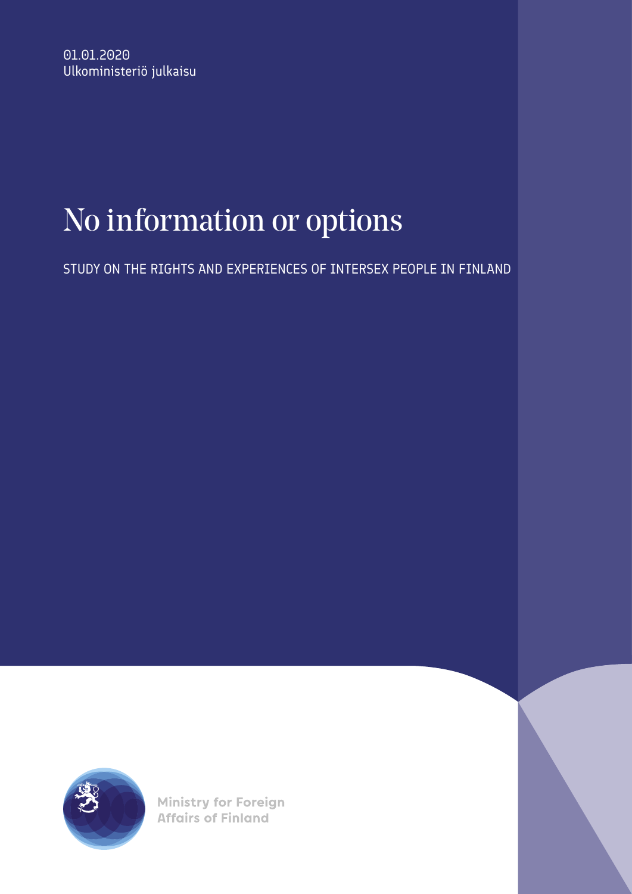01.01.2020
Ulkoministeriö julkaisu

# No information or options

STUDY ON THE RIGHTS AND EXPERIENCES OF INTERSEX PEOPLE IN FINLAND

Ministry for Foreign Affairs of Finland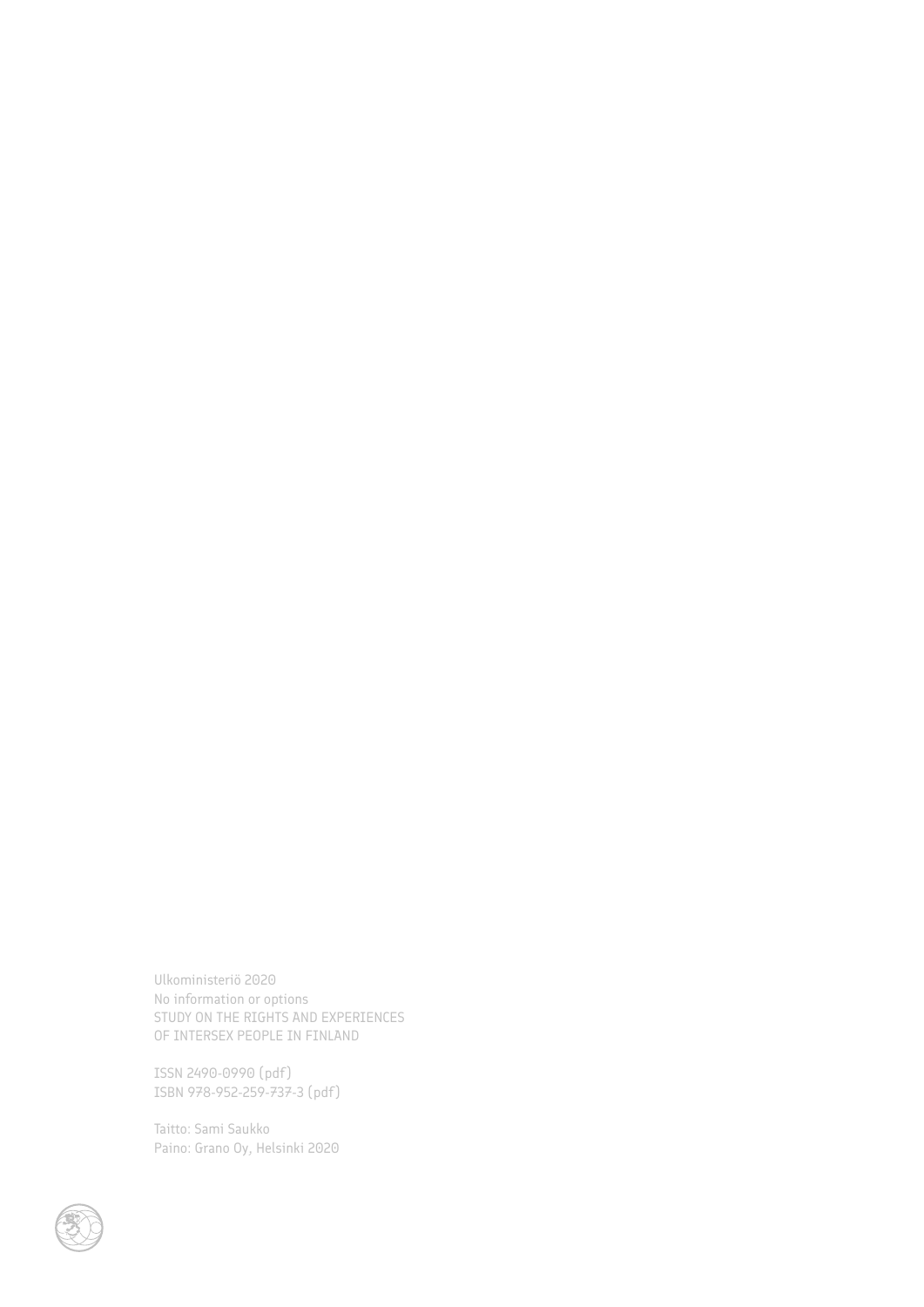Ulkoministeriö 2020
No information or options
STUDY ON THE RIGHTS AND EXPERIENCES
OF INTERSEX PEOPLE IN FINLAND

ISSN 2490-0990 (pdf)
ISBN 978-952-259-737-3 (pdf)

Taitto: Sami Saukko
Paino: Grano Oy, Helsinki 2020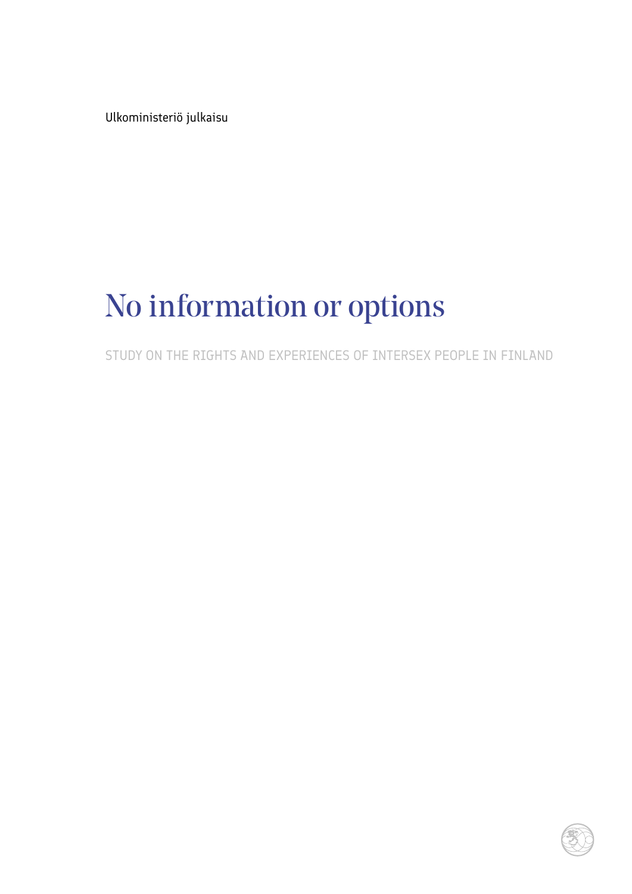Ulkoministeriö julkaisu

# No information or options

STUDY ON THE RIGHTS AND EXPERIENCES OF INTERSEX PEOPLE IN FINLAND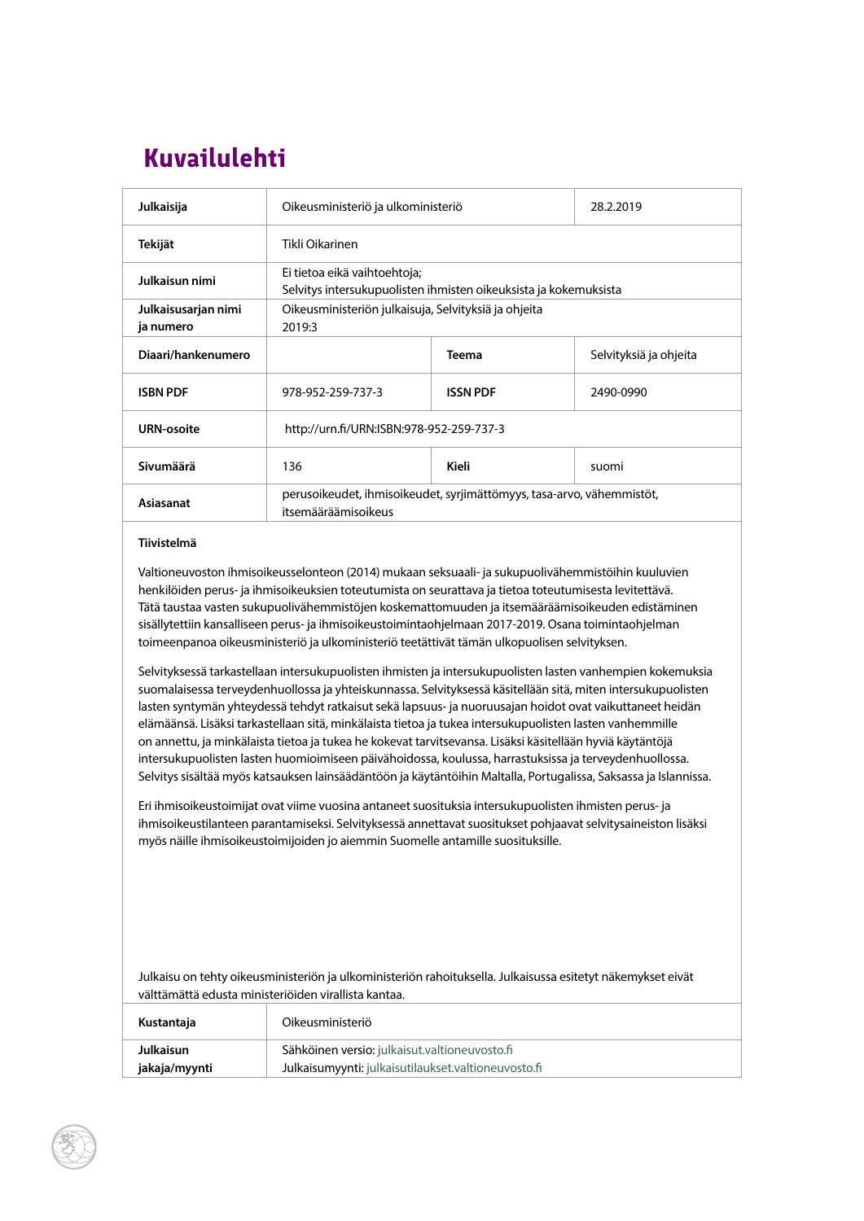# Kuvailulehti

| Julkaisija | Oikeusministeriö ja ulkoministeriö | | 28.2.2019 |
|---|---|---|---|
| Tekijät | Tikli Oikarinen | | |
| Julkaisun nimi | Ei tietoa eikä vaihtoehtoja; Selvitys intersukupuolisten ihmisten oikeuksista ja kokemuksista | | |
| Julkaisusarjan nimi ja numero | Oikeusministeriön julkaisuja, Selvityksiä ja ohjeita 2019:3 | | |
| Diaari/hankenumero | | Teema | Selvityksiä ja ohjeita |
| ISBN PDF | 978-952-259-737-3 | ISSN PDF | 2490-0990 |
| URN-osoite | http://urn.fi/URN:ISBN:978-952-259-737-3 | | |
| Sivumäärä | 136 | Kieli | suomi |
| Asiasanat | perusoikeudet, ihmisoikeudet, syrjimättömyys, tasa-arvo, vähemmistöt, itsemääräämisoikeus | | |

**Tiivistelmä**

Valtioneuvoston ihmisoikeusselonteon (2014) mukaan seksuaali- ja sukupuolivähemmistöihin kuuluvien henkilöiden perus- ja ihmisoikeuksien toteutumista on seurattava ja tietoa toteutumisesta levitettävä. Tätä taustaa vasten sukupuolivähemmistöjen koskemattomuuden ja itsemääräämisoikeuden edistäminen sisällytettiin kansalliseen perus- ja ihmisoikeustoimintaohjelmaan 2017-2019. Osana toimintaohjelman toimeenpanoa oikeusministeriö ja ulkoministeriö teettättivät tämän ulkopuolisen selvityksen.

Selvityksessä tarkastellaan intersukupuolisten ihmisten ja intersukupuolisten lasten vanhempien kokemuksia suomalaisessa terveydenhuollossa ja yhteiskunnassa. Selvityksessä käsitellään sitä, miten intersukupuolisten lasten syntymän yhteydessä tehdyt ratkaisut sekä lapsuus- ja nuoruusajan hoidot ovat vaikuttaneet heidän elämäänsä. Lisäksi tarkastellaan sitä, minkälaista tietoa ja tukea intersukupuolisten lasten vanhemmille on annettu, ja minkälaista tietoa ja tukea he kokevat tarvitsevansa. Lisäksi käsitellään hyviä käytäntöjä intersukupuolisten lasten huomioimiseen päivähoidossa, koulussa, harrastuksissa ja terveydenhuollossa. Selvitys sisältää myös katsauksen lainsäädäntöön ja käytäntöihin Maltalla, Portugalissa, Saksassa ja Islannissa.

Eri ihmisoikeustoimijat ovat viime vuosina antaneet suosituksia intersukupuolisten ihmisten perus- ja ihmisoikeustilanteen parantamiseksi. Selvityksessä annettavat suositukset pohjaavat selvitysaineiston lisäksi myös näille ihmisoikeustoimijoiden jo aiemmin Suomelle antamille suosituksille.

Julkaisu on tehty oikeusministeriön ja ulkoministeriön rahoituksella. Julkaisussa esitetyt näkemykset eivät välttämättä edusta ministeriöiden virallista kantaa.

| Kustantaja | Oikeusministeriö |
|---|---|
| Julkaisun jakaja/myynti | Sähköinen versio: julkaisut.valtioneuvosto.fi<br>Julkaisumyynti: julkaisutilaukset.valtioneuvosto.fi |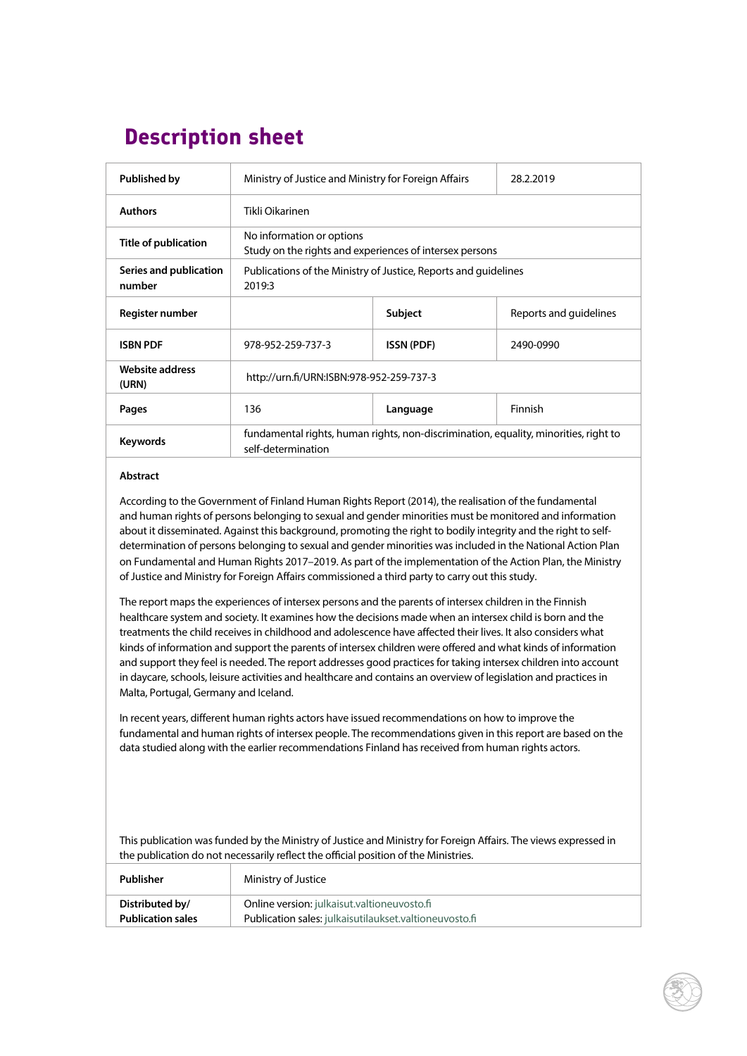# Description sheet

| Published by | Ministry of Justice and Ministry for Foreign Affairs | | 28.2.2019 |
|---|---|---|---|
| Authors | Tikli Oikarinen | | |
| Title of publication | No information or options<br>Study on the rights and experiences of intersex persons | | |
| Series and publication number | Publications of the Ministry of Justice, Reports and guidelines 2019:3 | | |
| Register number | | Subject | Reports and guidelines |
| ISBN PDF | 978-952-259-737-3 | ISSN (PDF) | 2490-0990 |
| Website address (URN) | http://urn.fi/URN:ISBN:978-952-259-737-3 | | |
| Pages | 136 | Language | Finnish |
| Keywords | fundamental rights, human rights, non-discrimination, equality, minorities, right to self-determination | | |

**Abstract**

According to the Government of Finland Human Rights Report (2014), the realisation of the fundamental and human rights of persons belonging to sexual and gender minorities must be monitored and information about it disseminated. Against this background, promoting the right to bodily integrity and the right to self-determination of persons belonging to sexual and gender minorities was included in the National Action Plan on Fundamental and Human Rights 2017–2019. As part of the implementation of the Action Plan, the Ministry of Justice and Ministry for Foreign Affairs commissioned a third party to carry out this study.

The report maps the experiences of intersex persons and the parents of intersex children in the Finnish healthcare system and society. It examines how the decisions made when an intersex child is born and the treatments the child receives in childhood and adolescence have affected their lives. It also considers what kinds of information and support the parents of intersex children were offered and what kinds of information and support they feel is needed. The report addresses good practices for taking intersex children into account in daycare, schools, leisure activities and healthcare and contains an overview of legislation and practices in Malta, Portugal, Germany and Iceland.

In recent years, different human rights actors have issued recommendations on how to improve the fundamental and human rights of intersex people. The recommendations given in this report are based on the data studied along with the earlier recommendations Finland has received from human rights actors.

This publication was funded by the Ministry of Justice and Ministry for Foreign Affairs. The views expressed in the publication do not necessarily reflect the official position of the Ministries.

| Publisher | Ministry of Justice |
|---|---|
| Distributed by/<br>Publication sales | Online version: julkaisut.valtioneuvosto.fi<br>Publication sales: julkaisutilaukset.valtioneuvosto.fi |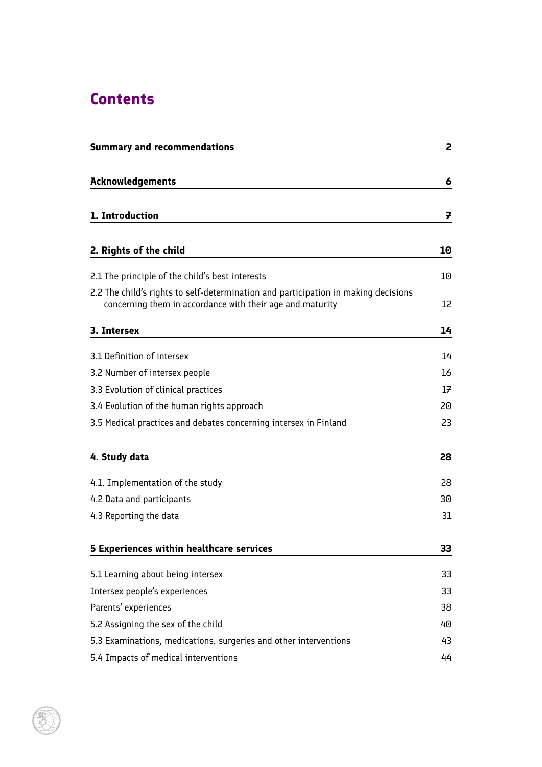# Contents

| | |
|---|---|
| **Summary and recommendations** | **2** |
| **Acknowledgements** | **6** |
| **1. Introduction** | **7** |
| **2. Rights of the child** | **10** |
| 2.1 The principle of the child's best interests | 10 |
| 2.2 The child's rights to self-determination and participation in making decisions concerning them in accordance with their age and maturity | 12 |
| **3. Intersex** | **14** |
| 3.1 Definition of intersex | 14 |
| 3.2 Number of intersex people | 16 |
| 3.3 Evolution of clinical practices | 17 |
| 3.4 Evolution of the human rights approach | 20 |
| 3.5 Medical practices and debates concerning intersex in Finland | 23 |
| **4. Study data** | **28** |
| 4.1. Implementation of the study | 28 |
| 4.2 Data and participants | 30 |
| 4.3 Reporting the data | 31 |
| **5 Experiences within healthcare services** | **33** |
| 5.1 Learning about being intersex | 33 |
| Intersex people's experiences | 33 |
| Parents' experiences | 38 |
| 5.2 Assigning the sex of the child | 40 |
| 5.3 Examinations, medications, surgeries and other interventions | 43 |
| 5.4 Impacts of medical interventions | 44 |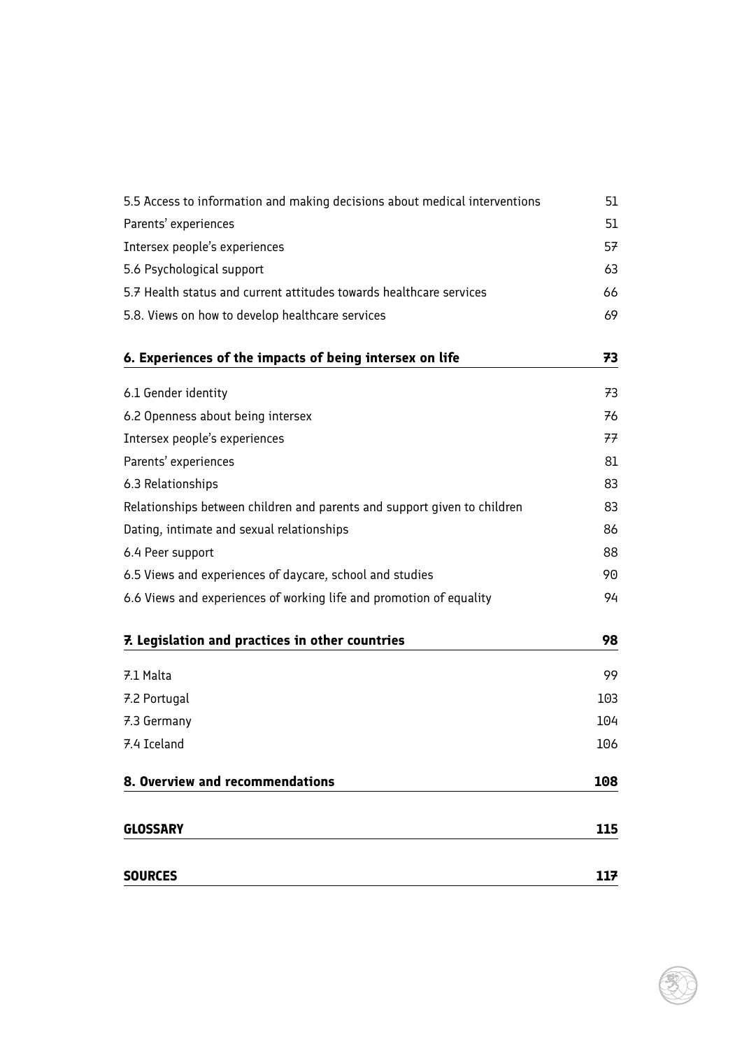| | |
|---|---|
| 5.5 Access to information and making decisions about medical interventions | 51 |
| Parents' experiences | 51 |
| Intersex people's experiences | 57 |
| 5.6 Psychological support | 63 |
| 5.7 Health status and current attitudes towards healthcare services | 66 |
| 5.8. Views on how to develop healthcare services | 69 |

**6. Experiences of the impacts of being intersex on life** **73**

| | |
|---|---|
| 6.1 Gender identity | 73 |
| 6.2 Openness about being intersex | 76 |
| Intersex people's experiences | 77 |
| Parents' experiences | 81 |
| 6.3 Relationships | 83 |
| Relationships between children and parents and support given to children | 83 |
| Dating, intimate and sexual relationships | 86 |
| 6.4 Peer support | 88 |
| 6.5 Views and experiences of daycare, school and studies | 90 |
| 6.6 Views and experiences of working life and promotion of equality | 94 |

**7. Legislation and practices in other countries** **98**

| | |
|---|---|
| 7.1 Malta | 99 |
| 7.2 Portugal | 103 |
| 7.3 Germany | 104 |
| 7.4 Iceland | 106 |

**8. Overview and recommendations** **108**

**GLOSSARY** **115**

**SOURCES** **117**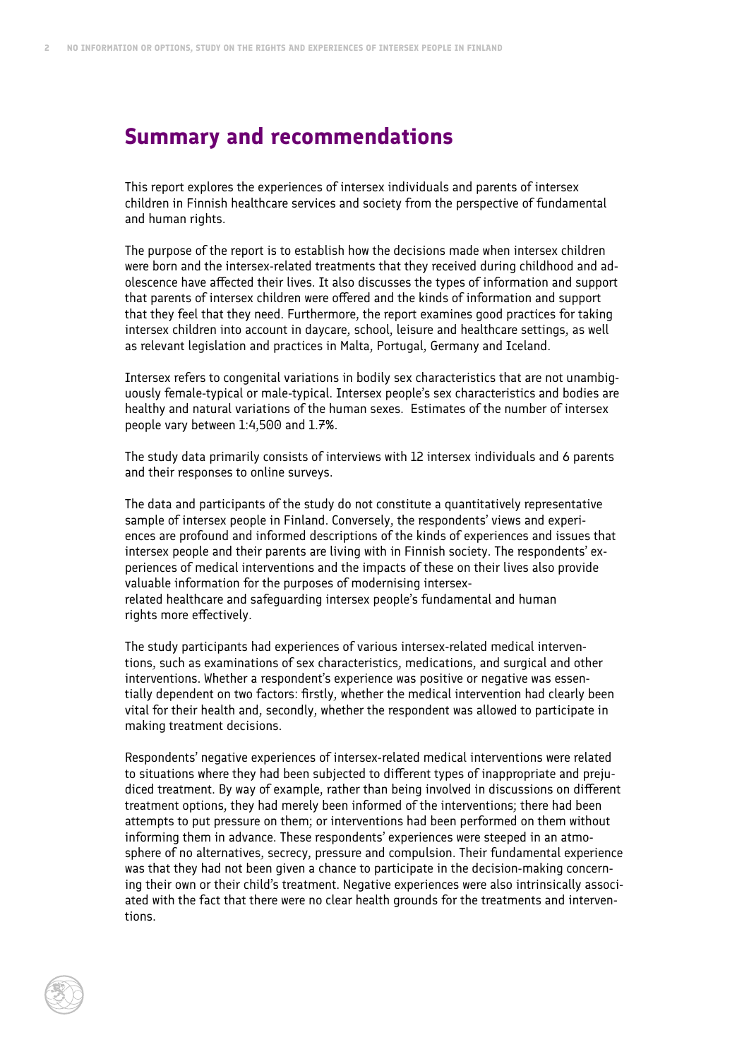## Summary and recommendations

This report explores the experiences of intersex individuals and parents of intersex children in Finnish healthcare services and society from the perspective of fundamental and human rights.

The purpose of the report is to establish how the decisions made when intersex children were born and the intersex-related treatments that they received during childhood and adolescence have affected their lives. It also discusses the types of information and support that parents of intersex children were offered and the kinds of information and support that they feel that they need. Furthermore, the report examines good practices for taking intersex children into account in daycare, school, leisure and healthcare settings, as well as relevant legislation and practices in Malta, Portugal, Germany and Iceland.

Intersex refers to congenital variations in bodily sex characteristics that are not unambiguously female-typical or male-typical. Intersex people's sex characteristics and bodies are healthy and natural variations of the human sexes. Estimates of the number of intersex people vary between 1:4,500 and 1.7%.

The study data primarily consists of interviews with 12 intersex individuals and 6 parents and their responses to online surveys.

The data and participants of the study do not constitute a quantitatively representative sample of intersex people in Finland. Conversely, the respondents' views and experiences are profound and informed descriptions of the kinds of experiences and issues that intersex people and their parents are living with in Finnish society. The respondents' experiences of medical interventions and the impacts of these on their lives also provide valuable information for the purposes of modernising intersex-related healthcare and safeguarding intersex people's fundamental and human rights more effectively.

The study participants had experiences of various intersex-related medical interventions, such as examinations of sex characteristics, medications, and surgical and other interventions. Whether a respondent's experience was positive or negative was essentially dependent on two factors: firstly, whether the medical intervention had clearly been vital for their health and, secondly, whether the respondent was allowed to participate in making treatment decisions.

Respondents' negative experiences of intersex-related medical interventions were related to situations where they had been subjected to different types of inappropriate and prejudiced treatment. By way of example, rather than being involved in discussions on different treatment options, they had merely been informed of the interventions; there had been attempts to put pressure on them; or interventions had been performed on them without informing them in advance. These respondents' experiences were steeped in an atmosphere of no alternatives, secrecy, pressure and compulsion. Their fundamental experience was that they had not been given a chance to participate in the decision-making concerning their own or their child's treatment. Negative experiences were also intrinsically associated with the fact that there were no clear health grounds for the treatments and interventions.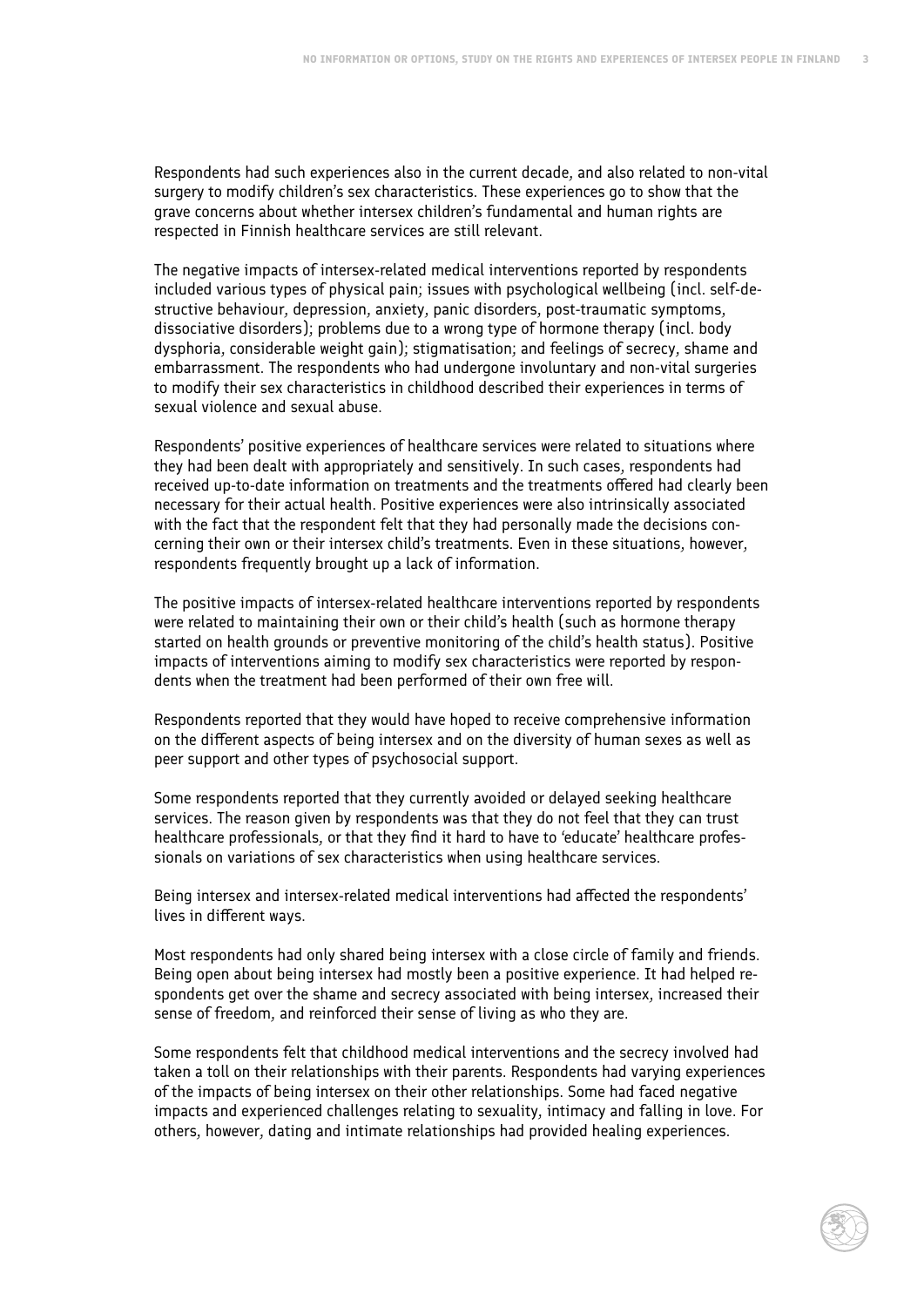Respondents had such experiences also in the current decade, and also related to non-vital surgery to modify children's sex characteristics. These experiences go to show that the grave concerns about whether intersex children's fundamental and human rights are respected in Finnish healthcare services are still relevant.

The negative impacts of intersex-related medical interventions reported by respondents included various types of physical pain; issues with psychological wellbeing (incl. self-destructive behaviour, depression, anxiety, panic disorders, post-traumatic symptoms, dissociative disorders); problems due to a wrong type of hormone therapy (incl. body dysphoria, considerable weight gain); stigmatisation; and feelings of secrecy, shame and embarrassment. The respondents who had undergone involuntary and non-vital surgeries to modify their sex characteristics in childhood described their experiences in terms of sexual violence and sexual abuse.

Respondents' positive experiences of healthcare services were related to situations where they had been dealt with appropriately and sensitively. In such cases, respondents had received up-to-date information on treatments and the treatments offered had clearly been necessary for their actual health. Positive experiences were also intrinsically associated with the fact that the respondent felt that they had personally made the decisions concerning their own or their intersex child's treatments. Even in these situations, however, respondents frequently brought up a lack of information.

The positive impacts of intersex-related healthcare interventions reported by respondents were related to maintaining their own or their child's health (such as hormone therapy started on health grounds or preventive monitoring of the child's health status). Positive impacts of interventions aiming to modify sex characteristics were reported by respondents when the treatment had been performed of their own free will.

Respondents reported that they would have hoped to receive comprehensive information on the different aspects of being intersex and on the diversity of human sexes as well as peer support and other types of psychosocial support.

Some respondents reported that they currently avoided or delayed seeking healthcare services. The reason given by respondents was that they do not feel that they can trust healthcare professionals, or that they find it hard to have to 'educate' healthcare professionals on variations of sex characteristics when using healthcare services.

Being intersex and intersex-related medical interventions had affected the respondents' lives in different ways.

Most respondents had only shared being intersex with a close circle of family and friends. Being open about being intersex had mostly been a positive experience. It had helped respondents get over the shame and secrecy associated with being intersex, increased their sense of freedom, and reinforced their sense of living as who they are.

Some respondents felt that childhood medical interventions and the secrecy involved had taken a toll on their relationships with their parents. Respondents had varying experiences of the impacts of being intersex on their other relationships. Some had faced negative impacts and experienced challenges relating to sexuality, intimacy and falling in love. For others, however, dating and intimate relationships had provided healing experiences.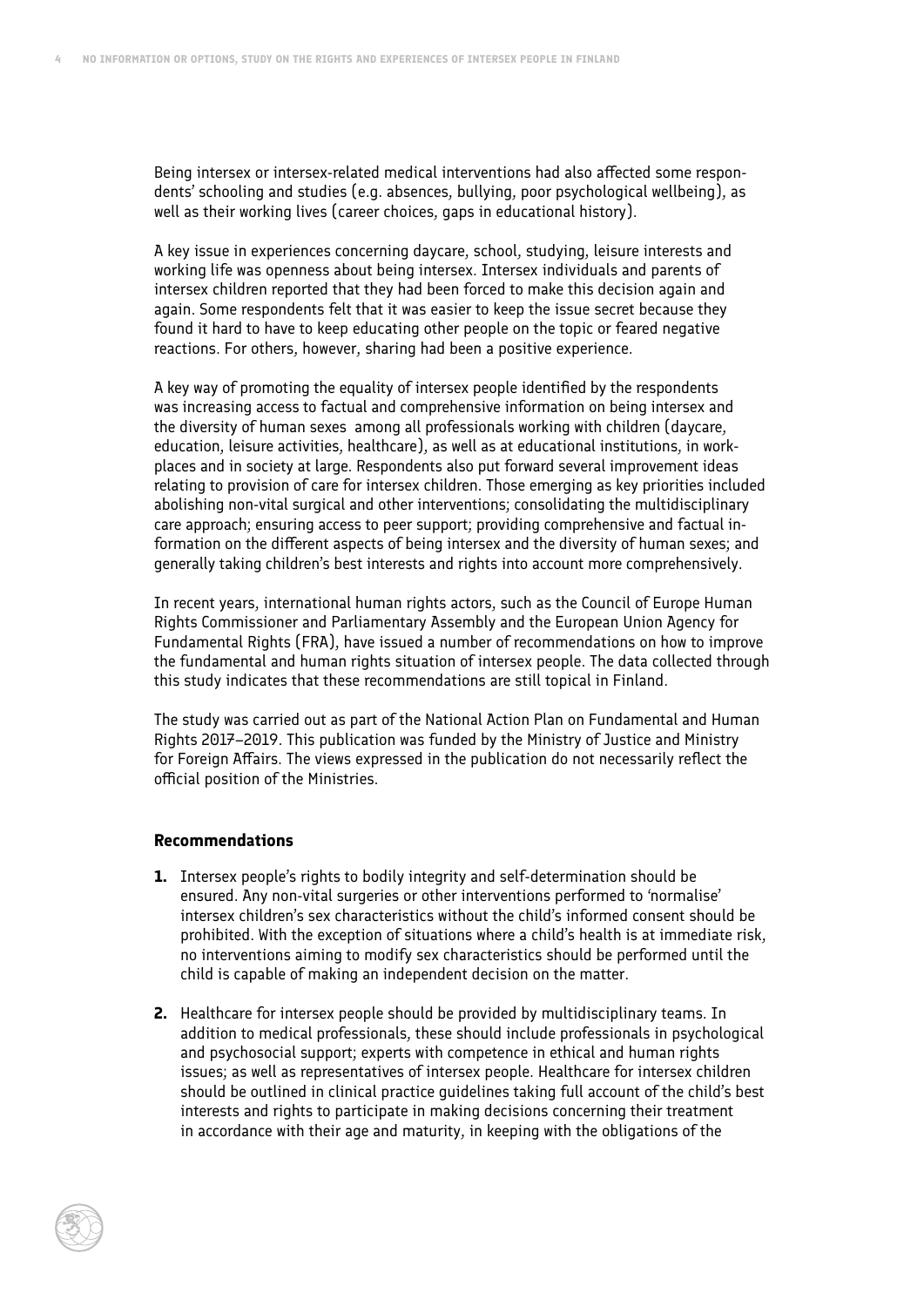Being intersex or intersex-related medical interventions had also affected some respondents' schooling and studies (e.g. absences, bullying, poor psychological wellbeing), as well as their working lives (career choices, gaps in educational history).

A key issue in experiences concerning daycare, school, studying, leisure interests and working life was openness about being intersex. Intersex individuals and parents of intersex children reported that they had been forced to make this decision again and again. Some respondents felt that it was easier to keep the issue secret because they found it hard to have to keep educating other people on the topic or feared negative reactions. For others, however, sharing had been a positive experience.

A key way of promoting the equality of intersex people identified by the respondents was increasing access to factual and comprehensive information on being intersex and the diversity of human sexes among all professionals working with children (daycare, education, leisure activities, healthcare), as well as at educational institutions, in workplaces and in society at large. Respondents also put forward several improvement ideas relating to provision of care for intersex children. Those emerging as key priorities included abolishing non-vital surgical and other interventions; consolidating the multidisciplinary care approach; ensuring access to peer support; providing comprehensive and factual information on the different aspects of being intersex and the diversity of human sexes; and generally taking children's best interests and rights into account more comprehensively.

In recent years, international human rights actors, such as the Council of Europe Human Rights Commissioner and Parliamentary Assembly and the European Union Agency for Fundamental Rights (FRA), have issued a number of recommendations on how to improve the fundamental and human rights situation of intersex people. The data collected through this study indicates that these recommendations are still topical in Finland.

The study was carried out as part of the National Action Plan on Fundamental and Human Rights 2017–2019. This publication was funded by the Ministry of Justice and Ministry for Foreign Affairs. The views expressed in the publication do not necessarily reflect the official position of the Ministries.

### Recommendations

1. Intersex people's rights to bodily integrity and self-determination should be ensured. Any non-vital surgeries or other interventions performed to 'normalise' intersex children's sex characteristics without the child's informed consent should be prohibited. With the exception of situations where a child's health is at immediate risk, no interventions aiming to modify sex characteristics should be performed until the child is capable of making an independent decision on the matter.

2. Healthcare for intersex people should be provided by multidisciplinary teams. In addition to medical professionals, these should include professionals in psychological and psychosocial support; experts with competence in ethical and human rights issues; as well as representatives of intersex people. Healthcare for intersex children should be outlined in clinical practice guidelines taking full account of the child's best interests and rights to participate in making decisions concerning their treatment in accordance with their age and maturity, in keeping with the obligations of the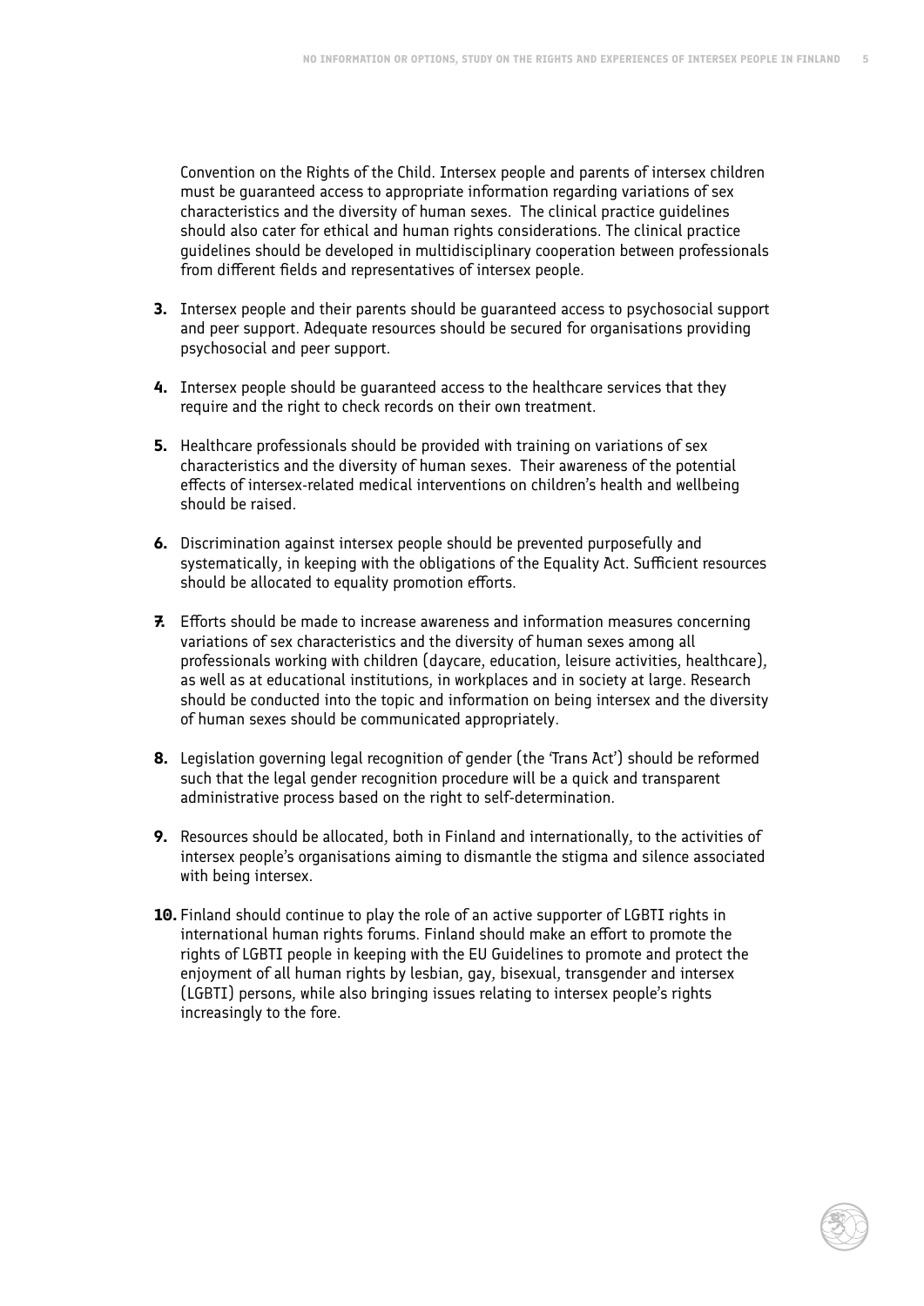Convention on the Rights of the Child. Intersex people and parents of intersex children must be guaranteed access to appropriate information regarding variations of sex characteristics and the diversity of human sexes. The clinical practice guidelines should also cater for ethical and human rights considerations. The clinical practice guidelines should be developed in multidisciplinary cooperation between professionals from different fields and representatives of intersex people.

3. Intersex people and their parents should be guaranteed access to psychosocial support and peer support. Adequate resources should be secured for organisations providing psychosocial and peer support.

4. Intersex people should be guaranteed access to the healthcare services that they require and the right to check records on their own treatment.

5. Healthcare professionals should be provided with training on variations of sex characteristics and the diversity of human sexes. Their awareness of the potential effects of intersex-related medical interventions on children's health and wellbeing should be raised.

6. Discrimination against intersex people should be prevented purposefully and systematically, in keeping with the obligations of the Equality Act. Sufficient resources should be allocated to equality promotion efforts.

7. Efforts should be made to increase awareness and information measures concerning variations of sex characteristics and the diversity of human sexes among all professionals working with children (daycare, education, leisure activities, healthcare), as well as at educational institutions, in workplaces and in society at large. Research should be conducted into the topic and information on being intersex and the diversity of human sexes should be communicated appropriately.

8. Legislation governing legal recognition of gender (the 'Trans Act') should be reformed such that the legal gender recognition procedure will be a quick and transparent administrative process based on the right to self-determination.

9. Resources should be allocated, both in Finland and internationally, to the activities of intersex people's organisations aiming to dismantle the stigma and silence associated with being intersex.

10. Finland should continue to play the role of an active supporter of LGBTI rights in international human rights forums. Finland should make an effort to promote the rights of LGBTI people in keeping with the EU Guidelines to promote and protect the enjoyment of all human rights by lesbian, gay, bisexual, transgender and intersex (LGBTI) persons, while also bringing issues relating to intersex people's rights increasingly to the fore.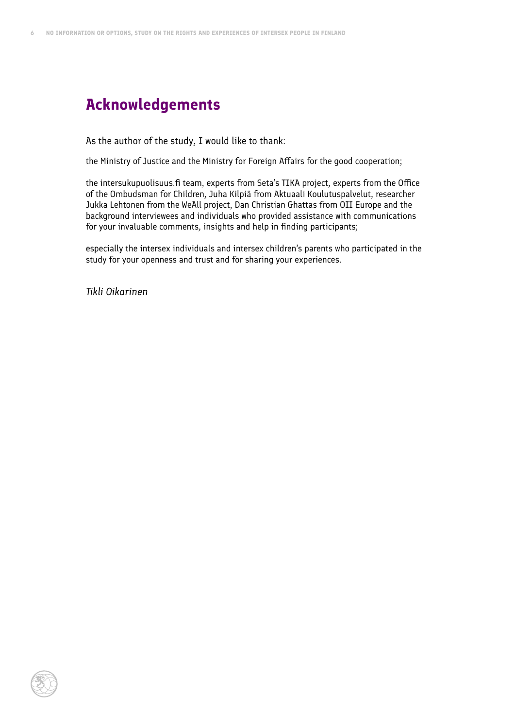## Acknowledgements

As the author of the study, I would like to thank:

the Ministry of Justice and the Ministry for Foreign Affairs for the good cooperation;

the intersukupuolisuus.fi team, experts from Seta's TIKA project, experts from the Office of the Ombudsman for Children, Juha Kilpiä from Aktuaali Koulutuspalvelut, researcher Jukka Lehtonen from the WeAll project, Dan Christian Ghattas from OII Europe and the background interviewees and individuals who provided assistance with communications for your invaluable comments, insights and help in finding participants;

especially the intersex individuals and intersex children's parents who participated in the study for your openness and trust and for sharing your experiences.

*Tikli Oikarinen*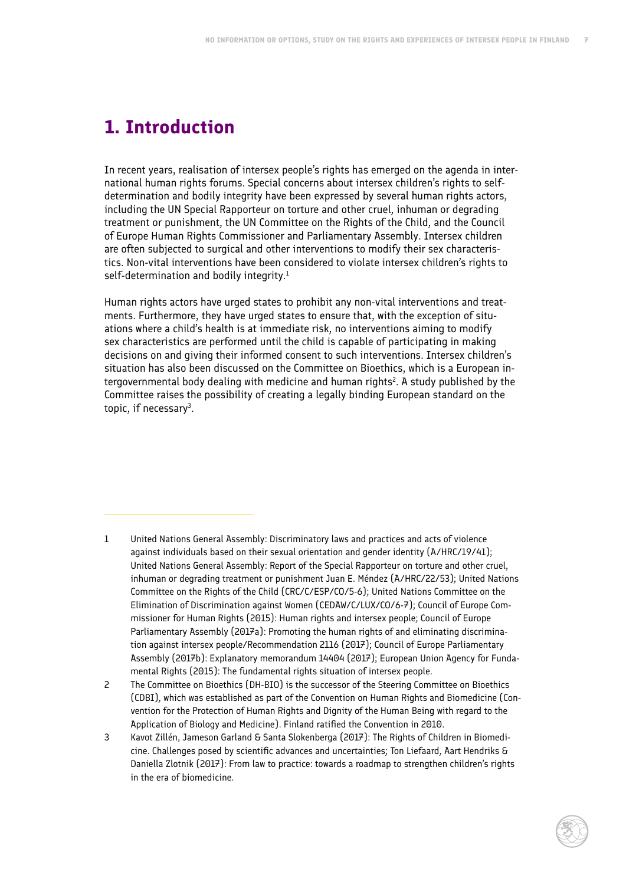# 1. Introduction

In recent years, realisation of intersex people's rights has emerged on the agenda in international human rights forums. Special concerns about intersex children's rights to self-determination and bodily integrity have been expressed by several human rights actors, including the UN Special Rapporteur on torture and other cruel, inhuman or degrading treatment or punishment, the UN Committee on the Rights of the Child, and the Council of Europe Human Rights Commissioner and Parliamentary Assembly. Intersex children are often subjected to surgical and other interventions to modify their sex characteristics. Non-vital interventions have been considered to violate intersex children's rights to self-determination and bodily integrity.[1]

Human rights actors have urged states to prohibit any non-vital interventions and treatments. Furthermore, they have urged states to ensure that, with the exception of situations where a child's health is at immediate risk, no interventions aiming to modify sex characteristics are performed until the child is capable of participating in making decisions on and giving their informed consent to such interventions. Intersex children's situation has also been discussed on the Committee on Bioethics, which is a European intergovernmental body dealing with medicine and human rights[2]. A study published by the Committee raises the possibility of creating a legally binding European standard on the topic, if necessary[3].

---

1 United Nations General Assembly: Discriminatory laws and practices and acts of violence against individuals based on their sexual orientation and gender identity (A/HRC/19/41); United Nations General Assembly: Report of the Special Rapporteur on torture and other cruel, inhuman or degrading treatment or punishment Juan E. Méndez (A/HRC/22/53); United Nations Committee on the Rights of the Child (CRC/C/ESP/CO/5-6); United Nations Committee on the Elimination of Discrimination against Women (CEDAW/C/LUX/CO/6-7); Council of Europe Commissioner for Human Rights (2015): Human rights and intersex people; Council of Europe Parliamentary Assembly (2017a): Promoting the human rights of and eliminating discrimination against intersex people/Recommendation 2116 (2017); Council of Europe Parliamentary Assembly (2017b): Explanatory memorandum 14404 (2017); European Union Agency for Fundamental Rights (2015): The fundamental rights situation of intersex people.

2 The Committee on Bioethics (DH-BIO) is the successor of the Steering Committee on Bioethics (CDBI), which was established as part of the Convention on Human Rights and Biomedicine (Convention for the Protection of Human Rights and Dignity of the Human Being with regard to the Application of Biology and Medicine). Finland ratified the Convention in 2010.

3 Kavot Zillén, Jameson Garland & Santa Slokenberga (2017): The Rights of Children in Biomedicine. Challenges posed by scientific advances and uncertainties; Ton Liefaard, Aart Hendriks & Daniella Zlotnik (2017): From law to practice: towards a roadmap to strengthen children's rights in the era of biomedicine.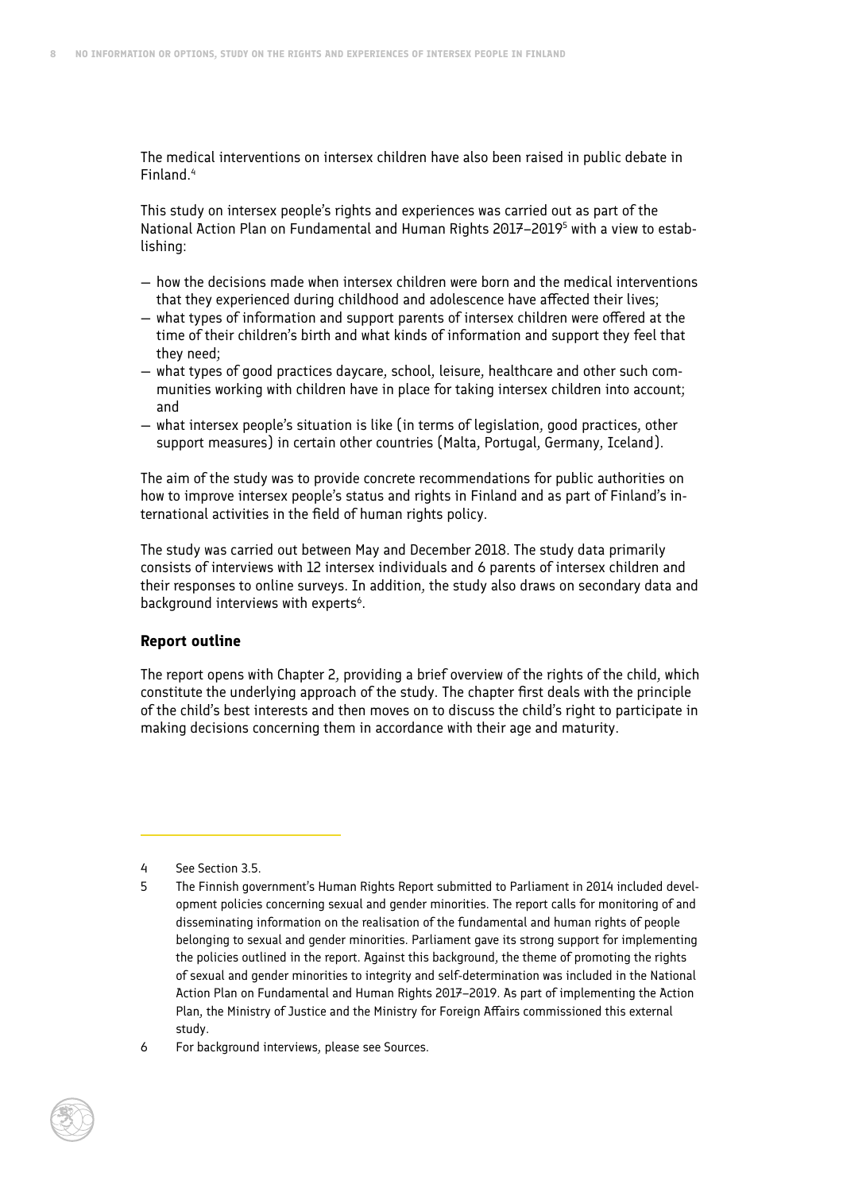The medical interventions on intersex children have also been raised in public debate in Finland.[4]

This study on intersex people's rights and experiences was carried out as part of the National Action Plan on Fundamental and Human Rights 2017–2019[5] with a view to establishing:

— how the decisions made when intersex children were born and the medical interventions that they experienced during childhood and adolescence have affected their lives;
— what types of information and support parents of intersex children were offered at the time of their children's birth and what kinds of information and support they feel that they need;
— what types of good practices daycare, school, leisure, healthcare and other such communities working with children have in place for taking intersex children into account; and
— what intersex people's situation is like (in terms of legislation, good practices, other support measures) in certain other countries (Malta, Portugal, Germany, Iceland).

The aim of the study was to provide concrete recommendations for public authorities on how to improve intersex people's status and rights in Finland and as part of Finland's international activities in the field of human rights policy.

The study was carried out between May and December 2018. The study data primarily consists of interviews with 12 intersex individuals and 6 parents of intersex children and their responses to online surveys. In addition, the study also draws on secondary data and background interviews with experts[6].

### Report outline

The report opens with Chapter 2, providing a brief overview of the rights of the child, which constitute the underlying approach of the study. The chapter first deals with the principle of the child's best interests and then moves on to discuss the child's right to participate in making decisions concerning them in accordance with their age and maturity.

---

4 See Section 3.5.

5 The Finnish government's Human Rights Report submitted to Parliament in 2014 included development policies concerning sexual and gender minorities. The report calls for monitoring of and disseminating information on the realisation of the fundamental and human rights of people belonging to sexual and gender minorities. Parliament gave its strong support for implementing the policies outlined in the report. Against this background, the theme of promoting the rights of sexual and gender minorities to integrity and self-determination was included in the National Action Plan on Fundamental and Human Rights 2017–2019. As part of implementing the Action Plan, the Ministry of Justice and the Ministry for Foreign Affairs commissioned this external study.

6 For background interviews, please see Sources.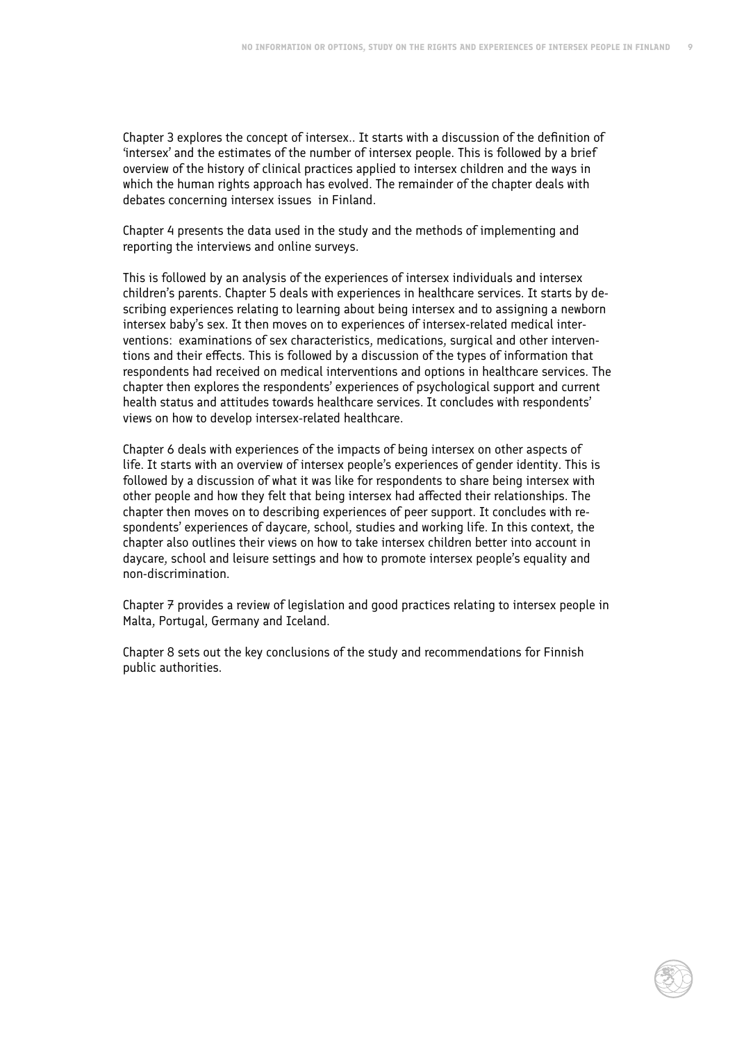Chapter 3 explores the concept of intersex.. It starts with a discussion of the definition of 'intersex' and the estimates of the number of intersex people. This is followed by a brief overview of the history of clinical practices applied to intersex children and the ways in which the human rights approach has evolved. The remainder of the chapter deals with debates concerning intersex issues in Finland.

Chapter 4 presents the data used in the study and the methods of implementing and reporting the interviews and online surveys.

This is followed by an analysis of the experiences of intersex individuals and intersex children's parents. Chapter 5 deals with experiences in healthcare services. It starts by describing experiences relating to learning about being intersex and to assigning a newborn intersex baby's sex. It then moves on to experiences of intersex-related medical interventions: examinations of sex characteristics, medications, surgical and other interventions and their effects. This is followed by a discussion of the types of information that respondents had received on medical interventions and options in healthcare services. The chapter then explores the respondents' experiences of psychological support and current health status and attitudes towards healthcare services. It concludes with respondents' views on how to develop intersex-related healthcare.

Chapter 6 deals with experiences of the impacts of being intersex on other aspects of life. It starts with an overview of intersex people's experiences of gender identity. This is followed by a discussion of what it was like for respondents to share being intersex with other people and how they felt that being intersex had affected their relationships. The chapter then moves on to describing experiences of peer support. It concludes with respondents' experiences of daycare, school, studies and working life. In this context, the chapter also outlines their views on how to take intersex children better into account in daycare, school and leisure settings and how to promote intersex people's equality and non-discrimination.

Chapter 7 provides a review of legislation and good practices relating to intersex people in Malta, Portugal, Germany and Iceland.

Chapter 8 sets out the key conclusions of the study and recommendations for Finnish public authorities.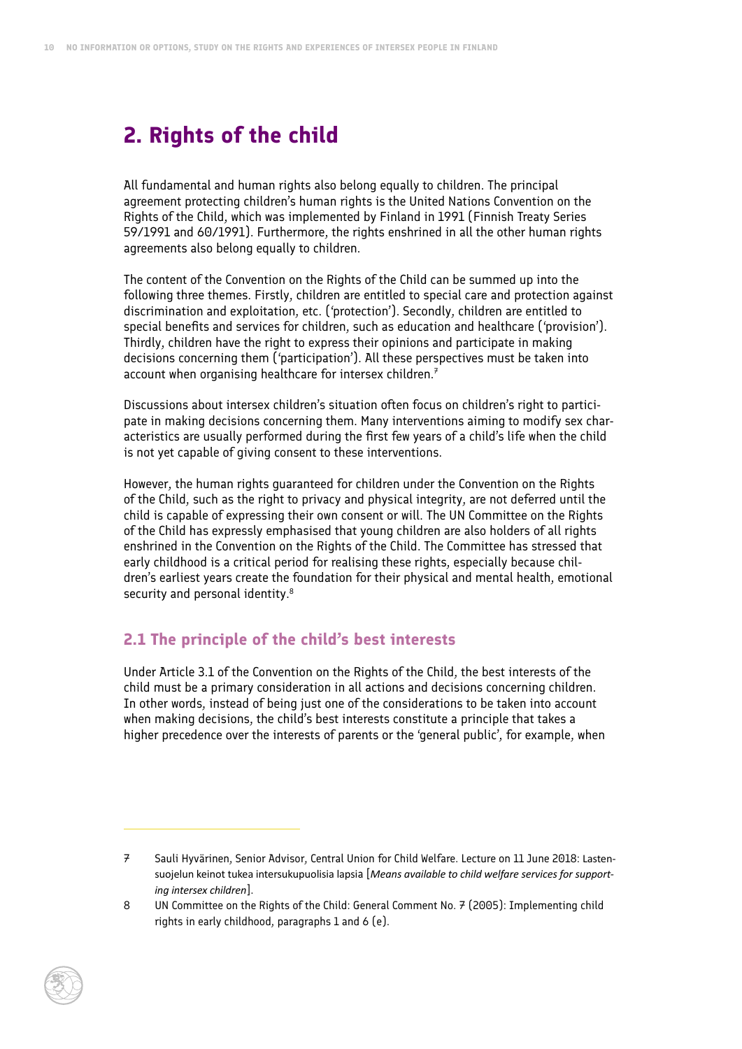# 2. Rights of the child

All fundamental and human rights also belong equally to children. The principal agreement protecting children's human rights is the United Nations Convention on the Rights of the Child, which was implemented by Finland in 1991 (Finnish Treaty Series 59/1991 and 60/1991). Furthermore, the rights enshrined in all the other human rights agreements also belong equally to children.

The content of the Convention on the Rights of the Child can be summed up into the following three themes. Firstly, children are entitled to special care and protection against discrimination and exploitation, etc. ('protection'). Secondly, children are entitled to special benefits and services for children, such as education and healthcare ('provision'). Thirdly, children have the right to express their opinions and participate in making decisions concerning them ('participation'). All these perspectives must be taken into account when organising healthcare for intersex children.[7]

Discussions about intersex children's situation often focus on children's right to participate in making decisions concerning them. Many interventions aiming to modify sex characteristics are usually performed during the first few years of a child's life when the child is not yet capable of giving consent to these interventions.

However, the human rights guaranteed for children under the Convention on the Rights of the Child, such as the right to privacy and physical integrity, are not deferred until the child is capable of expressing their own consent or will. The UN Committee on the Rights of the Child has expressly emphasised that young children are also holders of all rights enshrined in the Convention on the Rights of the Child. The Committee has stressed that early childhood is a critical period for realising these rights, especially because children's earliest years create the foundation for their physical and mental health, emotional security and personal identity.[8]

## 2.1 The principle of the child's best interests

Under Article 3.1 of the Convention on the Rights of the Child, the best interests of the child must be a primary consideration in all actions and decisions concerning children. In other words, instead of being just one of the considerations to be taken into account when making decisions, the child's best interests constitute a principle that takes a higher precedence over the interests of parents or the 'general public', for example, when

---

7 Sauli Hyvärinen, Senior Advisor, Central Union for Child Welfare. Lecture on 11 June 2018: Lastensuojelun keinot tukea intersukupuolisia lapsia [*Means available to child welfare services for supporting intersex children*].

8 UN Committee on the Rights of the Child: General Comment No. 7 (2005): Implementing child rights in early childhood, paragraphs 1 and 6 (e).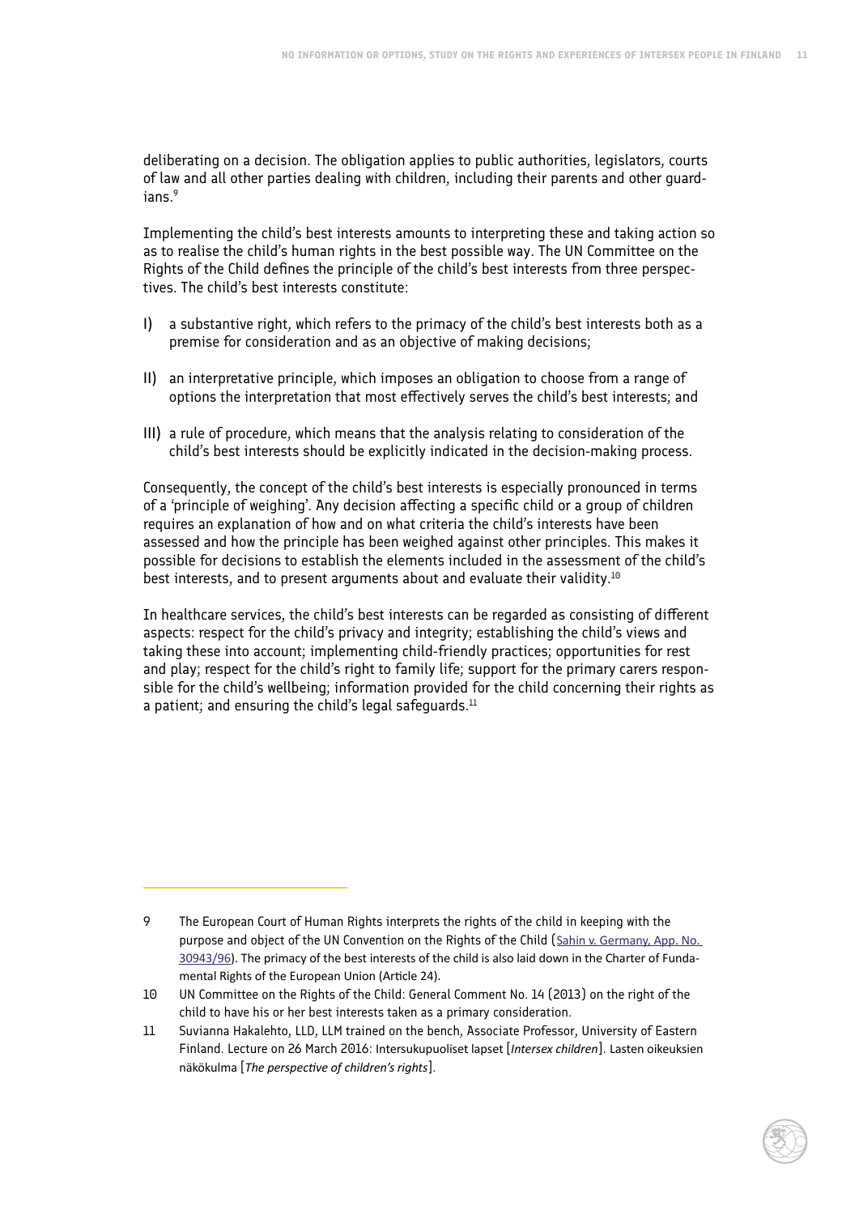deliberating on a decision. The obligation applies to public authorities, legislators, courts of law and all other parties dealing with children, including their parents and other guardians.[9]

Implementing the child's best interests amounts to interpreting these and taking action so as to realise the child's human rights in the best possible way. The UN Committee on the Rights of the Child defines the principle of the child's best interests from three perspectives. The child's best interests constitute:

I) a substantive right, which refers to the primacy of the child's best interests both as a premise for consideration and as an objective of making decisions;

II) an interpretative principle, which imposes an obligation to choose from a range of options the interpretation that most effectively serves the child's best interests; and

III) a rule of procedure, which means that the analysis relating to consideration of the child's best interests should be explicitly indicated in the decision-making process.

Consequently, the concept of the child's best interests is especially pronounced in terms of a 'principle of weighing'. Any decision affecting a specific child or a group of children requires an explanation of how and on what criteria the child's interests have been assessed and how the principle has been weighed against other principles. This makes it possible for decisions to establish the elements included in the assessment of the child's best interests, and to present arguments about and evaluate their validity.[10]

In healthcare services, the child's best interests can be regarded as consisting of different aspects: respect for the child's privacy and integrity; establishing the child's views and taking these into account; implementing child-friendly practices; opportunities for rest and play; respect for the child's right to family life; support for the primary carers responsible for the child's wellbeing; information provided for the child concerning their rights as a patient; and ensuring the child's legal safeguards.[11]

---

9 The European Court of Human Rights interprets the rights of the child in keeping with the purpose and object of the UN Convention on the Rights of the Child (Sahin v. Germany, App. No. 30943/96). The primacy of the best interests of the child is also laid down in the Charter of Fundamental Rights of the European Union (Article 24).

10 UN Committee on the Rights of the Child: General Comment No. 14 (2013) on the right of the child to have his or her best interests taken as a primary consideration.

11 Suvianna Hakalehto, LLD, LLM trained on the bench, Associate Professor, University of Eastern Finland. Lecture on 26 March 2016: Intersukupuoliset lapset [*Intersex children*]. Lasten oikeuksien näkökulma [*The perspective of children's rights*].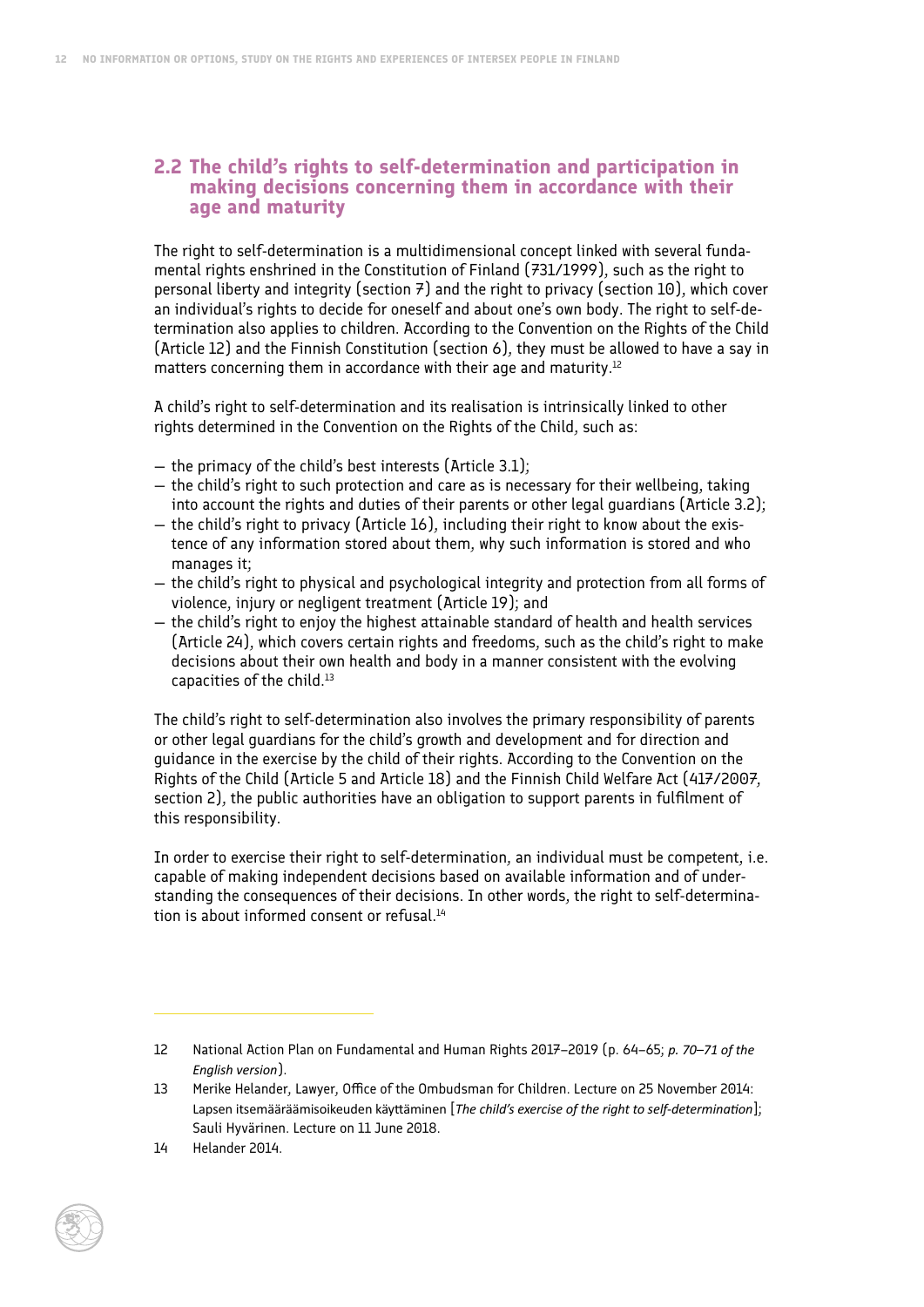## 2.2 The child's rights to self-determination and participation in making decisions concerning them in accordance with their age and maturity

The right to self-determination is a multidimensional concept linked with several fundamental rights enshrined in the Constitution of Finland (731/1999), such as the right to personal liberty and integrity (section 7) and the right to privacy (section 10), which cover an individual's rights to decide for oneself and about one's own body. The right to self-determination also applies to children. According to the Convention on the Rights of the Child (Article 12) and the Finnish Constitution (section 6), they must be allowed to have a say in matters concerning them in accordance with their age and maturity.[12]

A child's right to self-determination and its realisation is intrinsically linked to other rights determined in the Convention on the Rights of the Child, such as:

- the primacy of the child's best interests (Article 3.1);
- the child's right to such protection and care as is necessary for their wellbeing, taking into account the rights and duties of their parents or other legal guardians (Article 3.2);
- the child's right to privacy (Article 16), including their right to know about the existence of any information stored about them, why such information is stored and who manages it;
- the child's right to physical and psychological integrity and protection from all forms of violence, injury or negligent treatment (Article 19); and
- the child's right to enjoy the highest attainable standard of health and health services (Article 24), which covers certain rights and freedoms, such as the child's right to make decisions about their own health and body in a manner consistent with the evolving capacities of the child.[13]

The child's right to self-determination also involves the primary responsibility of parents or other legal guardians for the child's growth and development and for direction and guidance in the exercise by the child of their rights. According to the Convention on the Rights of the Child (Article 5 and Article 18) and the Finnish Child Welfare Act (417/2007, section 2), the public authorities have an obligation to support parents in fulfilment of this responsibility.

In order to exercise their right to self-determination, an individual must be competent, i.e. capable of making independent decisions based on available information and of understanding the consequences of their decisions. In other words, the right to self-determination is about informed consent or refusal.[14]

---

12 National Action Plan on Fundamental and Human Rights 2017–2019 (p. 64–65; *p. 70–71 of the English version*).

13 Merike Helander, Lawyer, Office of the Ombudsman for Children. Lecture on 25 November 2014: Lapsen itsemääräämisoikeuden käyttäminen [*The child's exercise of the right to self-determination*]; Sauli Hyvärinen. Lecture on 11 June 2018.

14 Helander 2014.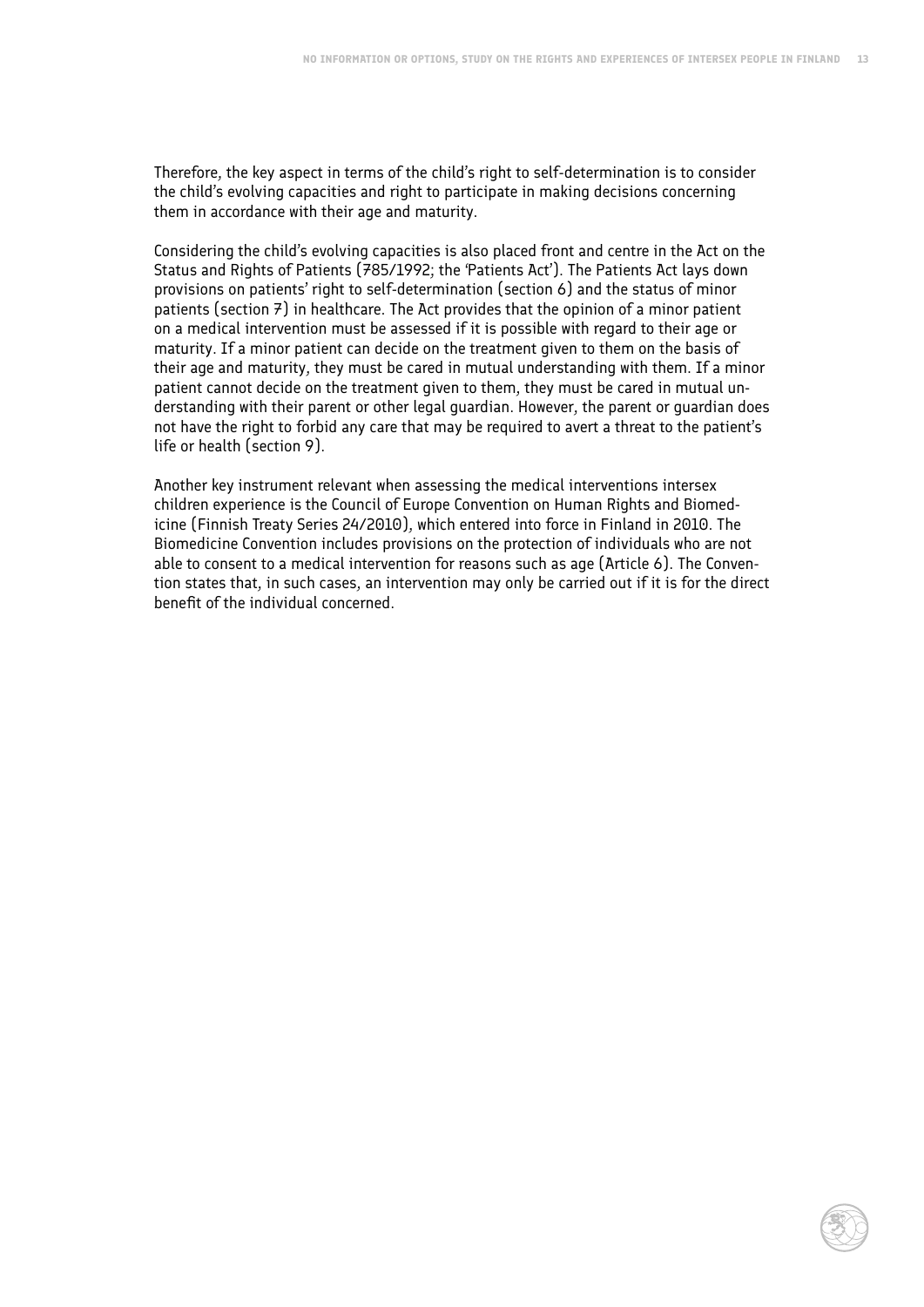Therefore, the key aspect in terms of the child's right to self-determination is to consider the child's evolving capacities and right to participate in making decisions concerning them in accordance with their age and maturity.

Considering the child's evolving capacities is also placed front and centre in the Act on the Status and Rights of Patients (785/1992; the 'Patients Act'). The Patients Act lays down provisions on patients' right to self-determination (section 6) and the status of minor patients (section 7) in healthcare. The Act provides that the opinion of a minor patient on a medical intervention must be assessed if it is possible with regard to their age or maturity. If a minor patient can decide on the treatment given to them on the basis of their age and maturity, they must be cared in mutual understanding with them. If a minor patient cannot decide on the treatment given to them, they must be cared in mutual understanding with their parent or other legal guardian. However, the parent or guardian does not have the right to forbid any care that may be required to avert a threat to the patient's life or health (section 9).

Another key instrument relevant when assessing the medical interventions intersex children experience is the Council of Europe Convention on Human Rights and Biomedicine (Finnish Treaty Series 24/2010), which entered into force in Finland in 2010. The Biomedicine Convention includes provisions on the protection of individuals who are not able to consent to a medical intervention for reasons such as age (Article 6). The Convention states that, in such cases, an intervention may only be carried out if it is for the direct benefit of the individual concerned.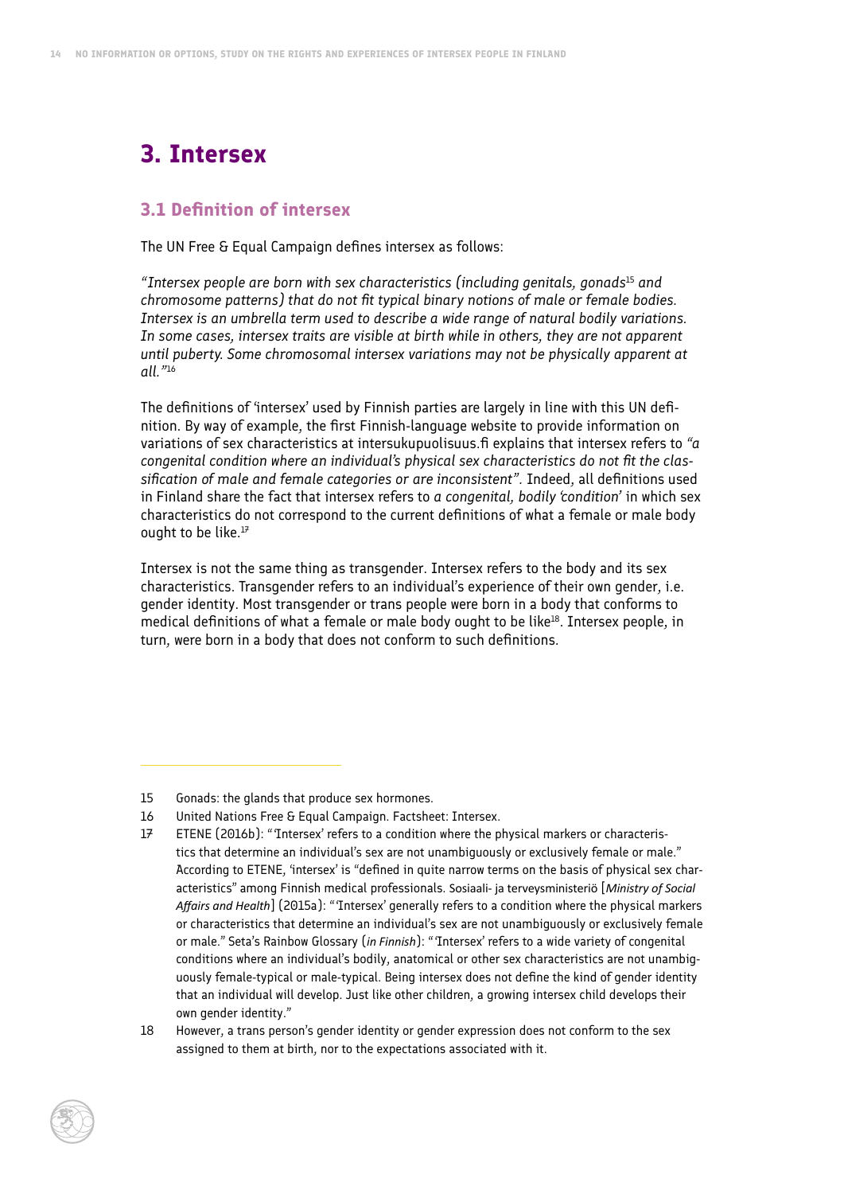# 3. Intersex

## 3.1 Definition of intersex

The UN Free & Equal Campaign defines intersex as follows:

*"Intersex people are born with sex characteristics (including genitals, gonads[15] and chromosome patterns) that do not fit typical binary notions of male or female bodies. Intersex is an umbrella term used to describe a wide range of natural bodily variations. In some cases, intersex traits are visible at birth while in others, they are not apparent until puberty. Some chromosomal intersex variations may not be physically apparent at all."*[16]

The definitions of 'intersex' used by Finnish parties are largely in line with this UN definition. By way of example, the first Finnish-language website to provide information on variations of sex characteristics at intersukupuolisuus.fi explains that intersex refers to *"a congenital condition where an individual's physical sex characteristics do not fit the classification of male and female categories or are inconsistent"*. Indeed, all definitions used in Finland share the fact that intersex refers to *a congenital, bodily 'condition'* in which sex characteristics do not correspond to the current definitions of what a female or male body ought to be like.[17]

Intersex is not the same thing as transgender. Intersex refers to the body and its sex characteristics. Transgender refers to an individual's experience of their own gender, i.e. gender identity. Most transgender or trans people were born in a body that conforms to medical definitions of what a female or male body ought to be like[18]. Intersex people, in turn, were born in a body that does not conform to such definitions.

---

15 Gonads: the glands that produce sex hormones.

16 United Nations Free & Equal Campaign. Factsheet: Intersex.

17 ETENE (2016b): "'Intersex' refers to a condition where the physical markers or characteristics that determine an individual's sex are not unambiguously or exclusively female or male." According to ETENE, 'intersex' is "defined in quite narrow terms on the basis of physical sex characteristics" among Finnish medical professionals. Sosiaali- ja terveysministeriö [*Ministry of Social Affairs and Health*] (2015a): "'Intersex' generally refers to a condition where the physical markers or characteristics that determine an individual's sex are not unambiguously or exclusively female or male." Seta's Rainbow Glossary (*in Finnish*): "'Intersex' refers to a wide variety of congenital conditions where an individual's bodily, anatomical or other sex characteristics are not unambiguously female-typical or male-typical. Being intersex does not define the kind of gender identity that an individual will develop. Just like other children, a growing intersex child develops their own gender identity."

18 However, a trans person's gender identity or gender expression does not conform to the sex assigned to them at birth, nor to the expectations associated with it.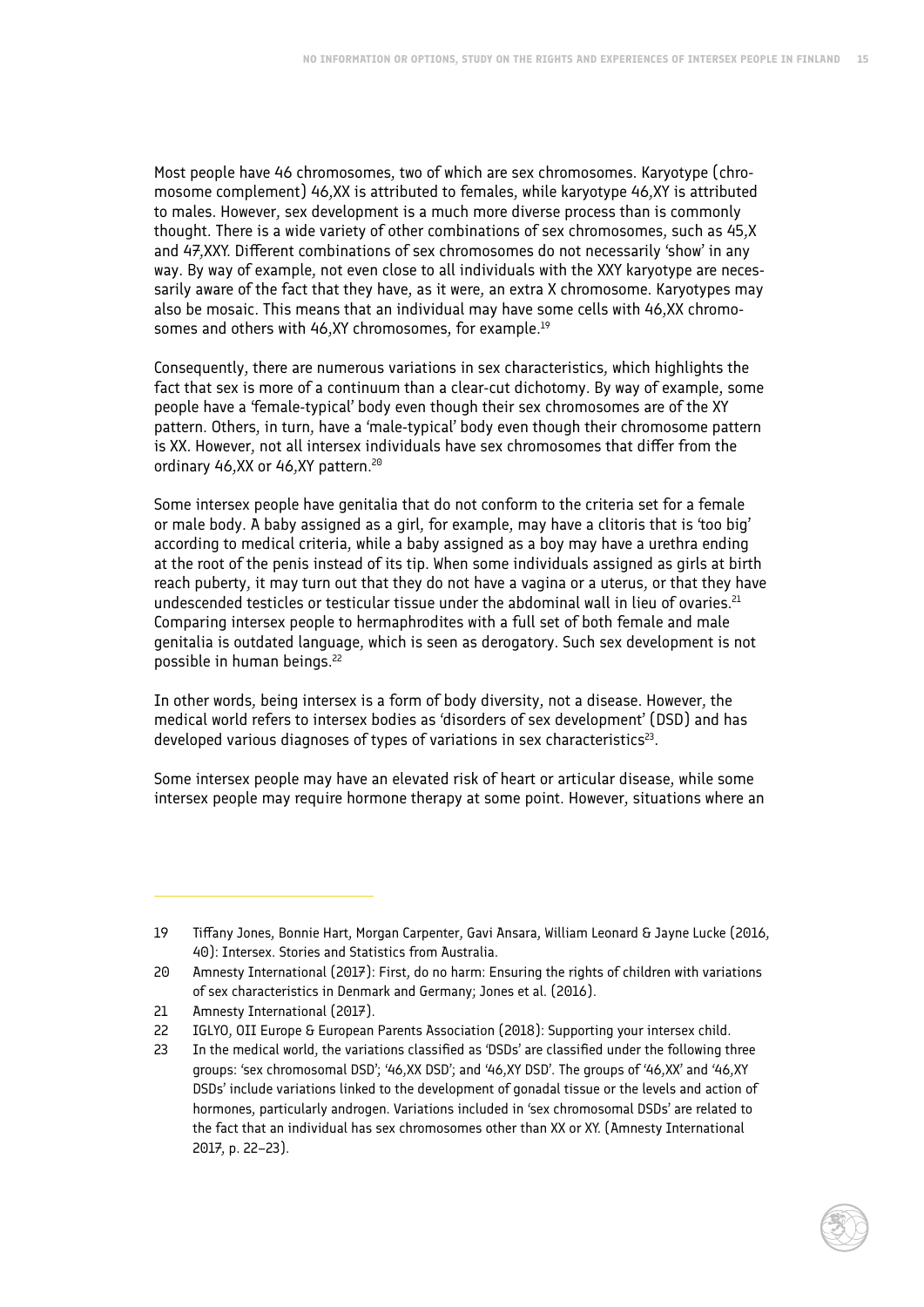Most people have 46 chromosomes, two of which are sex chromosomes. Karyotype (chromosome complement) 46,XX is attributed to females, while karyotype 46,XY is attributed to males. However, sex development is a much more diverse process than is commonly thought. There is a wide variety of other combinations of sex chromosomes, such as 45,X and 47,XXY. Different combinations of sex chromosomes do not necessarily 'show' in any way. By way of example, not even close to all individuals with the XXY karyotype are necessarily aware of the fact that they have, as it were, an extra X chromosome. Karyotypes may also be mosaic. This means that an individual may have some cells with 46,XX chromosomes and others with 46,XY chromosomes, for example.[19]

Consequently, there are numerous variations in sex characteristics, which highlights the fact that sex is more of a continuum than a clear-cut dichotomy. By way of example, some people have a 'female-typical' body even though their sex chromosomes are of the XY pattern. Others, in turn, have a 'male-typical' body even though their chromosome pattern is XX. However, not all intersex individuals have sex chromosomes that differ from the ordinary 46,XX or 46,XY pattern.[20]

Some intersex people have genitalia that do not conform to the criteria set for a female or male body. A baby assigned as a girl, for example, may have a clitoris that is 'too big' according to medical criteria, while a baby assigned as a boy may have a urethra ending at the root of the penis instead of its tip. When some individuals assigned as girls at birth reach puberty, it may turn out that they do not have a vagina or a uterus, or that they have undescended testicles or testicular tissue under the abdominal wall in lieu of ovaries.[21] Comparing intersex people to hermaphrodites with a full set of both female and male genitalia is outdated language, which is seen as derogatory. Such sex development is not possible in human beings.[22]

In other words, being intersex is a form of body diversity, not a disease. However, the medical world refers to intersex bodies as 'disorders of sex development' (DSD) and has developed various diagnoses of types of variations in sex characteristics[23].

Some intersex people may have an elevated risk of heart or articular disease, while some intersex people may require hormone therapy at some point. However, situations where an

---

19 Tiffany Jones, Bonnie Hart, Morgan Carpenter, Gavi Ansara, William Leonard & Jayne Lucke (2016, 40): Intersex. Stories and Statistics from Australia.

20 Amnesty International (2017): First, do no harm: Ensuring the rights of children with variations of sex characteristics in Denmark and Germany; Jones et al. (2016).

21 Amnesty International (2017).

22 IGLYO, OII Europe & European Parents Association (2018): Supporting your intersex child.

23 In the medical world, the variations classified as 'DSDs' are classified under the following three groups: 'sex chromosomal DSD'; '46,XX DSD'; and '46,XY DSD'. The groups of '46,XX' and '46,XY DSDs' include variations linked to the development of gonadal tissue or the levels and action of hormones, particularly androgen. Variations included in 'sex chromosomal DSDs' are related to the fact that an individual has sex chromosomes other than XX or XY. (Amnesty International 2017, p. 22–23).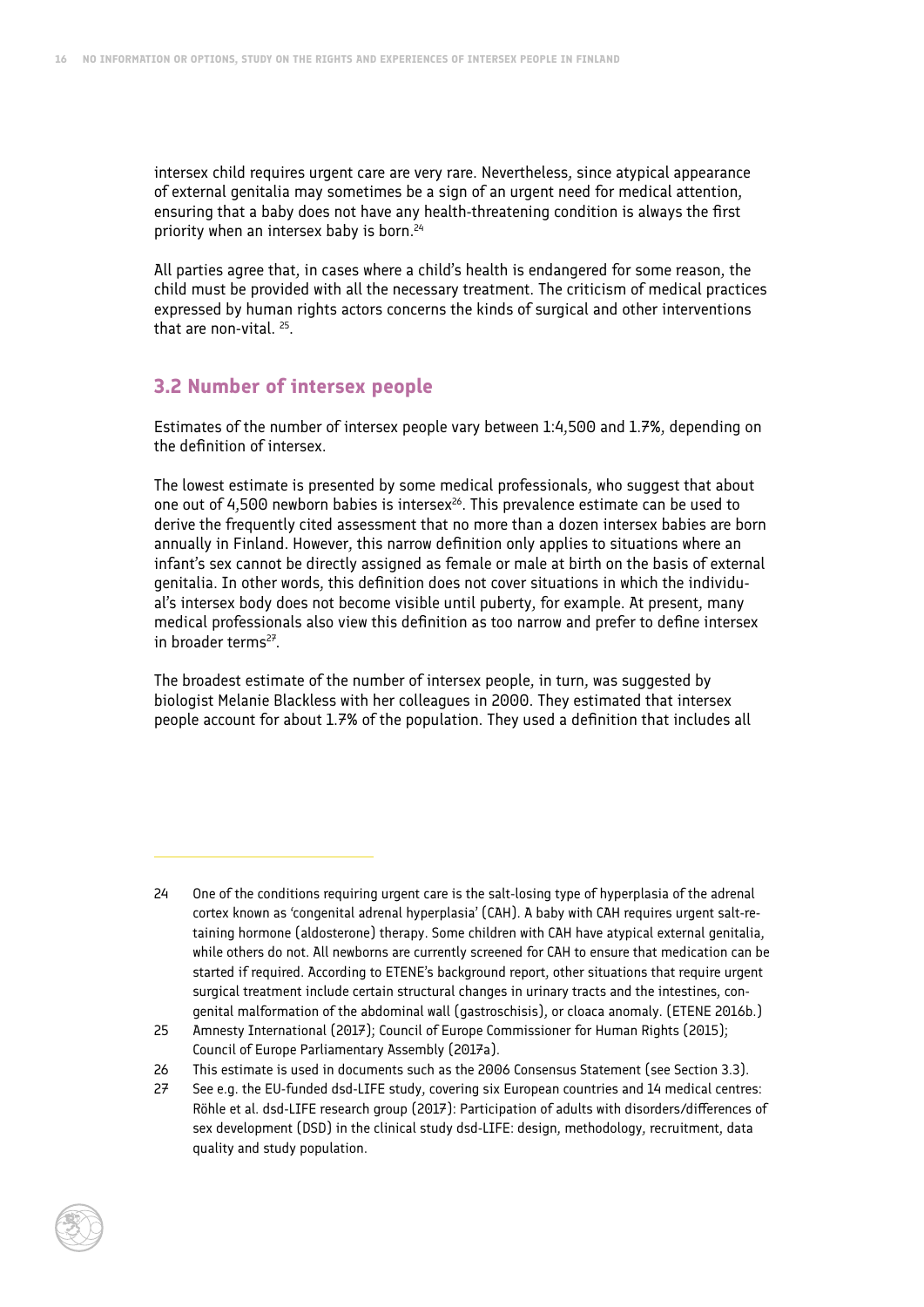intersex child requires urgent care are very rare. Nevertheless, since atypical appearance of external genitalia may sometimes be a sign of an urgent need for medical attention, ensuring that a baby does not have any health-threatening condition is always the first priority when an intersex baby is born.[24]

All parties agree that, in cases where a child's health is endangered for some reason, the child must be provided with all the necessary treatment. The criticism of medical practices expressed by human rights actors concerns the kinds of surgical and other interventions that are non-vital. [25].

## 3.2 Number of intersex people

Estimates of the number of intersex people vary between 1:4,500 and 1.7%, depending on the definition of intersex.

The lowest estimate is presented by some medical professionals, who suggest that about one out of 4,500 newborn babies is intersex[26]. This prevalence estimate can be used to derive the frequently cited assessment that no more than a dozen intersex babies are born annually in Finland. However, this narrow definition only applies to situations where an infant's sex cannot be directly assigned as female or male at birth on the basis of external genitalia. In other words, this definition does not cover situations in which the individual's intersex body does not become visible until puberty, for example. At present, many medical professionals also view this definition as too narrow and prefer to define intersex in broader terms[27].

The broadest estimate of the number of intersex people, in turn, was suggested by biologist Melanie Blackless with her colleagues in 2000. They estimated that intersex people account for about 1.7% of the population. They used a definition that includes all

---

24 One of the conditions requiring urgent care is the salt-losing type of hyperplasia of the adrenal cortex known as 'congenital adrenal hyperplasia' (CAH). A baby with CAH requires urgent salt-retaining hormone (aldosterone) therapy. Some children with CAH have atypical external genitalia, while others do not. All newborns are currently screened for CAH to ensure that medication can be started if required. According to ETENE's background report, other situations that require urgent surgical treatment include certain structural changes in urinary tracts and the intestines, congenital malformation of the abdominal wall (gastroschisis), or cloaca anomaly. (ETENE 2016b.)

25 Amnesty International (2017); Council of Europe Commissioner for Human Rights (2015); Council of Europe Parliamentary Assembly (2017a).

26 This estimate is used in documents such as the 2006 Consensus Statement (see Section 3.3).

27 See e.g. the EU-funded dsd-LIFE study, covering six European countries and 14 medical centres: Röhle et al. dsd-LIFE research group (2017): Participation of adults with disorders/differences of sex development (DSD) in the clinical study dsd-LIFE: design, methodology, recruitment, data quality and study population.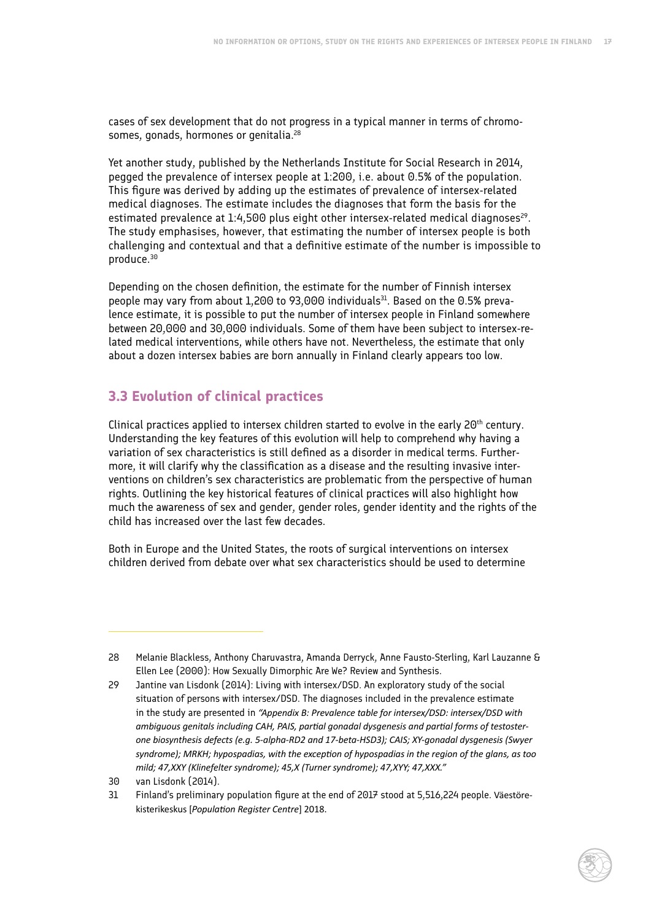cases of sex development that do not progress in a typical manner in terms of chromosomes, gonads, hormones or genitalia.[28]

Yet another study, published by the Netherlands Institute for Social Research in 2014, pegged the prevalence of intersex people at 1:200, i.e. about 0.5% of the population. This figure was derived by adding up the estimates of prevalence of intersex-related medical diagnoses. The estimate includes the diagnoses that form the basis for the estimated prevalence at 1:4,500 plus eight other intersex-related medical diagnoses[29]. The study emphasises, however, that estimating the number of intersex people is both challenging and contextual and that a definitive estimate of the number is impossible to produce.[30]

Depending on the chosen definition, the estimate for the number of Finnish intersex people may vary from about 1,200 to 93,000 individuals[31]. Based on the 0.5% prevalence estimate, it is possible to put the number of intersex people in Finland somewhere between 20,000 and 30,000 individuals. Some of them have been subject to intersex-related medical interventions, while others have not. Nevertheless, the estimate that only about a dozen intersex babies are born annually in Finland clearly appears too low.

## 3.3 Evolution of clinical practices

Clinical practices applied to intersex children started to evolve in the early 20th century. Understanding the key features of this evolution will help to comprehend why having a variation of sex characteristics is still defined as a disorder in medical terms. Furthermore, it will clarify why the classification as a disease and the resulting invasive interventions on children's sex characteristics are problematic from the perspective of human rights. Outlining the key historical features of clinical practices will also highlight how much the awareness of sex and gender, gender roles, gender identity and the rights of the child has increased over the last few decades.

Both in Europe and the United States, the roots of surgical interventions on intersex children derived from debate over what sex characteristics should be used to determine

---

28 Melanie Blackless, Anthony Charuvastra, Amanda Derryck, Anne Fausto-Sterling, Karl Lauzanne & Ellen Lee (2000): How Sexually Dimorphic Are We? Review and Synthesis.

29 Jantine van Lisdonk (2014): Living with intersex/DSD. An exploratory study of the social situation of persons with intersex/DSD. The diagnoses included in the prevalence estimate in the study are presented in *"Appendix B: Prevalence table for intersex/DSD: intersex/DSD with ambiguous genitals including CAH, PAIS, partial gonadal dysgenesis and partial forms of testosterone biosynthesis defects (e.g. 5-alpha-RD2 and 17-beta-HSD3); CAIS; XY-gonadal dysgenesis (Swyer syndrome); MRKH; hypospadias, with the exception of hypospadias in the region of the glans, as too mild; 47,XXY (Klinefelter syndrome); 45,X (Turner syndrome); 47,XYY; 47,XXX."*

30 van Lisdonk (2014).

31 Finland's preliminary population figure at the end of 2017 stood at 5,516,224 people. Väestörekisterikeskus [*Population Register Centre*] 2018.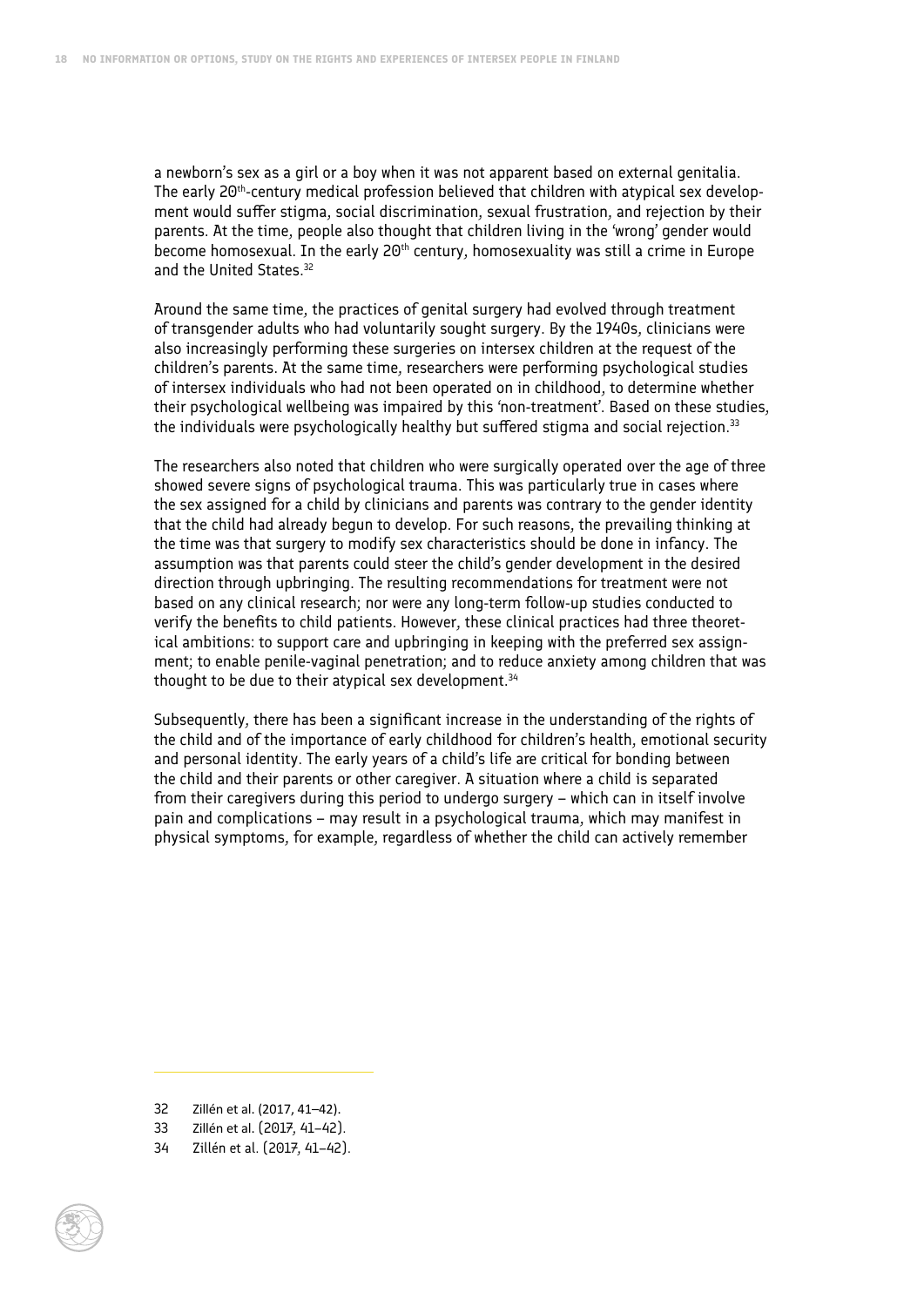a newborn's sex as a girl or a boy when it was not apparent based on external genitalia. The early 20th-century medical profession believed that children with atypical sex development would suffer stigma, social discrimination, sexual frustration, and rejection by their parents. At the time, people also thought that children living in the 'wrong' gender would become homosexual. In the early 20th century, homosexuality was still a crime in Europe and the United States.[32]

Around the same time, the practices of genital surgery had evolved through treatment of transgender adults who had voluntarily sought surgery. By the 1940s, clinicians were also increasingly performing these surgeries on intersex children at the request of the children's parents. At the same time, researchers were performing psychological studies of intersex individuals who had not been operated on in childhood, to determine whether their psychological wellbeing was impaired by this 'non-treatment'. Based on these studies, the individuals were psychologically healthy but suffered stigma and social rejection.[33]

The researchers also noted that children who were surgically operated over the age of three showed severe signs of psychological trauma. This was particularly true in cases where the sex assigned for a child by clinicians and parents was contrary to the gender identity that the child had already begun to develop. For such reasons, the prevailing thinking at the time was that surgery to modify sex characteristics should be done in infancy. The assumption was that parents could steer the child's gender development in the desired direction through upbringing. The resulting recommendations for treatment were not based on any clinical research; nor were any long-term follow-up studies conducted to verify the benefits to child patients. However, these clinical practices had three theoretical ambitions: to support care and upbringing in keeping with the preferred sex assignment; to enable penile-vaginal penetration; and to reduce anxiety among children that was thought to be due to their atypical sex development.[34]

Subsequently, there has been a significant increase in the understanding of the rights of the child and of the importance of early childhood for children's health, emotional security and personal identity. The early years of a child's life are critical for bonding between the child and their parents or other caregiver. A situation where a child is separated from their caregivers during this period to undergo surgery – which can in itself involve pain and complications – may result in a psychological trauma, which may manifest in physical symptoms, for example, regardless of whether the child can actively remember

---

32 Zillén et al. (2017, 41–42).

33 Zillén et al. (2017, 41–42).

34 Zillén et al. (2017, 41–42).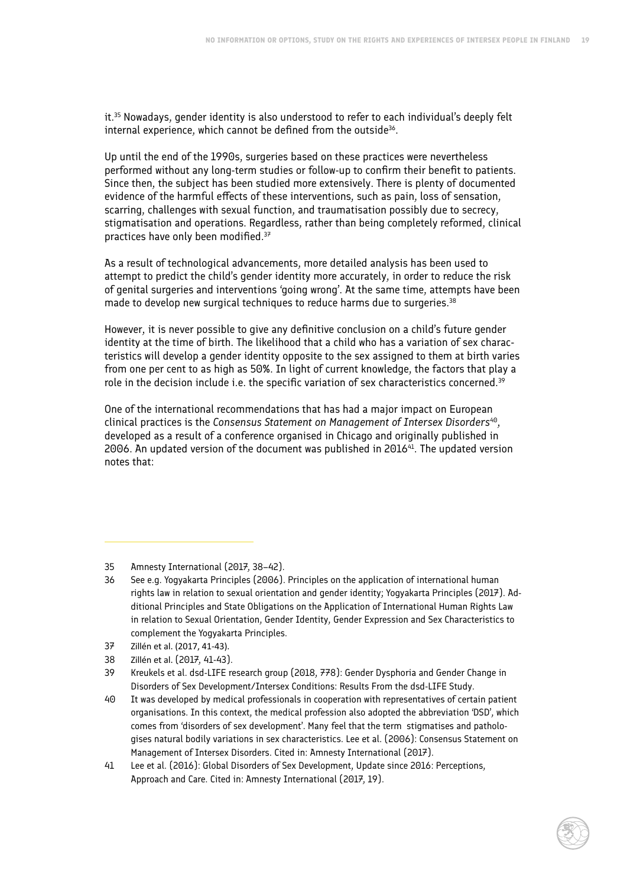it.[35] Nowadays, gender identity is also understood to refer to each individual's deeply felt internal experience, which cannot be defined from the outside[36].

Up until the end of the 1990s, surgeries based on these practices were nevertheless performed without any long-term studies or follow-up to confirm their benefit to patients. Since then, the subject has been studied more extensively. There is plenty of documented evidence of the harmful effects of these interventions, such as pain, loss of sensation, scarring, challenges with sexual function, and traumatisation possibly due to secrecy, stigmatisation and operations. Regardless, rather than being completely reformed, clinical practices have only been modified.[37]

As a result of technological advancements, more detailed analysis has been used to attempt to predict the child's gender identity more accurately, in order to reduce the risk of genital surgeries and interventions 'going wrong'. At the same time, attempts have been made to develop new surgical techniques to reduce harms due to surgeries.[38]

However, it is never possible to give any definitive conclusion on a child's future gender identity at the time of birth. The likelihood that a child who has a variation of sex characteristics will develop a gender identity opposite to the sex assigned to them at birth varies from one per cent to as high as 50%. In light of current knowledge, the factors that play a role in the decision include i.e. the specific variation of sex characteristics concerned.[39]

One of the international recommendations that has had a major impact on European clinical practices is the *Consensus Statement on Management of Intersex Disorders*[40], developed as a result of a conference organised in Chicago and originally published in 2006. An updated version of the document was published in 2016[41]. The updated version notes that:

---

35 Amnesty International (2017, 38–42).

36 See e.g. Yogyakarta Principles (2006). Principles on the application of international human rights law in relation to sexual orientation and gender identity; Yogyakarta Principles (2017). Additional Principles and State Obligations on the Application of International Human Rights Law in relation to Sexual Orientation, Gender Identity, Gender Expression and Sex Characteristics to complement the Yogyakarta Principles.

37 Zillén et al. (2017, 41-43).

38 Zillén et al. (2017, 41-43).

39 Kreukels et al. dsd-LIFE research group (2018, 778): Gender Dysphoria and Gender Change in Disorders of Sex Development/Intersex Conditions: Results From the dsd-LIFE Study.

40 It was developed by medical professionals in cooperation with representatives of certain patient organisations. In this context, the medical profession also adopted the abbreviation 'DSD', which comes from 'disorders of sex development'. Many feel that the term stigmatises and pathologises natural bodily variations in sex characteristics. Lee et al. (2006): Consensus Statement on Management of Intersex Disorders. Cited in: Amnesty International (2017).

41 Lee et al. (2016): Global Disorders of Sex Development, Update since 2016: Perceptions, Approach and Care. Cited in: Amnesty International (2017, 19).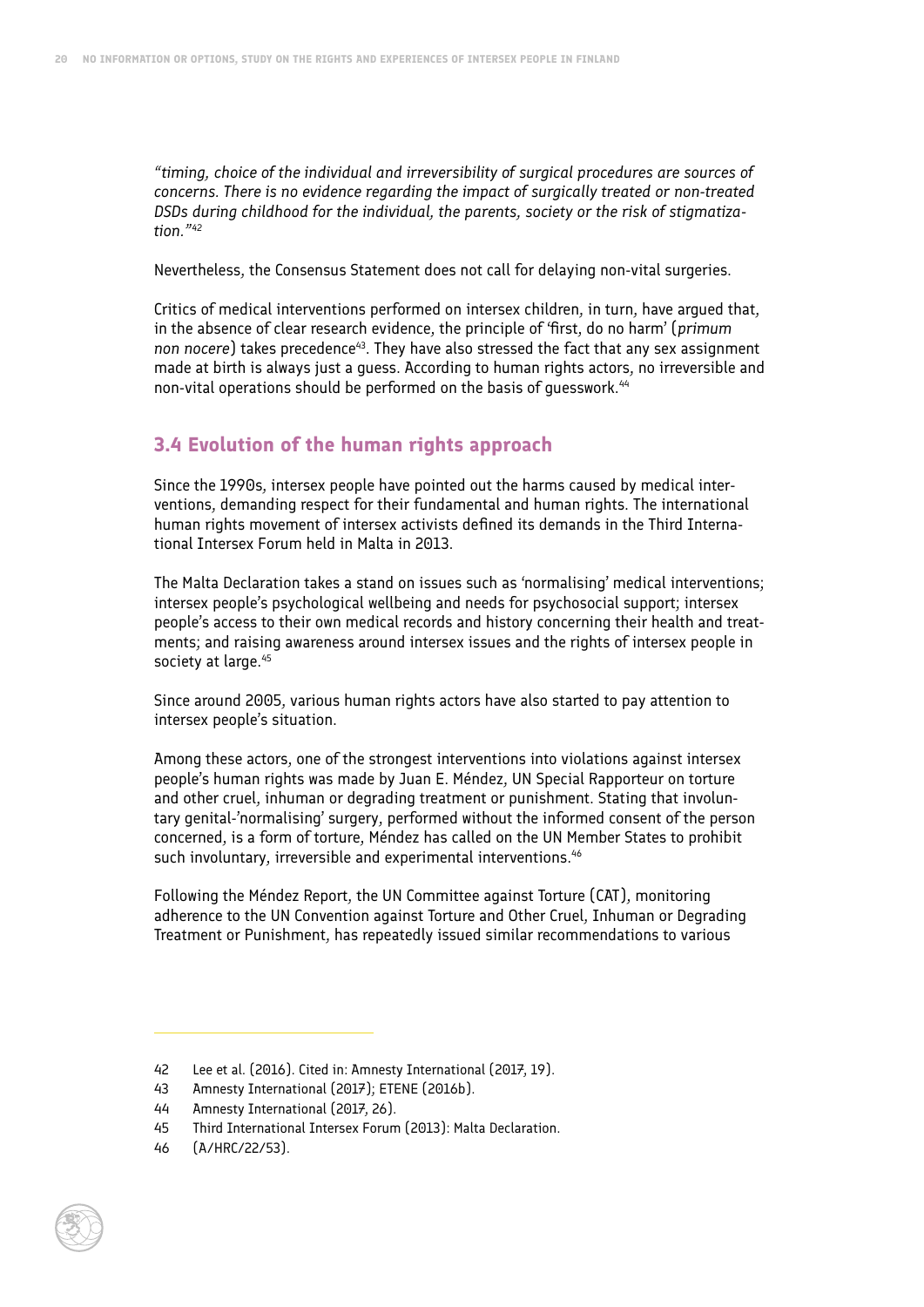*"timing, choice of the individual and irreversibility of surgical procedures are sources of concerns. There is no evidence regarding the impact of surgically treated or non-treated DSDs during childhood for the individual, the parents, society or the risk of stigmatization."*[42]

Nevertheless, the Consensus Statement does not call for delaying non-vital surgeries.

Critics of medical interventions performed on intersex children, in turn, have argued that, in the absence of clear research evidence, the principle of 'first, do no harm' (*primum non nocere*) takes precedence[43]. They have also stressed the fact that any sex assignment made at birth is always just a guess. According to human rights actors, no irreversible and non-vital operations should be performed on the basis of guesswork.[44]

## 3.4 Evolution of the human rights approach

Since the 1990s, intersex people have pointed out the harms caused by medical interventions, demanding respect for their fundamental and human rights. The international human rights movement of intersex activists defined its demands in the Third International Intersex Forum held in Malta in 2013.

The Malta Declaration takes a stand on issues such as 'normalising' medical interventions; intersex people's psychological wellbeing and needs for psychosocial support; intersex people's access to their own medical records and history concerning their health and treatments; and raising awareness around intersex issues and the rights of intersex people in society at large.[45]

Since around 2005, various human rights actors have also started to pay attention to intersex people's situation.

Among these actors, one of the strongest interventions into violations against intersex people's human rights was made by Juan E. Méndez, UN Special Rapporteur on torture and other cruel, inhuman or degrading treatment or punishment. Stating that involuntary genital-'normalising' surgery, performed without the informed consent of the person concerned, is a form of torture, Méndez has called on the UN Member States to prohibit such involuntary, irreversible and experimental interventions.[46]

Following the Méndez Report, the UN Committee against Torture (CAT), monitoring adherence to the UN Convention against Torture and Other Cruel, Inhuman or Degrading Treatment or Punishment, has repeatedly issued similar recommendations to various

---

42 Lee et al. (2016). Cited in: Amnesty International (2017, 19).

43 Amnesty International (2017); ETENE (2016b).

44 Amnesty International (2017, 26).

45 Third International Intersex Forum (2013): Malta Declaration.

46 (A/HRC/22/53).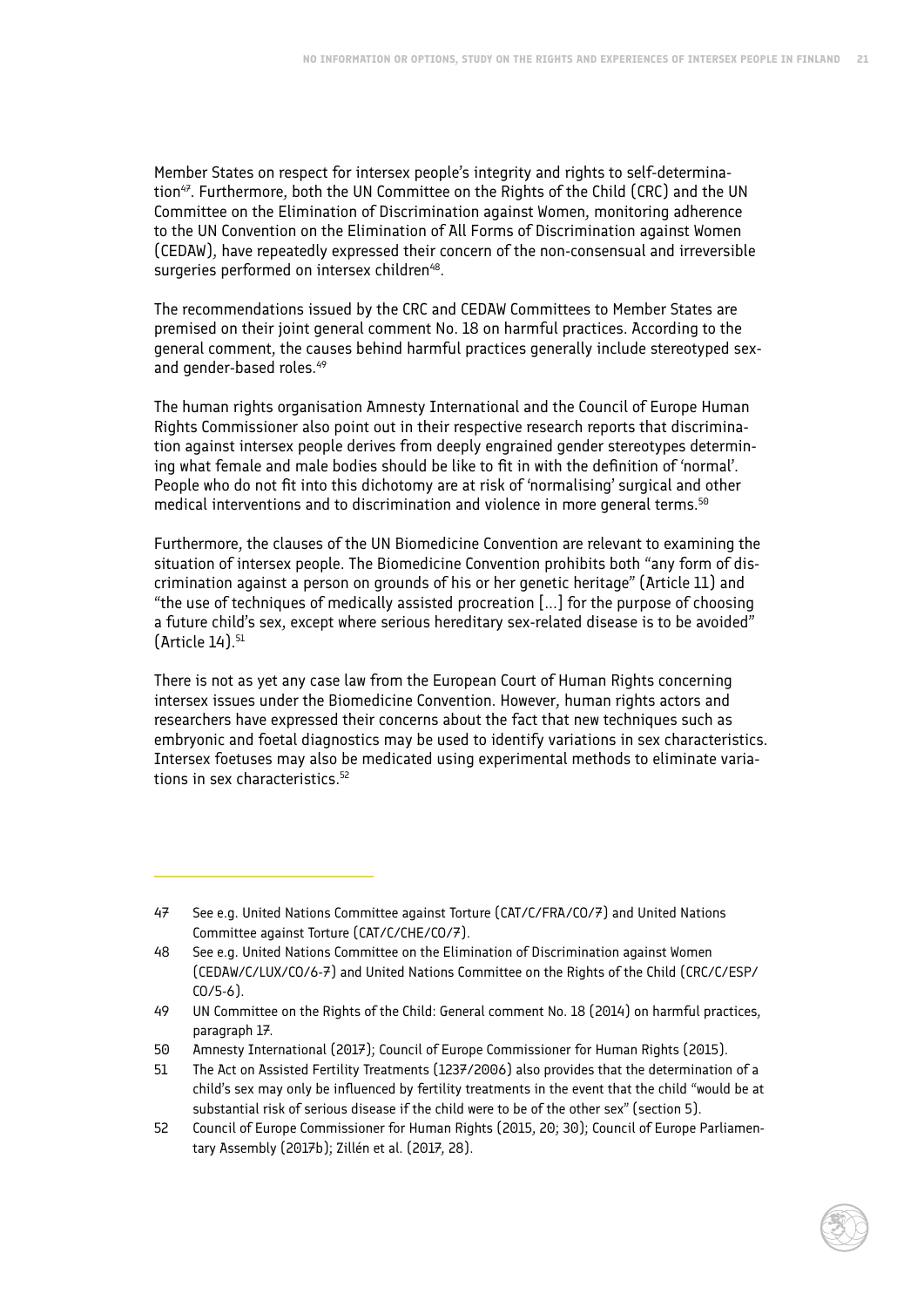Member States on respect for intersex people's integrity and rights to self-determination[47]. Furthermore, both the UN Committee on the Rights of the Child (CRC) and the UN Committee on the Elimination of Discrimination against Women, monitoring adherence to the UN Convention on the Elimination of All Forms of Discrimination against Women (CEDAW), have repeatedly expressed their concern of the non-consensual and irreversible surgeries performed on intersex children[48].

The recommendations issued by the CRC and CEDAW Committees to Member States are premised on their joint general comment No. 18 on harmful practices. According to the general comment, the causes behind harmful practices generally include stereotyped sex- and gender-based roles.[49]

The human rights organisation Amnesty International and the Council of Europe Human Rights Commissioner also point out in their respective research reports that discrimination against intersex people derives from deeply engrained gender stereotypes determining what female and male bodies should be like to fit in with the definition of 'normal'. People who do not fit into this dichotomy are at risk of 'normalising' surgical and other medical interventions and to discrimination and violence in more general terms.[50]

Furthermore, the clauses of the UN Biomedicine Convention are relevant to examining the situation of intersex people. The Biomedicine Convention prohibits both "any form of discrimination against a person on grounds of his or her genetic heritage" (Article 11) and "the use of techniques of medically assisted procreation [...] for the purpose of choosing a future child's sex, except where serious hereditary sex-related disease is to be avoided" (Article 14).[51]

There is not as yet any case law from the European Court of Human Rights concerning intersex issues under the Biomedicine Convention. However, human rights actors and researchers have expressed their concerns about the fact that new techniques such as embryonic and foetal diagnostics may be used to identify variations in sex characteristics. Intersex foetuses may also be medicated using experimental methods to eliminate variations in sex characteristics.[52]

---

47 See e.g. United Nations Committee against Torture (CAT/C/FRA/CO/7) and United Nations Committee against Torture (CAT/C/CHE/CO/7).

48 See e.g. United Nations Committee on the Elimination of Discrimination against Women (CEDAW/C/LUX/CO/6-7) and United Nations Committee on the Rights of the Child (CRC/C/ESP/CO/5-6).

49 UN Committee on the Rights of the Child: General comment No. 18 (2014) on harmful practices, paragraph 17.

50 Amnesty International (2017); Council of Europe Commissioner for Human Rights (2015).

51 The Act on Assisted Fertility Treatments (1237/2006) also provides that the determination of a child's sex may only be influenced by fertility treatments in the event that the child "would be at substantial risk of serious disease if the child were to be of the other sex" (section 5).

52 Council of Europe Commissioner for Human Rights (2015, 20; 30); Council of Europe Parliamentary Assembly (2017b); Zillén et al. (2017, 28).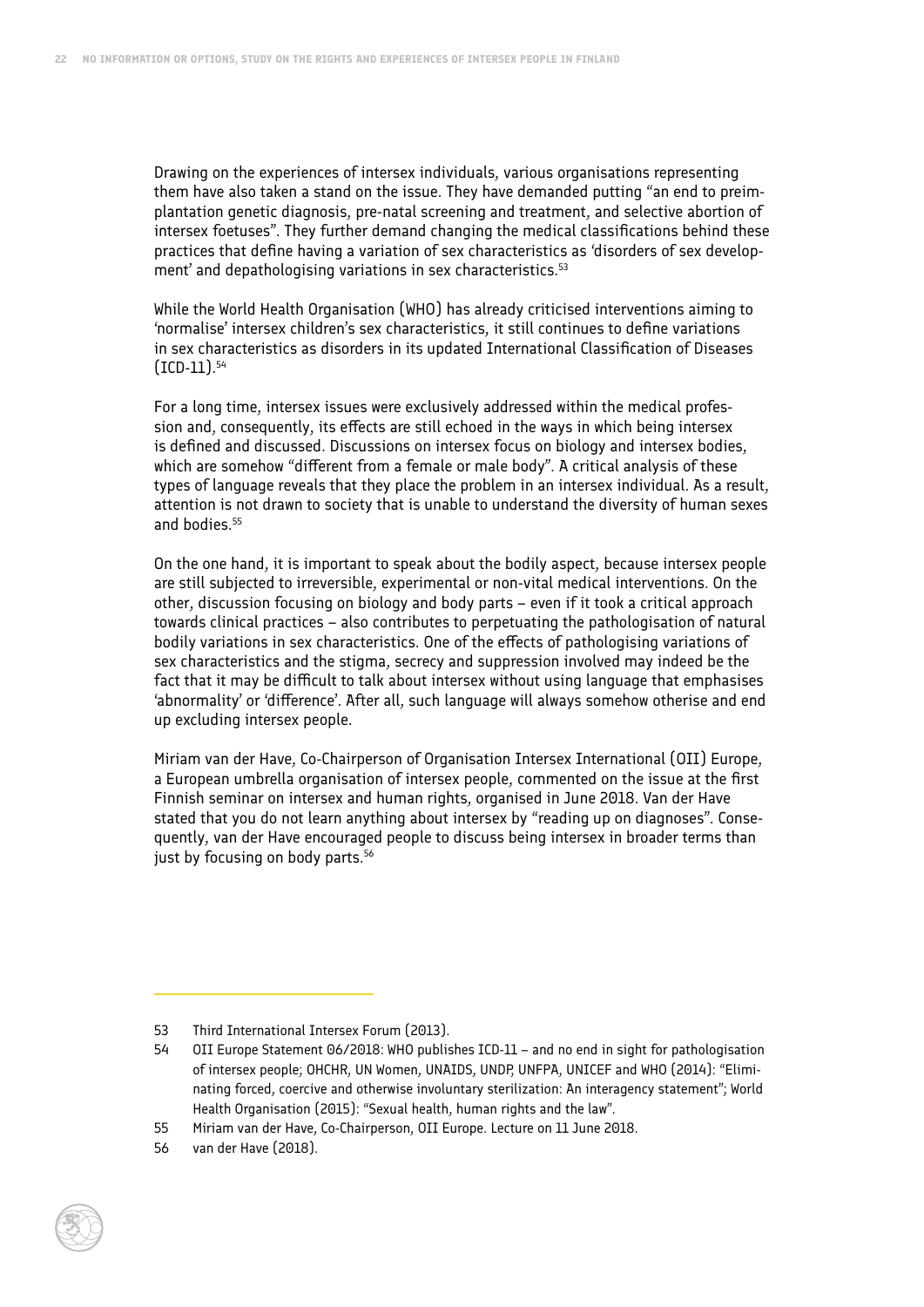Drawing on the experiences of intersex individuals, various organisations representing them have also taken a stand on the issue. They have demanded putting "an end to preimplantation genetic diagnosis, pre-natal screening and treatment, and selective abortion of intersex foetuses". They further demand changing the medical classifications behind these practices that define having a variation of sex characteristics as 'disorders of sex development' and depathologising variations in sex characteristics.[53]

While the World Health Organisation (WHO) has already criticised interventions aiming to 'normalise' intersex children's sex characteristics, it still continues to define variations in sex characteristics as disorders in its updated International Classification of Diseases (ICD-11).[54]

For a long time, intersex issues were exclusively addressed within the medical profession and, consequently, its effects are still echoed in the ways in which being intersex is defined and discussed. Discussions on intersex focus on biology and intersex bodies, which are somehow "different from a female or male body". A critical analysis of these types of language reveals that they place the problem in an intersex individual. As a result, attention is not drawn to society that is unable to understand the diversity of human sexes and bodies.[55]

On the one hand, it is important to speak about the bodily aspect, because intersex people are still subjected to irreversible, experimental or non-vital medical interventions. On the other, discussion focusing on biology and body parts – even if it took a critical approach towards clinical practices – also contributes to perpetuating the pathologisation of natural bodily variations in sex characteristics. One of the effects of pathologising variations of sex characteristics and the stigma, secrecy and suppression involved may indeed be the fact that it may be difficult to talk about intersex without using language that emphasises 'abnormality' or 'difference'. After all, such language will always somehow otherise and end up excluding intersex people.

Miriam van der Have, Co-Chairperson of Organisation Intersex International (OII) Europe, a European umbrella organisation of intersex people, commented on the issue at the first Finnish seminar on intersex and human rights, organised in June 2018. Van der Have stated that you do not learn anything about intersex by "reading up on diagnoses". Consequently, van der Have encouraged people to discuss being intersex in broader terms than just by focusing on body parts.[56]

---

53 Third International Intersex Forum (2013).

54 OII Europe Statement 06/2018: WHO publishes ICD-11 – and no end in sight for pathologisation of intersex people; OHCHR, UN Women, UNAIDS, UNDP, UNFPA, UNICEF and WHO (2014): "Eliminating forced, coercive and otherwise involuntary sterilization: An interagency statement"; World Health Organisation (2015): "Sexual health, human rights and the law".

55 Miriam van der Have, Co-Chairperson, OII Europe. Lecture on 11 June 2018.

56 van der Have (2018).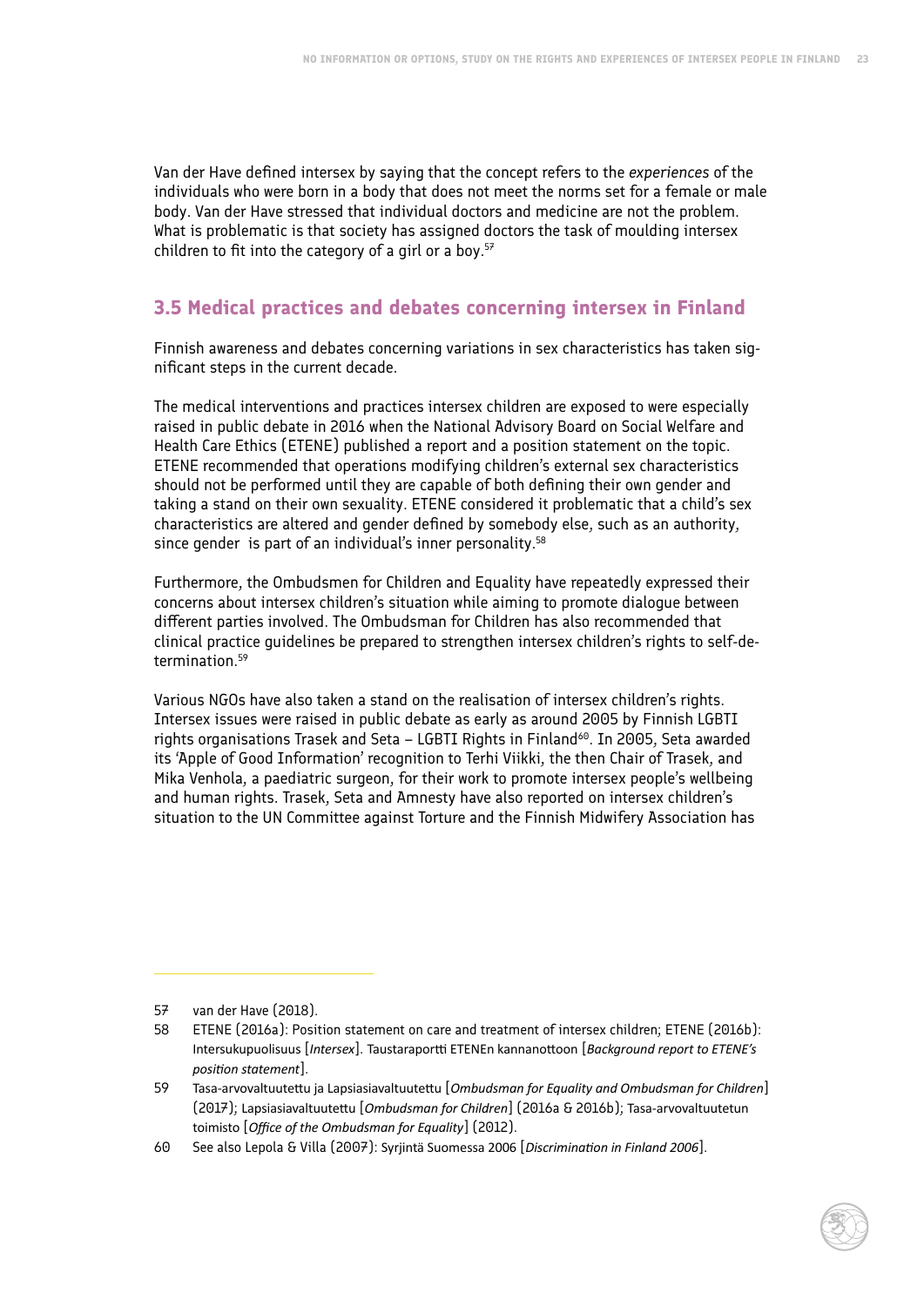Van der Have defined intersex by saying that the concept refers to the *experiences* of the individuals who were born in a body that does not meet the norms set for a female or male body. Van der Have stressed that individual doctors and medicine are not the problem. What is problematic is that society has assigned doctors the task of moulding intersex children to fit into the category of a girl or a boy.[57]

## 3.5 Medical practices and debates concerning intersex in Finland

Finnish awareness and debates concerning variations in sex characteristics has taken significant steps in the current decade.

The medical interventions and practices intersex children are exposed to were especially raised in public debate in 2016 when the National Advisory Board on Social Welfare and Health Care Ethics (ETENE) published a report and a position statement on the topic. ETENE recommended that operations modifying children's external sex characteristics should not be performed until they are capable of both defining their own gender and taking a stand on their own sexuality. ETENE considered it problematic that a child's sex characteristics are altered and gender defined by somebody else, such as an authority, since gender is part of an individual's inner personality.[58]

Furthermore, the Ombudsmen for Children and Equality have repeatedly expressed their concerns about intersex children's situation while aiming to promote dialogue between different parties involved. The Ombudsman for Children has also recommended that clinical practice guidelines be prepared to strengthen intersex children's rights to self-determination.[59]

Various NGOs have also taken a stand on the realisation of intersex children's rights. Intersex issues were raised in public debate as early as around 2005 by Finnish LGBTI rights organisations Trasek and Seta – LGBTI Rights in Finland[60]. In 2005, Seta awarded its 'Apple of Good Information' recognition to Terhi Viikki, the then Chair of Trasek, and Mika Venhola, a paediatric surgeon, for their work to promote intersex people's wellbeing and human rights. Trasek, Seta and Amnesty have also reported on intersex children's situation to the UN Committee against Torture and the Finnish Midwifery Association has

---

57 van der Have (2018).

58 ETENE (2016a): Position statement on care and treatment of intersex children; ETENE (2016b): Intersukupuolisuus [*Intersex*]. Taustaraportti ETENEn kannanottoon [*Background report to ETENE's position statement*].

59 Tasa-arvovaltuutettu ja Lapsiasiavaltuutettu [*Ombudsman for Equality and Ombudsman for Children*] (2017); Lapsiasiavaltuutettu [*Ombudsman for Children*] (2016a & 2016b); Tasa-arvovaltuutetun toimisto [*Office of the Ombudsman for Equality*] (2012).

60 See also Lepola & Villa (2007): Syrjintä Suomessa 2006 [*Discrimination in Finland 2006*].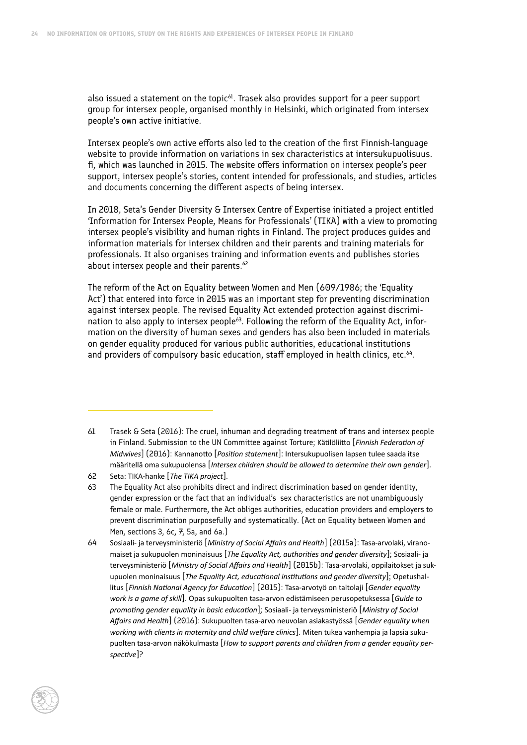also issued a statement on the topic[61]. Trasek also provides support for a peer support group for intersex people, organised monthly in Helsinki, which originated from intersex people's own active initiative.

Intersex people's own active efforts also led to the creation of the first Finnish-language website to provide information on variations in sex characteristics at intersukupuolisuus.fi, which was launched in 2015. The website offers information on intersex people's peer support, intersex people's stories, content intended for professionals, and studies, articles and documents concerning the different aspects of being intersex.

In 2018, Seta's Gender Diversity & Intersex Centre of Expertise initiated a project entitled 'Information for Intersex People, Means for Professionals' (TIKA) with a view to promoting intersex people's visibility and human rights in Finland. The project produces guides and information materials for intersex children and their parents and training materials for professionals. It also organises training and information events and publishes stories about intersex people and their parents.[62]

The reform of the Act on Equality between Women and Men (609/1986; the 'Equality Act') that entered into force in 2015 was an important step for preventing discrimination against intersex people. The revised Equality Act extended protection against discrimination to also apply to intersex people[63]. Following the reform of the Equality Act, information on the diversity of human sexes and genders has also been included in materials on gender equality produced for various public authorities, educational institutions and providers of compulsory basic education, staff employed in health clinics, etc.[64].

---

61 Trasek & Seta (2016): The cruel, inhuman and degrading treatment of trans and intersex people in Finland. Submission to the UN Committee against Torture; Kätilöliitto [*Finnish Federation of Midwives*] (2016): Kannanotto [*Position statement*]: Intersukupuolisen lapsen tulee saada itse määritellä oma sukupuolensa [*Intersex children should be allowed to determine their own gender*].

62 Seta: TIKA-hanke [*The TIKA project*].

63 The Equality Act also prohibits direct and indirect discrimination based on gender identity, gender expression or the fact that an individual's sex characteristics are not unambiguously female or male. Furthermore, the Act obliges authorities, education providers and employers to prevent discrimination purposefully and systematically. (Act on Equality between Women and Men, sections 3, 6c, 7, 5a, and 6a.)

64 Sosiaali- ja terveysministeriö [*Ministry of Social Affairs and Health*] (2015a): Tasa-arvolaki, viranomaiset ja sukupuolen moninaisuus [*The Equality Act, authorities and gender diversity*]; Sosiaali- ja terveysministeriö [*Ministry of Social Affairs and Health*] (2015b): Tasa-arvolaki, oppilaitokset ja sukupuolen moninaisuus [*The Equality Act, educational institutions and gender diversity*]; Opetushallitus [*Finnish National Agency for Education*] (2015): Tasa-arvotyö on taitolaji [*Gender equality work is a game of skill*]. Opas sukupuolten tasa-arvon edistämiseen perusopetuksessa [*Guide to promoting gender equality in basic education*]; Sosiaali- ja terveysministeriö [*Ministry of Social Affairs and Health*] (2016): Sukupuolten tasa-arvo neuvolan asiakastyössä [*Gender equality when working with clients in maternity and child welfare clinics*]. Miten tukea vanhempia ja lapsia sukupuolten tasa-arvon näkökulmasta [*How to support parents and children from a gender equality perspective*]?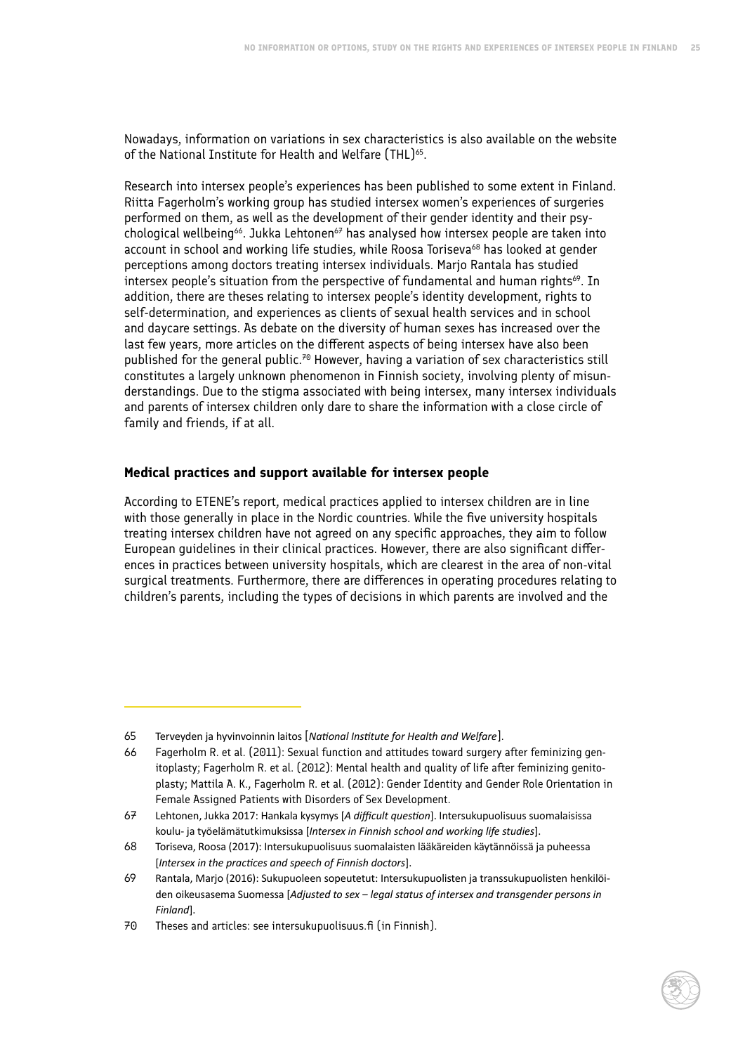Nowadays, information on variations in sex characteristics is also available on the website of the National Institute for Health and Welfare (THL)[65].

Research into intersex people's experiences has been published to some extent in Finland. Riitta Fagerholm's working group has studied intersex women's experiences of surgeries performed on them, as well as the development of their gender identity and their psychological wellbeing[66]. Jukka Lehtonen[67] has analysed how intersex people are taken into account in school and working life studies, while Roosa Toriseva[68] has looked at gender perceptions among doctors treating intersex individuals. Marjo Rantala has studied intersex people's situation from the perspective of fundamental and human rights[69]. In addition, there are theses relating to intersex people's identity development, rights to self-determination, and experiences as clients of sexual health services and in school and daycare settings. As debate on the diversity of human sexes has increased over the last few years, more articles on the different aspects of being intersex have also been published for the general public.[70] However, having a variation of sex characteristics still constitutes a largely unknown phenomenon in Finnish society, involving plenty of misunderstandings. Due to the stigma associated with being intersex, many intersex individuals and parents of intersex children only dare to share the information with a close circle of family and friends, if at all.

### Medical practices and support available for intersex people

According to ETENE's report, medical practices applied to intersex children are in line with those generally in place in the Nordic countries. While the five university hospitals treating intersex children have not agreed on any specific approaches, they aim to follow European guidelines in their clinical practices. However, there are also significant differences in practices between university hospitals, which are clearest in the area of non-vital surgical treatments. Furthermore, there are differences in operating procedures relating to children's parents, including the types of decisions in which parents are involved and the

---

65 Terveyden ja hyvinvoinnin laitos [*National Institute for Health and Welfare*].

66 Fagerholm R. et al. (2011): Sexual function and attitudes toward surgery after feminizing genitoplasty; Fagerholm R. et al. (2012): Mental health and quality of life after feminizing genitoplasty; Mattila A. K., Fagerholm R. et al. (2012): Gender Identity and Gender Role Orientation in Female Assigned Patients with Disorders of Sex Development.

67 Lehtonen, Jukka 2017: Hankala kysymys [*A difficult question*]. Intersukupuolisuus suomalaisissa koulu- ja työelämätutkimuksissa [*Intersex in Finnish school and working life studies*].

68 Toriseva, Roosa (2017): Intersukupuolisuus suomalaisten lääkäreiden käytännöissä ja puheessa [*Intersex in the practices and speech of Finnish doctors*].

69 Rantala, Marjo (2016): Sukupuoleen sopeutetut: Intersukupuolisten ja transsukupuolisten henkilöiden oikeusasema Suomessa [*Adjusted to sex – legal status of intersex and transgender persons in Finland*].

70 Theses and articles: see intersukupuolisuus.fi (in Finnish).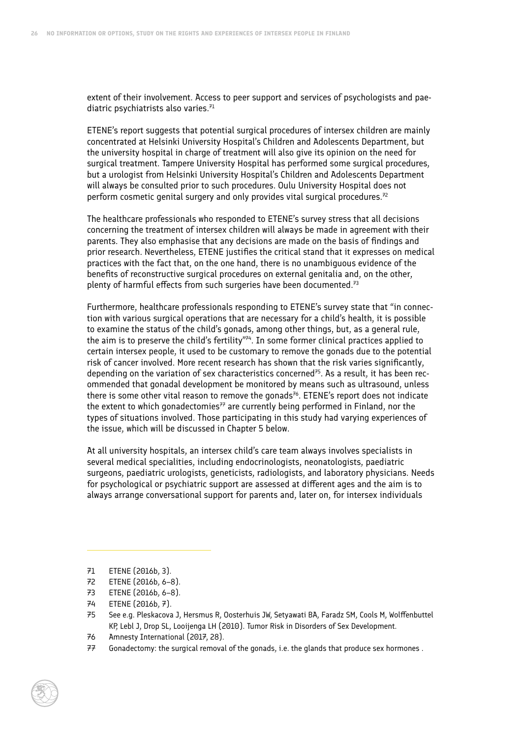extent of their involvement. Access to peer support and services of psychologists and paediatric psychiatrists also varies.[71]

ETENE's report suggests that potential surgical procedures of intersex children are mainly concentrated at Helsinki University Hospital's Children and Adolescents Department, but the university hospital in charge of treatment will also give its opinion on the need for surgical treatment. Tampere University Hospital has performed some surgical procedures, but a urologist from Helsinki University Hospital's Children and Adolescents Department will always be consulted prior to such procedures. Oulu University Hospital does not perform cosmetic genital surgery and only provides vital surgical procedures.[72]

The healthcare professionals who responded to ETENE's survey stress that all decisions concerning the treatment of intersex children will always be made in agreement with their parents. They also emphasise that any decisions are made on the basis of findings and prior research. Nevertheless, ETENE justifies the critical stand that it expresses on medical practices with the fact that, on the one hand, there is no unambiguous evidence of the benefits of reconstructive surgical procedures on external genitalia and, on the other, plenty of harmful effects from such surgeries have been documented.[73]

Furthermore, healthcare professionals responding to ETENE's survey state that "in connection with various surgical operations that are necessary for a child's health, it is possible to examine the status of the child's gonads, among other things, but, as a general rule, the aim is to preserve the child's fertility"[74]. In some former clinical practices applied to certain intersex people, it used to be customary to remove the gonads due to the potential risk of cancer involved. More recent research has shown that the risk varies significantly, depending on the variation of sex characteristics concerned[75]. As a result, it has been recommended that gonadal development be monitored by means such as ultrasound, unless there is some other vital reason to remove the gonads[76]. ETENE's report does not indicate the extent to which gonadectomies[77] are currently being performed in Finland, nor the types of situations involved. Those participating in this study had varying experiences of the issue, which will be discussed in Chapter 5 below.

At all university hospitals, an intersex child's care team always involves specialists in several medical specialities, including endocrinologists, neonatologists, paediatric surgeons, paediatric urologists, geneticists, radiologists, and laboratory physicians. Needs for psychological or psychiatric support are assessed at different ages and the aim is to always arrange conversational support for parents and, later on, for intersex individuals

---

71 ETENE (2016b, 3).

72 ETENE (2016b, 6–8).

73 ETENE (2016b, 6–8).

74 ETENE (2016b, 7).

75 See e.g. Pleskacova J, Hersmus R, Oosterhuis JW, Setyawati BA, Faradz SM, Cools M, Wolffenbuttel KP, Lebl J, Drop SL, Looijenga LH (2010). Tumor Risk in Disorders of Sex Development.

76 Amnesty International (2017, 28).

77 Gonadectomy: the surgical removal of the gonads, i.e. the glands that produce sex hormones .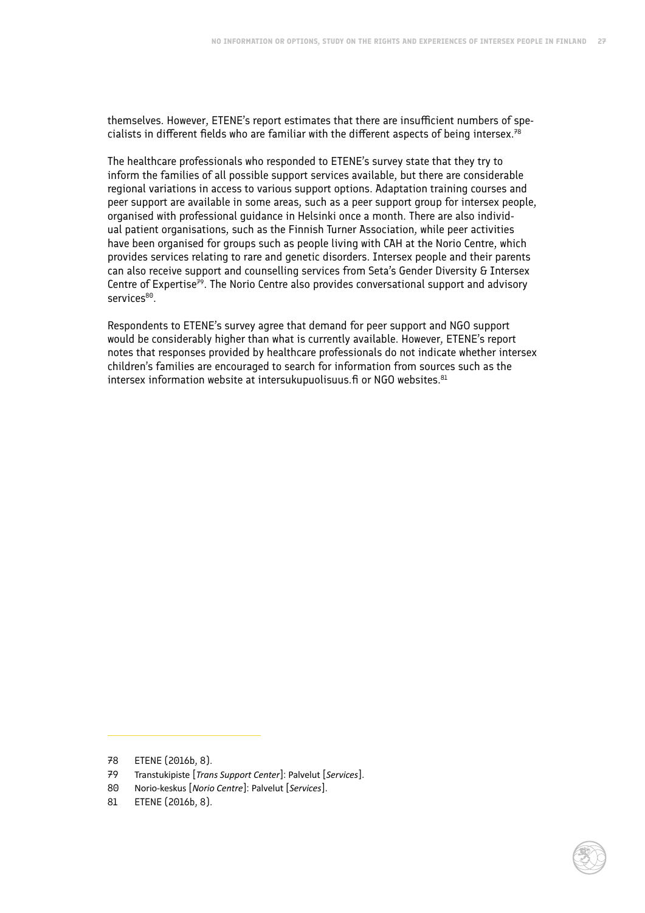themselves. However, ETENE's report estimates that there are insufficient numbers of specialists in different fields who are familiar with the different aspects of being intersex.[78]

The healthcare professionals who responded to ETENE's survey state that they try to inform the families of all possible support services available, but there are considerable regional variations in access to various support options. Adaptation training courses and peer support are available in some areas, such as a peer support group for intersex people, organised with professional guidance in Helsinki once a month. There are also individual patient organisations, such as the Finnish Turner Association, while peer activities have been organised for groups such as people living with CAH at the Norio Centre, which provides services relating to rare and genetic disorders. Intersex people and their parents can also receive support and counselling services from Seta's Gender Diversity & Intersex Centre of Expertise[79]. The Norio Centre also provides conversational support and advisory services[80].

Respondents to ETENE's survey agree that demand for peer support and NGO support would be considerably higher than what is currently available. However, ETENE's report notes that responses provided by healthcare professionals do not indicate whether intersex children's families are encouraged to search for information from sources such as the intersex information website at intersukupuolisuus.fi or NGO websites.[81]

---

78 ETENE (2016b, 8).

79 Transtukipiste [*Trans Support Center*]: Palvelut [*Services*].

80 Norio-keskus [*Norio Centre*]: Palvelut [*Services*].

81 ETENE (2016b, 8).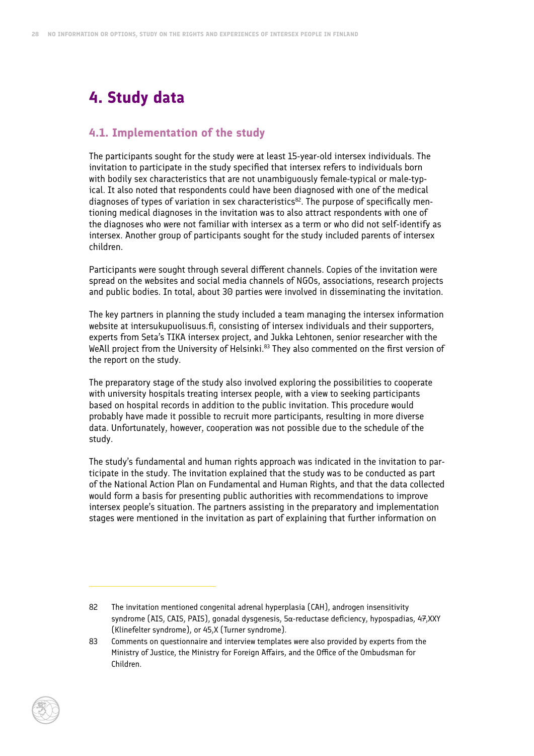# 4. Study data

## 4.1. Implementation of the study

The participants sought for the study were at least 15-year-old intersex individuals. The invitation to participate in the study specified that intersex refers to individuals born with bodily sex characteristics that are not unambiguously female-typical or male-typical. It also noted that respondents could have been diagnosed with one of the medical diagnoses of types of variation in sex characteristics[82]. The purpose of specifically mentioning medical diagnoses in the invitation was to also attract respondents with one of the diagnoses who were not familiar with intersex as a term or who did not self-identify as intersex. Another group of participants sought for the study included parents of intersex children.

Participants were sought through several different channels. Copies of the invitation were spread on the websites and social media channels of NGOs, associations, research projects and public bodies. In total, about 30 parties were involved in disseminating the invitation.

The key partners in planning the study included a team managing the intersex information website at intersukupuolisuus.fi, consisting of intersex individuals and their supporters, experts from Seta's TIKA intersex project, and Jukka Lehtonen, senior researcher with the WeAll project from the University of Helsinki.[83] They also commented on the first version of the report on the study.

The preparatory stage of the study also involved exploring the possibilities to cooperate with university hospitals treating intersex people, with a view to seeking participants based on hospital records in addition to the public invitation. This procedure would probably have made it possible to recruit more participants, resulting in more diverse data. Unfortunately, however, cooperation was not possible due to the schedule of the study.

The study's fundamental and human rights approach was indicated in the invitation to participate in the study. The invitation explained that the study was to be conducted as part of the National Action Plan on Fundamental and Human Rights, and that the data collected would form a basis for presenting public authorities with recommendations to improve intersex people's situation. The partners assisting in the preparatory and implementation stages were mentioned in the invitation as part of explaining that further information on

---

82 The invitation mentioned congenital adrenal hyperplasia (CAH), androgen insensitivity syndrome (AIS, CAIS, PAIS), gonadal dysgenesis, 5α-reductase deficiency, hypospadias, 47,XXY (Klinefelter syndrome), or 45,X (Turner syndrome).

83 Comments on questionnaire and interview templates were also provided by experts from the Ministry of Justice, the Ministry for Foreign Affairs, and the Office of the Ombudsman for Children.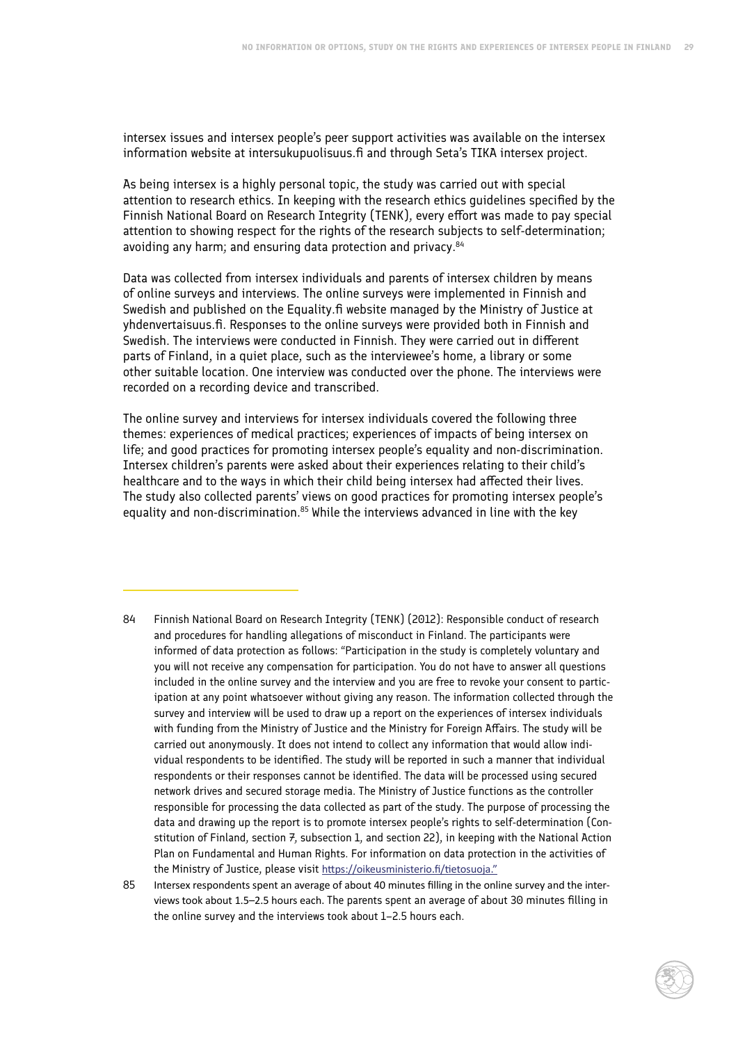intersex issues and intersex people's peer support activities was available on the intersex information website at intersukupuolisuus.fi and through Seta's TIKA intersex project.

As being intersex is a highly personal topic, the study was carried out with special attention to research ethics. In keeping with the research ethics guidelines specified by the Finnish National Board on Research Integrity (TENK), every effort was made to pay special attention to showing respect for the rights of the research subjects to self-determination; avoiding any harm; and ensuring data protection and privacy.[84]

Data was collected from intersex individuals and parents of intersex children by means of online surveys and interviews. The online surveys were implemented in Finnish and Swedish and published on the Equality.fi website managed by the Ministry of Justice at yhdenvertaisuus.fi. Responses to the online surveys were provided both in Finnish and Swedish. The interviews were conducted in Finnish. They were carried out in different parts of Finland, in a quiet place, such as the interviewee's home, a library or some other suitable location. One interview was conducted over the phone. The interviews were recorded on a recording device and transcribed.

The online survey and interviews for intersex individuals covered the following three themes: experiences of medical practices; experiences of impacts of being intersex on life; and good practices for promoting intersex people's equality and non-discrimination. Intersex children's parents were asked about their experiences relating to their child's healthcare and to the ways in which their child being intersex had affected their lives. The study also collected parents' views on good practices for promoting intersex people's equality and non-discrimination.[85] While the interviews advanced in line with the key

---

84 Finnish National Board on Research Integrity (TENK) (2012): Responsible conduct of research and procedures for handling allegations of misconduct in Finland. The participants were informed of data protection as follows: "Participation in the study is completely voluntary and you will not receive any compensation for participation. You do not have to answer all questions included in the online survey and the interview and you are free to revoke your consent to participation at any point whatsoever without giving any reason. The information collected through the survey and interview will be used to draw up a report on the experiences of intersex individuals with funding from the Ministry of Justice and the Ministry for Foreign Affairs. The study will be carried out anonymously. It does not intend to collect any information that would allow individual respondents to be identified. The study will be reported in such a manner that individual respondents or their responses cannot be identified. The data will be processed using secured network drives and secured storage media. The Ministry of Justice functions as the controller responsible for processing the data collected as part of the study. The purpose of processing the data and drawing up the report is to promote intersex people's rights to self-determination (Constitution of Finland, section 7, subsection 1, and section 22), in keeping with the National Action Plan on Fundamental and Human Rights. For information on data protection in the activities of the Ministry of Justice, please visit https://oikeusministerio.fi/tietosuoja."

85 Intersex respondents spent an average of about 40 minutes filling in the online survey and the interviews took about 1.5–2.5 hours each. The parents spent an average of about 30 minutes filling in the online survey and the interviews took about 1–2.5 hours each.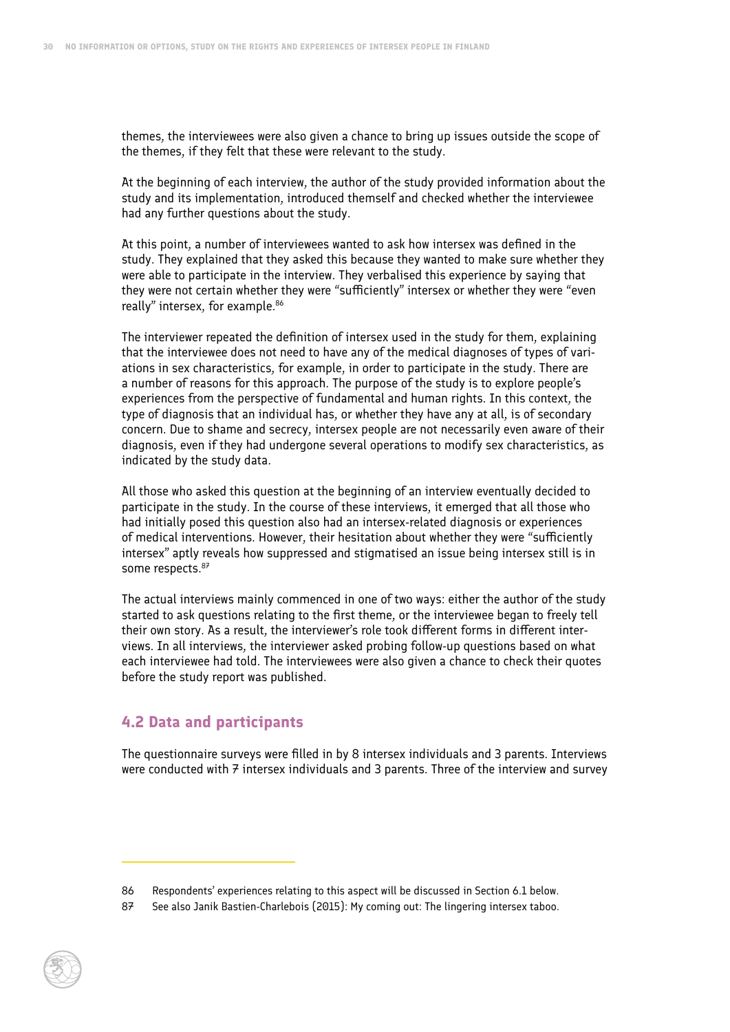themes, the interviewees were also given a chance to bring up issues outside the scope of the themes, if they felt that these were relevant to the study.

At the beginning of each interview, the author of the study provided information about the study and its implementation, introduced themself and checked whether the interviewee had any further questions about the study.

At this point, a number of interviewees wanted to ask how intersex was defined in the study. They explained that they asked this because they wanted to make sure whether they were able to participate in the interview. They verbalised this experience by saying that they were not certain whether they were "sufficiently" intersex or whether they were "even really" intersex, for example.[86]

The interviewer repeated the definition of intersex used in the study for them, explaining that the interviewee does not need to have any of the medical diagnoses of types of variations in sex characteristics, for example, in order to participate in the study. There are a number of reasons for this approach. The purpose of the study is to explore people's experiences from the perspective of fundamental and human rights. In this context, the type of diagnosis that an individual has, or whether they have any at all, is of secondary concern. Due to shame and secrecy, intersex people are not necessarily even aware of their diagnosis, even if they had undergone several operations to modify sex characteristics, as indicated by the study data.

All those who asked this question at the beginning of an interview eventually decided to participate in the study. In the course of these interviews, it emerged that all those who had initially posed this question also had an intersex-related diagnosis or experiences of medical interventions. However, their hesitation about whether they were "sufficiently intersex" aptly reveals how suppressed and stigmatised an issue being intersex still is in some respects.[87]

The actual interviews mainly commenced in one of two ways: either the author of the study started to ask questions relating to the first theme, or the interviewee began to freely tell their own story. As a result, the interviewer's role took different forms in different interviews. In all interviews, the interviewer asked probing follow-up questions based on what each interviewee had told. The interviewees were also given a chance to check their quotes before the study report was published.

## 4.2 Data and participants

The questionnaire surveys were filled in by 8 intersex individuals and 3 parents. Interviews were conducted with 7 intersex individuals and 3 parents. Three of the interview and survey

86 Respondents' experiences relating to this aspect will be discussed in Section 6.1 below.

87 See also Janik Bastien-Charlebois (2015): My coming out: The lingering intersex taboo.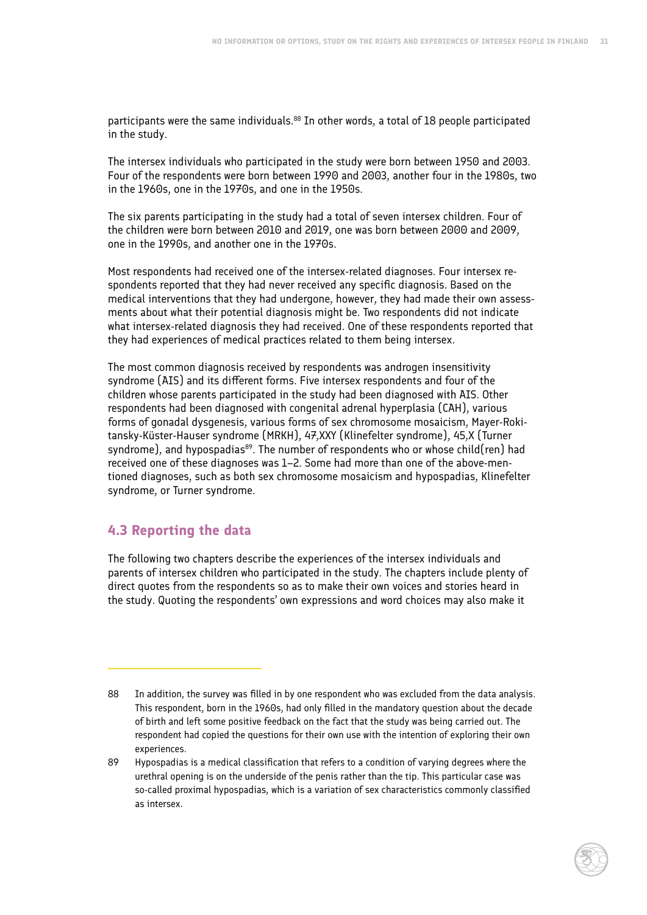participants were the same individuals.[88] In other words, a total of 18 people participated in the study.

The intersex individuals who participated in the study were born between 1950 and 2003. Four of the respondents were born between 1990 and 2003, another four in the 1980s, two in the 1960s, one in the 1970s, and one in the 1950s.

The six parents participating in the study had a total of seven intersex children. Four of the children were born between 2010 and 2019, one was born between 2000 and 2009, one in the 1990s, and another one in the 1970s.

Most respondents had received one of the intersex-related diagnoses. Four intersex respondents reported that they had never received any specific diagnosis. Based on the medical interventions that they had undergone, however, they had made their own assessments about what their potential diagnosis might be. Two respondents did not indicate what intersex-related diagnosis they had received. One of these respondents reported that they had experiences of medical practices related to them being intersex.

The most common diagnosis received by respondents was androgen insensitivity syndrome (AIS) and its different forms. Five intersex respondents and four of the children whose parents participated in the study had been diagnosed with AIS. Other respondents had been diagnosed with congenital adrenal hyperplasia (CAH), various forms of gonadal dysgenesis, various forms of sex chromosome mosaicism, Mayer-Rokitansky-Küster-Hauser syndrome (MRKH), 47,XXY (Klinefelter syndrome), 45,X (Turner syndrome), and hypospadias[89]. The number of respondents who or whose child(ren) had received one of these diagnoses was 1–2. Some had more than one of the above-mentioned diagnoses, such as both sex chromosome mosaicism and hypospadias, Klinefelter syndrome, or Turner syndrome.

## 4.3 Reporting the data

The following two chapters describe the experiences of the intersex individuals and parents of intersex children who participated in the study. The chapters include plenty of direct quotes from the respondents so as to make their own voices and stories heard in the study. Quoting the respondents' own expressions and word choices may also make it

---

88 In addition, the survey was filled in by one respondent who was excluded from the data analysis. This respondent, born in the 1960s, had only filled in the mandatory question about the decade of birth and left some positive feedback on the fact that the study was being carried out. The respondent had copied the questions for their own use with the intention of exploring their own experiences.

89 Hypospadias is a medical classification that refers to a condition of varying degrees where the urethral opening is on the underside of the penis rather than the tip. This particular case was so-called proximal hypospadias, which is a variation of sex characteristics commonly classified as intersex.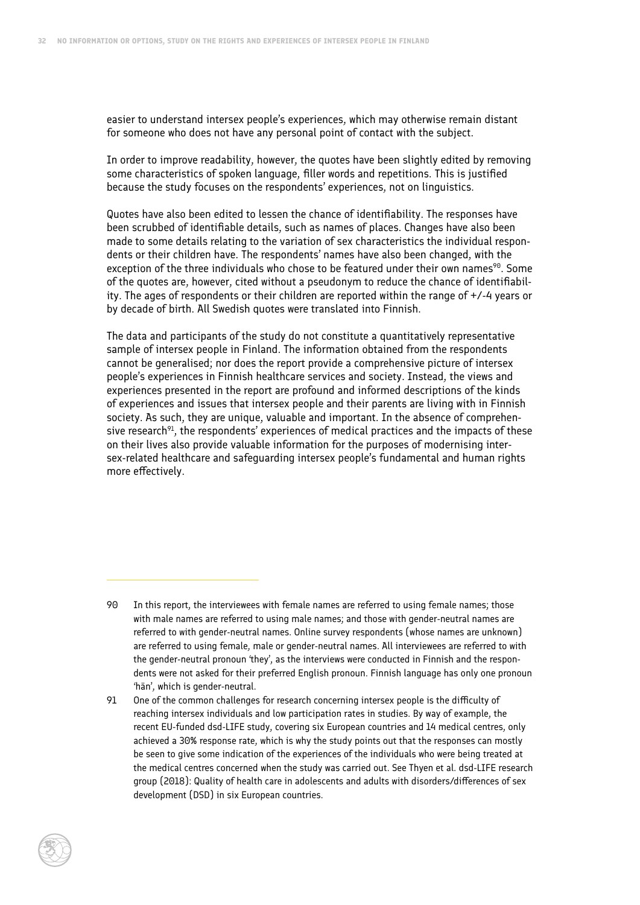easier to understand intersex people's experiences, which may otherwise remain distant for someone who does not have any personal point of contact with the subject.

In order to improve readability, however, the quotes have been slightly edited by removing some characteristics of spoken language, filler words and repetitions. This is justified because the study focuses on the respondents' experiences, not on linguistics.

Quotes have also been edited to lessen the chance of identifiability. The responses have been scrubbed of identifiable details, such as names of places. Changes have also been made to some details relating to the variation of sex characteristics the individual respondents or their children have. The respondents' names have also been changed, with the exception of the three individuals who chose to be featured under their own names[90]. Some of the quotes are, however, cited without a pseudonym to reduce the chance of identifiability. The ages of respondents or their children are reported within the range of +/-4 years or by decade of birth. All Swedish quotes were translated into Finnish.

The data and participants of the study do not constitute a quantitatively representative sample of intersex people in Finland. The information obtained from the respondents cannot be generalised; nor does the report provide a comprehensive picture of intersex people's experiences in Finnish healthcare services and society. Instead, the views and experiences presented in the report are profound and informed descriptions of the kinds of experiences and issues that intersex people and their parents are living with in Finnish society. As such, they are unique, valuable and important. In the absence of comprehensive research[91], the respondents' experiences of medical practices and the impacts of these on their lives also provide valuable information for the purposes of modernising intersex-related healthcare and safeguarding intersex people's fundamental and human rights more effectively.

---

90 In this report, the interviewees with female names are referred to using female names; those with male names are referred to using male names; and those with gender-neutral names are referred to with gender-neutral names. Online survey respondents (whose names are unknown) are referred to using female, male or gender-neutral names. All interviewees are referred to with the gender-neutral pronoun 'they', as the interviews were conducted in Finnish and the respondents were not asked for their preferred English pronoun. Finnish language has only one pronoun 'hän', which is gender-neutral.

91 One of the common challenges for research concerning intersex people is the difficulty of reaching intersex individuals and low participation rates in studies. By way of example, the recent EU-funded dsd-LIFE study, covering six European countries and 14 medical centres, only achieved a 30% response rate, which is why the study points out that the responses can mostly be seen to give some indication of the experiences of the individuals who were being treated at the medical centres concerned when the study was carried out. See Thyen et al. dsd-LIFE research group (2018): Quality of health care in adolescents and adults with disorders/differences of sex development (DSD) in six European countries.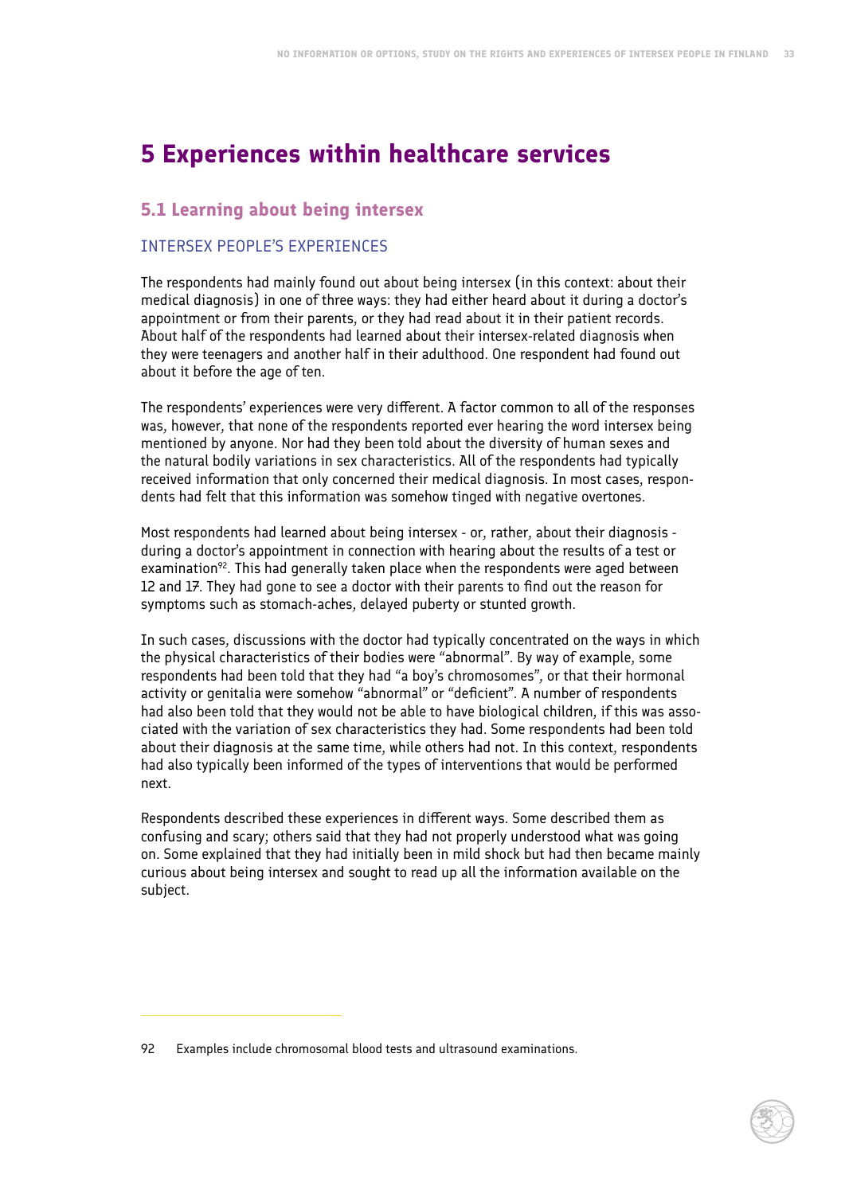# 5 Experiences within healthcare services

## 5.1 Learning about being intersex

### INTERSEX PEOPLE'S EXPERIENCES

The respondents had mainly found out about being intersex (in this context: about their medical diagnosis) in one of three ways: they had either heard about it during a doctor's appointment or from their parents, or they had read about it in their patient records. About half of the respondents had learned about their intersex-related diagnosis when they were teenagers and another half in their adulthood. One respondent had found out about it before the age of ten.

The respondents' experiences were very different. A factor common to all of the responses was, however, that none of the respondents reported ever hearing the word intersex being mentioned by anyone. Nor had they been told about the diversity of human sexes and the natural bodily variations in sex characteristics. All of the respondents had typically received information that only concerned their medical diagnosis. In most cases, respondents had felt that this information was somehow tinged with negative overtones.

Most respondents had learned about being intersex - or, rather, about their diagnosis - during a doctor's appointment in connection with hearing about the results of a test or examination[92]. This had generally taken place when the respondents were aged between 12 and 17. They had gone to see a doctor with their parents to find out the reason for symptoms such as stomach-aches, delayed puberty or stunted growth.

In such cases, discussions with the doctor had typically concentrated on the ways in which the physical characteristics of their bodies were "abnormal". By way of example, some respondents had been told that they had "a boy's chromosomes", or that their hormonal activity or genitalia were somehow "abnormal" or "deficient". A number of respondents had also been told that they would not be able to have biological children, if this was associated with the variation of sex characteristics they had. Some respondents had been told about their diagnosis at the same time, while others had not. In this context, respondents had also typically been informed of the types of interventions that would be performed next.

Respondents described these experiences in different ways. Some described them as confusing and scary; others said that they had not properly understood what was going on. Some explained that they had initially been in mild shock but had then became mainly curious about being intersex and sought to read up all the information available on the subject.

---

92 Examples include chromosomal blood tests and ultrasound examinations.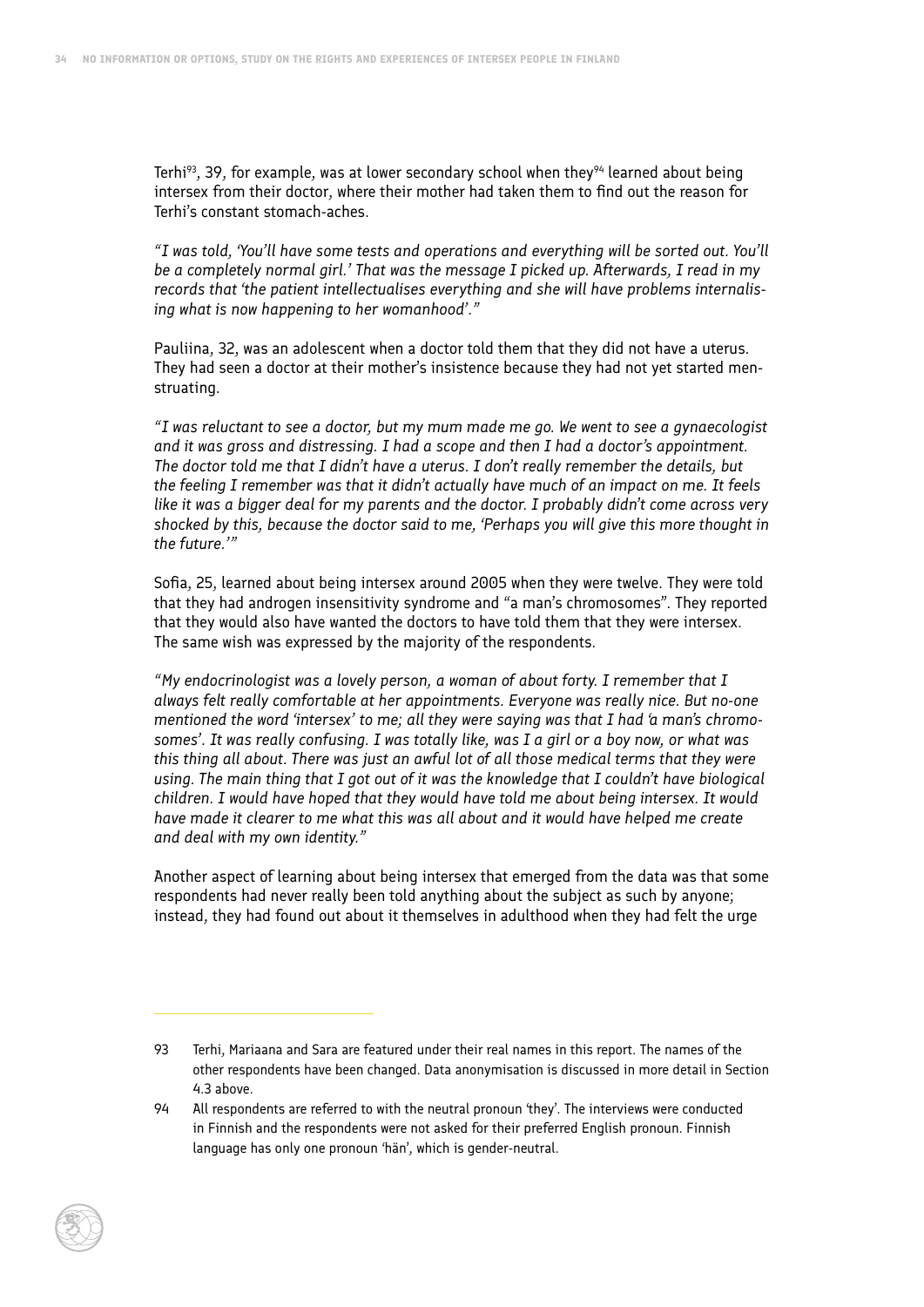Terhi[93], 39, for example, was at lower secondary school when they[94] learned about being intersex from their doctor, where their mother had taken them to find out the reason for Terhi's constant stomach-aches.

*"I was told, 'You'll have some tests and operations and everything will be sorted out. You'll be a completely normal girl.' That was the message I picked up. Afterwards, I read in my records that 'the patient intellectualises everything and she will have problems internalising what is now happening to her womanhood'."*

Pauliina, 32, was an adolescent when a doctor told them that they did not have a uterus. They had seen a doctor at their mother's insistence because they had not yet started menstruating.

*"I was reluctant to see a doctor, but my mum made me go. We went to see a gynaecologist and it was gross and distressing. I had a scope and then I had a doctor's appointment. The doctor told me that I didn't have a uterus. I don't really remember the details, but the feeling I remember was that it didn't actually have much of an impact on me. It feels like it was a bigger deal for my parents and the doctor. I probably didn't come across very shocked by this, because the doctor said to me, 'Perhaps you will give this more thought in the future.'"*

Sofia, 25, learned about being intersex around 2005 when they were twelve. They were told that they had androgen insensitivity syndrome and "a man's chromosomes". They reported that they would also have wanted the doctors to have told them that they were intersex. The same wish was expressed by the majority of the respondents.

*"My endocrinologist was a lovely person, a woman of about forty. I remember that I always felt really comfortable at her appointments. Everyone was really nice. But no-one mentioned the word 'intersex' to me; all they were saying was that I had 'a man's chromosomes'. It was really confusing. I was totally like, was I a girl or a boy now, or what was this thing all about. There was just an awful lot of all those medical terms that they were using. The main thing that I got out of it was the knowledge that I couldn't have biological children. I would have hoped that they would have told me about being intersex. It would have made it clearer to me what this was all about and it would have helped me create and deal with my own identity."*

Another aspect of learning about being intersex that emerged from the data was that some respondents had never really been told anything about the subject as such by anyone; instead, they had found out about it themselves in adulthood when they had felt the urge

---

93 Terhi, Mariaana and Sara are featured under their real names in this report. The names of the other respondents have been changed. Data anonymisation is discussed in more detail in Section 4.3 above.

94 All respondents are referred to with the neutral pronoun 'they'. The interviews were conducted in Finnish and the respondents were not asked for their preferred English pronoun. Finnish language has only one pronoun 'hän', which is gender-neutral.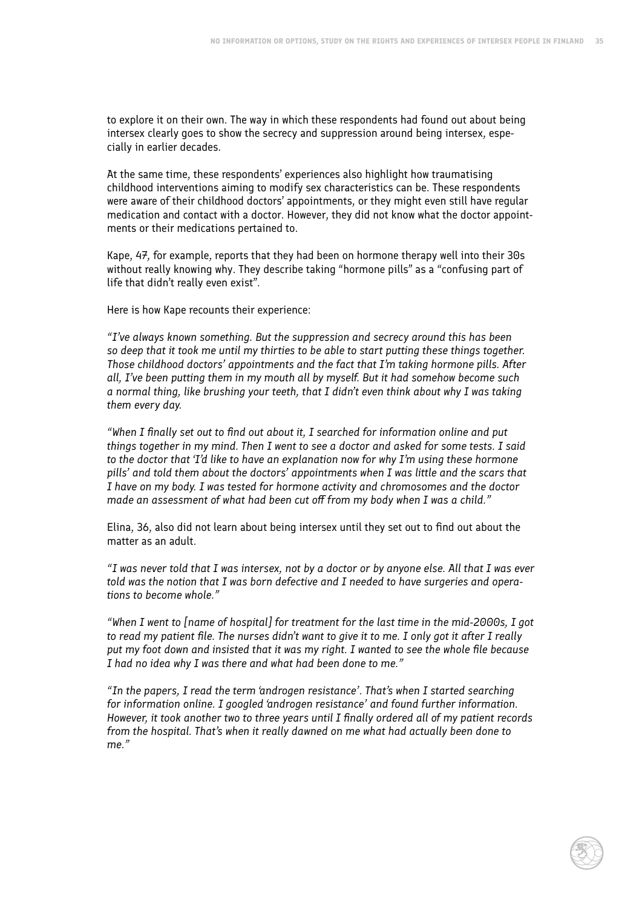to explore it on their own. The way in which these respondents had found out about being intersex clearly goes to show the secrecy and suppression around being intersex, especially in earlier decades.

At the same time, these respondents' experiences also highlight how traumatising childhood interventions aiming to modify sex characteristics can be. These respondents were aware of their childhood doctors' appointments, or they might even still have regular medication and contact with a doctor. However, they did not know what the doctor appointments or their medications pertained to.

Kape, 47, for example, reports that they had been on hormone therapy well into their 30s without really knowing why. They describe taking "hormone pills" as a "confusing part of life that didn't really even exist".

Here is how Kape recounts their experience:

*"I've always known something. But the suppression and secrecy around this has been so deep that it took me until my thirties to be able to start putting these things together. Those childhood doctors' appointments and the fact that I'm taking hormone pills. After all, I've been putting them in my mouth all by myself. But it had somehow become such a normal thing, like brushing your teeth, that I didn't even think about why I was taking them every day.*

*"When I finally set out to find out about it, I searched for information online and put things together in my mind. Then I went to see a doctor and asked for some tests. I said to the doctor that 'I'd like to have an explanation now for why I'm using these hormone pills' and told them about the doctors' appointments when I was little and the scars that I have on my body. I was tested for hormone activity and chromosomes and the doctor made an assessment of what had been cut off from my body when I was a child."*

Elina, 36, also did not learn about being intersex until they set out to find out about the matter as an adult.

*"I was never told that I was intersex, not by a doctor or by anyone else. All that I was ever told was the notion that I was born defective and I needed to have surgeries and operations to become whole."*

*"When I went to [name of hospital] for treatment for the last time in the mid-2000s, I got to read my patient file. The nurses didn't want to give it to me. I only got it after I really put my foot down and insisted that it was my right. I wanted to see the whole file because I had no idea why I was there and what had been done to me."*

*"In the papers, I read the term 'androgen resistance'. That's when I started searching for information online. I googled 'androgen resistance' and found further information. However, it took another two to three years until I finally ordered all of my patient records from the hospital. That's when it really dawned on me what had actually been done to me."*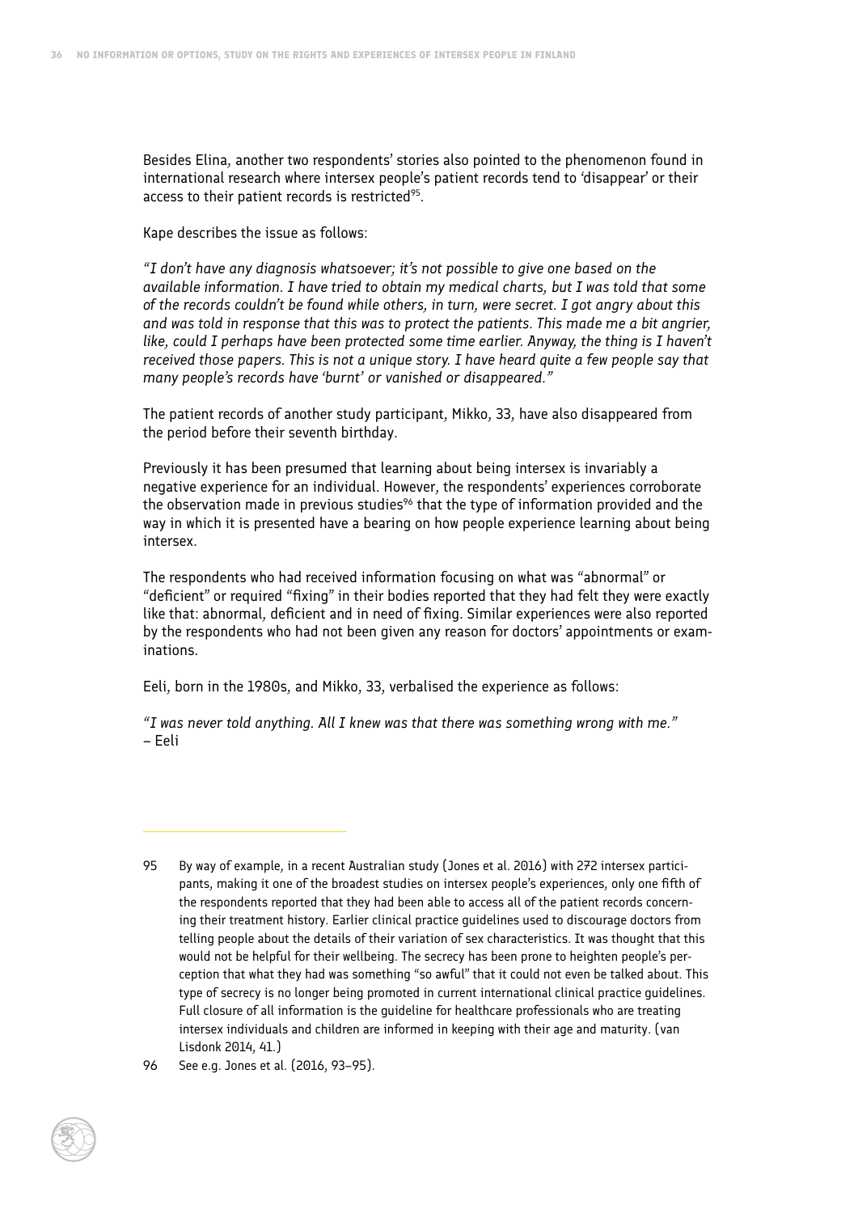Besides Elina, another two respondents' stories also pointed to the phenomenon found in international research where intersex people's patient records tend to 'disappear' or their access to their patient records is restricted[95].

Kape describes the issue as follows:

*"I don't have any diagnosis whatsoever; it's not possible to give one based on the available information. I have tried to obtain my medical charts, but I was told that some of the records couldn't be found while others, in turn, were secret. I got angry about this and was told in response that this was to protect the patients. This made me a bit angrier, like, could I perhaps have been protected some time earlier. Anyway, the thing is I haven't received those papers. This is not a unique story. I have heard quite a few people say that many people's records have 'burnt' or vanished or disappeared."*

The patient records of another study participant, Mikko, 33, have also disappeared from the period before their seventh birthday.

Previously it has been presumed that learning about being intersex is invariably a negative experience for an individual. However, the respondents' experiences corroborate the observation made in previous studies[96] that the type of information provided and the way in which it is presented have a bearing on how people experience learning about being intersex.

The respondents who had received information focusing on what was "abnormal" or "deficient" or required "fixing" in their bodies reported that they had felt they were exactly like that: abnormal, deficient and in need of fixing. Similar experiences were also reported by the respondents who had not been given any reason for doctors' appointments or examinations.

Eeli, born in the 1980s, and Mikko, 33, verbalised the experience as follows:

*"I was never told anything. All I knew was that there was something wrong with me."*
– Eeli

---

95 By way of example, in a recent Australian study (Jones et al. 2016) with 272 intersex participants, making it one of the broadest studies on intersex people's experiences, only one fifth of the respondents reported that they had been able to access all of the patient records concerning their treatment history. Earlier clinical practice guidelines used to discourage doctors from telling people about the details of their variation of sex characteristics. It was thought that this would not be helpful for their wellbeing. The secrecy has been prone to heighten people's perception that what they had was something "so awful" that it could not even be talked about. This type of secrecy is no longer being promoted in current international clinical practice guidelines. Full closure of all information is the guideline for healthcare professionals who are treating intersex individuals and children are informed in keeping with their age and maturity. (van Lisdonk 2014, 41.)

96 See e.g. Jones et al. (2016, 93–95).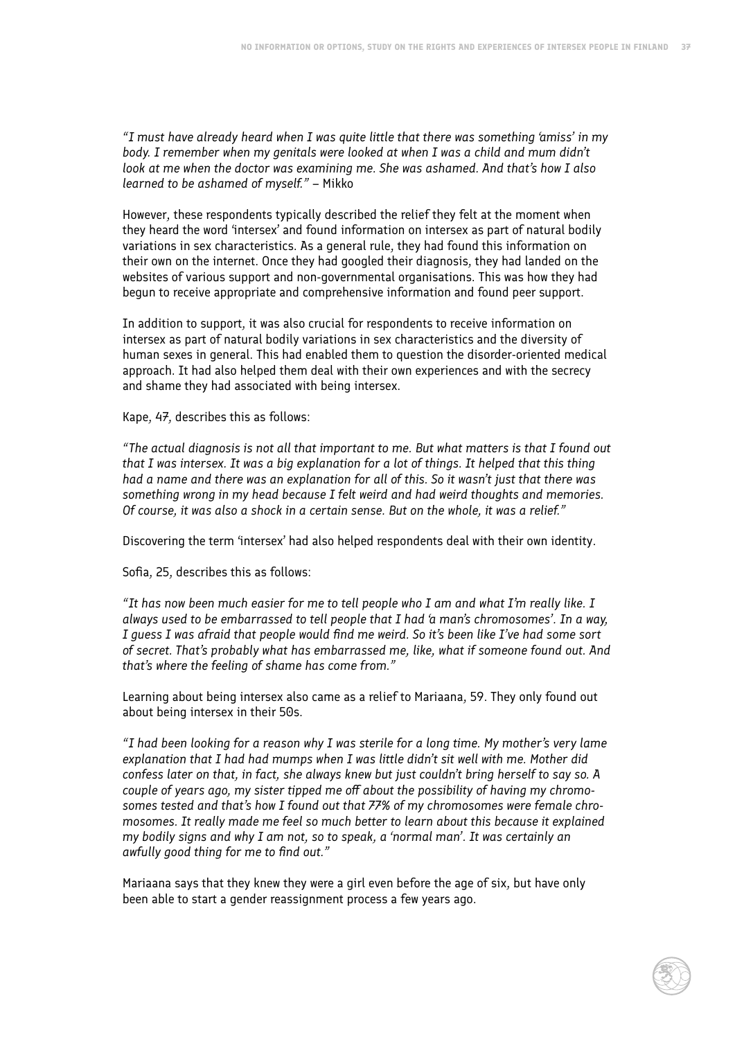*"I must have already heard when I was quite little that there was something 'amiss' in my body. I remember when my genitals were looked at when I was a child and mum didn't look at me when the doctor was examining me. She was ashamed. And that's how I also learned to be ashamed of myself."* – Mikko

However, these respondents typically described the relief they felt at the moment when they heard the word 'intersex' and found information on intersex as part of natural bodily variations in sex characteristics. As a general rule, they had found this information on their own on the internet. Once they had googled their diagnosis, they had landed on the websites of various support and non-governmental organisations. This was how they had begun to receive appropriate and comprehensive information and found peer support.

In addition to support, it was also crucial for respondents to receive information on intersex as part of natural bodily variations in sex characteristics and the diversity of human sexes in general. This had enabled them to question the disorder-oriented medical approach. It had also helped them deal with their own experiences and with the secrecy and shame they had associated with being intersex.

Kape, 47, describes this as follows:

*"The actual diagnosis is not all that important to me. But what matters is that I found out that I was intersex. It was a big explanation for a lot of things. It helped that this thing had a name and there was an explanation for all of this. So it wasn't just that there was something wrong in my head because I felt weird and had weird thoughts and memories. Of course, it was also a shock in a certain sense. But on the whole, it was a relief."*

Discovering the term 'intersex' had also helped respondents deal with their own identity.

Sofia, 25, describes this as follows:

*"It has now been much easier for me to tell people who I am and what I'm really like. I always used to be embarrassed to tell people that I had 'a man's chromosomes'. In a way, I guess I was afraid that people would find me weird. So it's been like I've had some sort of secret. That's probably what has embarrassed me, like, what if someone found out. And that's where the feeling of shame has come from."*

Learning about being intersex also came as a relief to Mariaana, 59. They only found out about being intersex in their 50s.

*"I had been looking for a reason why I was sterile for a long time. My mother's very lame explanation that I had had mumps when I was little didn't sit well with me. Mother did confess later on that, in fact, she always knew but just couldn't bring herself to say so. A couple of years ago, my sister tipped me off about the possibility of having my chromosomes tested and that's how I found out that 77% of my chromosomes were female chromosomes. It really made me feel so much better to learn about this because it explained my bodily signs and why I am not, so to speak, a 'normal man'. It was certainly an awfully good thing for me to find out."*

Mariaana says that they knew they were a girl even before the age of six, but have only been able to start a gender reassignment process a few years ago.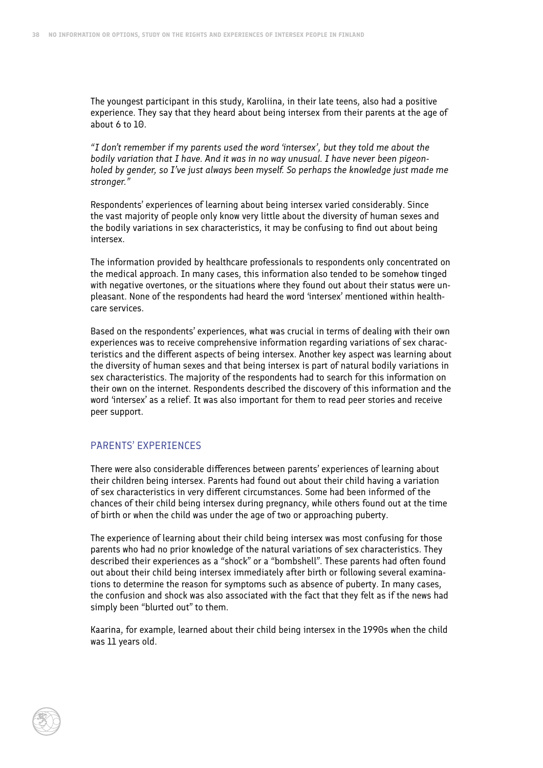The youngest participant in this study, Karoliina, in their late teens, also had a positive experience. They say that they heard about being intersex from their parents at the age of about 6 to 10.

*"I don't remember if my parents used the word 'intersex', but they told me about the bodily variation that I have. And it was in no way unusual. I have never been pigeon-holed by gender, so I've just always been myself. So perhaps the knowledge just made me stronger."*

Respondents' experiences of learning about being intersex varied considerably. Since the vast majority of people only know very little about the diversity of human sexes and the bodily variations in sex characteristics, it may be confusing to find out about being intersex.

The information provided by healthcare professionals to respondents only concentrated on the medical approach. In many cases, this information also tended to be somehow tinged with negative overtones, or the situations where they found out about their status were unpleasant. None of the respondents had heard the word 'intersex' mentioned within healthcare services.

Based on the respondents' experiences, what was crucial in terms of dealing with their own experiences was to receive comprehensive information regarding variations of sex characteristics and the different aspects of being intersex. Another key aspect was learning about the diversity of human sexes and that being intersex is part of natural bodily variations in sex characteristics. The majority of the respondents had to search for this information on their own on the internet. Respondents described the discovery of this information and the word 'intersex' as a relief. It was also important for them to read peer stories and receive peer support.

## PARENTS' EXPERIENCES

There were also considerable differences between parents' experiences of learning about their children being intersex. Parents had found out about their child having a variation of sex characteristics in very different circumstances. Some had been informed of the chances of their child being intersex during pregnancy, while others found out at the time of birth or when the child was under the age of two or approaching puberty.

The experience of learning about their child being intersex was most confusing for those parents who had no prior knowledge of the natural variations of sex characteristics. They described their experiences as a "shock" or a "bombshell". These parents had often found out about their child being intersex immediately after birth or following several examinations to determine the reason for symptoms such as absence of puberty. In many cases, the confusion and shock was also associated with the fact that they felt as if the news had simply been "blurted out" to them.

Kaarina, for example, learned about their child being intersex in the 1990s when the child was 11 years old.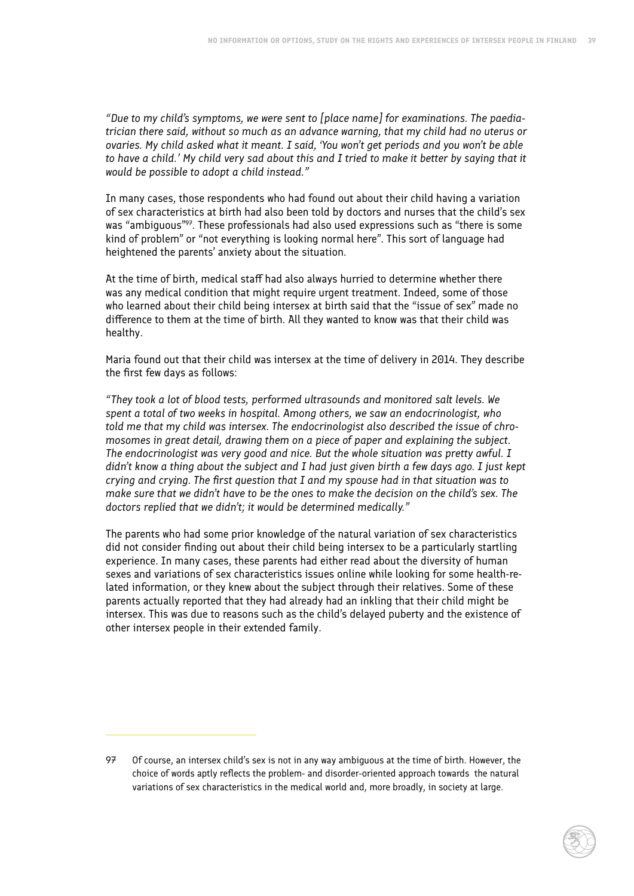*"Due to my child's symptoms, we were sent to [place name] for examinations. The paediatrician there said, without so much as an advance warning, that my child had no uterus or ovaries. My child asked what it meant. I said, 'You won't get periods and you won't be able to have a child.' My child very sad about this and I tried to make it better by saying that it would be possible to adopt a child instead."*

In many cases, those respondents who had found out about their child having a variation of sex characteristics at birth had also been told by doctors and nurses that the child's sex was "ambiguous"[97]. These professionals had also used expressions such as "there is some kind of problem" or "not everything is looking normal here". This sort of language had heightened the parents' anxiety about the situation.

At the time of birth, medical staff had also always hurried to determine whether there was any medical condition that might require urgent treatment. Indeed, some of those who learned about their child being intersex at birth said that the "issue of sex" made no difference to them at the time of birth. All they wanted to know was that their child was healthy.

Maria found out that their child was intersex at the time of delivery in 2014. They describe the first few days as follows:

*"They took a lot of blood tests, performed ultrasounds and monitored salt levels. We spent a total of two weeks in hospital. Among others, we saw an endocrinologist, who told me that my child was intersex. The endocrinologist also described the issue of chromosomes in great detail, drawing them on a piece of paper and explaining the subject. The endocrinologist was very good and nice. But the whole situation was pretty awful. I didn't know a thing about the subject and I had just given birth a few days ago. I just kept crying and crying. The first question that I and my spouse had in that situation was to make sure that we didn't have to be the ones to make the decision on the child's sex. The doctors replied that we didn't; it would be determined medically."*

The parents who had some prior knowledge of the natural variation of sex characteristics did not consider finding out about their child being intersex to be a particularly startling experience. In many cases, these parents had either read about the diversity of human sexes and variations of sex characteristics issues online while looking for some health-related information, or they knew about the subject through their relatives. Some of these parents actually reported that they had already had an inkling that their child might be intersex. This was due to reasons such as the child's delayed puberty and the existence of other intersex people in their extended family.

---

97 Of course, an intersex child's sex is not in any way ambiguous at the time of birth. However, the choice of words aptly reflects the problem- and disorder-oriented approach towards the natural variations of sex characteristics in the medical world and, more broadly, in society at large.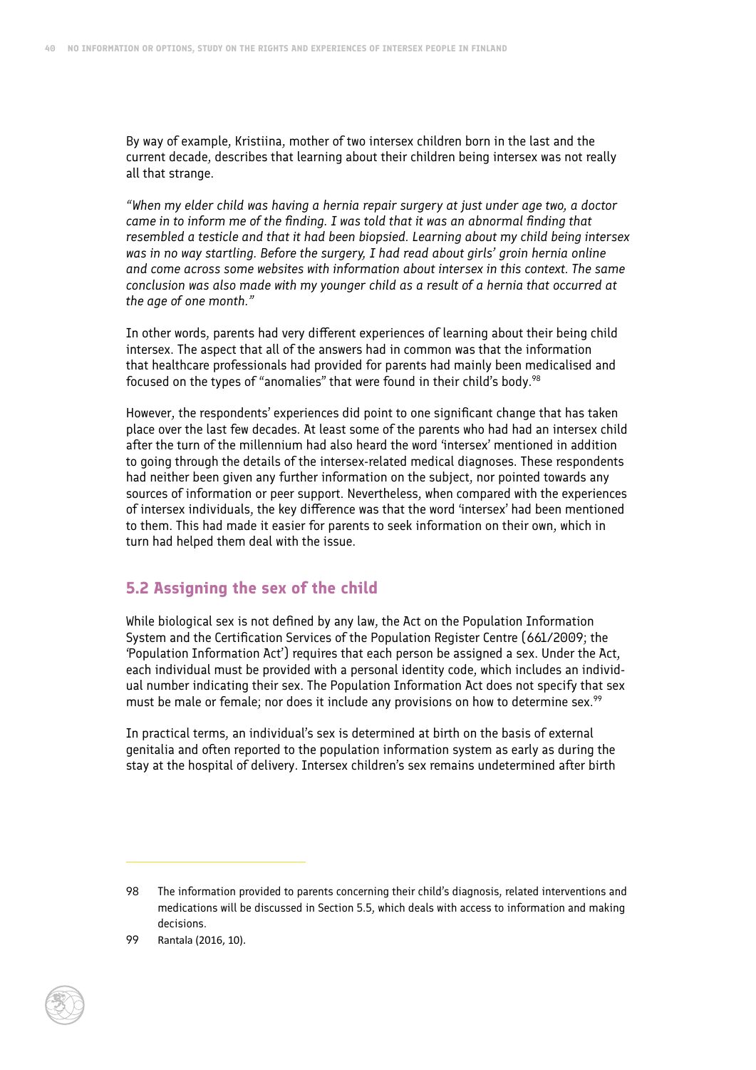By way of example, Kristiina, mother of two intersex children born in the last and the current decade, describes that learning about their children being intersex was not really all that strange.

*"When my elder child was having a hernia repair surgery at just under age two, a doctor came in to inform me of the finding. I was told that it was an abnormal finding that resembled a testicle and that it had been biopsied. Learning about my child being intersex was in no way startling. Before the surgery, I had read about girls' groin hernia online and come across some websites with information about intersex in this context. The same conclusion was also made with my younger child as a result of a hernia that occurred at the age of one month."*

In other words, parents had very different experiences of learning about their being child intersex. The aspect that all of the answers had in common was that the information that healthcare professionals had provided for parents had mainly been medicalised and focused on the types of "anomalies" that were found in their child's body.[98]

However, the respondents' experiences did point to one significant change that has taken place over the last few decades. At least some of the parents who had had an intersex child after the turn of the millennium had also heard the word 'intersex' mentioned in addition to going through the details of the intersex-related medical diagnoses. These respondents had neither been given any further information on the subject, nor pointed towards any sources of information or peer support. Nevertheless, when compared with the experiences of intersex individuals, the key difference was that the word 'intersex' had been mentioned to them. This had made it easier for parents to seek information on their own, which in turn had helped them deal with the issue.

## 5.2 Assigning the sex of the child

While biological sex is not defined by any law, the Act on the Population Information System and the Certification Services of the Population Register Centre (661/2009; the 'Population Information Act') requires that each person be assigned a sex. Under the Act, each individual must be provided with a personal identity code, which includes an individual number indicating their sex. The Population Information Act does not specify that sex must be male or female; nor does it include any provisions on how to determine sex.[99]

In practical terms, an individual's sex is determined at birth on the basis of external genitalia and often reported to the population information system as early as during the stay at the hospital of delivery. Intersex children's sex remains undetermined after birth

---

98 The information provided to parents concerning their child's diagnosis, related interventions and medications will be discussed in Section 5.5, which deals with access to information and making decisions.

99 Rantala (2016, 10).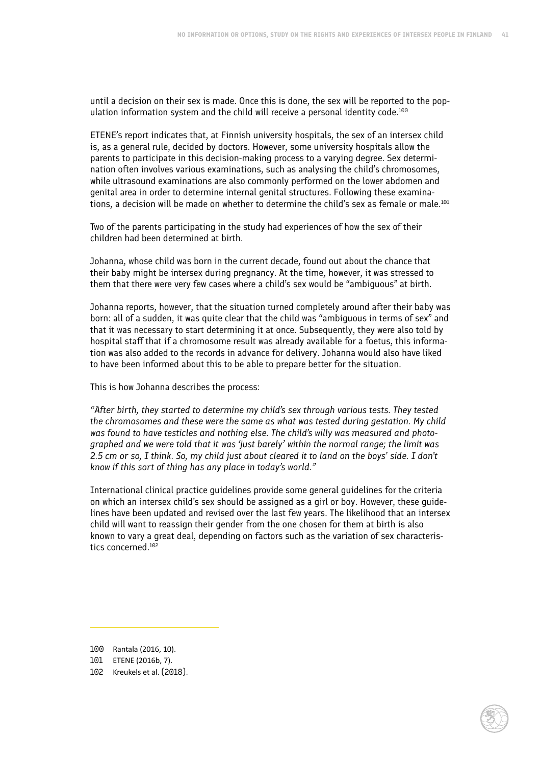until a decision on their sex is made. Once this is done, the sex will be reported to the population information system and the child will receive a personal identity code.[100]

ETENE's report indicates that, at Finnish university hospitals, the sex of an intersex child is, as a general rule, decided by doctors. However, some university hospitals allow the parents to participate in this decision-making process to a varying degree. Sex determination often involves various examinations, such as analysing the child's chromosomes, while ultrasound examinations are also commonly performed on the lower abdomen and genital area in order to determine internal genital structures. Following these examinations, a decision will be made on whether to determine the child's sex as female or male.[101]

Two of the parents participating in the study had experiences of how the sex of their children had been determined at birth.

Johanna, whose child was born in the current decade, found out about the chance that their baby might be intersex during pregnancy. At the time, however, it was stressed to them that there were very few cases where a child's sex would be "ambiguous" at birth.

Johanna reports, however, that the situation turned completely around after their baby was born: all of a sudden, it was quite clear that the child was "ambiguous in terms of sex" and that it was necessary to start determining it at once. Subsequently, they were also told by hospital staff that if a chromosome result was already available for a foetus, this information was also added to the records in advance for delivery. Johanna would also have liked to have been informed about this to be able to prepare better for the situation.

This is how Johanna describes the process:

*"After birth, they started to determine my child's sex through various tests. They tested the chromosomes and these were the same as what was tested during gestation. My child was found to have testicles and nothing else. The child's willy was measured and photographed and we were told that it was 'just barely' within the normal range; the limit was 2.5 cm or so, I think. So, my child just about cleared it to land on the boys' side. I don't know if this sort of thing has any place in today's world."*

International clinical practice guidelines provide some general guidelines for the criteria on which an intersex child's sex should be assigned as a girl or boy. However, these guidelines have been updated and revised over the last few years. The likelihood that an intersex child will want to reassign their gender from the one chosen for them at birth is also known to vary a great deal, depending on factors such as the variation of sex characteristics concerned.[102]

---

100 Rantala (2016, 10).

101 ETENE (2016b, 7).

102 Kreukels et al. (2018).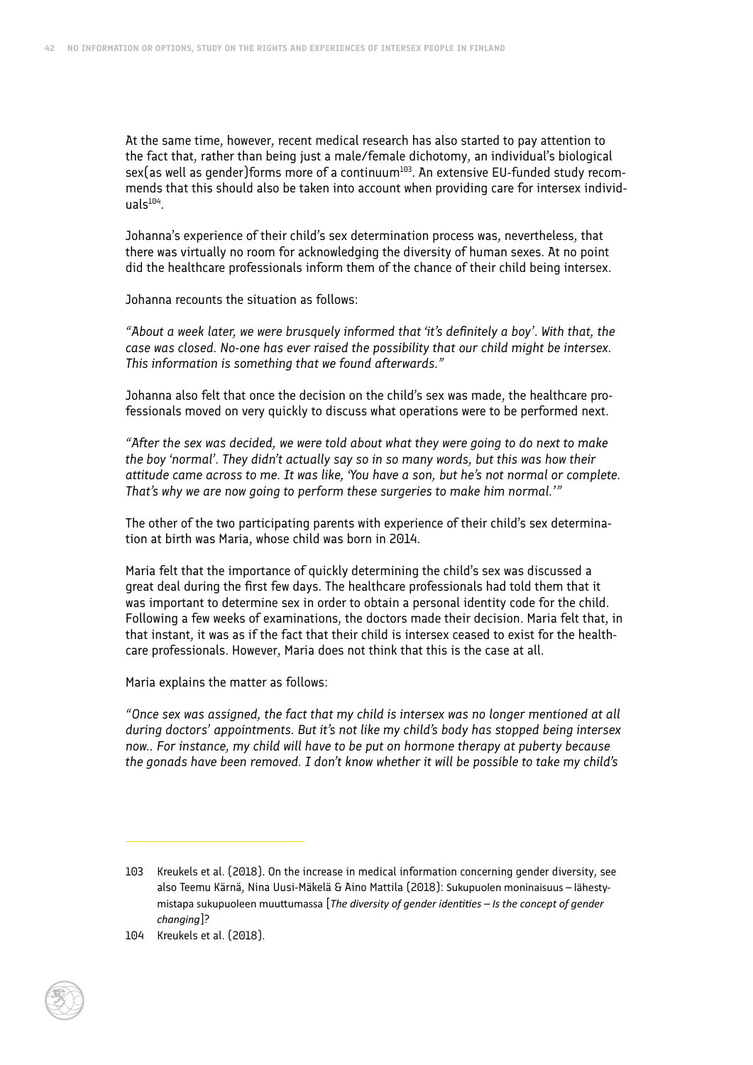At the same time, however, recent medical research has also started to pay attention to the fact that, rather than being just a male/female dichotomy, an individual's biological sex(as well as gender)forms more of a continuum[103]. An extensive EU-funded study recommends that this should also be taken into account when providing care for intersex individuals[104].

Johanna's experience of their child's sex determination process was, nevertheless, that there was virtually no room for acknowledging the diversity of human sexes. At no point did the healthcare professionals inform them of the chance of their child being intersex.

Johanna recounts the situation as follows:

*"About a week later, we were brusquely informed that 'it's definitely a boy'. With that, the case was closed. No-one has ever raised the possibility that our child might be intersex. This information is something that we found afterwards."*

Johanna also felt that once the decision on the child's sex was made, the healthcare professionals moved on very quickly to discuss what operations were to be performed next.

*"After the sex was decided, we were told about what they were going to do next to make the boy 'normal'. They didn't actually say so in so many words, but this was how their attitude came across to me. It was like, 'You have a son, but he's not normal or complete. That's why we are now going to perform these surgeries to make him normal.'"*

The other of the two participating parents with experience of their child's sex determination at birth was Maria, whose child was born in 2014.

Maria felt that the importance of quickly determining the child's sex was discussed a great deal during the first few days. The healthcare professionals had told them that it was important to determine sex in order to obtain a personal identity code for the child. Following a few weeks of examinations, the doctors made their decision. Maria felt that, in that instant, it was as if the fact that their child is intersex ceased to exist for the healthcare professionals. However, Maria does not think that this is the case at all.

Maria explains the matter as follows:

*"Once sex was assigned, the fact that my child is intersex was no longer mentioned at all during doctors' appointments. But it's not like my child's body has stopped being intersex now.. For instance, my child will have to be put on hormone therapy at puberty because the gonads have been removed. I don't know whether it will be possible to take my child's*

---

103 Kreukels et al. (2018). On the increase in medical information concerning gender diversity, see also Teemu Kärnä, Nina Uusi-Mäkelä & Aino Mattila (2018): Sukupuolen moninaisuus – lähestymistapa sukupuoleen muuttumassa [*The diversity of gender identities – Is the concept of gender changing*]?

104 Kreukels et al. (2018).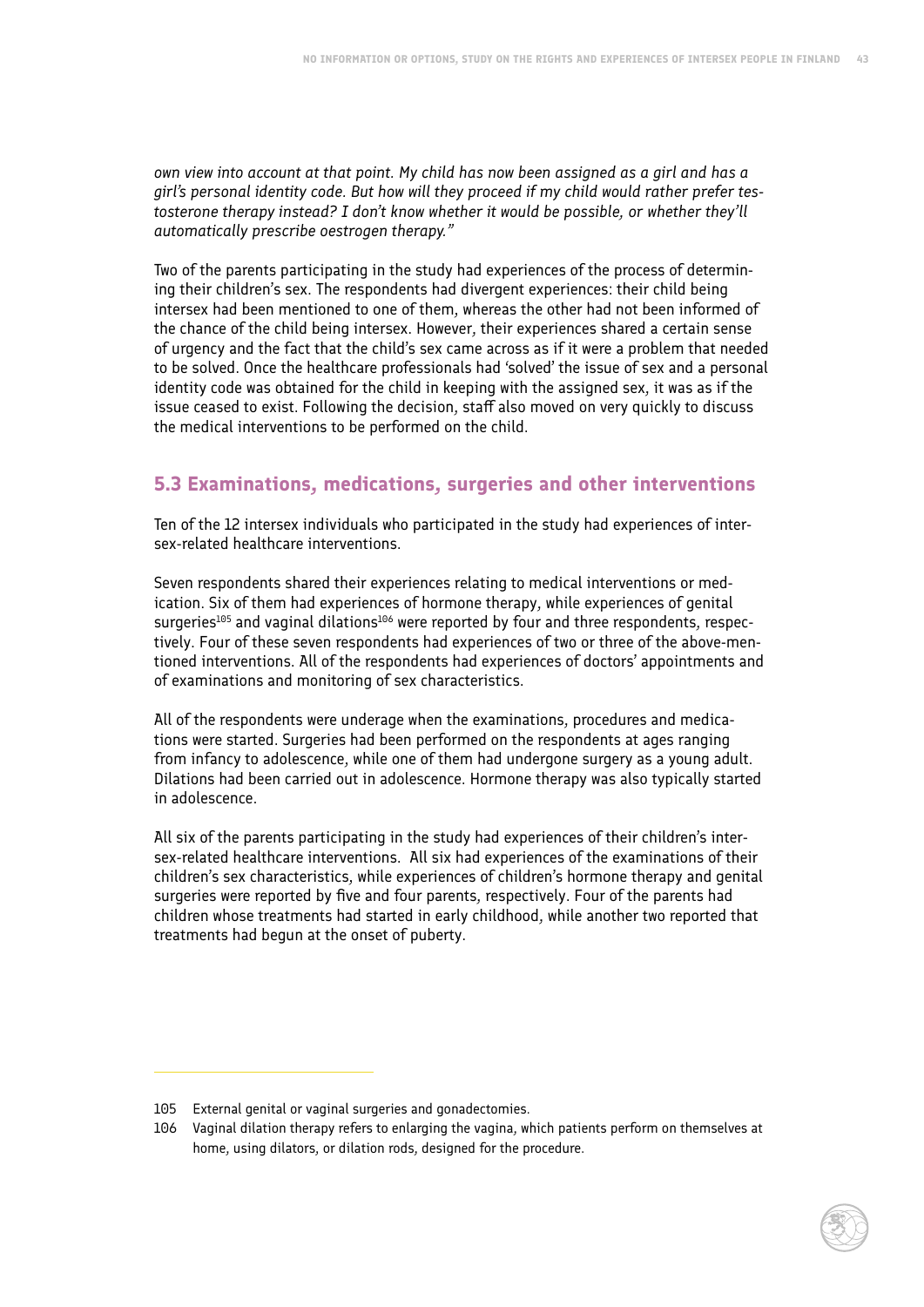*own view into account at that point. My child has now been assigned as a girl and has a girl's personal identity code. But how will they proceed if my child would rather prefer testosterone therapy instead? I don't know whether it would be possible, or whether they'll automatically prescribe oestrogen therapy."*

Two of the parents participating in the study had experiences of the process of determining their children's sex. The respondents had divergent experiences: their child being intersex had been mentioned to one of them, whereas the other had not been informed of the chance of the child being intersex. However, their experiences shared a certain sense of urgency and the fact that the child's sex came across as if it were a problem that needed to be solved. Once the healthcare professionals had 'solved' the issue of sex and a personal identity code was obtained for the child in keeping with the assigned sex, it was as if the issue ceased to exist. Following the decision, staff also moved on very quickly to discuss the medical interventions to be performed on the child.

## 5.3 Examinations, medications, surgeries and other interventions

Ten of the 12 intersex individuals who participated in the study had experiences of intersex-related healthcare interventions.

Seven respondents shared their experiences relating to medical interventions or medication. Six of them had experiences of hormone therapy, while experiences of genital surgeries[105] and vaginal dilations[106] were reported by four and three respondents, respectively. Four of these seven respondents had experiences of two or three of the above-mentioned interventions. All of the respondents had experiences of doctors' appointments and of examinations and monitoring of sex characteristics.

All of the respondents were underage when the examinations, procedures and medications were started. Surgeries had been performed on the respondents at ages ranging from infancy to adolescence, while one of them had undergone surgery as a young adult. Dilations had been carried out in adolescence. Hormone therapy was also typically started in adolescence.

All six of the parents participating in the study had experiences of their children's intersex-related healthcare interventions. All six had experiences of the examinations of their children's sex characteristics, while experiences of children's hormone therapy and genital surgeries were reported by five and four parents, respectively. Four of the parents had children whose treatments had started in early childhood, while another two reported that treatments had begun at the onset of puberty.

---

105 External genital or vaginal surgeries and gonadectomies.

106 Vaginal dilation therapy refers to enlarging the vagina, which patients perform on themselves at home, using dilators, or dilation rods, designed for the procedure.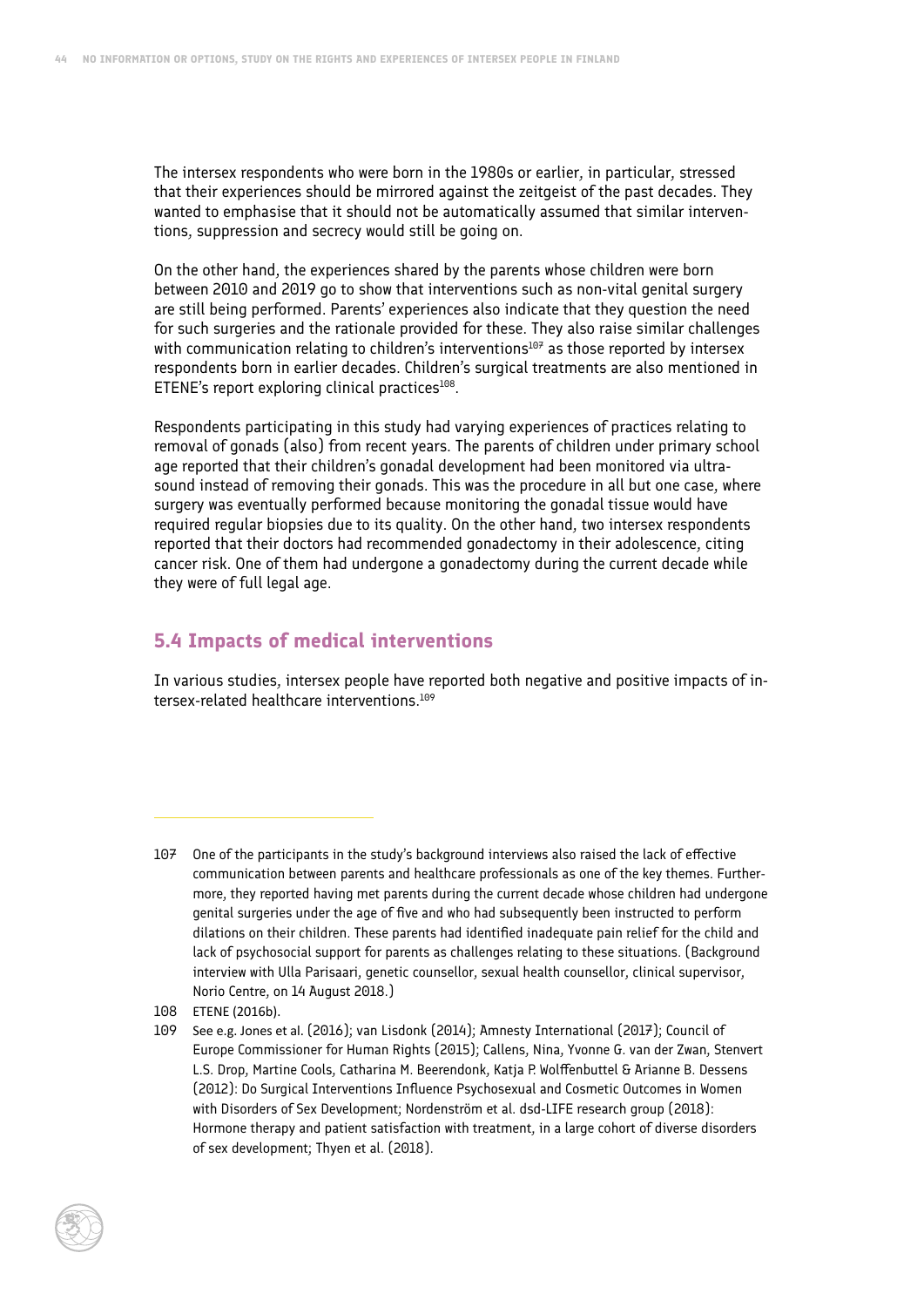The intersex respondents who were born in the 1980s or earlier, in particular, stressed that their experiences should be mirrored against the zeitgeist of the past decades. They wanted to emphasise that it should not be automatically assumed that similar interventions, suppression and secrecy would still be going on.

On the other hand, the experiences shared by the parents whose children were born between 2010 and 2019 go to show that interventions such as non-vital genital surgery are still being performed. Parents' experiences also indicate that they question the need for such surgeries and the rationale provided for these. They also raise similar challenges with communication relating to children's interventions[107] as those reported by intersex respondents born in earlier decades. Children's surgical treatments are also mentioned in ETENE's report exploring clinical practices[108].

Respondents participating in this study had varying experiences of practices relating to removal of gonads (also) from recent years. The parents of children under primary school age reported that their children's gonadal development had been monitored via ultrasound instead of removing their gonads. This was the procedure in all but one case, where surgery was eventually performed because monitoring the gonadal tissue would have required regular biopsies due to its quality. On the other hand, two intersex respondents reported that their doctors had recommended gonadectomy in their adolescence, citing cancer risk. One of them had undergone a gonadectomy during the current decade while they were of full legal age.

## 5.4 Impacts of medical interventions

In various studies, intersex people have reported both negative and positive impacts of intersex-related healthcare interventions.[109]

---

107 One of the participants in the study's background interviews also raised the lack of effective communication between parents and healthcare professionals as one of the key themes. Furthermore, they reported having met parents during the current decade whose children had undergone genital surgeries under the age of five and who had subsequently been instructed to perform dilations on their children. These parents had identified inadequate pain relief for the child and lack of psychosocial support for parents as challenges relating to these situations. (Background interview with Ulla Parisaari, genetic counsellor, sexual health counsellor, clinical supervisor, Norio Centre, on 14 August 2018.)

108 ETENE (2016b).

109 See e.g. Jones et al. (2016); van Lisdonk (2014); Amnesty International (2017); Council of Europe Commissioner for Human Rights (2015); Callens, Nina, Yvonne G. van der Zwan, Stenvert L.S. Drop, Martine Cools, Catharina M. Beerendonk, Katja P. Wolffenbuttel & Arianne B. Dessens (2012): Do Surgical Interventions Influence Psychosexual and Cosmetic Outcomes in Women with Disorders of Sex Development; Nordenström et al. dsd-LIFE research group (2018): Hormone therapy and patient satisfaction with treatment, in a large cohort of diverse disorders of sex development; Thyen et al. (2018).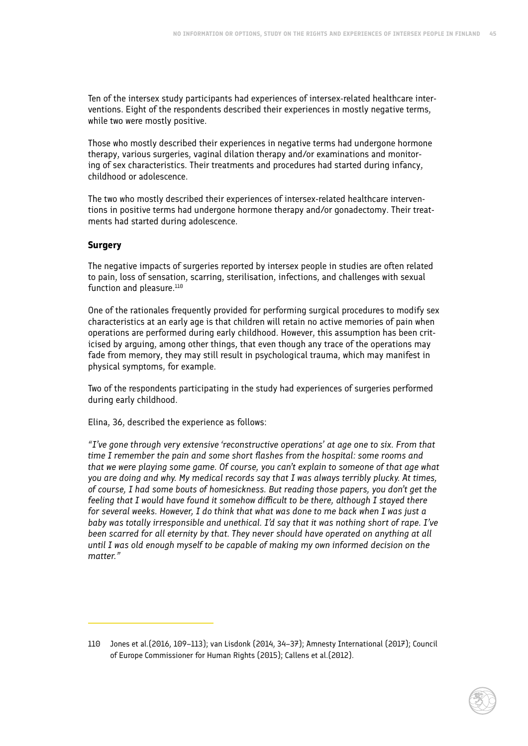Ten of the intersex study participants had experiences of intersex-related healthcare interventions. Eight of the respondents described their experiences in mostly negative terms, while two were mostly positive.

Those who mostly described their experiences in negative terms had undergone hormone therapy, various surgeries, vaginal dilation therapy and/or examinations and monitoring of sex characteristics. Their treatments and procedures had started during infancy, childhood or adolescence.

The two who mostly described their experiences of intersex-related healthcare interventions in positive terms had undergone hormone therapy and/or gonadectomy. Their treatments had started during adolescence.

### Surgery

The negative impacts of surgeries reported by intersex people in studies are often related to pain, loss of sensation, scarring, sterilisation, infections, and challenges with sexual function and pleasure.[110]

One of the rationales frequently provided for performing surgical procedures to modify sex characteristics at an early age is that children will retain no active memories of pain when operations are performed during early childhood. However, this assumption has been criticised by arguing, among other things, that even though any trace of the operations may fade from memory, they may still result in psychological trauma, which may manifest in physical symptoms, for example.

Two of the respondents participating in the study had experiences of surgeries performed during early childhood.

Elina, 36, described the experience as follows:

*"I've gone through very extensive 'reconstructive operations' at age one to six. From that time I remember the pain and some short flashes from the hospital: some rooms and that we were playing some game. Of course, you can't explain to someone of that age what you are doing and why. My medical records say that I was always terribly plucky. At times, of course, I had some bouts of homesickness. But reading those papers, you don't get the feeling that I would have found it somehow difficult to be there, although I stayed there for several weeks. However, I do think that what was done to me back when I was just a baby was totally irresponsible and unethical. I'd say that it was nothing short of rape. I've been scarred for all eternity by that. They never should have operated on anything at all until I was old enough myself to be capable of making my own informed decision on the matter."*

---

110 Jones et al.(2016, 109–113); van Lisdonk (2014, 34–37); Amnesty International (2017); Council of Europe Commissioner for Human Rights (2015); Callens et al.(2012).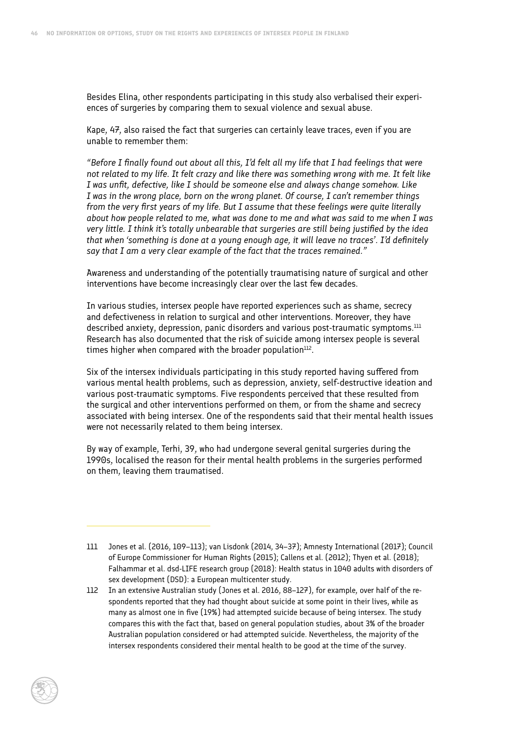Besides Elina, other respondents participating in this study also verbalised their experiences of surgeries by comparing them to sexual violence and sexual abuse.

Kape, 47, also raised the fact that surgeries can certainly leave traces, even if you are unable to remember them:

*"Before I finally found out about all this, I'd felt all my life that I had feelings that were not related to my life. It felt crazy and like there was something wrong with me. It felt like I was unfit, defective, like I should be someone else and always change somehow. Like I was in the wrong place, born on the wrong planet. Of course, I can't remember things from the very first years of my life. But I assume that these feelings were quite literally about how people related to me, what was done to me and what was said to me when I was very little. I think it's totally unbearable that surgeries are still being justified by the idea that when 'something is done at a young enough age, it will leave no traces'. I'd definitely say that I am a very clear example of the fact that the traces remained."*

Awareness and understanding of the potentially traumatising nature of surgical and other interventions have become increasingly clear over the last few decades.

In various studies, intersex people have reported experiences such as shame, secrecy and defectiveness in relation to surgical and other interventions. Moreover, they have described anxiety, depression, panic disorders and various post-traumatic symptoms.[111] Research has also documented that the risk of suicide among intersex people is several times higher when compared with the broader population[112].

Six of the intersex individuals participating in this study reported having suffered from various mental health problems, such as depression, anxiety, self-destructive ideation and various post-traumatic symptoms. Five respondents perceived that these resulted from the surgical and other interventions performed on them, or from the shame and secrecy associated with being intersex. One of the respondents said that their mental health issues were not necessarily related to them being intersex.

By way of example, Terhi, 39, who had undergone several genital surgeries during the 1990s, localised the reason for their mental health problems in the surgeries performed on them, leaving them traumatised.

---

111 Jones et al. (2016, 109–113); van Lisdonk (2014, 34–37); Amnesty International (2017); Council of Europe Commissioner for Human Rights (2015); Callens et al. (2012); Thyen et al. (2018); Falhammar et al. dsd-LIFE research group (2018): Health status in 1040 adults with disorders of sex development (DSD): a European multicenter study.

112 In an extensive Australian study (Jones et al. 2016, 88–127), for example, over half of the respondents reported that they had thought about suicide at some point in their lives, while as many as almost one in five (19%) had attempted suicide because of being intersex. The study compares this with the fact that, based on general population studies, about 3% of the broader Australian population considered or had attempted suicide. Nevertheless, the majority of the intersex respondents considered their mental health to be good at the time of the survey.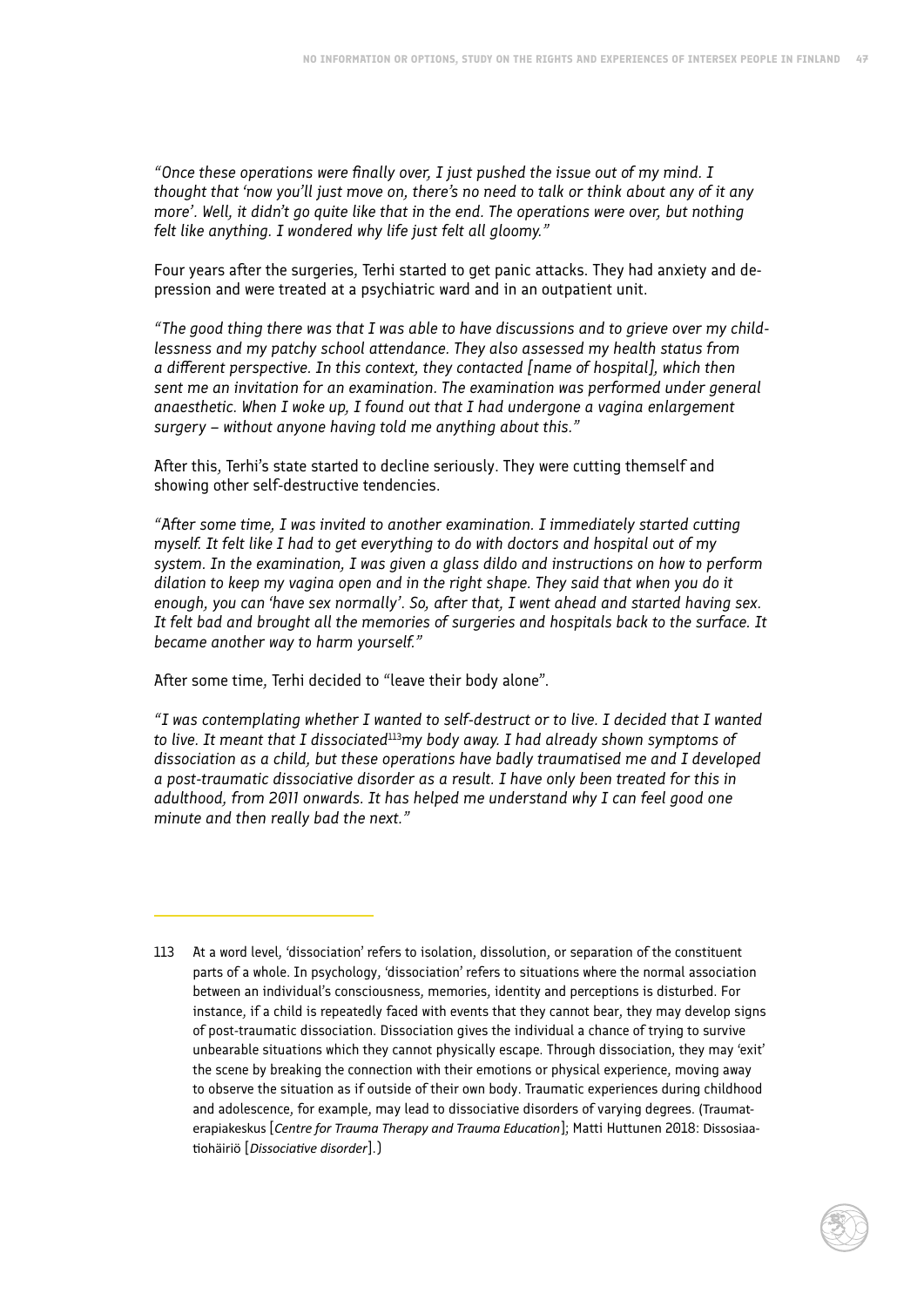*"Once these operations were finally over, I just pushed the issue out of my mind. I thought that 'now you'll just move on, there's no need to talk or think about any of it any more'. Well, it didn't go quite like that in the end. The operations were over, but nothing felt like anything. I wondered why life just felt all gloomy."*

Four years after the surgeries, Terhi started to get panic attacks. They had anxiety and depression and were treated at a psychiatric ward and in an outpatient unit.

*"The good thing there was that I was able to have discussions and to grieve over my childlessness and my patchy school attendance. They also assessed my health status from a different perspective. In this context, they contacted [name of hospital], which then sent me an invitation for an examination. The examination was performed under general anaesthetic. When I woke up, I found out that I had undergone a vagina enlargement surgery – without anyone having told me anything about this."*

After this, Terhi's state started to decline seriously. They were cutting themself and showing other self-destructive tendencies.

*"After some time, I was invited to another examination. I immediately started cutting myself. It felt like I had to get everything to do with doctors and hospital out of my system. In the examination, I was given a glass dildo and instructions on how to perform dilation to keep my vagina open and in the right shape. They said that when you do it enough, you can 'have sex normally'. So, after that, I went ahead and started having sex. It felt bad and brought all the memories of surgeries and hospitals back to the surface. It became another way to harm yourself."*

After some time, Terhi decided to "leave their body alone".

*"I was contemplating whether I wanted to self-destruct or to live. I decided that I wanted to live. It meant that I dissociated[113] my body away. I had already shown symptoms of dissociation as a child, but these operations have badly traumatised me and I developed a post-traumatic dissociative disorder as a result. I have only been treated for this in adulthood, from 2011 onwards. It has helped me understand why I can feel good one minute and then really bad the next."*

---

113 At a word level, 'dissociation' refers to isolation, dissolution, or separation of the constituent parts of a whole. In psychology, 'dissociation' refers to situations where the normal association between an individual's consciousness, memories, identity and perceptions is disturbed. For instance, if a child is repeatedly faced with events that they cannot bear, they may develop signs of post-traumatic dissociation. Dissociation gives the individual a chance of trying to survive unbearable situations which they cannot physically escape. Through dissociation, they may 'exit' the scene by breaking the connection with their emotions or physical experience, moving away to observe the situation as if outside of their own body. Traumatic experiences during childhood and adolescence, for example, may lead to dissociative disorders of varying degrees. (Traumaterapiakeskus [*Centre for Trauma Therapy and Trauma Education*]; Matti Huttunen 2018: Dissosiaatiohäiriö [*Dissociative disorder*].)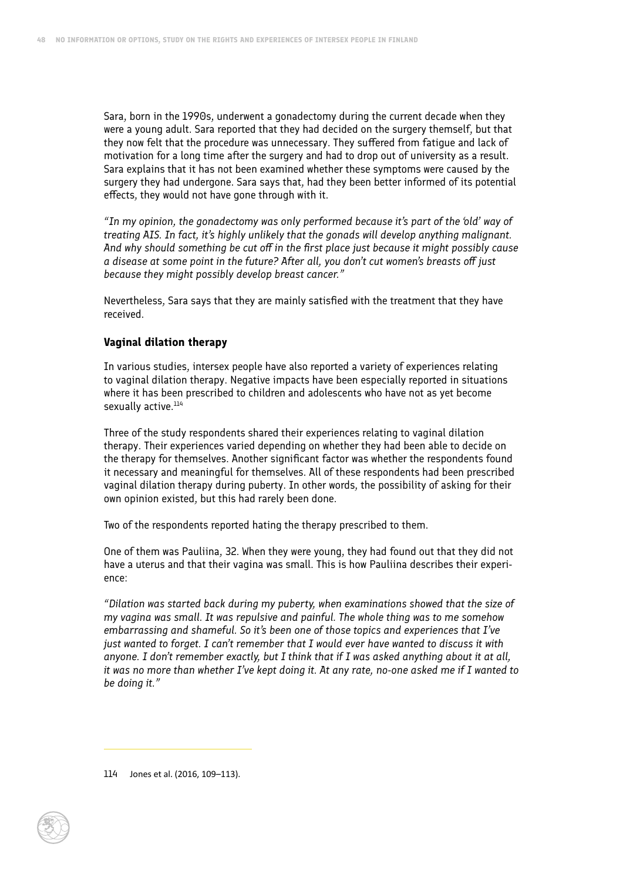Sara, born in the 1990s, underwent a gonadectomy during the current decade when they were a young adult. Sara reported that they had decided on the surgery themself, but that they now felt that the procedure was unnecessary. They suffered from fatigue and lack of motivation for a long time after the surgery and had to drop out of university as a result. Sara explains that it has not been examined whether these symptoms were caused by the surgery they had undergone. Sara says that, had they been better informed of its potential effects, they would not have gone through with it.

*"In my opinion, the gonadectomy was only performed because it's part of the 'old' way of treating AIS. In fact, it's highly unlikely that the gonads will develop anything malignant. And why should something be cut off in the first place just because it might possibly cause a disease at some point in the future? After all, you don't cut women's breasts off just because they might possibly develop breast cancer."*

Nevertheless, Sara says that they are mainly satisfied with the treatment that they have received.

### Vaginal dilation therapy

In various studies, intersex people have also reported a variety of experiences relating to vaginal dilation therapy. Negative impacts have been especially reported in situations where it has been prescribed to children and adolescents who have not as yet become sexually active.[114]

Three of the study respondents shared their experiences relating to vaginal dilation therapy. Their experiences varied depending on whether they had been able to decide on the therapy for themselves. Another significant factor was whether the respondents found it necessary and meaningful for themselves. All of these respondents had been prescribed vaginal dilation therapy during puberty. In other words, the possibility of asking for their own opinion existed, but this had rarely been done.

Two of the respondents reported hating the therapy prescribed to them.

One of them was Pauliina, 32. When they were young, they had found out that they did not have a uterus and that their vagina was small. This is how Pauliina describes their experience:

*"Dilation was started back during my puberty, when examinations showed that the size of my vagina was small. It was repulsive and painful. The whole thing was to me somehow embarrassing and shameful. So it's been one of those topics and experiences that I've just wanted to forget. I can't remember that I would ever have wanted to discuss it with anyone. I don't remember exactly, but I think that if I was asked anything about it at all, it was no more than whether I've kept doing it. At any rate, no-one asked me if I wanted to be doing it."*

---

114 Jones et al. (2016, 109–113).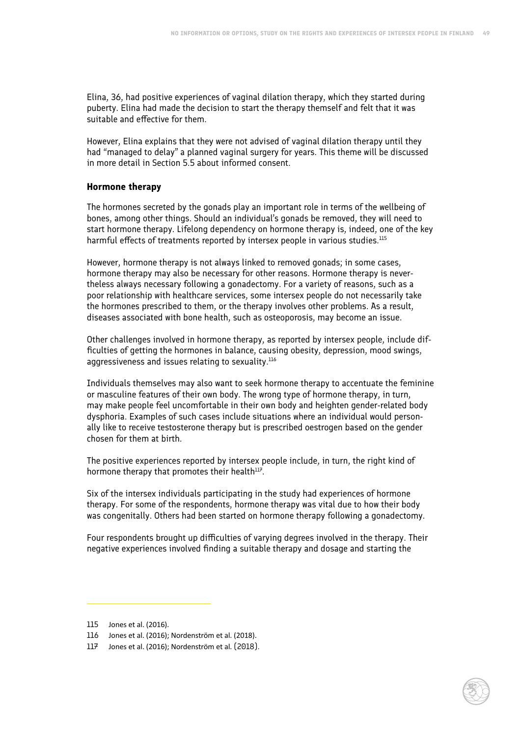Elina, 36, had positive experiences of vaginal dilation therapy, which they started during puberty. Elina had made the decision to start the therapy themself and felt that it was suitable and effective for them.

However, Elina explains that they were not advised of vaginal dilation therapy until they had "managed to delay" a planned vaginal surgery for years. This theme will be discussed in more detail in Section 5.5 about informed consent.

### Hormone therapy

The hormones secreted by the gonads play an important role in terms of the wellbeing of bones, among other things. Should an individual's gonads be removed, they will need to start hormone therapy. Lifelong dependency on hormone therapy is, indeed, one of the key harmful effects of treatments reported by intersex people in various studies.[115]

However, hormone therapy is not always linked to removed gonads; in some cases, hormone therapy may also be necessary for other reasons. Hormone therapy is nevertheless always necessary following a gonadectomy. For a variety of reasons, such as a poor relationship with healthcare services, some intersex people do not necessarily take the hormones prescribed to them, or the therapy involves other problems. As a result, diseases associated with bone health, such as osteoporosis, may become an issue.

Other challenges involved in hormone therapy, as reported by intersex people, include difficulties of getting the hormones in balance, causing obesity, depression, mood swings, aggressiveness and issues relating to sexuality.[116]

Individuals themselves may also want to seek hormone therapy to accentuate the feminine or masculine features of their own body. The wrong type of hormone therapy, in turn, may make people feel uncomfortable in their own body and heighten gender-related body dysphoria. Examples of such cases include situations where an individual would personally like to receive testosterone therapy but is prescribed oestrogen based on the gender chosen for them at birth.

The positive experiences reported by intersex people include, in turn, the right kind of hormone therapy that promotes their health[117].

Six of the intersex individuals participating in the study had experiences of hormone therapy. For some of the respondents, hormone therapy was vital due to how their body was congenitally. Others had been started on hormone therapy following a gonadectomy.

Four respondents brought up difficulties of varying degrees involved in the therapy. Their negative experiences involved finding a suitable therapy and dosage and starting the

---

115 Jones et al. (2016).

116 Jones et al. (2016); Nordenström et al. (2018).

117 Jones et al. (2016); Nordenström et al. (2018).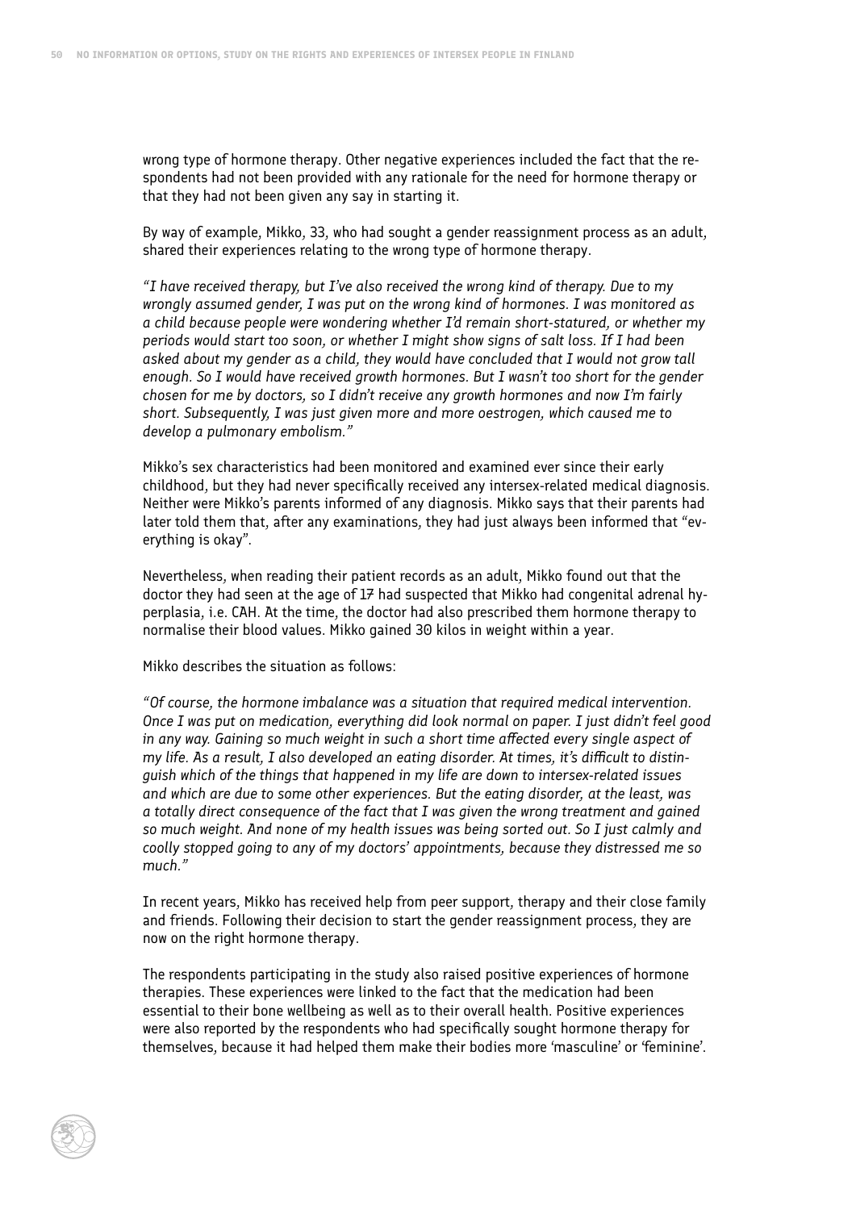wrong type of hormone therapy. Other negative experiences included the fact that the respondents had not been provided with any rationale for the need for hormone therapy or that they had not been given any say in starting it.

By way of example, Mikko, 33, who had sought a gender reassignment process as an adult, shared their experiences relating to the wrong type of hormone therapy.

*"I have received therapy, but I've also received the wrong kind of therapy. Due to my wrongly assumed gender, I was put on the wrong kind of hormones. I was monitored as a child because people were wondering whether I'd remain short-statured, or whether my periods would start too soon, or whether I might show signs of salt loss. If I had been asked about my gender as a child, they would have concluded that I would not grow tall enough. So I would have received growth hormones. But I wasn't too short for the gender chosen for me by doctors, so I didn't receive any growth hormones and now I'm fairly short. Subsequently, I was just given more and more oestrogen, which caused me to develop a pulmonary embolism."*

Mikko's sex characteristics had been monitored and examined ever since their early childhood, but they had never specifically received any intersex-related medical diagnosis. Neither were Mikko's parents informed of any diagnosis. Mikko says that their parents had later told them that, after any examinations, they had just always been informed that "everything is okay".

Nevertheless, when reading their patient records as an adult, Mikko found out that the doctor they had seen at the age of 17 had suspected that Mikko had congenital adrenal hyperplasia, i.e. CAH. At the time, the doctor had also prescribed them hormone therapy to normalise their blood values. Mikko gained 30 kilos in weight within a year.

Mikko describes the situation as follows:

*"Of course, the hormone imbalance was a situation that required medical intervention. Once I was put on medication, everything did look normal on paper. I just didn't feel good in any way. Gaining so much weight in such a short time affected every single aspect of my life. As a result, I also developed an eating disorder. At times, it's difficult to distinguish which of the things that happened in my life are down to intersex-related issues and which are due to some other experiences. But the eating disorder, at the least, was a totally direct consequence of the fact that I was given the wrong treatment and gained so much weight. And none of my health issues was being sorted out. So I just calmly and coolly stopped going to any of my doctors' appointments, because they distressed me so much."*

In recent years, Mikko has received help from peer support, therapy and their close family and friends. Following their decision to start the gender reassignment process, they are now on the right hormone therapy.

The respondents participating in the study also raised positive experiences of hormone therapies. These experiences were linked to the fact that the medication had been essential to their bone wellbeing as well as to their overall health. Positive experiences were also reported by the respondents who had specifically sought hormone therapy for themselves, because it had helped them make their bodies more 'masculine' or 'feminine'.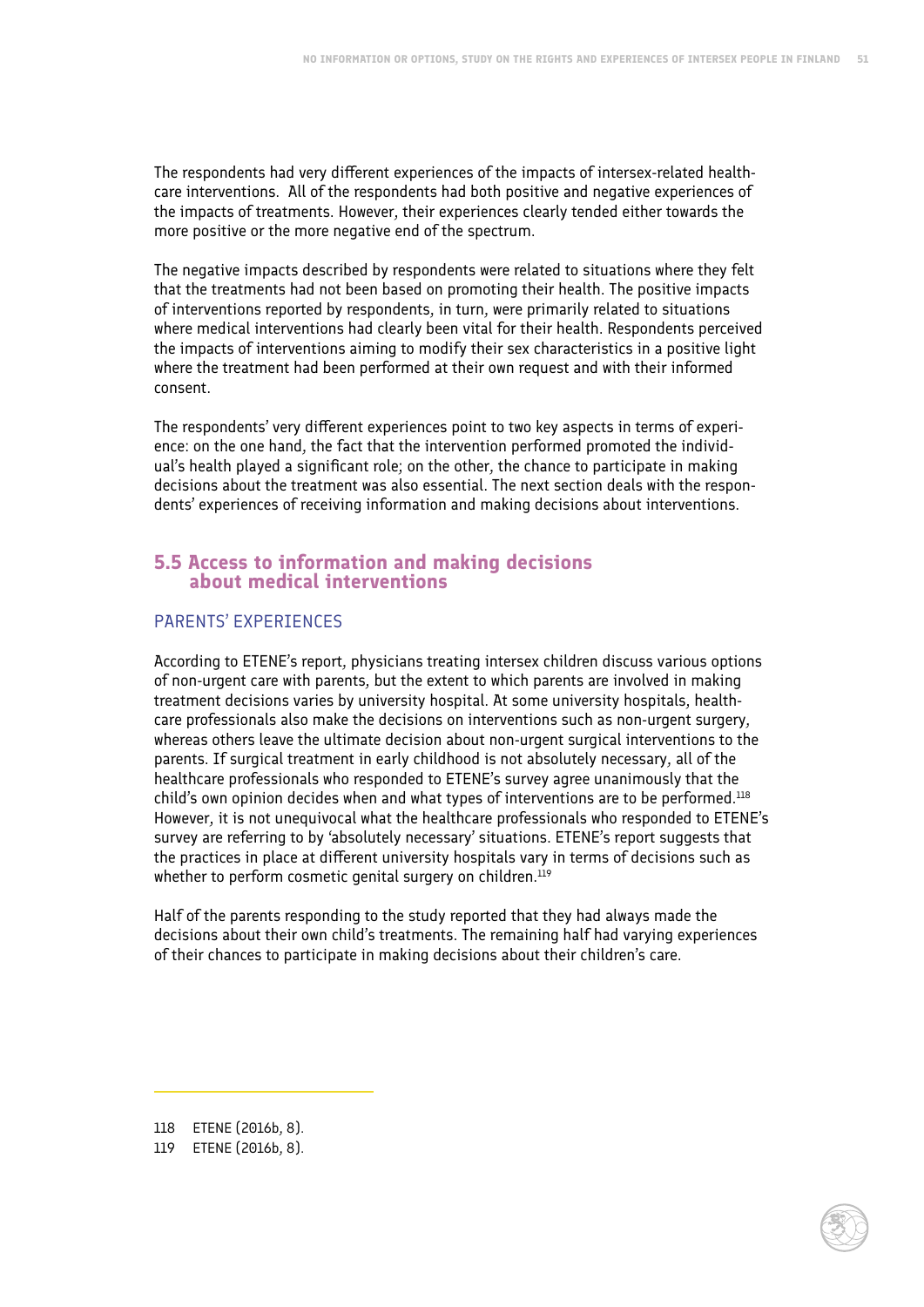The respondents had very different experiences of the impacts of intersex-related healthcare interventions. All of the respondents had both positive and negative experiences of the impacts of treatments. However, their experiences clearly tended either towards the more positive or the more negative end of the spectrum.

The negative impacts described by respondents were related to situations where they felt that the treatments had not been based on promoting their health. The positive impacts of interventions reported by respondents, in turn, were primarily related to situations where medical interventions had clearly been vital for their health. Respondents perceived the impacts of interventions aiming to modify their sex characteristics in a positive light where the treatment had been performed at their own request and with their informed consent.

The respondents' very different experiences point to two key aspects in terms of experience: on the one hand, the fact that the intervention performed promoted the individual's health played a significant role; on the other, the chance to participate in making decisions about the treatment was also essential. The next section deals with the respondents' experiences of receiving information and making decisions about interventions.

## 5.5 Access to information and making decisions about medical interventions

### PARENTS' EXPERIENCES

According to ETENE's report, physicians treating intersex children discuss various options of non-urgent care with parents, but the extent to which parents are involved in making treatment decisions varies by university hospital. At some university hospitals, healthcare professionals also make the decisions on interventions such as non-urgent surgery, whereas others leave the ultimate decision about non-urgent surgical interventions to the parents. If surgical treatment in early childhood is not absolutely necessary, all of the healthcare professionals who responded to ETENE's survey agree unanimously that the child's own opinion decides when and what types of interventions are to be performed.[118] However, it is not unequivocal what the healthcare professionals who responded to ETENE's survey are referring to by 'absolutely necessary' situations. ETENE's report suggests that the practices in place at different university hospitals vary in terms of decisions such as whether to perform cosmetic genital surgery on children.[119]

Half of the parents responding to the study reported that they had always made the decisions about their own child's treatments. The remaining half had varying experiences of their chances to participate in making decisions about their children's care.

---

118 ETENE (2016b, 8).

119 ETENE (2016b, 8).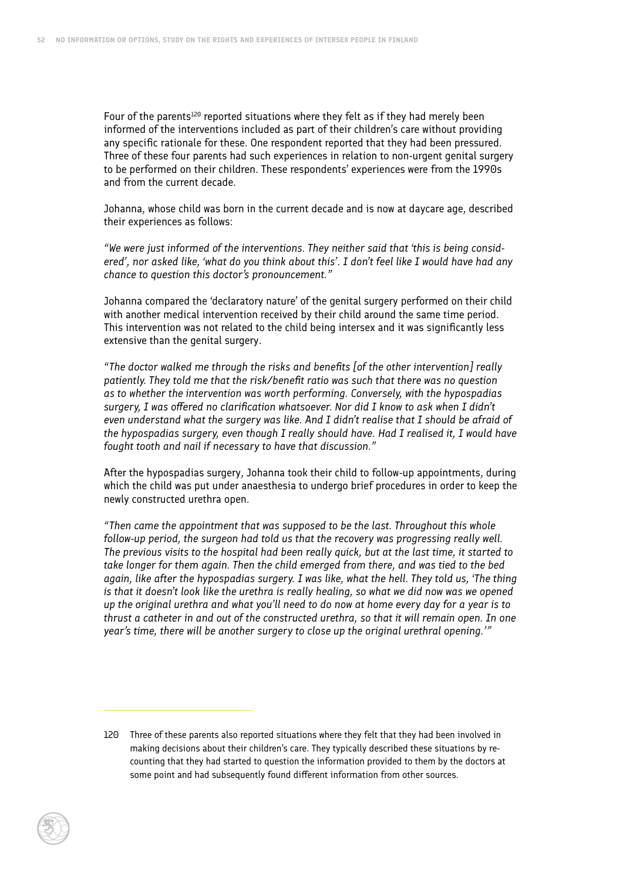Four of the parents[120] reported situations where they felt as if they had merely been informed of the interventions included as part of their children's care without providing any specific rationale for these. One respondent reported that they had been pressured. Three of these four parents had such experiences in relation to non-urgent genital surgery to be performed on their children. These respondents' experiences were from the 1990s and from the current decade.

Johanna, whose child was born in the current decade and is now at daycare age, described their experiences as follows:

*"We were just informed of the interventions. They neither said that 'this is being considered', nor asked like, 'what do you think about this'. I don't feel like I would have had any chance to question this doctor's pronouncement."*

Johanna compared the 'declaratory nature' of the genital surgery performed on their child with another medical intervention received by their child around the same time period. This intervention was not related to the child being intersex and it was significantly less extensive than the genital surgery.

*"The doctor walked me through the risks and benefits [of the other intervention] really patiently. They told me that the risk/benefit ratio was such that there was no question as to whether the intervention was worth performing. Conversely, with the hypospadias surgery, I was offered no clarification whatsoever. Nor did I know to ask when I didn't even understand what the surgery was like. And I didn't realise that I should be afraid of the hypospadias surgery, even though I really should have. Had I realised it, I would have fought tooth and nail if necessary to have that discussion."*

After the hypospadias surgery, Johanna took their child to follow-up appointments, during which the child was put under anaesthesia to undergo brief procedures in order to keep the newly constructed urethra open.

*"Then came the appointment that was supposed to be the last. Throughout this whole follow-up period, the surgeon had told us that the recovery was progressing really well. The previous visits to the hospital had been really quick, but at the last time, it started to take longer for them again. Then the child emerged from there, and was tied to the bed again, like after the hypospadias surgery. I was like, what the hell. They told us, 'The thing is that it doesn't look like the urethra is really healing, so what we did now was we opened up the original urethra and what you'll need to do now at home every day for a year is to thrust a catheter in and out of the constructed urethra, so that it will remain open. In one year's time, there will be another surgery to close up the original urethral opening.'"*

---

120 Three of these parents also reported situations where they felt that they had been involved in making decisions about their children's care. They typically described these situations by recounting that they had started to question the information provided to them by the doctors at some point and had subsequently found different information from other sources.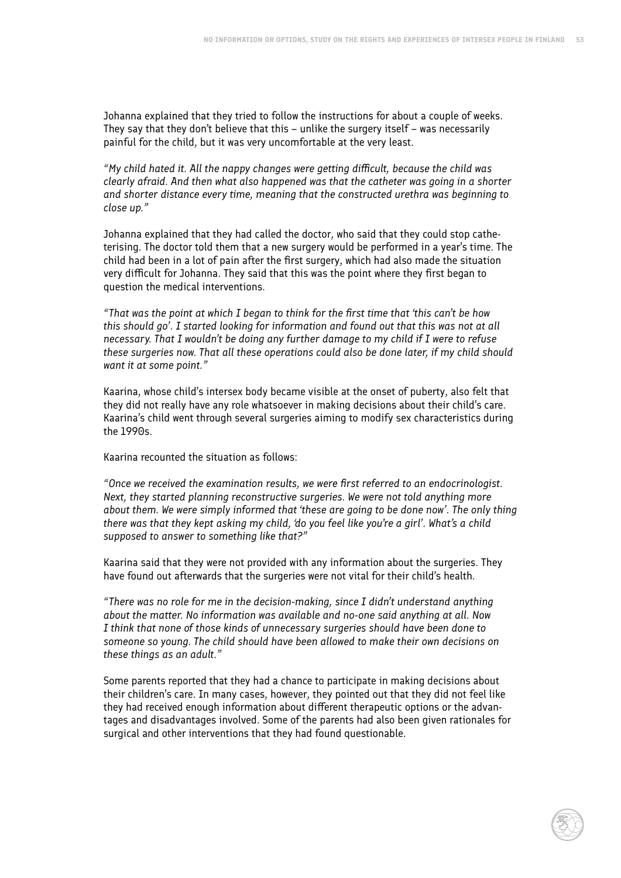Johanna explained that they tried to follow the instructions for about a couple of weeks. They say that they don't believe that this – unlike the surgery itself – was necessarily painful for the child, but it was very uncomfortable at the very least.

*"My child hated it. All the nappy changes were getting difficult, because the child was clearly afraid. And then what also happened was that the catheter was going in a shorter and shorter distance every time, meaning that the constructed urethra was beginning to close up."*

Johanna explained that they had called the doctor, who said that they could stop catheterising. The doctor told them that a new surgery would be performed in a year's time. The child had been in a lot of pain after the first surgery, which had also made the situation very difficult for Johanna. They said that this was the point where they first began to question the medical interventions.

*"That was the point at which I began to think for the first time that 'this can't be how this should go'. I started looking for information and found out that this was not at all necessary. That I wouldn't be doing any further damage to my child if I were to refuse these surgeries now. That all these operations could also be done later, if my child should want it at some point."*

Kaarina, whose child's intersex body became visible at the onset of puberty, also felt that they did not really have any role whatsoever in making decisions about their child's care. Kaarina's child went through several surgeries aiming to modify sex characteristics during the 1990s.

Kaarina recounted the situation as follows:

*"Once we received the examination results, we were first referred to an endocrinologist. Next, they started planning reconstructive surgeries. We were not told anything more about them. We were simply informed that 'these are going to be done now'. The only thing there was that they kept asking my child, 'do you feel like you're a girl'. What's a child supposed to answer to something like that?"*

Kaarina said that they were not provided with any information about the surgeries. They have found out afterwards that the surgeries were not vital for their child's health.

*"There was no role for me in the decision-making, since I didn't understand anything about the matter. No information was available and no-one said anything at all. Now I think that none of those kinds of unnecessary surgeries should have been done to someone so young. The child should have been allowed to make their own decisions on these things as an adult."*

Some parents reported that they had a chance to participate in making decisions about their children's care. In many cases, however, they pointed out that they did not feel like they had received enough information about different therapeutic options or the advantages and disadvantages involved. Some of the parents had also been given rationales for surgical and other interventions that they had found questionable.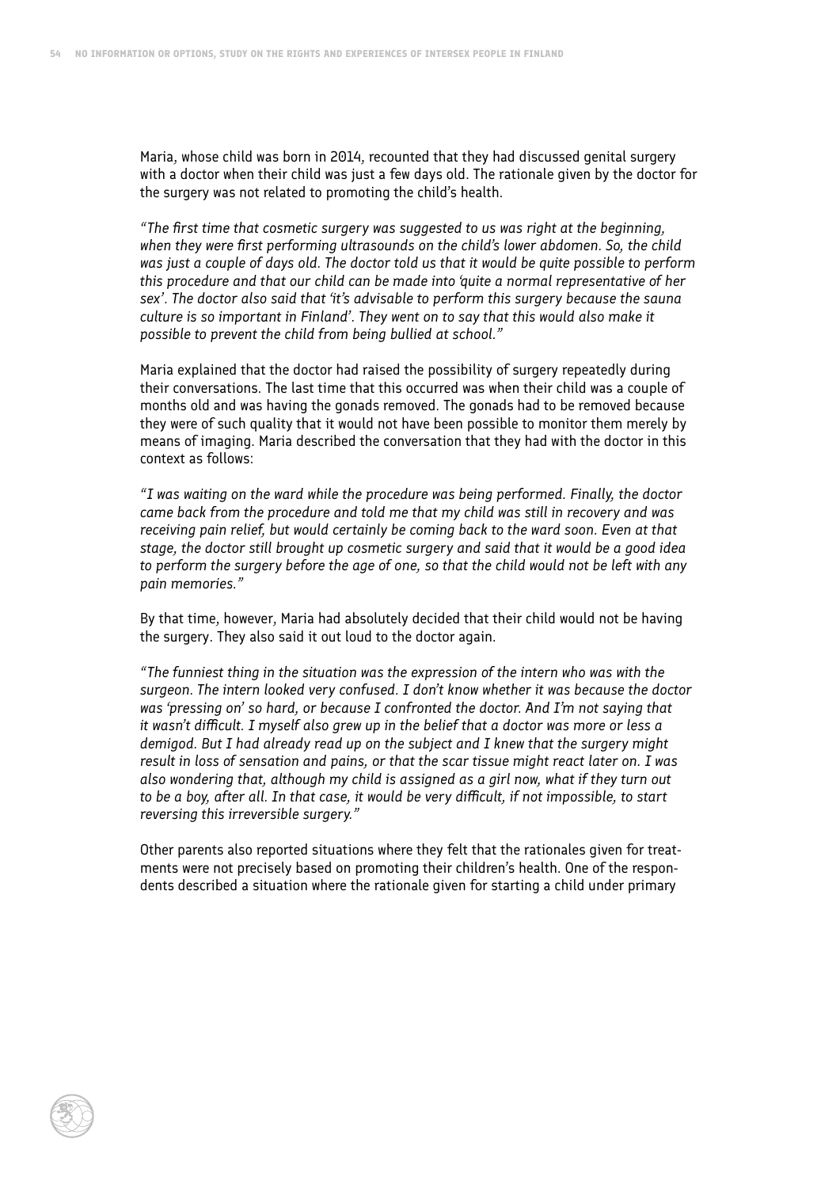Maria, whose child was born in 2014, recounted that they had discussed genital surgery with a doctor when their child was just a few days old. The rationale given by the doctor for the surgery was not related to promoting the child's health.

*"The first time that cosmetic surgery was suggested to us was right at the beginning, when they were first performing ultrasounds on the child's lower abdomen. So, the child was just a couple of days old. The doctor told us that it would be quite possible to perform this procedure and that our child can be made into 'quite a normal representative of her sex'. The doctor also said that 'it's advisable to perform this surgery because the sauna culture is so important in Finland'. They went on to say that this would also make it possible to prevent the child from being bullied at school."*

Maria explained that the doctor had raised the possibility of surgery repeatedly during their conversations. The last time that this occurred was when their child was a couple of months old and was having the gonads removed. The gonads had to be removed because they were of such quality that it would not have been possible to monitor them merely by means of imaging. Maria described the conversation that they had with the doctor in this context as follows:

*"I was waiting on the ward while the procedure was being performed. Finally, the doctor came back from the procedure and told me that my child was still in recovery and was receiving pain relief, but would certainly be coming back to the ward soon. Even at that stage, the doctor still brought up cosmetic surgery and said that it would be a good idea to perform the surgery before the age of one, so that the child would not be left with any pain memories."*

By that time, however, Maria had absolutely decided that their child would not be having the surgery. They also said it out loud to the doctor again.

*"The funniest thing in the situation was the expression of the intern who was with the surgeon. The intern looked very confused. I don't know whether it was because the doctor was 'pressing on' so hard, or because I confronted the doctor. And I'm not saying that it wasn't difficult. I myself also grew up in the belief that a doctor was more or less a demigod. But I had already read up on the subject and I knew that the surgery might result in loss of sensation and pains, or that the scar tissue might react later on. I was also wondering that, although my child is assigned as a girl now, what if they turn out to be a boy, after all. In that case, it would be very difficult, if not impossible, to start reversing this irreversible surgery."*

Other parents also reported situations where they felt that the rationales given for treatments were not precisely based on promoting their children's health. One of the respondents described a situation where the rationale given for starting a child under primary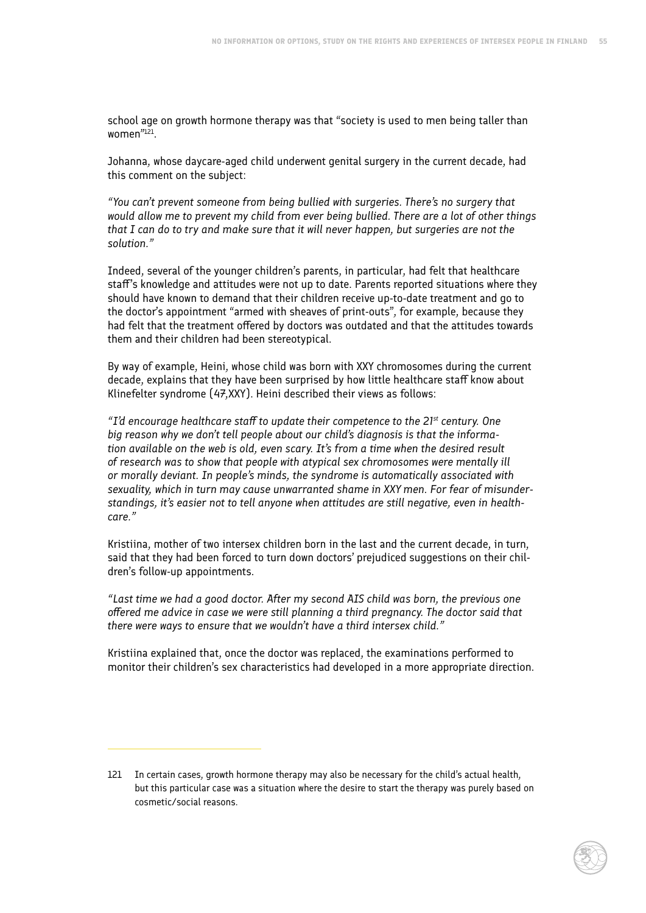school age on growth hormone therapy was that "society is used to men being taller than women"[121].

Johanna, whose daycare-aged child underwent genital surgery in the current decade, had this comment on the subject:

*"You can't prevent someone from being bullied with surgeries. There's no surgery that would allow me to prevent my child from ever being bullied. There are a lot of other things that I can do to try and make sure that it will never happen, but surgeries are not the solution."*

Indeed, several of the younger children's parents, in particular, had felt that healthcare staff's knowledge and attitudes were not up to date. Parents reported situations where they should have known to demand that their children receive up-to-date treatment and go to the doctor's appointment "armed with sheaves of print-outs", for example, because they had felt that the treatment offered by doctors was outdated and that the attitudes towards them and their children had been stereotypical.

By way of example, Heini, whose child was born with XXY chromosomes during the current decade, explains that they have been surprised by how little healthcare staff know about Klinefelter syndrome (47,XXY). Heini described their views as follows:

*"I'd encourage healthcare staff to update their competence to the 21st century. One big reason why we don't tell people about our child's diagnosis is that the information available on the web is old, even scary. It's from a time when the desired result of research was to show that people with atypical sex chromosomes were mentally ill or morally deviant. In people's minds, the syndrome is automatically associated with sexuality, which in turn may cause unwarranted shame in XXY men. For fear of misunderstandings, it's easier not to tell anyone when attitudes are still negative, even in healthcare."*

Kristiina, mother of two intersex children born in the last and the current decade, in turn, said that they had been forced to turn down doctors' prejudiced suggestions on their children's follow-up appointments.

*"Last time we had a good doctor. After my second AIS child was born, the previous one offered me advice in case we were still planning a third pregnancy. The doctor said that there were ways to ensure that we wouldn't have a third intersex child."*

Kristiina explained that, once the doctor was replaced, the examinations performed to monitor their children's sex characteristics had developed in a more appropriate direction.

---

121 In certain cases, growth hormone therapy may also be necessary for the child's actual health, but this particular case was a situation where the desire to start the therapy was purely based on cosmetic/social reasons.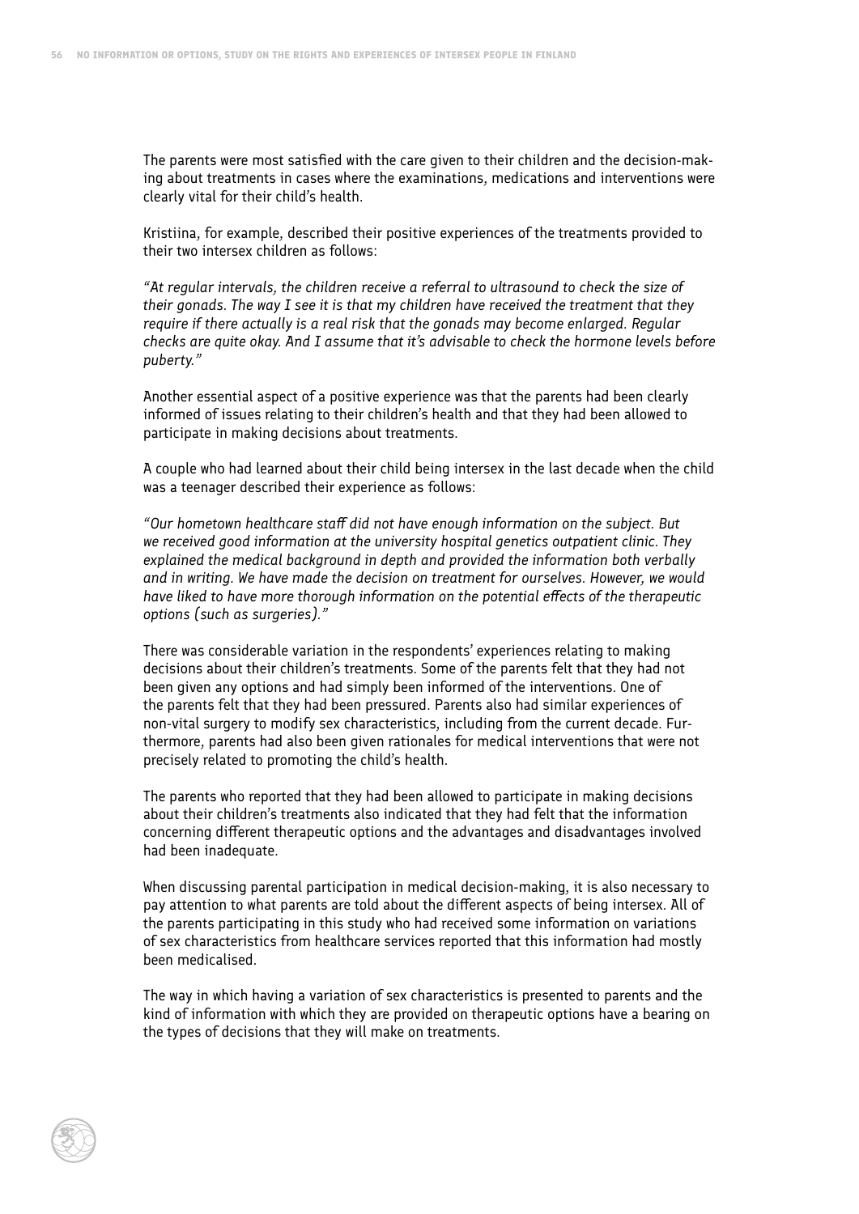The parents were most satisfied with the care given to their children and the decision-making about treatments in cases where the examinations, medications and interventions were clearly vital for their child's health.

Kristiina, for example, described their positive experiences of the treatments provided to their two intersex children as follows:

*"At regular intervals, the children receive a referral to ultrasound to check the size of their gonads. The way I see it is that my children have received the treatment that they require if there actually is a real risk that the gonads may become enlarged. Regular checks are quite okay. And I assume that it's advisable to check the hormone levels before puberty."*

Another essential aspect of a positive experience was that the parents had been clearly informed of issues relating to their children's health and that they had been allowed to participate in making decisions about treatments.

A couple who had learned about their child being intersex in the last decade when the child was a teenager described their experience as follows:

*"Our hometown healthcare staff did not have enough information on the subject. But we received good information at the university hospital genetics outpatient clinic. They explained the medical background in depth and provided the information both verbally and in writing. We have made the decision on treatment for ourselves. However, we would have liked to have more thorough information on the potential effects of the therapeutic options (such as surgeries)."*

There was considerable variation in the respondents' experiences relating to making decisions about their children's treatments. Some of the parents felt that they had not been given any options and had simply been informed of the interventions. One of the parents felt that they had been pressured. Parents also had similar experiences of non-vital surgery to modify sex characteristics, including from the current decade. Furthermore, parents had also been given rationales for medical interventions that were not precisely related to promoting the child's health.

The parents who reported that they had been allowed to participate in making decisions about their children's treatments also indicated that they had felt that the information concerning different therapeutic options and the advantages and disadvantages involved had been inadequate.

When discussing parental participation in medical decision-making, it is also necessary to pay attention to what parents are told about the different aspects of being intersex. All of the parents participating in this study who had received some information on variations of sex characteristics from healthcare services reported that this information had mostly been medicalised.

The way in which having a variation of sex characteristics is presented to parents and the kind of information with which they are provided on therapeutic options have a bearing on the types of decisions that they will make on treatments.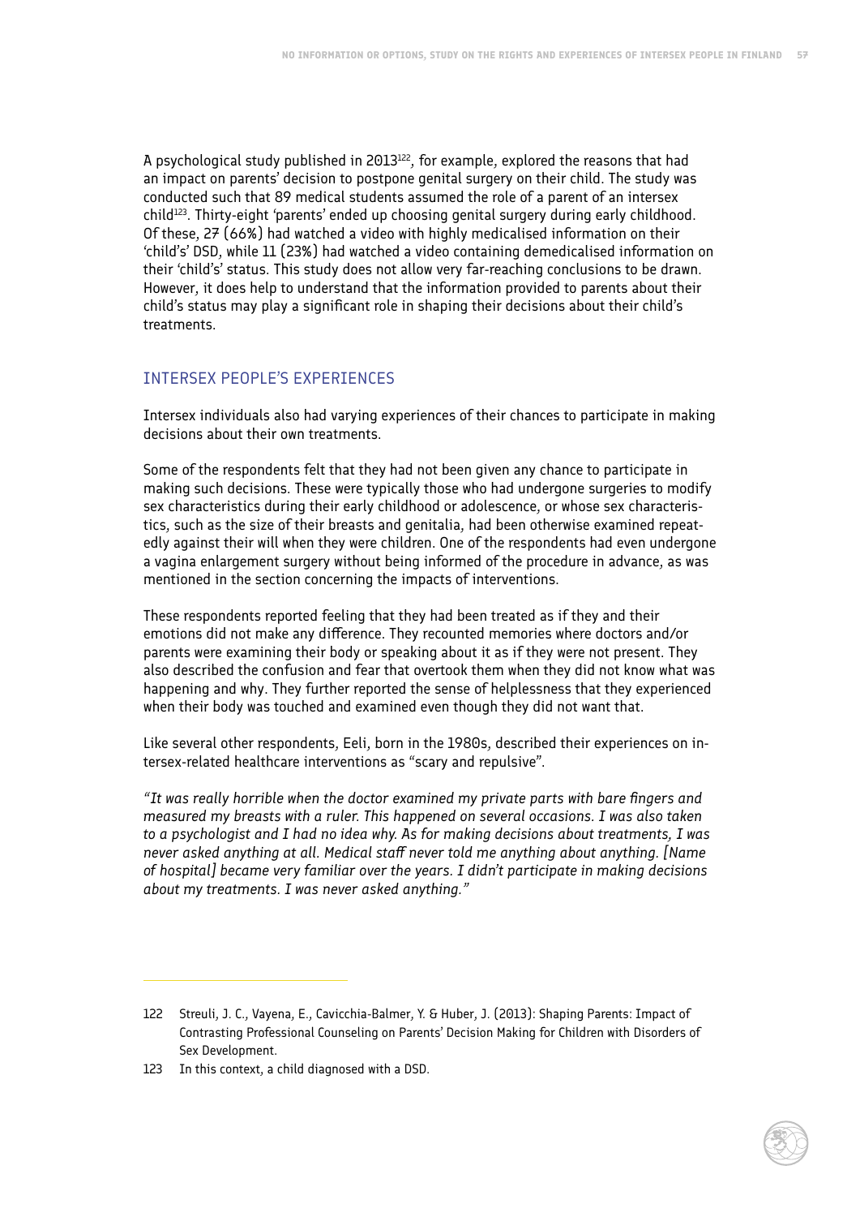A psychological study published in 2013[122], for example, explored the reasons that had an impact on parents' decision to postpone genital surgery on their child. The study was conducted such that 89 medical students assumed the role of a parent of an intersex child[123]. Thirty-eight 'parents' ended up choosing genital surgery during early childhood. Of these, 27 (66%) had watched a video with highly medicalised information on their 'child's' DSD, while 11 (23%) had watched a video containing demedicalised information on their 'child's' status. This study does not allow very far-reaching conclusions to be drawn. However, it does help to understand that the information provided to parents about their child's status may play a significant role in shaping their decisions about their child's treatments.

## INTERSEX PEOPLE'S EXPERIENCES

Intersex individuals also had varying experiences of their chances to participate in making decisions about their own treatments.

Some of the respondents felt that they had not been given any chance to participate in making such decisions. These were typically those who had undergone surgeries to modify sex characteristics during their early childhood or adolescence, or whose sex characteristics, such as the size of their breasts and genitalia, had been otherwise examined repeatedly against their will when they were children. One of the respondents had even undergone a vagina enlargement surgery without being informed of the procedure in advance, as was mentioned in the section concerning the impacts of interventions.

These respondents reported feeling that they had been treated as if they and their emotions did not make any difference. They recounted memories where doctors and/or parents were examining their body or speaking about it as if they were not present. They also described the confusion and fear that overtook them when they did not know what was happening and why. They further reported the sense of helplessness that they experienced when their body was touched and examined even though they did not want that.

Like several other respondents, Eeli, born in the 1980s, described their experiences on intersex-related healthcare interventions as "scary and repulsive".

*"It was really horrible when the doctor examined my private parts with bare fingers and measured my breasts with a ruler. This happened on several occasions. I was also taken to a psychologist and I had no idea why. As for making decisions about treatments, I was never asked anything at all. Medical staff never told me anything about anything. [Name of hospital] became very familiar over the years. I didn't participate in making decisions about my treatments. I was never asked anything."*

---

122 Streuli, J. C., Vayena, E., Cavicchia-Balmer, Y. & Huber, J. (2013): Shaping Parents: Impact of Contrasting Professional Counseling on Parents' Decision Making for Children with Disorders of Sex Development.

123 In this context, a child diagnosed with a DSD.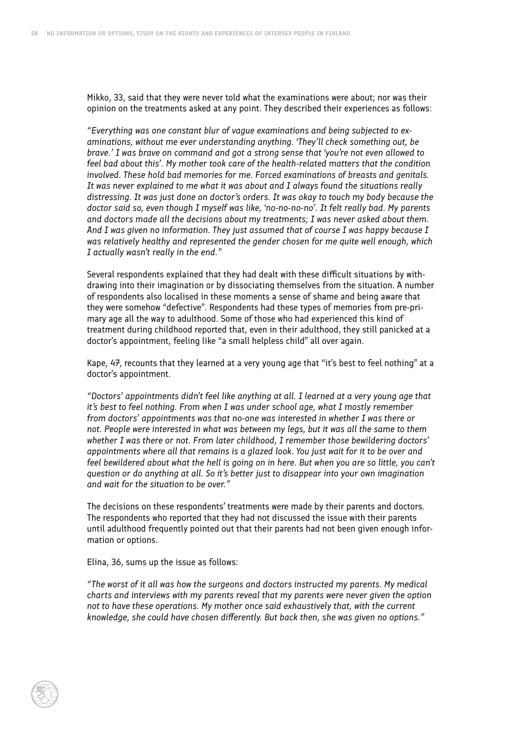Mikko, 33, said that they were never told what the examinations were about; nor was their opinion on the treatments asked at any point. They described their experiences as follows:

*"Everything was one constant blur of vague examinations and being subjected to examinations, without me ever understanding anything. 'They'll check something out, be brave.' I was brave on command and got a strong sense that 'you're not even allowed to feel bad about this'. My mother took care of the health-related matters that the condition involved. These hold bad memories for me. Forced examinations of breasts and genitals. It was never explained to me what it was about and I always found the situations really distressing. It was just done on doctor's orders. It was okay to touch my body because the doctor said so, even though I myself was like, 'no-no-no-no'. It felt really bad. My parents and doctors made all the decisions about my treatments; I was never asked about them. And I was given no information. They just assumed that of course I was happy because I was relatively healthy and represented the gender chosen for me quite well enough, which I actually wasn't really in the end."*

Several respondents explained that they had dealt with these difficult situations by withdrawing into their imagination or by dissociating themselves from the situation. A number of respondents also localised in these moments a sense of shame and being aware that they were somehow "defective". Respondents had these types of memories from pre-primary age all the way to adulthood. Some of those who had experienced this kind of treatment during childhood reported that, even in their adulthood, they still panicked at a doctor's appointment, feeling like "a small helpless child" all over again.

Kape, 47, recounts that they learned at a very young age that "it's best to feel nothing" at a doctor's appointment.

*"Doctors' appointments didn't feel like anything at all. I learned at a very young age that it's best to feel nothing. From when I was under school age, what I mostly remember from doctors' appointments was that no-one was interested in whether I was there or not. People were interested in what was between my legs, but it was all the same to them whether I was there or not. From later childhood, I remember those bewildering doctors' appointments where all that remains is a glazed look. You just wait for it to be over and feel bewildered about what the hell is going on in here. But when you are so little, you can't question or do anything at all. So it's better just to disappear into your own imagination and wait for the situation to be over."*

The decisions on these respondents' treatments were made by their parents and doctors. The respondents who reported that they had not discussed the issue with their parents until adulthood frequently pointed out that their parents had not been given enough information or options.

Elina, 36, sums up the issue as follows:

*"The worst of it all was how the surgeons and doctors instructed my parents. My medical charts and interviews with my parents reveal that my parents were never given the option not to have these operations. My mother once said exhaustively that, with the current knowledge, she could have chosen differently. But back then, she was given no options."*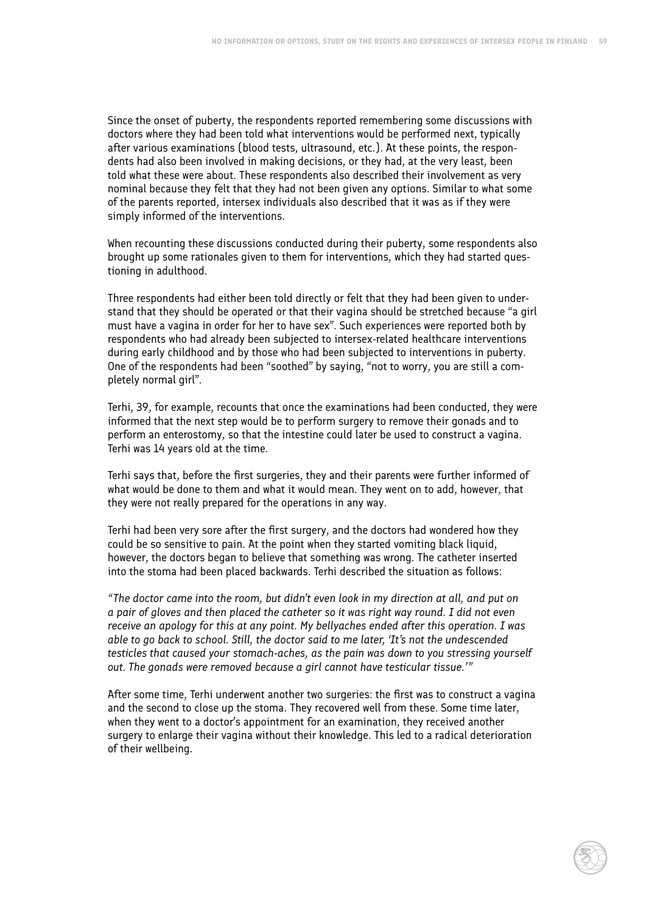Since the onset of puberty, the respondents reported remembering some discussions with doctors where they had been told what interventions would be performed next, typically after various examinations (blood tests, ultrasound, etc.). At these points, the respondents had also been involved in making decisions, or they had, at the very least, been told what these were about. These respondents also described their involvement as very nominal because they felt that they had not been given any options. Similar to what some of the parents reported, intersex individuals also described that it was as if they were simply informed of the interventions.

When recounting these discussions conducted during their puberty, some respondents also brought up some rationales given to them for interventions, which they had started questioning in adulthood.

Three respondents had either been told directly or felt that they had been given to understand that they should be operated or that their vagina should be stretched because "a girl must have a vagina in order for her to have sex". Such experiences were reported both by respondents who had already been subjected to intersex-related healthcare interventions during early childhood and by those who had been subjected to interventions in puberty. One of the respondents had been "soothed" by saying, "not to worry, you are still a completely normal girl".

Terhi, 39, for example, recounts that once the examinations had been conducted, they were informed that the next step would be to perform surgery to remove their gonads and to perform an enterostomy, so that the intestine could later be used to construct a vagina. Terhi was 14 years old at the time.

Terhi says that, before the first surgeries, they and their parents were further informed of what would be done to them and what it would mean. They went on to add, however, that they were not really prepared for the operations in any way.

Terhi had been very sore after the first surgery, and the doctors had wondered how they could be so sensitive to pain. At the point when they started vomiting black liquid, however, the doctors began to believe that something was wrong. The catheter inserted into the stoma had been placed backwards. Terhi described the situation as follows:

*"The doctor came into the room, but didn't even look in my direction at all, and put on a pair of gloves and then placed the catheter so it was right way round. I did not even receive an apology for this at any point. My bellyaches ended after this operation. I was able to go back to school. Still, the doctor said to me later, 'It's not the undescended testicles that caused your stomach-aches, as the pain was down to you stressing yourself out. The gonads were removed because a girl cannot have testicular tissue.'"*

After some time, Terhi underwent another two surgeries: the first was to construct a vagina and the second to close up the stoma. They recovered well from these. Some time later, when they went to a doctor's appointment for an examination, they received another surgery to enlarge their vagina without their knowledge. This led to a radical deterioration of their wellbeing.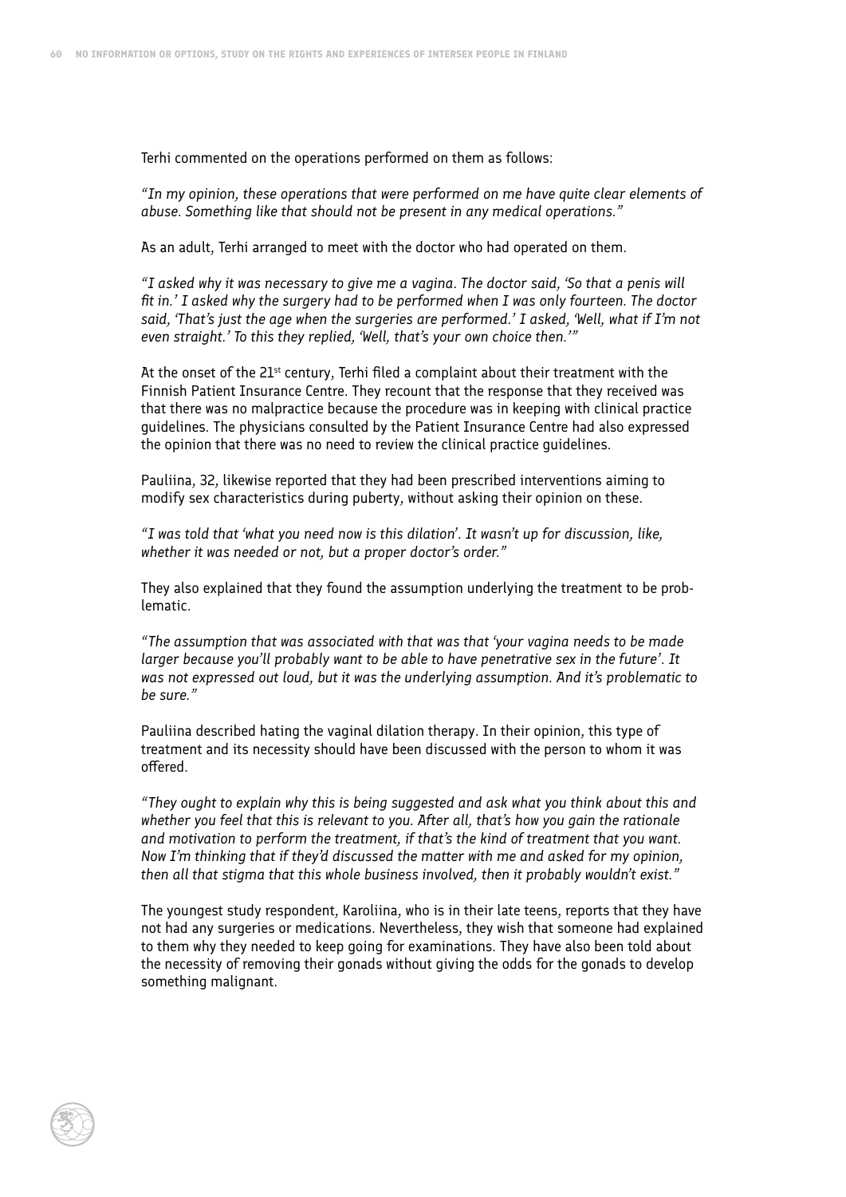Terhi commented on the operations performed on them as follows:

*"In my opinion, these operations that were performed on me have quite clear elements of abuse. Something like that should not be present in any medical operations."*

As an adult, Terhi arranged to meet with the doctor who had operated on them.

*"I asked why it was necessary to give me a vagina. The doctor said, 'So that a penis will fit in.' I asked why the surgery had to be performed when I was only fourteen. The doctor said, 'That's just the age when the surgeries are performed.' I asked, 'Well, what if I'm not even straight.' To this they replied, 'Well, that's your own choice then.'"*

At the onset of the 21st century, Terhi filed a complaint about their treatment with the Finnish Patient Insurance Centre. They recount that the response that they received was that there was no malpractice because the procedure was in keeping with clinical practice guidelines. The physicians consulted by the Patient Insurance Centre had also expressed the opinion that there was no need to review the clinical practice guidelines.

Pauliina, 32, likewise reported that they had been prescribed interventions aiming to modify sex characteristics during puberty, without asking their opinion on these.

*"I was told that 'what you need now is this dilation'. It wasn't up for discussion, like, whether it was needed or not, but a proper doctor's order."*

They also explained that they found the assumption underlying the treatment to be problematic.

*"The assumption that was associated with that was that 'your vagina needs to be made larger because you'll probably want to be able to have penetrative sex in the future'. It was not expressed out loud, but it was the underlying assumption. And it's problematic to be sure."*

Pauliina described hating the vaginal dilation therapy. In their opinion, this type of treatment and its necessity should have been discussed with the person to whom it was offered.

*"They ought to explain why this is being suggested and ask what you think about this and whether you feel that this is relevant to you. After all, that's how you gain the rationale and motivation to perform the treatment, if that's the kind of treatment that you want. Now I'm thinking that if they'd discussed the matter with me and asked for my opinion, then all that stigma that this whole business involved, then it probably wouldn't exist."*

The youngest study respondent, Karoliina, who is in their late teens, reports that they have not had any surgeries or medications. Nevertheless, they wish that someone had explained to them why they needed to keep going for examinations. They have also been told about the necessity of removing their gonads without giving the odds for the gonads to develop something malignant.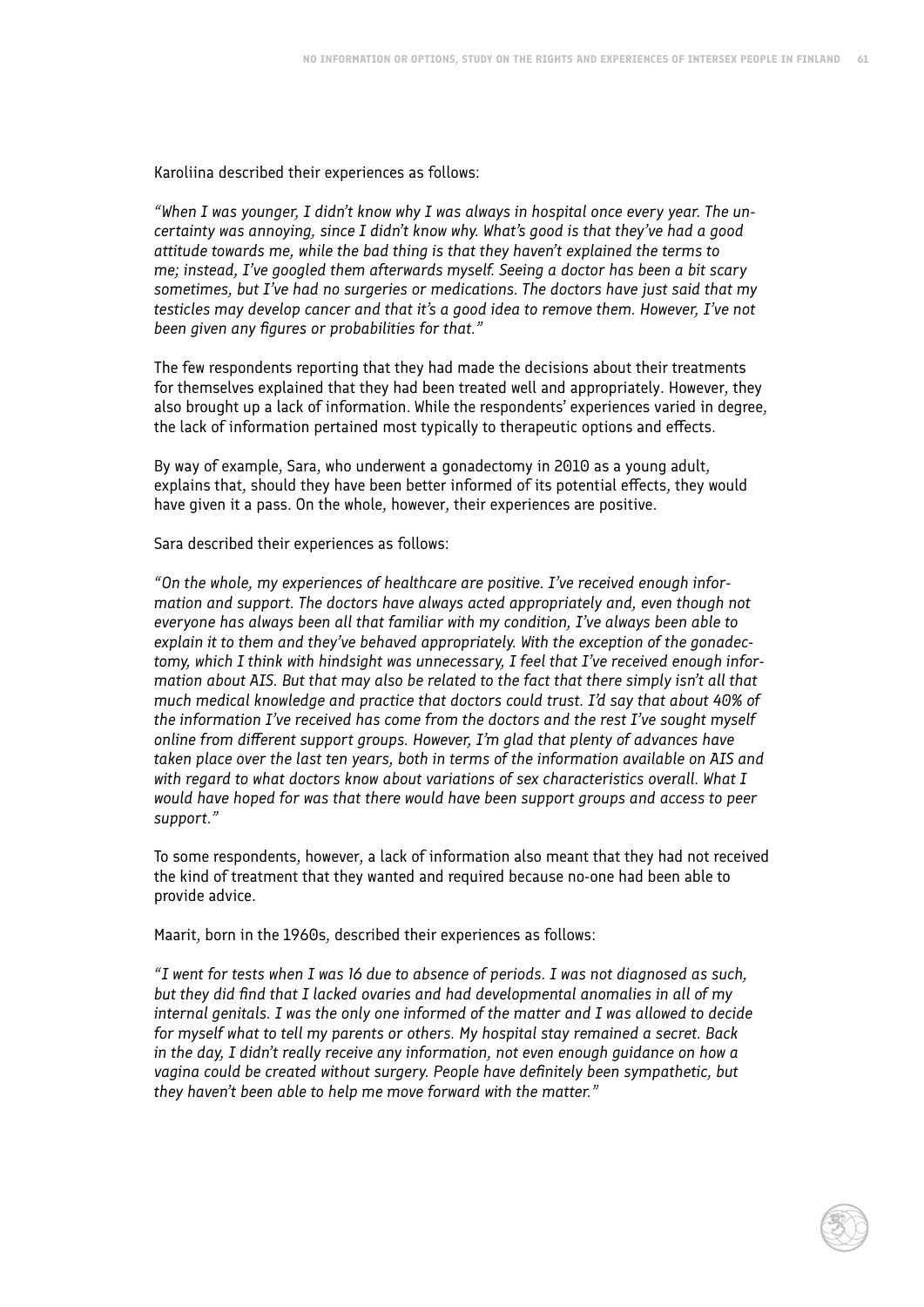Karoliina described their experiences as follows:

*"When I was younger, I didn't know why I was always in hospital once every year. The uncertainty was annoying, since I didn't know why. What's good is that they've had a good attitude towards me, while the bad thing is that they haven't explained the terms to me; instead, I've googled them afterwards myself. Seeing a doctor has been a bit scary sometimes, but I've had no surgeries or medications. The doctors have just said that my testicles may develop cancer and that it's a good idea to remove them. However, I've not been given any figures or probabilities for that."*

The few respondents reporting that they had made the decisions about their treatments for themselves explained that they had been treated well and appropriately. However, they also brought up a lack of information. While the respondents' experiences varied in degree, the lack of information pertained most typically to therapeutic options and effects.

By way of example, Sara, who underwent a gonadectomy in 2010 as a young adult, explains that, should they have been better informed of its potential effects, they would have given it a pass. On the whole, however, their experiences are positive.

Sara described their experiences as follows:

*"On the whole, my experiences of healthcare are positive. I've received enough information and support. The doctors have always acted appropriately and, even though not everyone has always been all that familiar with my condition, I've always been able to explain it to them and they've behaved appropriately. With the exception of the gonadectomy, which I think with hindsight was unnecessary, I feel that I've received enough information about AIS. But that may also be related to the fact that there simply isn't all that much medical knowledge and practice that doctors could trust. I'd say that about 40% of the information I've received has come from the doctors and the rest I've sought myself online from different support groups. However, I'm glad that plenty of advances have taken place over the last ten years, both in terms of the information available on AIS and with regard to what doctors know about variations of sex characteristics overall. What I would have hoped for was that there would have been support groups and access to peer support."*

To some respondents, however, a lack of information also meant that they had not received the kind of treatment that they wanted and required because no-one had been able to provide advice.

Maarit, born in the 1960s, described their experiences as follows:

*"I went for tests when I was 16 due to absence of periods. I was not diagnosed as such, but they did find that I lacked ovaries and had developmental anomalies in all of my internal genitals. I was the only one informed of the matter and I was allowed to decide for myself what to tell my parents or others. My hospital stay remained a secret. Back in the day, I didn't really receive any information, not even enough guidance on how a vagina could be created without surgery. People have definitely been sympathetic, but they haven't been able to help me move forward with the matter."*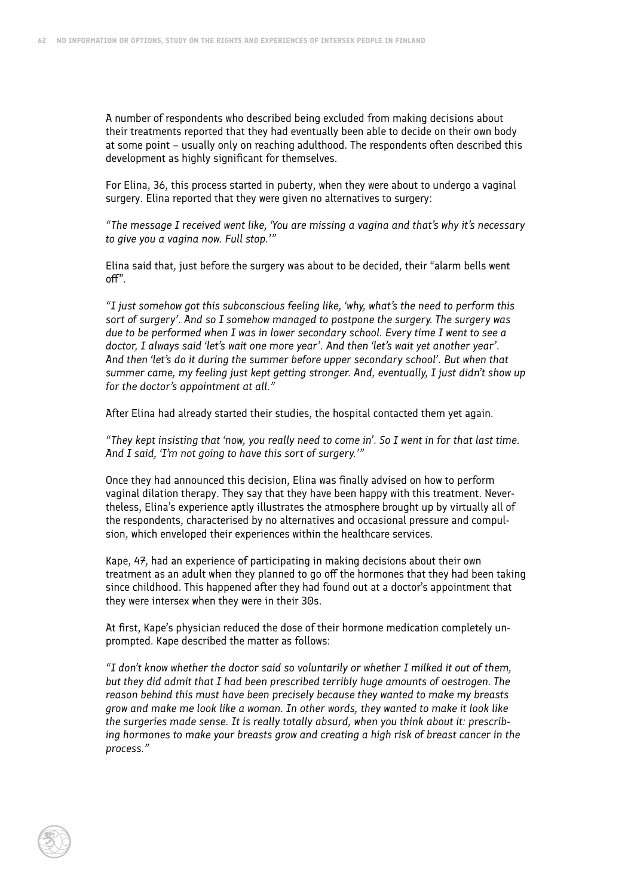A number of respondents who described being excluded from making decisions about their treatments reported that they had eventually been able to decide on their own body at some point – usually only on reaching adulthood. The respondents often described this development as highly significant for themselves.

For Elina, 36, this process started in puberty, when they were about to undergo a vaginal surgery. Elina reported that they were given no alternatives to surgery:

*"The message I received went like, 'You are missing a vagina and that's why it's necessary to give you a vagina now. Full stop.'"*

Elina said that, just before the surgery was about to be decided, their "alarm bells went off".

*"I just somehow got this subconscious feeling like, 'why, what's the need to perform this sort of surgery'. And so I somehow managed to postpone the surgery. The surgery was due to be performed when I was in lower secondary school. Every time I went to see a doctor, I always said 'let's wait one more year'. And then 'let's wait yet another year'. And then 'let's do it during the summer before upper secondary school'. But when that summer came, my feeling just kept getting stronger. And, eventually, I just didn't show up for the doctor's appointment at all."*

After Elina had already started their studies, the hospital contacted them yet again.

*"They kept insisting that 'now, you really need to come in'. So I went in for that last time. And I said, 'I'm not going to have this sort of surgery.'"*

Once they had announced this decision, Elina was finally advised on how to perform vaginal dilation therapy. They say that they have been happy with this treatment. Nevertheless, Elina's experience aptly illustrates the atmosphere brought up by virtually all of the respondents, characterised by no alternatives and occasional pressure and compulsion, which enveloped their experiences within the healthcare services.

Kape, 47, had an experience of participating in making decisions about their own treatment as an adult when they planned to go off the hormones that they had been taking since childhood. This happened after they had found out at a doctor's appointment that they were intersex when they were in their 30s.

At first, Kape's physician reduced the dose of their hormone medication completely unprompted. Kape described the matter as follows:

*"I don't know whether the doctor said so voluntarily or whether I milked it out of them, but they did admit that I had been prescribed terribly huge amounts of oestrogen. The reason behind this must have been precisely because they wanted to make my breasts grow and make me look like a woman. In other words, they wanted to make it look like the surgeries made sense. It is really totally absurd, when you think about it: prescribing hormones to make your breasts grow and creating a high risk of breast cancer in the process."*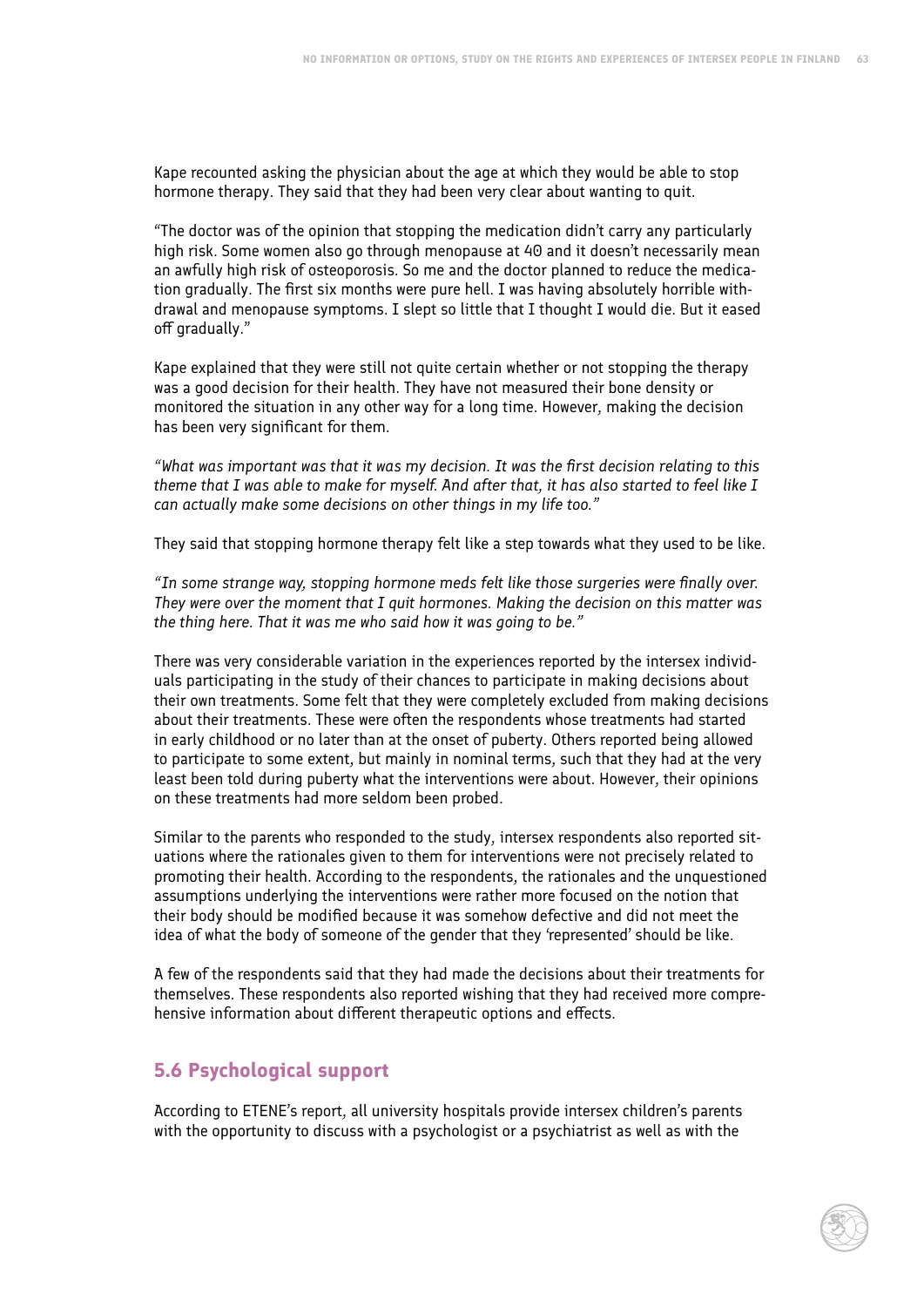Kape recounted asking the physician about the age at which they would be able to stop hormone therapy. They said that they had been very clear about wanting to quit.

“The doctor was of the opinion that stopping the medication didn’t carry any particularly high risk. Some women also go through menopause at 40 and it doesn’t necessarily mean an awfully high risk of osteoporosis. So me and the doctor planned to reduce the medication gradually. The first six months were pure hell. I was having absolutely horrible withdrawal and menopause symptoms. I slept so little that I thought I would die. But it eased off gradually.”

Kape explained that they were still not quite certain whether or not stopping the therapy was a good decision for their health. They have not measured their bone density or monitored the situation in any other way for a long time. However, making the decision has been very significant for them.

*“What was important was that it was my decision. It was the first decision relating to this theme that I was able to make for myself. And after that, it has also started to feel like I can actually make some decisions on other things in my life too.”*

They said that stopping hormone therapy felt like a step towards what they used to be like.

*“In some strange way, stopping hormone meds felt like those surgeries were finally over. They were over the moment that I quit hormones. Making the decision on this matter was the thing here. That it was me who said how it was going to be.”*

There was very considerable variation in the experiences reported by the intersex individuals participating in the study of their chances to participate in making decisions about their own treatments. Some felt that they were completely excluded from making decisions about their treatments. These were often the respondents whose treatments had started in early childhood or no later than at the onset of puberty. Others reported being allowed to participate to some extent, but mainly in nominal terms, such that they had at the very least been told during puberty what the interventions were about. However, their opinions on these treatments had more seldom been probed.

Similar to the parents who responded to the study, intersex respondents also reported situations where the rationales given to them for interventions were not precisely related to promoting their health. According to the respondents, the rationales and the unquestioned assumptions underlying the interventions were rather more focused on the notion that their body should be modified because it was somehow defective and did not meet the idea of what the body of someone of the gender that they ‘represented’ should be like.

A few of the respondents said that they had made the decisions about their treatments for themselves. These respondents also reported wishing that they had received more comprehensive information about different therapeutic options and effects.

## 5.6 Psychological support

According to ETENE’s report, all university hospitals provide intersex children’s parents with the opportunity to discuss with a psychologist or a psychiatrist as well as with the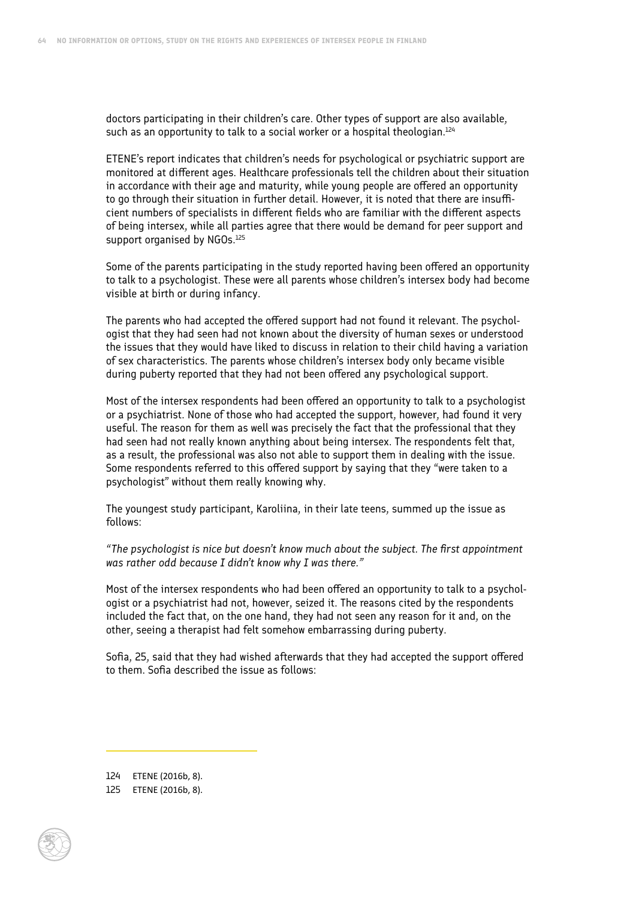doctors participating in their children's care. Other types of support are also available, such as an opportunity to talk to a social worker or a hospital theologian.[124]

ETENE's report indicates that children's needs for psychological or psychiatric support are monitored at different ages. Healthcare professionals tell the children about their situation in accordance with their age and maturity, while young people are offered an opportunity to go through their situation in further detail. However, it is noted that there are insufficient numbers of specialists in different fields who are familiar with the different aspects of being intersex, while all parties agree that there would be demand for peer support and support organised by NGOs.[125]

Some of the parents participating in the study reported having been offered an opportunity to talk to a psychologist. These were all parents whose children's intersex body had become visible at birth or during infancy.

The parents who had accepted the offered support had not found it relevant. The psychologist that they had seen had not known about the diversity of human sexes or understood the issues that they would have liked to discuss in relation to their child having a variation of sex characteristics. The parents whose children's intersex body only became visible during puberty reported that they had not been offered any psychological support.

Most of the intersex respondents had been offered an opportunity to talk to a psychologist or a psychiatrist. None of those who had accepted the support, however, had found it very useful. The reason for them as well was precisely the fact that the professional that they had seen had not really known anything about being intersex. The respondents felt that, as a result, the professional was also not able to support them in dealing with the issue. Some respondents referred to this offered support by saying that they "were taken to a psychologist" without them really knowing why.

The youngest study participant, Karoliina, in their late teens, summed up the issue as follows:

*"The psychologist is nice but doesn't know much about the subject. The first appointment was rather odd because I didn't know why I was there."*

Most of the intersex respondents who had been offered an opportunity to talk to a psychologist or a psychiatrist had not, however, seized it. The reasons cited by the respondents included the fact that, on the one hand, they had not seen any reason for it and, on the other, seeing a therapist had felt somehow embarrassing during puberty.

Sofia, 25, said that they had wished afterwards that they had accepted the support offered to them. Sofia described the issue as follows:

---

124 ETENE (2016b, 8).

125 ETENE (2016b, 8).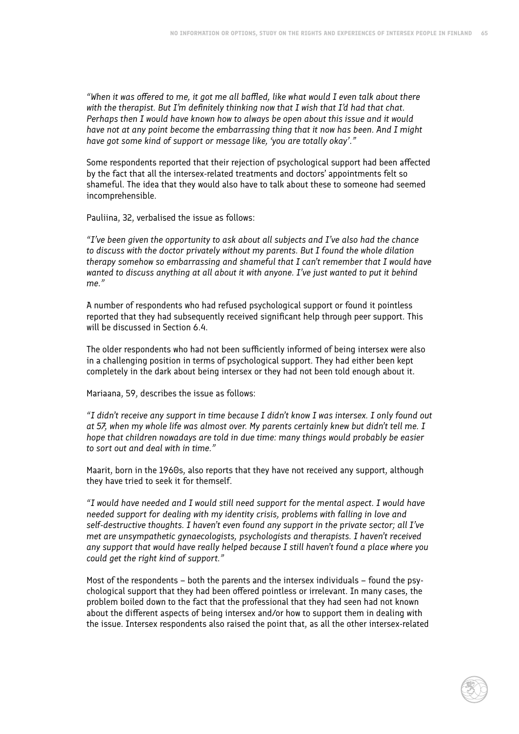*"When it was offered to me, it got me all baffled, like what would I even talk about there with the therapist. But I'm definitely thinking now that I wish that I'd had that chat. Perhaps then I would have known how to always be open about this issue and it would have not at any point become the embarrassing thing that it now has been. And I might have got some kind of support or message like, 'you are totally okay'."*

Some respondents reported that their rejection of psychological support had been affected by the fact that all the intersex-related treatments and doctors' appointments felt so shameful. The idea that they would also have to talk about these to someone had seemed incomprehensible.

Pauliina, 32, verbalised the issue as follows:

*"I've been given the opportunity to ask about all subjects and I've also had the chance to discuss with the doctor privately without my parents. But I found the whole dilation therapy somehow so embarrassing and shameful that I can't remember that I would have wanted to discuss anything at all about it with anyone. I've just wanted to put it behind me."*

A number of respondents who had refused psychological support or found it pointless reported that they had subsequently received significant help through peer support. This will be discussed in Section 6.4.

The older respondents who had not been sufficiently informed of being intersex were also in a challenging position in terms of psychological support. They had either been kept completely in the dark about being intersex or they had not been told enough about it.

Mariaana, 59, describes the issue as follows:

*"I didn't receive any support in time because I didn't know I was intersex. I only found out at 57, when my whole life was almost over. My parents certainly knew but didn't tell me. I hope that children nowadays are told in due time: many things would probably be easier to sort out and deal with in time."*

Maarit, born in the 1960s, also reports that they have not received any support, although they have tried to seek it for themself.

*"I would have needed and I would still need support for the mental aspect. I would have needed support for dealing with my identity crisis, problems with falling in love and self-destructive thoughts. I haven't even found any support in the private sector; all I've met are unsympathetic gynaecologists, psychologists and therapists. I haven't received any support that would have really helped because I still haven't found a place where you could get the right kind of support."*

Most of the respondents – both the parents and the intersex individuals – found the psychological support that they had been offered pointless or irrelevant. In many cases, the problem boiled down to the fact that the professional that they had seen had not known about the different aspects of being intersex and/or how to support them in dealing with the issue. Intersex respondents also raised the point that, as all the other intersex-related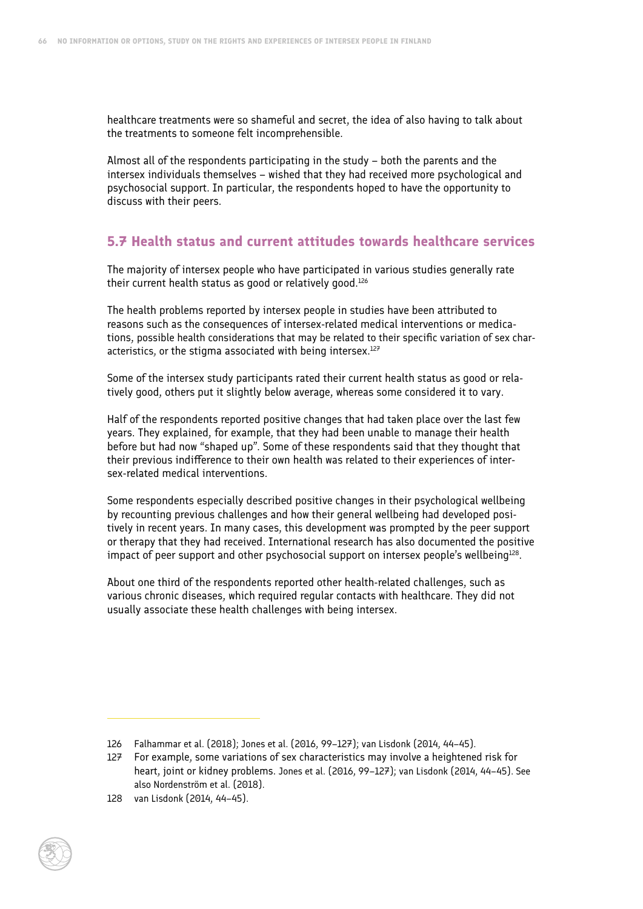healthcare treatments were so shameful and secret, the idea of also having to talk about the treatments to someone felt incomprehensible.

Almost all of the respondents participating in the study – both the parents and the intersex individuals themselves – wished that they had received more psychological and psychosocial support. In particular, the respondents hoped to have the opportunity to discuss with their peers.

## 5.7 Health status and current attitudes towards healthcare services

The majority of intersex people who have participated in various studies generally rate their current health status as good or relatively good.[126]

The health problems reported by intersex people in studies have been attributed to reasons such as the consequences of intersex-related medical interventions or medications, possible health considerations that may be related to their specific variation of sex characteristics, or the stigma associated with being intersex.[127]

Some of the intersex study participants rated their current health status as good or relatively good, others put it slightly below average, whereas some considered it to vary.

Half of the respondents reported positive changes that had taken place over the last few years. They explained, for example, that they had been unable to manage their health before but had now "shaped up". Some of these respondents said that they thought that their previous indifference to their own health was related to their experiences of intersex-related medical interventions.

Some respondents especially described positive changes in their psychological wellbeing by recounting previous challenges and how their general wellbeing had developed positively in recent years. In many cases, this development was prompted by the peer support or therapy that they had received. International research has also documented the positive impact of peer support and other psychosocial support on intersex people's wellbeing[128].

About one third of the respondents reported other health-related challenges, such as various chronic diseases, which required regular contacts with healthcare. They did not usually associate these health challenges with being intersex.

---

126 Falhammar et al. (2018); Jones et al. (2016, 99–127); van Lisdonk (2014, 44–45).

127 For example, some variations of sex characteristics may involve a heightened risk for heart, joint or kidney problems. Jones et al. (2016, 99–127); van Lisdonk (2014, 44–45). See also Nordenström et al. (2018).

128 van Lisdonk (2014, 44–45).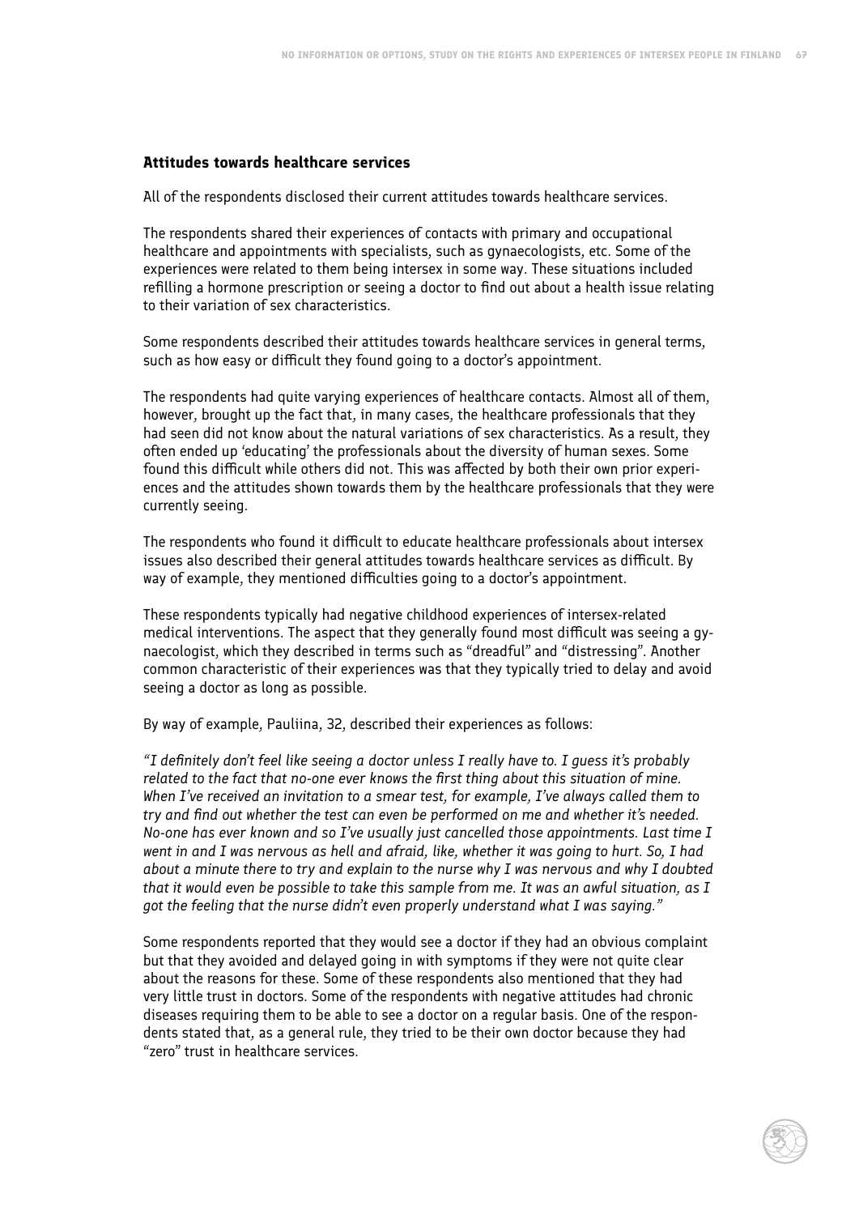### Attitudes towards healthcare services

All of the respondents disclosed their current attitudes towards healthcare services.

The respondents shared their experiences of contacts with primary and occupational healthcare and appointments with specialists, such as gynaecologists, etc. Some of the experiences were related to them being intersex in some way. These situations included refilling a hormone prescription or seeing a doctor to find out about a health issue relating to their variation of sex characteristics.

Some respondents described their attitudes towards healthcare services in general terms, such as how easy or difficult they found going to a doctor's appointment.

The respondents had quite varying experiences of healthcare contacts. Almost all of them, however, brought up the fact that, in many cases, the healthcare professionals that they had seen did not know about the natural variations of sex characteristics. As a result, they often ended up 'educating' the professionals about the diversity of human sexes. Some found this difficult while others did not. This was affected by both their own prior experiences and the attitudes shown towards them by the healthcare professionals that they were currently seeing.

The respondents who found it difficult to educate healthcare professionals about intersex issues also described their general attitudes towards healthcare services as difficult. By way of example, they mentioned difficulties going to a doctor's appointment.

These respondents typically had negative childhood experiences of intersex-related medical interventions. The aspect that they generally found most difficult was seeing a gynaecologist, which they described in terms such as "dreadful" and "distressing". Another common characteristic of their experiences was that they typically tried to delay and avoid seeing a doctor as long as possible.

By way of example, Pauliina, 32, described their experiences as follows:

*"I definitely don't feel like seeing a doctor unless I really have to. I guess it's probably related to the fact that no-one ever knows the first thing about this situation of mine. When I've received an invitation to a smear test, for example, I've always called them to try and find out whether the test can even be performed on me and whether it's needed. No-one has ever known and so I've usually just cancelled those appointments. Last time I went in and I was nervous as hell and afraid, like, whether it was going to hurt. So, I had about a minute there to try and explain to the nurse why I was nervous and why I doubted that it would even be possible to take this sample from me. It was an awful situation, as I got the feeling that the nurse didn't even properly understand what I was saying."*

Some respondents reported that they would see a doctor if they had an obvious complaint but that they avoided and delayed going in with symptoms if they were not quite clear about the reasons for these. Some of these respondents also mentioned that they had very little trust in doctors. Some of the respondents with negative attitudes had chronic diseases requiring them to be able to see a doctor on a regular basis. One of the respondents stated that, as a general rule, they tried to be their own doctor because they had "zero" trust in healthcare services.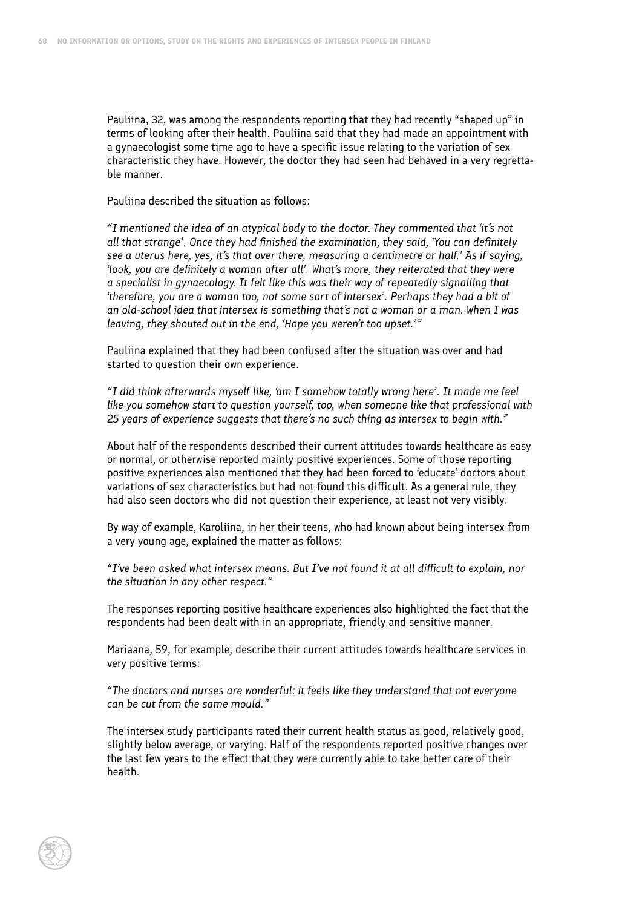Pauliina, 32, was among the respondents reporting that they had recently "shaped up" in terms of looking after their health. Pauliina said that they had made an appointment with a gynaecologist some time ago to have a specific issue relating to the variation of sex characteristic they have. However, the doctor they had seen had behaved in a very regrettable manner.

Pauliina described the situation as follows:

*"I mentioned the idea of an atypical body to the doctor. They commented that 'it's not all that strange'. Once they had finished the examination, they said, 'You can definitely see a uterus here, yes, it's that over there, measuring a centimetre or half.' As if saying, 'look, you are definitely a woman after all'. What's more, they reiterated that they were a specialist in gynaecology. It felt like this was their way of repeatedly signalling that 'therefore, you are a woman too, not some sort of intersex'. Perhaps they had a bit of an old-school idea that intersex is something that's not a woman or a man. When I was leaving, they shouted out in the end, 'Hope you weren't too upset.'"*

Pauliina explained that they had been confused after the situation was over and had started to question their own experience.

*"I did think afterwards myself like, 'am I somehow totally wrong here'. It made me feel like you somehow start to question yourself, too, when someone like that professional with 25 years of experience suggests that there's no such thing as intersex to begin with."*

About half of the respondents described their current attitudes towards healthcare as easy or normal, or otherwise reported mainly positive experiences. Some of those reporting positive experiences also mentioned that they had been forced to 'educate' doctors about variations of sex characteristics but had not found this difficult. As a general rule, they had also seen doctors who did not question their experience, at least not very visibly.

By way of example, Karoliina, in her their teens, who had known about being intersex from a very young age, explained the matter as follows:

*"I've been asked what intersex means. But I've not found it at all difficult to explain, nor the situation in any other respect."*

The responses reporting positive healthcare experiences also highlighted the fact that the respondents had been dealt with in an appropriate, friendly and sensitive manner.

Mariaana, 59, for example, describe their current attitudes towards healthcare services in very positive terms:

*"The doctors and nurses are wonderful: it feels like they understand that not everyone can be cut from the same mould."*

The intersex study participants rated their current health status as good, relatively good, slightly below average, or varying. Half of the respondents reported positive changes over the last few years to the effect that they were currently able to take better care of their health.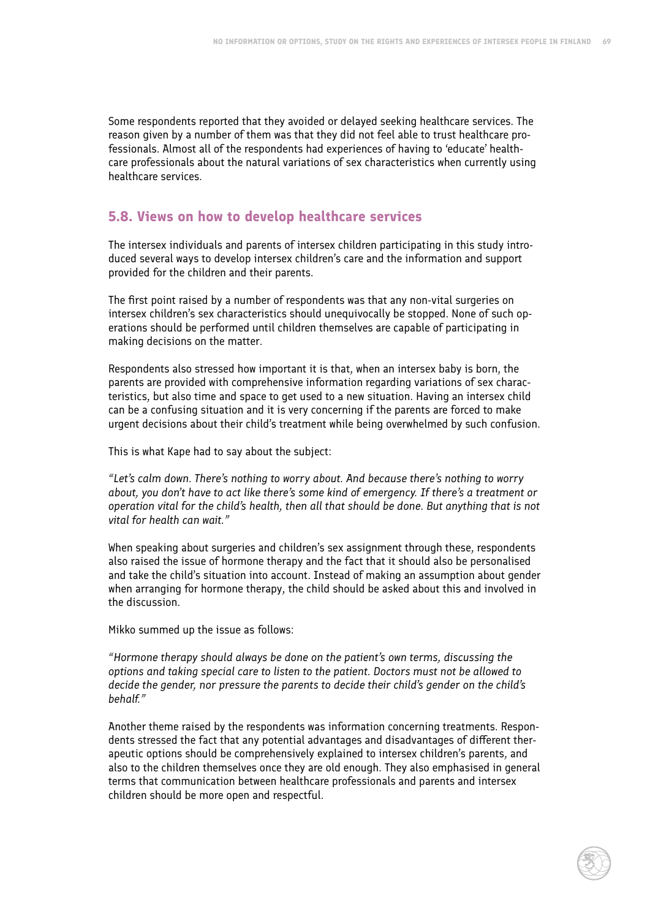Some respondents reported that they avoided or delayed seeking healthcare services. The reason given by a number of them was that they did not feel able to trust healthcare professionals. Almost all of the respondents had experiences of having to 'educate' healthcare professionals about the natural variations of sex characteristics when currently using healthcare services.

## 5.8. Views on how to develop healthcare services

The intersex individuals and parents of intersex children participating in this study introduced several ways to develop intersex children's care and the information and support provided for the children and their parents.

The first point raised by a number of respondents was that any non-vital surgeries on intersex children's sex characteristics should unequivocally be stopped. None of such operations should be performed until children themselves are capable of participating in making decisions on the matter.

Respondents also stressed how important it is that, when an intersex baby is born, the parents are provided with comprehensive information regarding variations of sex characteristics, but also time and space to get used to a new situation. Having an intersex child can be a confusing situation and it is very concerning if the parents are forced to make urgent decisions about their child's treatment while being overwhelmed by such confusion.

This is what Kape had to say about the subject:

*"Let's calm down. There's nothing to worry about. And because there's nothing to worry about, you don't have to act like there's some kind of emergency. If there's a treatment or operation vital for the child's health, then all that should be done. But anything that is not vital for health can wait."*

When speaking about surgeries and children's sex assignment through these, respondents also raised the issue of hormone therapy and the fact that it should also be personalised and take the child's situation into account. Instead of making an assumption about gender when arranging for hormone therapy, the child should be asked about this and involved in the discussion.

Mikko summed up the issue as follows:

*"Hormone therapy should always be done on the patient's own terms, discussing the options and taking special care to listen to the patient. Doctors must not be allowed to decide the gender, nor pressure the parents to decide their child's gender on the child's behalf."*

Another theme raised by the respondents was information concerning treatments. Respondents stressed the fact that any potential advantages and disadvantages of different therapeutic options should be comprehensively explained to intersex children's parents, and also to the children themselves once they are old enough. They also emphasised in general terms that communication between healthcare professionals and parents and intersex children should be more open and respectful.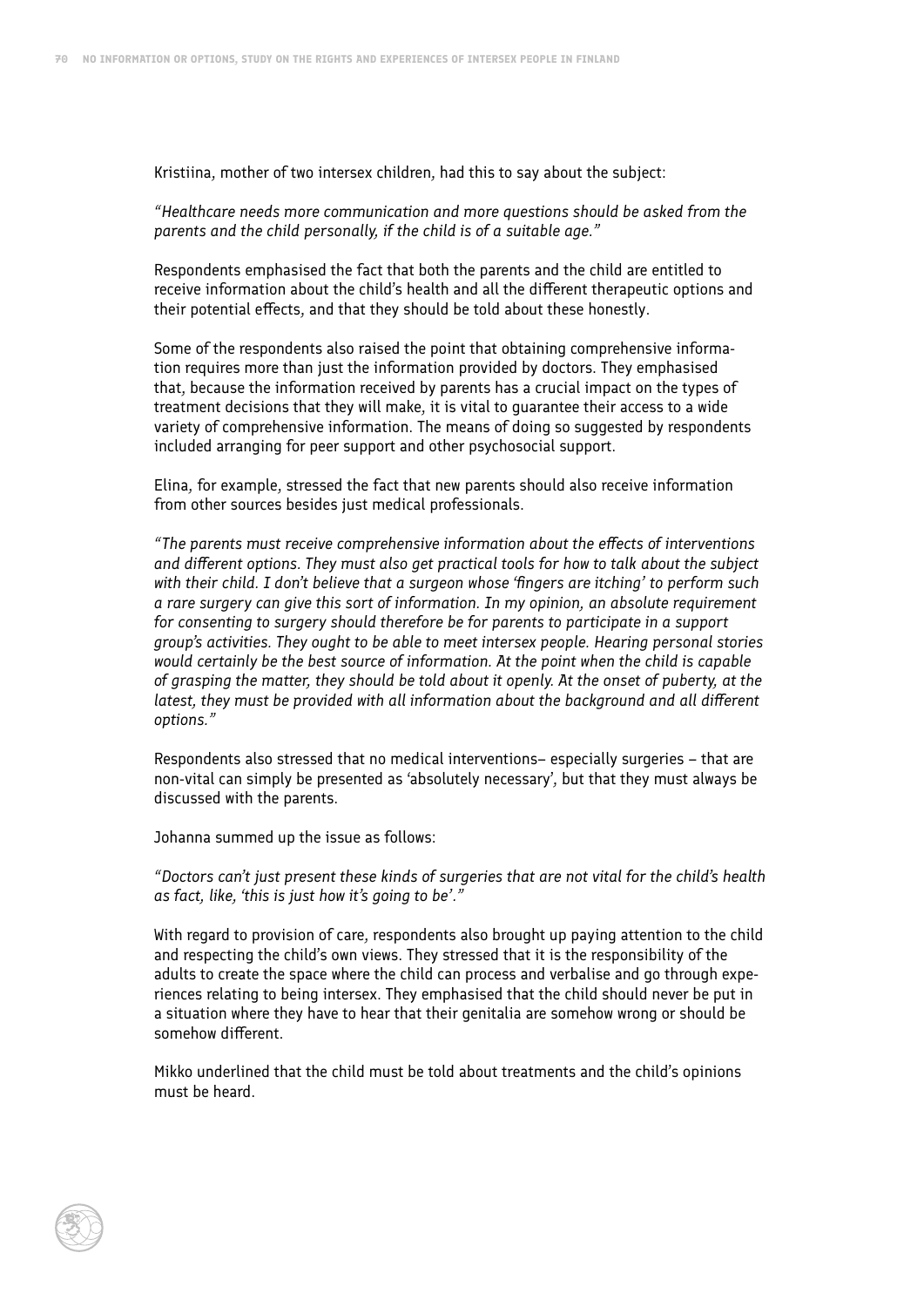Kristiina, mother of two intersex children, had this to say about the subject:

*"Healthcare needs more communication and more questions should be asked from the parents and the child personally, if the child is of a suitable age."*

Respondents emphasised the fact that both the parents and the child are entitled to receive information about the child's health and all the different therapeutic options and their potential effects, and that they should be told about these honestly.

Some of the respondents also raised the point that obtaining comprehensive information requires more than just the information provided by doctors. They emphasised that, because the information received by parents has a crucial impact on the types of treatment decisions that they will make, it is vital to guarantee their access to a wide variety of comprehensive information. The means of doing so suggested by respondents included arranging for peer support and other psychosocial support.

Elina, for example, stressed the fact that new parents should also receive information from other sources besides just medical professionals.

*"The parents must receive comprehensive information about the effects of interventions and different options. They must also get practical tools for how to talk about the subject with their child. I don't believe that a surgeon whose 'fingers are itching' to perform such a rare surgery can give this sort of information. In my opinion, an absolute requirement for consenting to surgery should therefore be for parents to participate in a support group's activities. They ought to be able to meet intersex people. Hearing personal stories would certainly be the best source of information. At the point when the child is capable of grasping the matter, they should be told about it openly. At the onset of puberty, at the latest, they must be provided with all information about the background and all different options."*

Respondents also stressed that no medical interventions– especially surgeries – that are non-vital can simply be presented as 'absolutely necessary', but that they must always be discussed with the parents.

Johanna summed up the issue as follows:

*"Doctors can't just present these kinds of surgeries that are not vital for the child's health as fact, like, 'this is just how it's going to be'."*

With regard to provision of care, respondents also brought up paying attention to the child and respecting the child's own views. They stressed that it is the responsibility of the adults to create the space where the child can process and verbalise and go through experiences relating to being intersex. They emphasised that the child should never be put in a situation where they have to hear that their genitalia are somehow wrong or should be somehow different.

Mikko underlined that the child must be told about treatments and the child's opinions must be heard.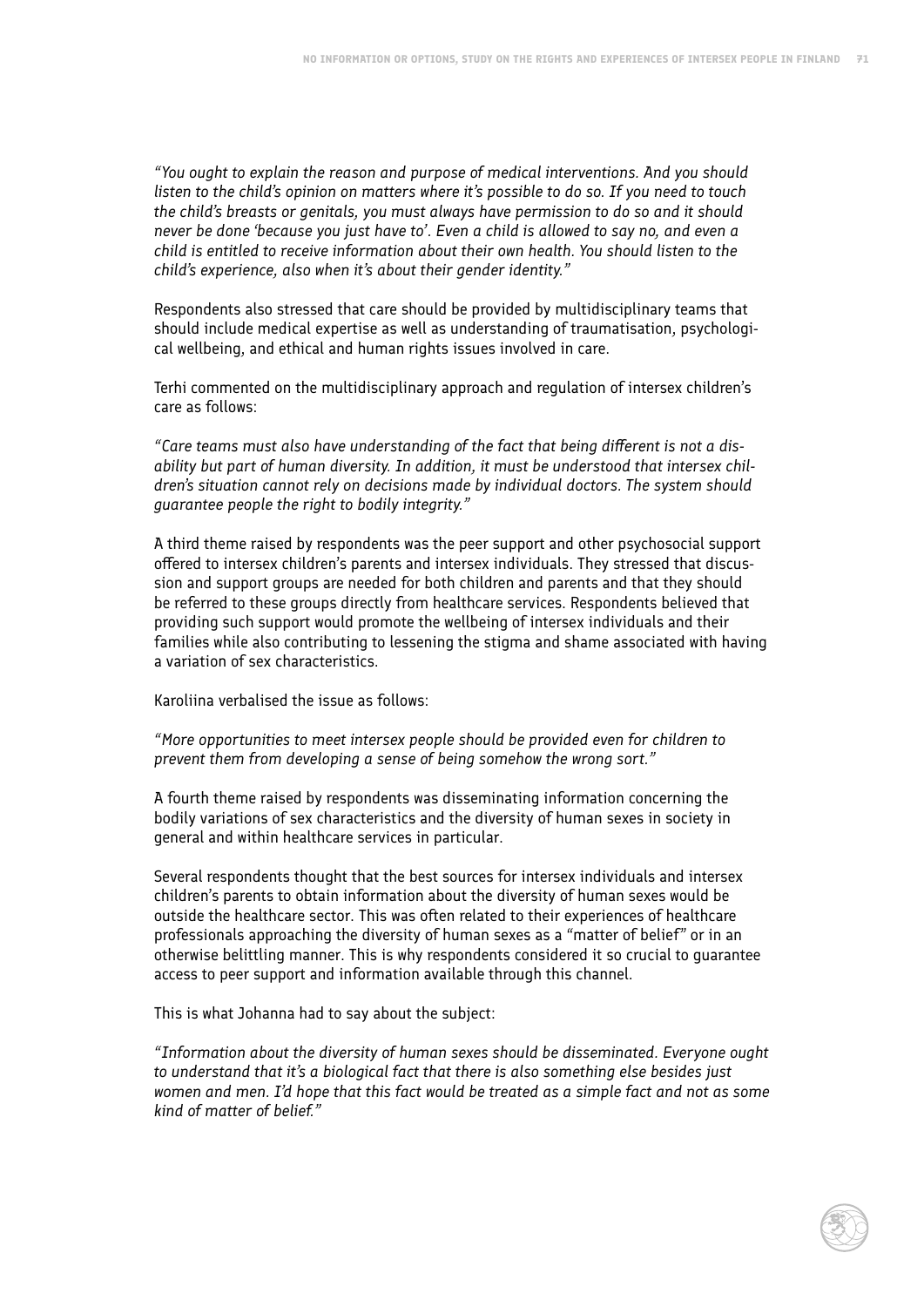*"You ought to explain the reason and purpose of medical interventions. And you should listen to the child's opinion on matters where it's possible to do so. If you need to touch the child's breasts or genitals, you must always have permission to do so and it should never be done 'because you just have to'. Even a child is allowed to say no, and even a child is entitled to receive information about their own health. You should listen to the child's experience, also when it's about their gender identity."*

Respondents also stressed that care should be provided by multidisciplinary teams that should include medical expertise as well as understanding of traumatisation, psychological wellbeing, and ethical and human rights issues involved in care.

Terhi commented on the multidisciplinary approach and regulation of intersex children's care as follows:

*"Care teams must also have understanding of the fact that being different is not a disability but part of human diversity. In addition, it must be understood that intersex children's situation cannot rely on decisions made by individual doctors. The system should guarantee people the right to bodily integrity."*

A third theme raised by respondents was the peer support and other psychosocial support offered to intersex children's parents and intersex individuals. They stressed that discussion and support groups are needed for both children and parents and that they should be referred to these groups directly from healthcare services. Respondents believed that providing such support would promote the wellbeing of intersex individuals and their families while also contributing to lessening the stigma and shame associated with having a variation of sex characteristics.

Karoliina verbalised the issue as follows:

*"More opportunities to meet intersex people should be provided even for children to prevent them from developing a sense of being somehow the wrong sort."*

A fourth theme raised by respondents was disseminating information concerning the bodily variations of sex characteristics and the diversity of human sexes in society in general and within healthcare services in particular.

Several respondents thought that the best sources for intersex individuals and intersex children's parents to obtain information about the diversity of human sexes would be outside the healthcare sector. This was often related to their experiences of healthcare professionals approaching the diversity of human sexes as a "matter of belief" or in an otherwise belittling manner. This is why respondents considered it so crucial to guarantee access to peer support and information available through this channel.

This is what Johanna had to say about the subject:

*"Information about the diversity of human sexes should be disseminated. Everyone ought to understand that it's a biological fact that there is also something else besides just women and men. I'd hope that this fact would be treated as a simple fact and not as some kind of matter of belief."*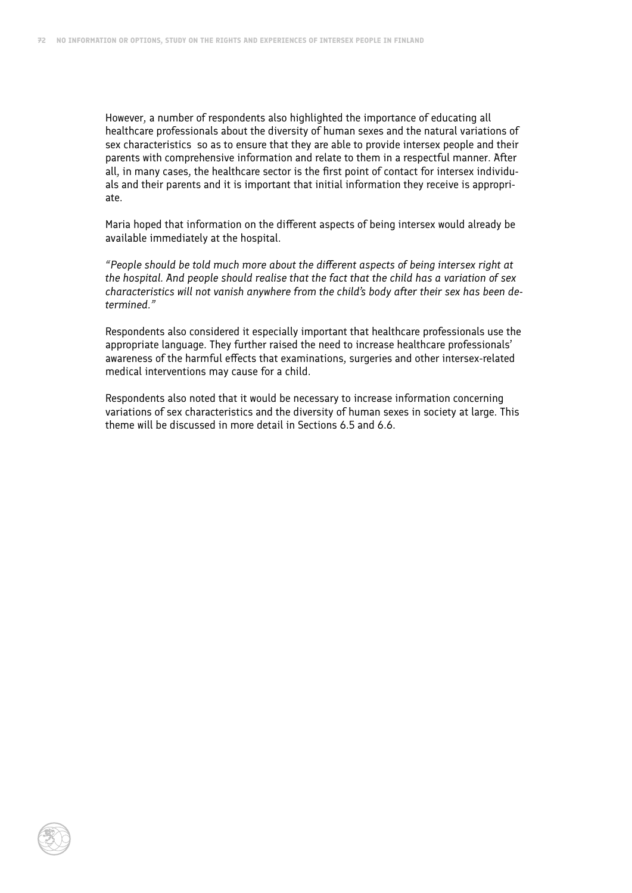However, a number of respondents also highlighted the importance of educating all healthcare professionals about the diversity of human sexes and the natural variations of sex characteristics so as to ensure that they are able to provide intersex people and their parents with comprehensive information and relate to them in a respectful manner. After all, in many cases, the healthcare sector is the first point of contact for intersex individuals and their parents and it is important that initial information they receive is appropriate.

Maria hoped that information on the different aspects of being intersex would already be available immediately at the hospital.

*"People should be told much more about the different aspects of being intersex right at the hospital. And people should realise that the fact that the child has a variation of sex characteristics will not vanish anywhere from the child's body after their sex has been determined."*

Respondents also considered it especially important that healthcare professionals use the appropriate language. They further raised the need to increase healthcare professionals' awareness of the harmful effects that examinations, surgeries and other intersex-related medical interventions may cause for a child.

Respondents also noted that it would be necessary to increase information concerning variations of sex characteristics and the diversity of human sexes in society at large. This theme will be discussed in more detail in Sections 6.5 and 6.6.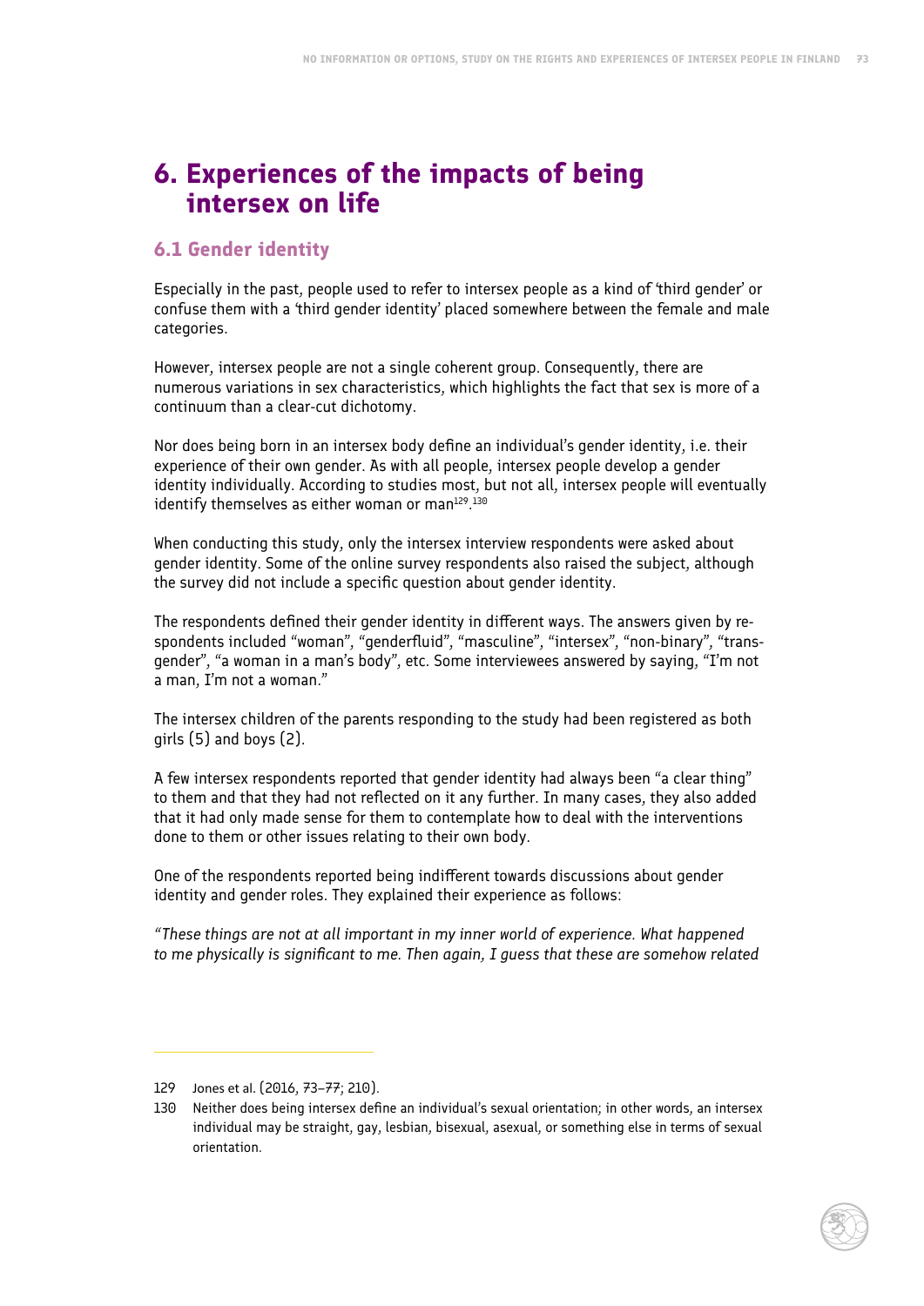# 6. Experiences of the impacts of being intersex on life

## 6.1 Gender identity

Especially in the past, people used to refer to intersex people as a kind of 'third gender' or confuse them with a 'third gender identity' placed somewhere between the female and male categories.

However, intersex people are not a single coherent group. Consequently, there are numerous variations in sex characteristics, which highlights the fact that sex is more of a continuum than a clear-cut dichotomy.

Nor does being born in an intersex body define an individual's gender identity, i.e. their experience of their own gender. As with all people, intersex people develop a gender identity individually. According to studies most, but not all, intersex people will eventually identify themselves as either woman or man[129].[130]

When conducting this study, only the intersex interview respondents were asked about gender identity. Some of the online survey respondents also raised the subject, although the survey did not include a specific question about gender identity.

The respondents defined their gender identity in different ways. The answers given by respondents included "woman", "genderfluid", "masculine", "intersex", "non-binary", "transgender", "a woman in a man's body", etc. Some interviewees answered by saying, "I'm not a man, I'm not a woman."

The intersex children of the parents responding to the study had been registered as both girls (5) and boys (2).

A few intersex respondents reported that gender identity had always been "a clear thing" to them and that they had not reflected on it any further. In many cases, they also added that it had only made sense for them to contemplate how to deal with the interventions done to them or other issues relating to their own body.

One of the respondents reported being indifferent towards discussions about gender identity and gender roles. They explained their experience as follows:

*"These things are not at all important in my inner world of experience. What happened to me physically is significant to me. Then again, I guess that these are somehow related*

---

129 Jones et al. (2016, ~~73–77~~; 210).

130 Neither does being intersex define an individual's sexual orientation; in other words, an intersex individual may be straight, gay, lesbian, bisexual, asexual, or something else in terms of sexual orientation.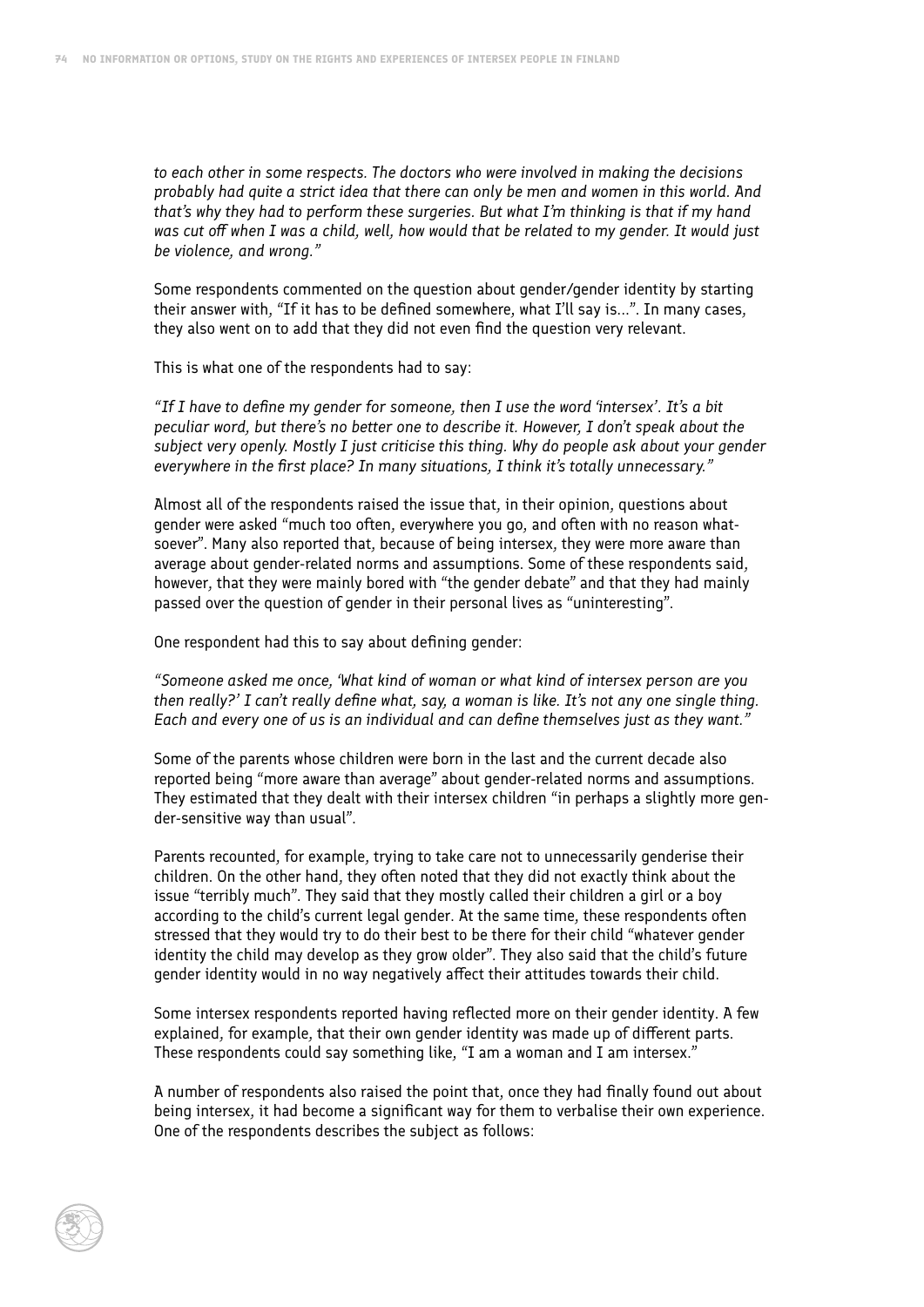*to each other in some respects. The doctors who were involved in making the decisions probably had quite a strict idea that there can only be men and women in this world. And that's why they had to perform these surgeries. But what I'm thinking is that if my hand was cut off when I was a child, well, how would that be related to my gender. It would just be violence, and wrong."*

Some respondents commented on the question about gender/gender identity by starting their answer with, "If it has to be defined somewhere, what I'll say is...". In many cases, they also went on to add that they did not even find the question very relevant.

This is what one of the respondents had to say:

*"If I have to define my gender for someone, then I use the word 'intersex'. It's a bit peculiar word, but there's no better one to describe it. However, I don't speak about the subject very openly. Mostly I just criticise this thing. Why do people ask about your gender everywhere in the first place? In many situations, I think it's totally unnecessary."*

Almost all of the respondents raised the issue that, in their opinion, questions about gender were asked "much too often, everywhere you go, and often with no reason whatsoever". Many also reported that, because of being intersex, they were more aware than average about gender-related norms and assumptions. Some of these respondents said, however, that they were mainly bored with "the gender debate" and that they had mainly passed over the question of gender in their personal lives as "uninteresting".

One respondent had this to say about defining gender:

*"Someone asked me once, 'What kind of woman or what kind of intersex person are you then really?' I can't really define what, say, a woman is like. It's not any one single thing. Each and every one of us is an individual and can define themselves just as they want."*

Some of the parents whose children were born in the last and the current decade also reported being "more aware than average" about gender-related norms and assumptions. They estimated that they dealt with their intersex children "in perhaps a slightly more gender-sensitive way than usual".

Parents recounted, for example, trying to take care not to unnecessarily genderise their children. On the other hand, they often noted that they did not exactly think about the issue "terribly much". They said that they mostly called their children a girl or a boy according to the child's current legal gender. At the same time, these respondents often stressed that they would try to do their best to be there for their child "whatever gender identity the child may develop as they grow older". They also said that the child's future gender identity would in no way negatively affect their attitudes towards their child.

Some intersex respondents reported having reflected more on their gender identity. A few explained, for example, that their own gender identity was made up of different parts. These respondents could say something like, "I am a woman and I am intersex."

A number of respondents also raised the point that, once they had finally found out about being intersex, it had become a significant way for them to verbalise their own experience. One of the respondents describes the subject as follows: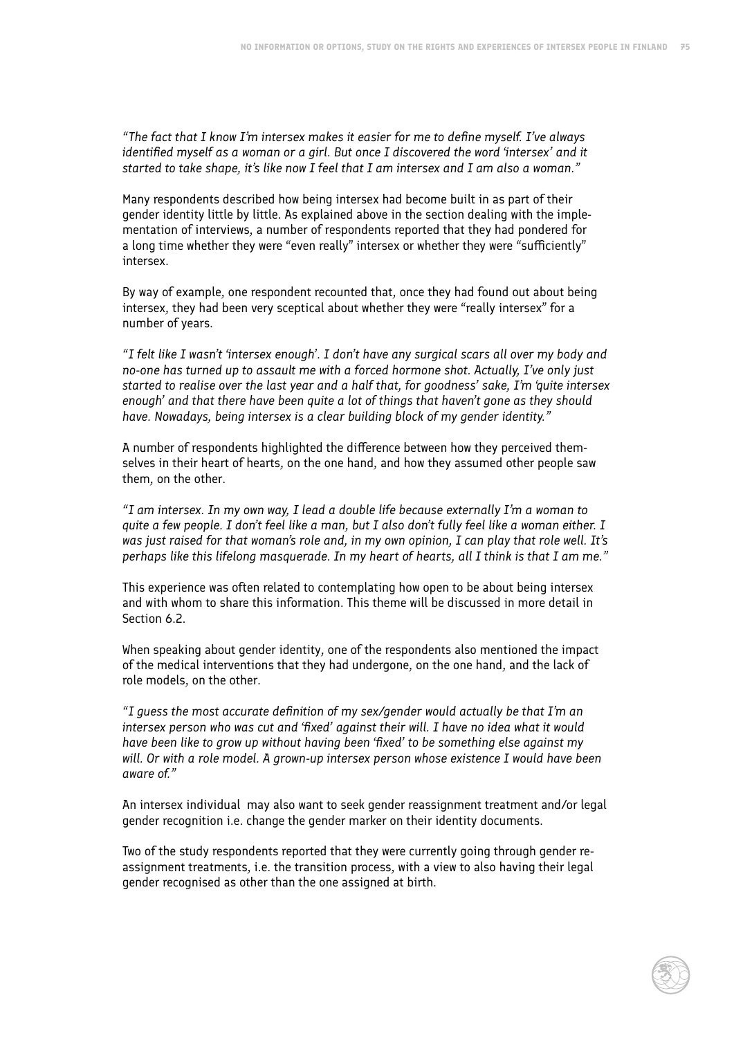*"The fact that I know I'm intersex makes it easier for me to define myself. I've always identified myself as a woman or a girl. But once I discovered the word 'intersex' and it started to take shape, it's like now I feel that I am intersex and I am also a woman."*

Many respondents described how being intersex had become built in as part of their gender identity little by little. As explained above in the section dealing with the implementation of interviews, a number of respondents reported that they had pondered for a long time whether they were "even really" intersex or whether they were "sufficiently" intersex.

By way of example, one respondent recounted that, once they had found out about being intersex, they had been very sceptical about whether they were "really intersex" for a number of years.

*"I felt like I wasn't 'intersex enough'. I don't have any surgical scars all over my body and no-one has turned up to assault me with a forced hormone shot. Actually, I've only just started to realise over the last year and a half that, for goodness' sake, I'm 'quite intersex enough' and that there have been quite a lot of things that haven't gone as they should have. Nowadays, being intersex is a clear building block of my gender identity."*

A number of respondents highlighted the difference between how they perceived themselves in their heart of hearts, on the one hand, and how they assumed other people saw them, on the other.

*"I am intersex. In my own way, I lead a double life because externally I'm a woman to quite a few people. I don't feel like a man, but I also don't fully feel like a woman either. I was just raised for that woman's role and, in my own opinion, I can play that role well. It's perhaps like this lifelong masquerade. In my heart of hearts, all I think is that I am me."*

This experience was often related to contemplating how open to be about being intersex and with whom to share this information. This theme will be discussed in more detail in Section 6.2.

When speaking about gender identity, one of the respondents also mentioned the impact of the medical interventions that they had undergone, on the one hand, and the lack of role models, on the other.

*"I guess the most accurate definition of my sex/gender would actually be that I'm an intersex person who was cut and 'fixed' against their will. I have no idea what it would have been like to grow up without having been 'fixed' to be something else against my will. Or with a role model. A grown-up intersex person whose existence I would have been aware of."*

An intersex individual may also want to seek gender reassignment treatment and/or legal gender recognition i.e. change the gender marker on their identity documents.

Two of the study respondents reported that they were currently going through gender reassignment treatments, i.e. the transition process, with a view to also having their legal gender recognised as other than the one assigned at birth.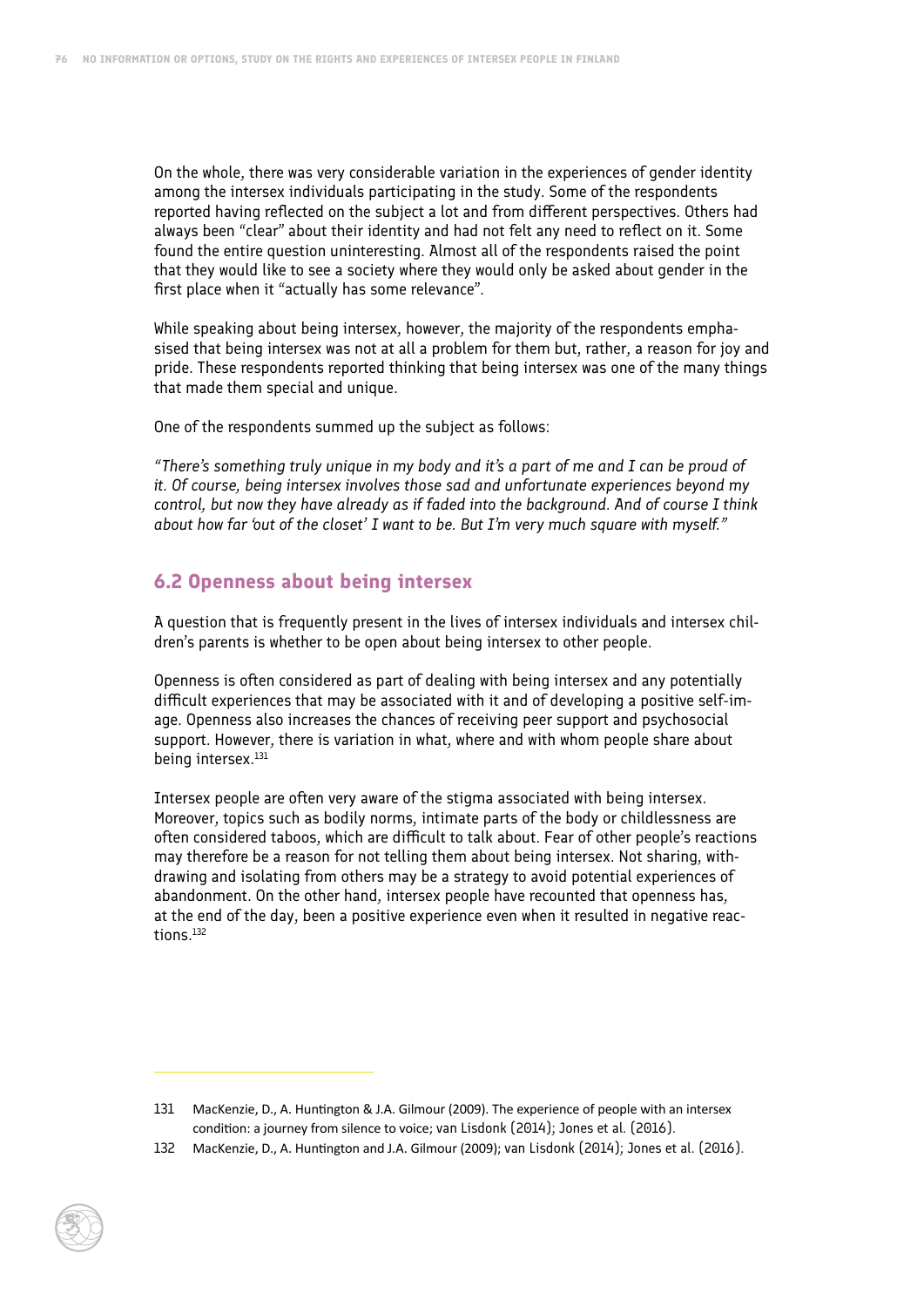On the whole, there was very considerable variation in the experiences of gender identity among the intersex individuals participating in the study. Some of the respondents reported having reflected on the subject a lot and from different perspectives. Others had always been "clear" about their identity and had not felt any need to reflect on it. Some found the entire question uninteresting. Almost all of the respondents raised the point that they would like to see a society where they would only be asked about gender in the first place when it "actually has some relevance".

While speaking about being intersex, however, the majority of the respondents emphasised that being intersex was not at all a problem for them but, rather, a reason for joy and pride. These respondents reported thinking that being intersex was one of the many things that made them special and unique.

One of the respondents summed up the subject as follows:

*"There's something truly unique in my body and it's a part of me and I can be proud of it. Of course, being intersex involves those sad and unfortunate experiences beyond my control, but now they have already as if faded into the background. And of course I think about how far 'out of the closet' I want to be. But I'm very much square with myself."*

## 6.2 Openness about being intersex

A question that is frequently present in the lives of intersex individuals and intersex children's parents is whether to be open about being intersex to other people.

Openness is often considered as part of dealing with being intersex and any potentially difficult experiences that may be associated with it and of developing a positive self-image. Openness also increases the chances of receiving peer support and psychosocial support. However, there is variation in what, where and with whom people share about being intersex.[131]

Intersex people are often very aware of the stigma associated with being intersex. Moreover, topics such as bodily norms, intimate parts of the body or childlessness are often considered taboos, which are difficult to talk about. Fear of other people's reactions may therefore be a reason for not telling them about being intersex. Not sharing, withdrawing and isolating from others may be a strategy to avoid potential experiences of abandonment. On the other hand, intersex people have recounted that openness has, at the end of the day, been a positive experience even when it resulted in negative reactions.[132]

---

131 MacKenzie, D., A. Huntington & J.A. Gilmour (2009). The experience of people with an intersex condition: a journey from silence to voice; van Lisdonk (2014); Jones et al. (2016).

132 MacKenzie, D., A. Huntington and J.A. Gilmour (2009); van Lisdonk (2014); Jones et al. (2016).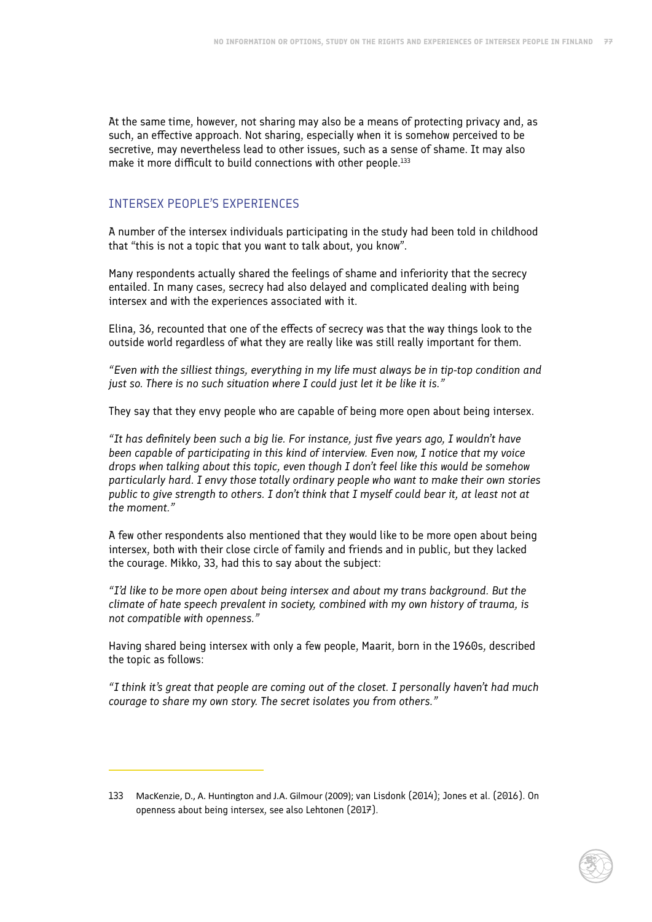At the same time, however, not sharing may also be a means of protecting privacy and, as such, an effective approach. Not sharing, especially when it is somehow perceived to be secretive, may nevertheless lead to other issues, such as a sense of shame. It may also make it more difficult to build connections with other people.[133]

## INTERSEX PEOPLE'S EXPERIENCES

A number of the intersex individuals participating in the study had been told in childhood that "this is not a topic that you want to talk about, you know".

Many respondents actually shared the feelings of shame and inferiority that the secrecy entailed. In many cases, secrecy had also delayed and complicated dealing with being intersex and with the experiences associated with it.

Elina, 36, recounted that one of the effects of secrecy was that the way things look to the outside world regardless of what they are really like was still really important for them.

*"Even with the silliest things, everything in my life must always be in tip-top condition and just so. There is no such situation where I could just let it be like it is."*

They say that they envy people who are capable of being more open about being intersex.

*"It has definitely been such a big lie. For instance, just five years ago, I wouldn't have been capable of participating in this kind of interview. Even now, I notice that my voice drops when talking about this topic, even though I don't feel like this would be somehow particularly hard. I envy those totally ordinary people who want to make their own stories public to give strength to others. I don't think that I myself could bear it, at least not at the moment."*

A few other respondents also mentioned that they would like to be more open about being intersex, both with their close circle of family and friends and in public, but they lacked the courage. Mikko, 33, had this to say about the subject:

*"I'd like to be more open about being intersex and about my trans background. But the climate of hate speech prevalent in society, combined with my own history of trauma, is not compatible with openness."*

Having shared being intersex with only a few people, Maarit, born in the 1960s, described the topic as follows:

*"I think it's great that people are coming out of the closet. I personally haven't had much courage to share my own story. The secret isolates you from others."*

---

133 MacKenzie, D., A. Huntington and J.A. Gilmour (2009); van Lisdonk (2014); Jones et al. (2016). On openness about being intersex, see also Lehtonen (2017).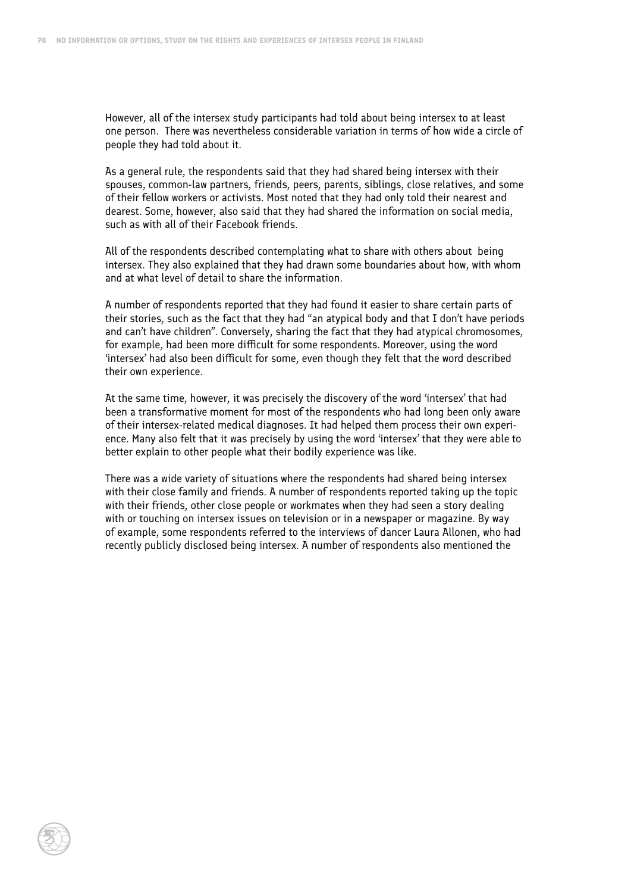However, all of the intersex study participants had told about being intersex to at least one person. There was nevertheless considerable variation in terms of how wide a circle of people they had told about it.

As a general rule, the respondents said that they had shared being intersex with their spouses, common-law partners, friends, peers, parents, siblings, close relatives, and some of their fellow workers or activists. Most noted that they had only told their nearest and dearest. Some, however, also said that they had shared the information on social media, such as with all of their Facebook friends.

All of the respondents described contemplating what to share with others about being intersex. They also explained that they had drawn some boundaries about how, with whom and at what level of detail to share the information.

A number of respondents reported that they had found it easier to share certain parts of their stories, such as the fact that they had "an atypical body and that I don't have periods and can't have children". Conversely, sharing the fact that they had atypical chromosomes, for example, had been more difficult for some respondents. Moreover, using the word 'intersex' had also been difficult for some, even though they felt that the word described their own experience.

At the same time, however, it was precisely the discovery of the word 'intersex' that had been a transformative moment for most of the respondents who had long been only aware of their intersex-related medical diagnoses. It had helped them process their own experience. Many also felt that it was precisely by using the word 'intersex' that they were able to better explain to other people what their bodily experience was like.

There was a wide variety of situations where the respondents had shared being intersex with their close family and friends. A number of respondents reported taking up the topic with their friends, other close people or workmates when they had seen a story dealing with or touching on intersex issues on television or in a newspaper or magazine. By way of example, some respondents referred to the interviews of dancer Laura Allonen, who had recently publicly disclosed being intersex. A number of respondents also mentioned the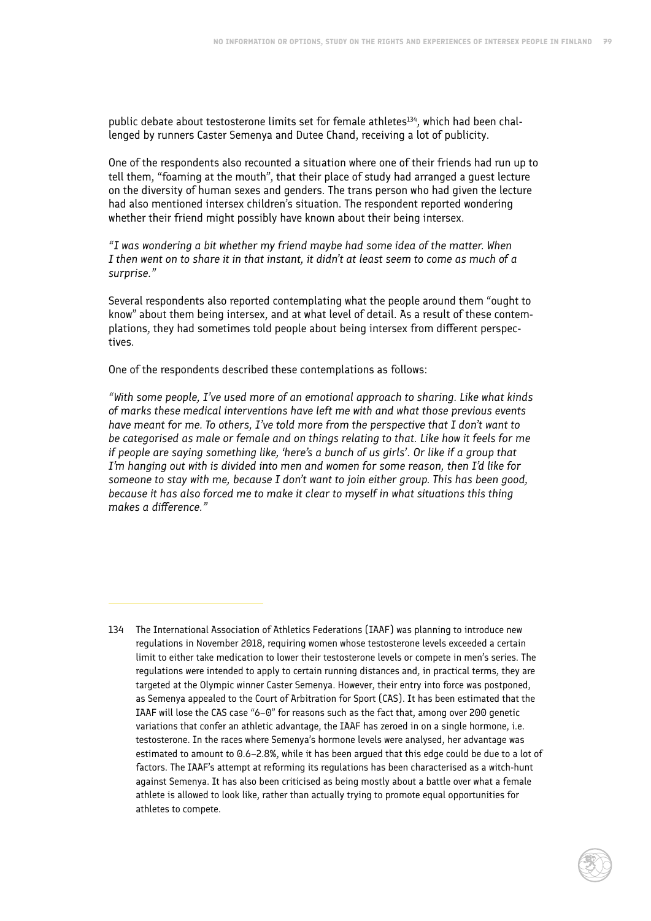public debate about testosterone limits set for female athletes[134], which had been challenged by runners Caster Semenya and Dutee Chand, receiving a lot of publicity.

One of the respondents also recounted a situation where one of their friends had run up to tell them, "foaming at the mouth", that their place of study had arranged a guest lecture on the diversity of human sexes and genders. The trans person who had given the lecture had also mentioned intersex children's situation. The respondent reported wondering whether their friend might possibly have known about their being intersex.

*"I was wondering a bit whether my friend maybe had some idea of the matter. When I then went on to share it in that instant, it didn't at least seem to come as much of a surprise."*

Several respondents also reported contemplating what the people around them "ought to know" about them being intersex, and at what level of detail. As a result of these contemplations, they had sometimes told people about being intersex from different perspectives.

One of the respondents described these contemplations as follows:

*"With some people, I've used more of an emotional approach to sharing. Like what kinds of marks these medical interventions have left me with and what those previous events have meant for me. To others, I've told more from the perspective that I don't want to be categorised as male or female and on things relating to that. Like how it feels for me if people are saying something like, 'here's a bunch of us girls'. Or like if a group that I'm hanging out with is divided into men and women for some reason, then I'd like for someone to stay with me, because I don't want to join either group. This has been good, because it has also forced me to make it clear to myself in what situations this thing makes a difference."*

---

134 The International Association of Athletics Federations (IAAF) was planning to introduce new regulations in November 2018, requiring women whose testosterone levels exceeded a certain limit to either take medication to lower their testosterone levels or compete in men's series. The regulations were intended to apply to certain running distances and, in practical terms, they are targeted at the Olympic winner Caster Semenya. However, their entry into force was postponed, as Semenya appealed to the Court of Arbitration for Sport (CAS). It has been estimated that the IAAF will lose the CAS case "6–0" for reasons such as the fact that, among over 200 genetic variations that confer an athletic advantage, the IAAF has zeroed in on a single hormone, i.e. testosterone. In the races where Semenya's hormone levels were analysed, her advantage was estimated to amount to 0.6–2.8%, while it has been argued that this edge could be due to a lot of factors. The IAAF's attempt at reforming its regulations has been characterised as a witch-hunt against Semenya. It has also been criticised as being mostly about a battle over what a female athlete is allowed to look like, rather than actually trying to promote equal opportunities for athletes to compete.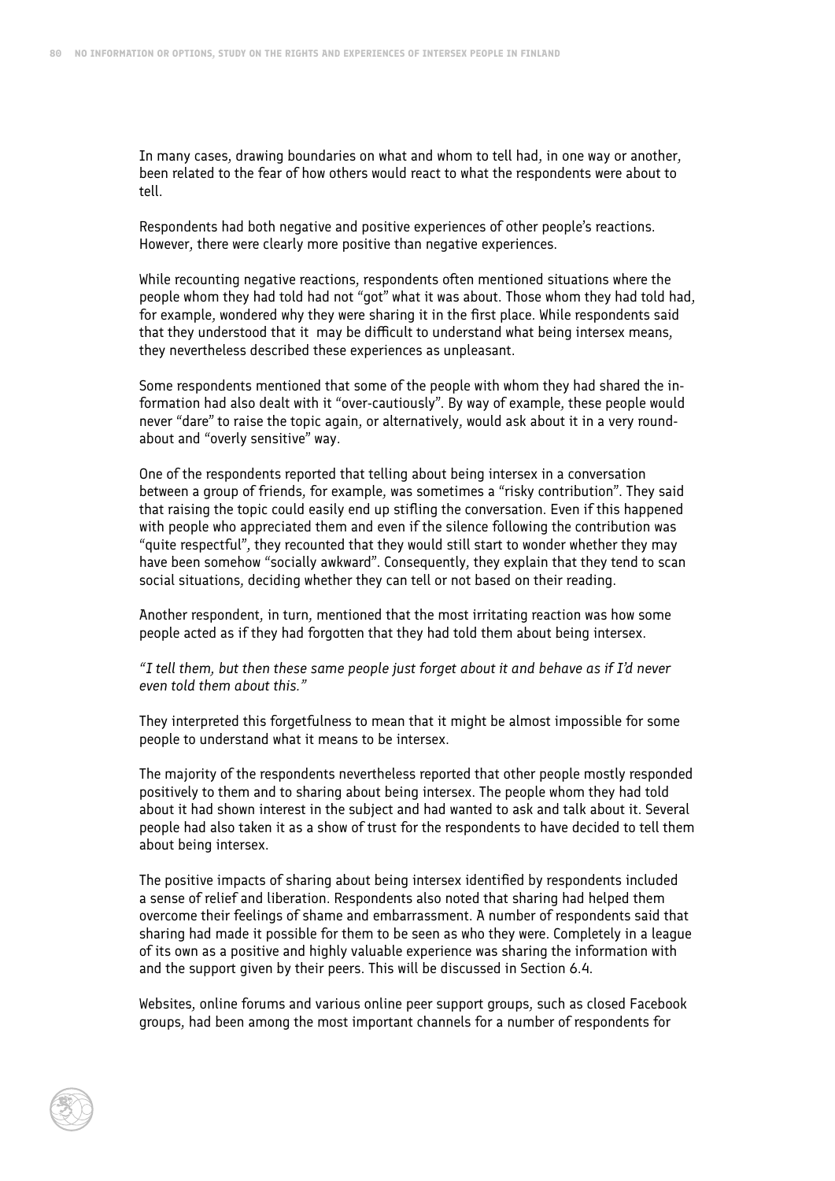In many cases, drawing boundaries on what and whom to tell had, in one way or another, been related to the fear of how others would react to what the respondents were about to tell.

Respondents had both negative and positive experiences of other people's reactions. However, there were clearly more positive than negative experiences.

While recounting negative reactions, respondents often mentioned situations where the people whom they had told had not "got" what it was about. Those whom they had told had, for example, wondered why they were sharing it in the first place. While respondents said that they understood that it may be difficult to understand what being intersex means, they nevertheless described these experiences as unpleasant.

Some respondents mentioned that some of the people with whom they had shared the information had also dealt with it "over-cautiously". By way of example, these people would never "dare" to raise the topic again, or alternatively, would ask about it in a very roundabout and "overly sensitive" way.

One of the respondents reported that telling about being intersex in a conversation between a group of friends, for example, was sometimes a "risky contribution". They said that raising the topic could easily end up stifling the conversation. Even if this happened with people who appreciated them and even if the silence following the contribution was "quite respectful", they recounted that they would still start to wonder whether they may have been somehow "socially awkward". Consequently, they explain that they tend to scan social situations, deciding whether they can tell or not based on their reading.

Another respondent, in turn, mentioned that the most irritating reaction was how some people acted as if they had forgotten that they had told them about being intersex.

*"I tell them, but then these same people just forget about it and behave as if I'd never even told them about this."*

They interpreted this forgetfulness to mean that it might be almost impossible for some people to understand what it means to be intersex.

The majority of the respondents nevertheless reported that other people mostly responded positively to them and to sharing about being intersex. The people whom they had told about it had shown interest in the subject and had wanted to ask and talk about it. Several people had also taken it as a show of trust for the respondents to have decided to tell them about being intersex.

The positive impacts of sharing about being intersex identified by respondents included a sense of relief and liberation. Respondents also noted that sharing had helped them overcome their feelings of shame and embarrassment. A number of respondents said that sharing had made it possible for them to be seen as who they were. Completely in a league of its own as a positive and highly valuable experience was sharing the information with and the support given by their peers. This will be discussed in Section 6.4.

Websites, online forums and various online peer support groups, such as closed Facebook groups, had been among the most important channels for a number of respondents for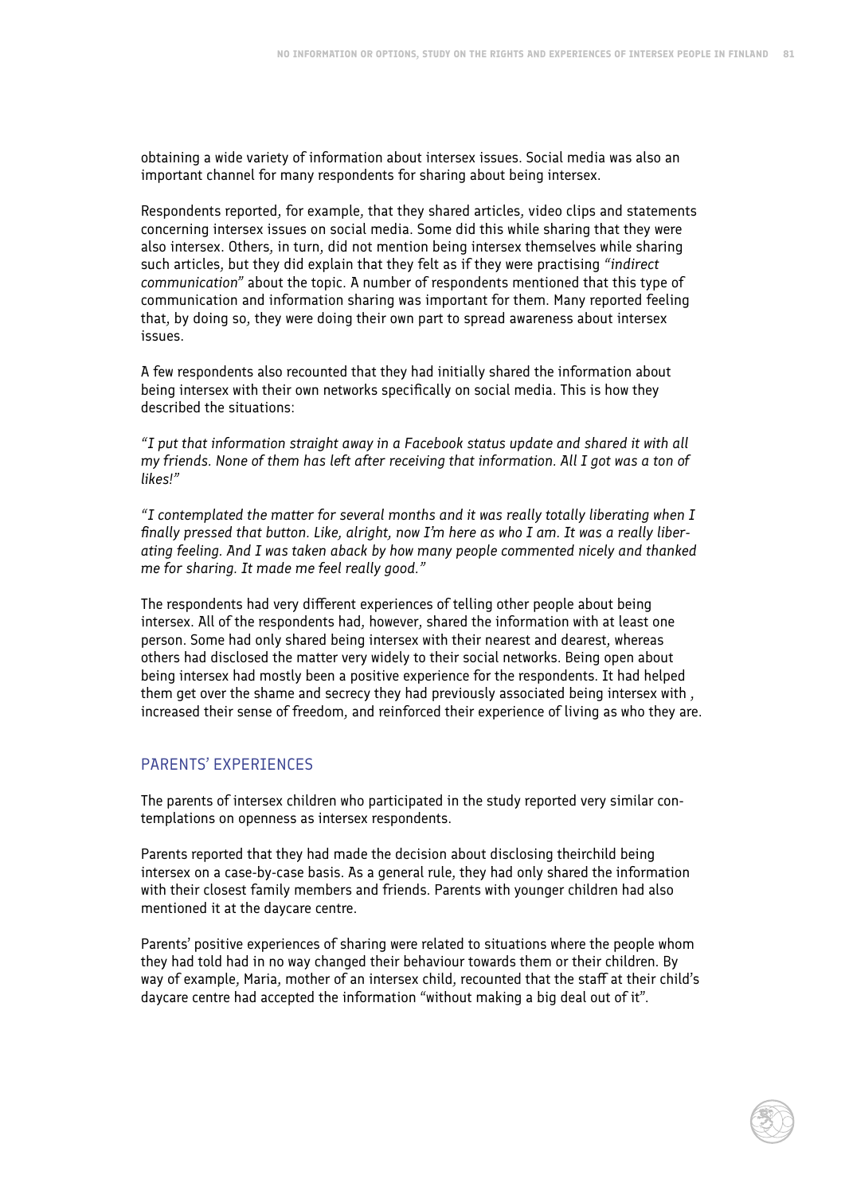obtaining a wide variety of information about intersex issues. Social media was also an important channel for many respondents for sharing about being intersex.

Respondents reported, for example, that they shared articles, video clips and statements concerning intersex issues on social media. Some did this while sharing that they were also intersex. Others, in turn, did not mention being intersex themselves while sharing such articles, but they did explain that they felt as if they were practising *"indirect communication"* about the topic. A number of respondents mentioned that this type of communication and information sharing was important for them. Many reported feeling that, by doing so, they were doing their own part to spread awareness about intersex issues.

A few respondents also recounted that they had initially shared the information about being intersex with their own networks specifically on social media. This is how they described the situations:

*"I put that information straight away in a Facebook status update and shared it with all my friends. None of them has left after receiving that information. All I got was a ton of likes!"*

*"I contemplated the matter for several months and it was really totally liberating when I finally pressed that button. Like, alright, now I'm here as who I am. It was a really liberating feeling. And I was taken aback by how many people commented nicely and thanked me for sharing. It made me feel really good."*

The respondents had very different experiences of telling other people about being intersex. All of the respondents had, however, shared the information with at least one person. Some had only shared being intersex with their nearest and dearest, whereas others had disclosed the matter very widely to their social networks. Being open about being intersex had mostly been a positive experience for the respondents. It had helped them get over the shame and secrecy they had previously associated being intersex with , increased their sense of freedom, and reinforced their experience of living as who they are.

## PARENTS' EXPERIENCES

The parents of intersex children who participated in the study reported very similar contemplations on openness as intersex respondents.

Parents reported that they had made the decision about disclosing theirchild being intersex on a case-by-case basis. As a general rule, they had only shared the information with their closest family members and friends. Parents with younger children had also mentioned it at the daycare centre.

Parents' positive experiences of sharing were related to situations where the people whom they had told had in no way changed their behaviour towards them or their children. By way of example, Maria, mother of an intersex child, recounted that the staff at their child's daycare centre had accepted the information "without making a big deal out of it".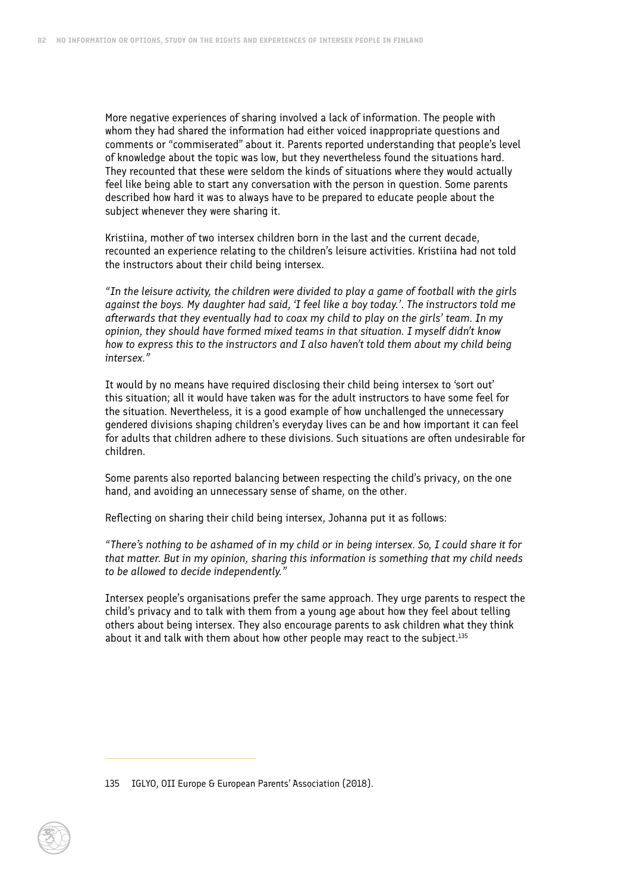More negative experiences of sharing involved a lack of information. The people with whom they had shared the information had either voiced inappropriate questions and comments or "commiserated" about it. Parents reported understanding that people's level of knowledge about the topic was low, but they nevertheless found the situations hard. They recounted that these were seldom the kinds of situations where they would actually feel like being able to start any conversation with the person in question. Some parents described how hard it was to always have to be prepared to educate people about the subject whenever they were sharing it.

Kristiina, mother of two intersex children born in the last and the current decade, recounted an experience relating to the children's leisure activities. Kristiina had not told the instructors about their child being intersex.

*"In the leisure activity, the children were divided to play a game of football with the girls against the boys. My daughter had said, 'I feel like a boy today.'. The instructors told me afterwards that they eventually had to coax my child to play on the girls' team. In my opinion, they should have formed mixed teams in that situation. I myself didn't know how to express this to the instructors and I also haven't told them about my child being intersex."*

It would by no means have required disclosing their child being intersex to 'sort out' this situation; all it would have taken was for the adult instructors to have some feel for the situation. Nevertheless, it is a good example of how unchallenged the unnecessary gendered divisions shaping children's everyday lives can be and how important it can feel for adults that children adhere to these divisions. Such situations are often undesirable for children.

Some parents also reported balancing between respecting the child's privacy, on the one hand, and avoiding an unnecessary sense of shame, on the other.

Reflecting on sharing their child being intersex, Johanna put it as follows:

*"There's nothing to be ashamed of in my child or in being intersex. So, I could share it for that matter. But in my opinion, sharing this information is something that my child needs to be allowed to decide independently."*

Intersex people's organisations prefer the same approach. They urge parents to respect the child's privacy and to talk with them from a young age about how they feel about telling others about being intersex. They also encourage parents to ask children what they think about it and talk with them about how other people may react to the subject.[135]

---

135 IGLYO, OII Europe & European Parents' Association (2018).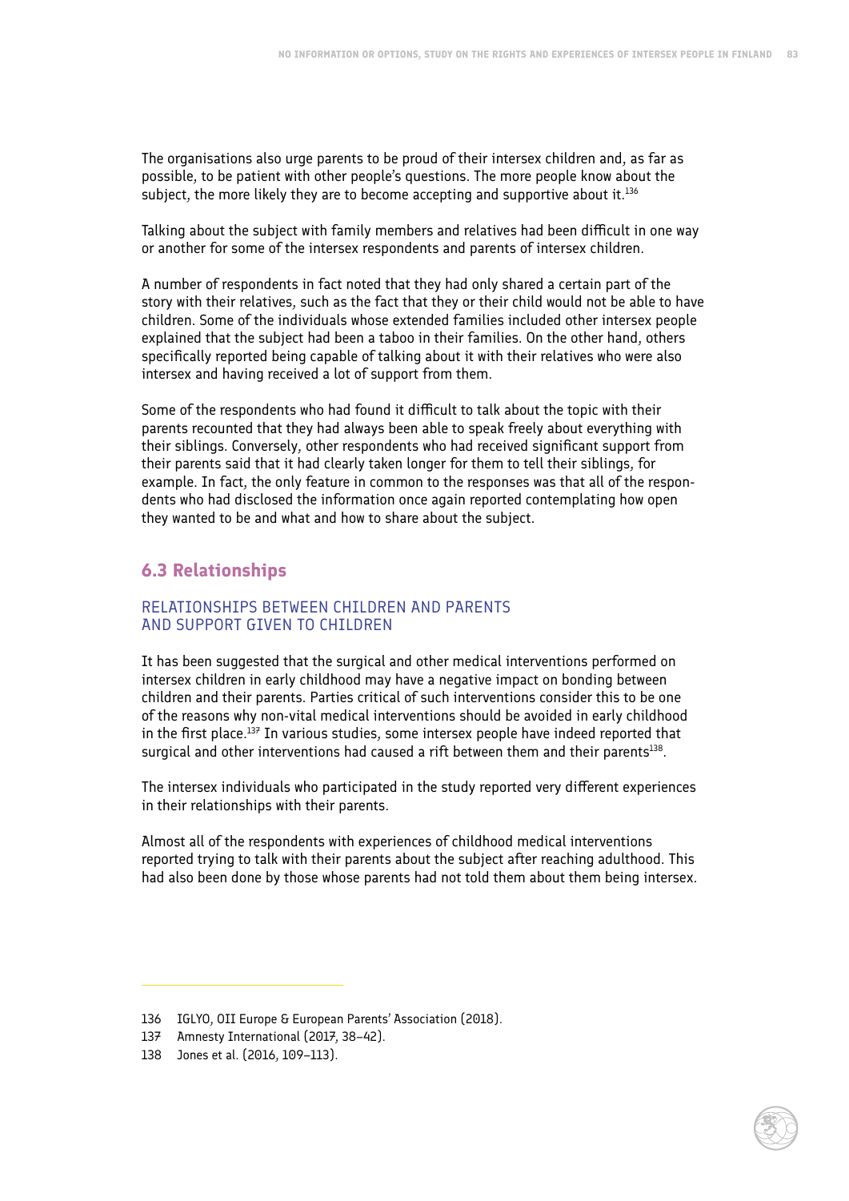The organisations also urge parents to be proud of their intersex children and, as far as possible, to be patient with other people's questions. The more people know about the subject, the more likely they are to become accepting and supportive about it.[136]

Talking about the subject with family members and relatives had been difficult in one way or another for some of the intersex respondents and parents of intersex children.

A number of respondents in fact noted that they had only shared a certain part of the story with their relatives, such as the fact that they or their child would not be able to have children. Some of the individuals whose extended families included other intersex people explained that the subject had been a taboo in their families. On the other hand, others specifically reported being capable of talking about it with their relatives who were also intersex and having received a lot of support from them.

Some of the respondents who had found it difficult to talk about the topic with their parents recounted that they had always been able to speak freely about everything with their siblings. Conversely, other respondents who had received significant support from their parents said that it had clearly taken longer for them to tell their siblings, for example. In fact, the only feature in common to the responses was that all of the respondents who had disclosed the information once again reported contemplating how open they wanted to be and what and how to share about the subject.

## 6.3 Relationships

### RELATIONSHIPS BETWEEN CHILDREN AND PARENTS AND SUPPORT GIVEN TO CHILDREN

It has been suggested that the surgical and other medical interventions performed on intersex children in early childhood may have a negative impact on bonding between children and their parents. Parties critical of such interventions consider this to be one of the reasons why non-vital medical interventions should be avoided in early childhood in the first place.[137] In various studies, some intersex people have indeed reported that surgical and other interventions had caused a rift between them and their parents[138].

The intersex individuals who participated in the study reported very different experiences in their relationships with their parents.

Almost all of the respondents with experiences of childhood medical interventions reported trying to talk with their parents about the subject after reaching adulthood. This had also been done by those whose parents had not told them about them being intersex.

---

136 IGLYO, OII Europe & European Parents' Association (2018).

137 Amnesty International (2017, 38–42).

138 Jones et al. (2016, 109–113).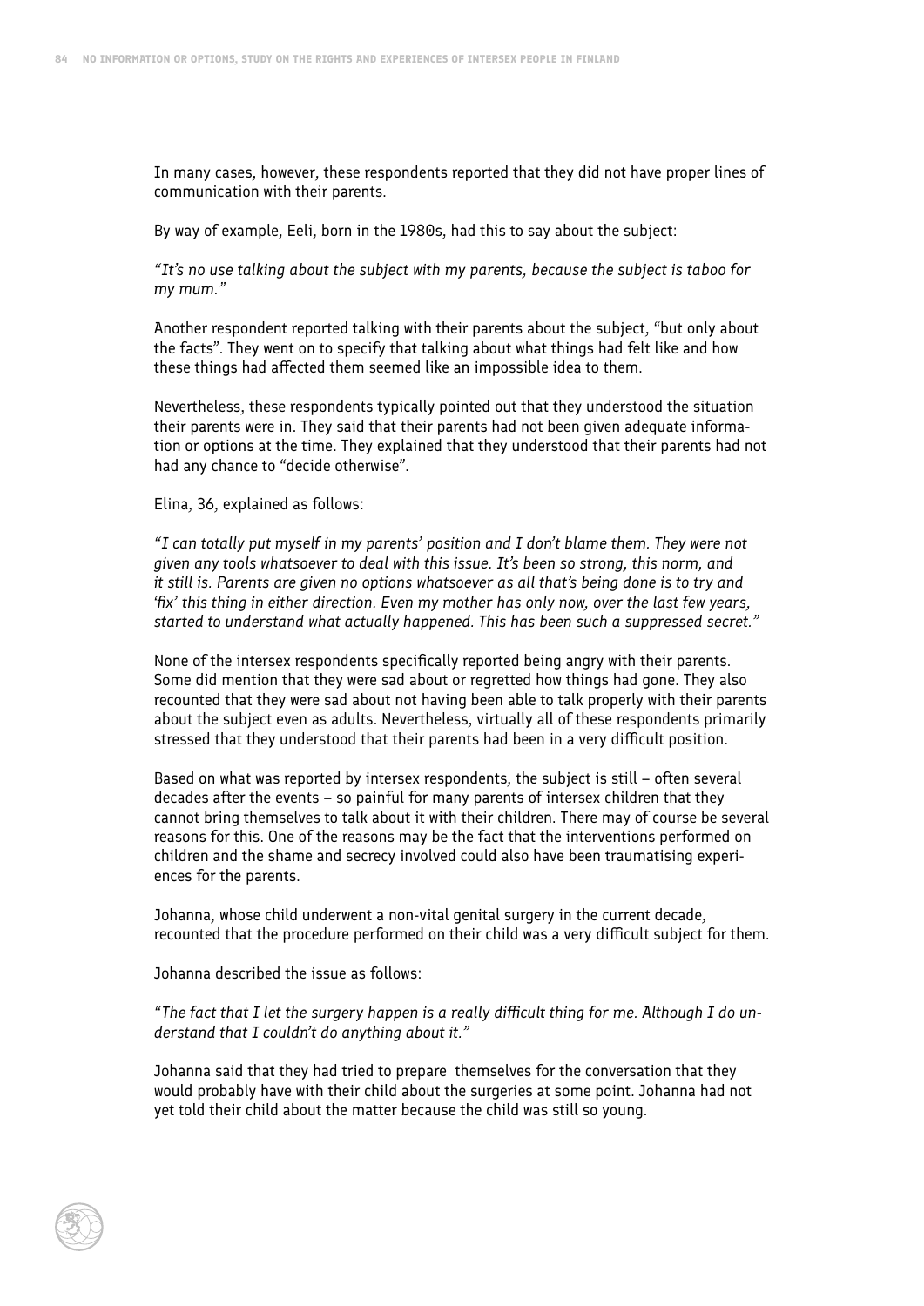In many cases, however, these respondents reported that they did not have proper lines of communication with their parents.

By way of example, Eeli, born in the 1980s, had this to say about the subject:

*"It's no use talking about the subject with my parents, because the subject is taboo for my mum."*

Another respondent reported talking with their parents about the subject, "but only about the facts". They went on to specify that talking about what things had felt like and how these things had affected them seemed like an impossible idea to them.

Nevertheless, these respondents typically pointed out that they understood the situation their parents were in. They said that their parents had not been given adequate information or options at the time. They explained that they understood that their parents had not had any chance to "decide otherwise".

Elina, 36, explained as follows:

*"I can totally put myself in my parents' position and I don't blame them. They were not given any tools whatsoever to deal with this issue. It's been so strong, this norm, and it still is. Parents are given no options whatsoever as all that's being done is to try and 'fix' this thing in either direction. Even my mother has only now, over the last few years, started to understand what actually happened. This has been such a suppressed secret."*

None of the intersex respondents specifically reported being angry with their parents. Some did mention that they were sad about or regretted how things had gone. They also recounted that they were sad about not having been able to talk properly with their parents about the subject even as adults. Nevertheless, virtually all of these respondents primarily stressed that they understood that their parents had been in a very difficult position.

Based on what was reported by intersex respondents, the subject is still – often several decades after the events – so painful for many parents of intersex children that they cannot bring themselves to talk about it with their children. There may of course be several reasons for this. One of the reasons may be the fact that the interventions performed on children and the shame and secrecy involved could also have been traumatising experiences for the parents.

Johanna, whose child underwent a non-vital genital surgery in the current decade, recounted that the procedure performed on their child was a very difficult subject for them.

Johanna described the issue as follows:

*"The fact that I let the surgery happen is a really difficult thing for me. Although I do understand that I couldn't do anything about it."*

Johanna said that they had tried to prepare themselves for the conversation that they would probably have with their child about the surgeries at some point. Johanna had not yet told their child about the matter because the child was still so young.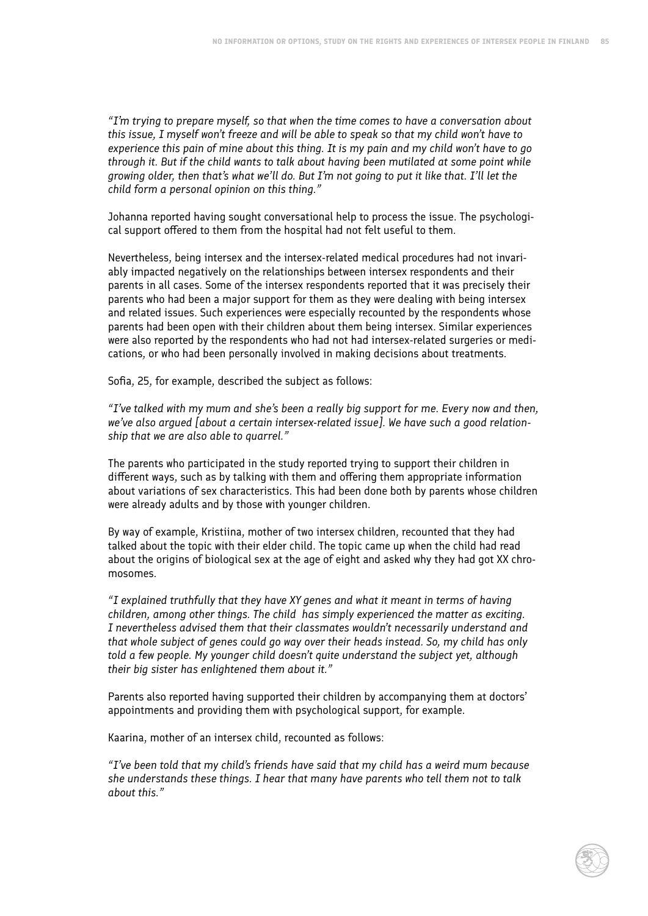*"I'm trying to prepare myself, so that when the time comes to have a conversation about this issue, I myself won't freeze and will be able to speak so that my child won't have to experience this pain of mine about this thing. It is my pain and my child won't have to go through it. But if the child wants to talk about having been mutilated at some point while growing older, then that's what we'll do. But I'm not going to put it like that. I'll let the child form a personal opinion on this thing."*

Johanna reported having sought conversational help to process the issue. The psychological support offered to them from the hospital had not felt useful to them.

Nevertheless, being intersex and the intersex-related medical procedures had not invariably impacted negatively on the relationships between intersex respondents and their parents in all cases. Some of the intersex respondents reported that it was precisely their parents who had been a major support for them as they were dealing with being intersex and related issues. Such experiences were especially recounted by the respondents whose parents had been open with their children about them being intersex. Similar experiences were also reported by the respondents who had not had intersex-related surgeries or medications, or who had been personally involved in making decisions about treatments.

Sofia, 25, for example, described the subject as follows:

*"I've talked with my mum and she's been a really big support for me. Every now and then, we've also argued [about a certain intersex-related issue]. We have such a good relationship that we are also able to quarrel."*

The parents who participated in the study reported trying to support their children in different ways, such as by talking with them and offering them appropriate information about variations of sex characteristics. This had been done both by parents whose children were already adults and by those with younger children.

By way of example, Kristiina, mother of two intersex children, recounted that they had talked about the topic with their elder child. The topic came up when the child had read about the origins of biological sex at the age of eight and asked why they had got XX chromosomes.

*"I explained truthfully that they have XY genes and what it meant in terms of having children, among other things. The child has simply experienced the matter as exciting. I nevertheless advised them that their classmates wouldn't necessarily understand and that whole subject of genes could go way over their heads instead. So, my child has only told a few people. My younger child doesn't quite understand the subject yet, although their big sister has enlightened them about it."*

Parents also reported having supported their children by accompanying them at doctors' appointments and providing them with psychological support, for example.

Kaarina, mother of an intersex child, recounted as follows:

*"I've been told that my child's friends have said that my child has a weird mum because she understands these things. I hear that many have parents who tell them not to talk about this."*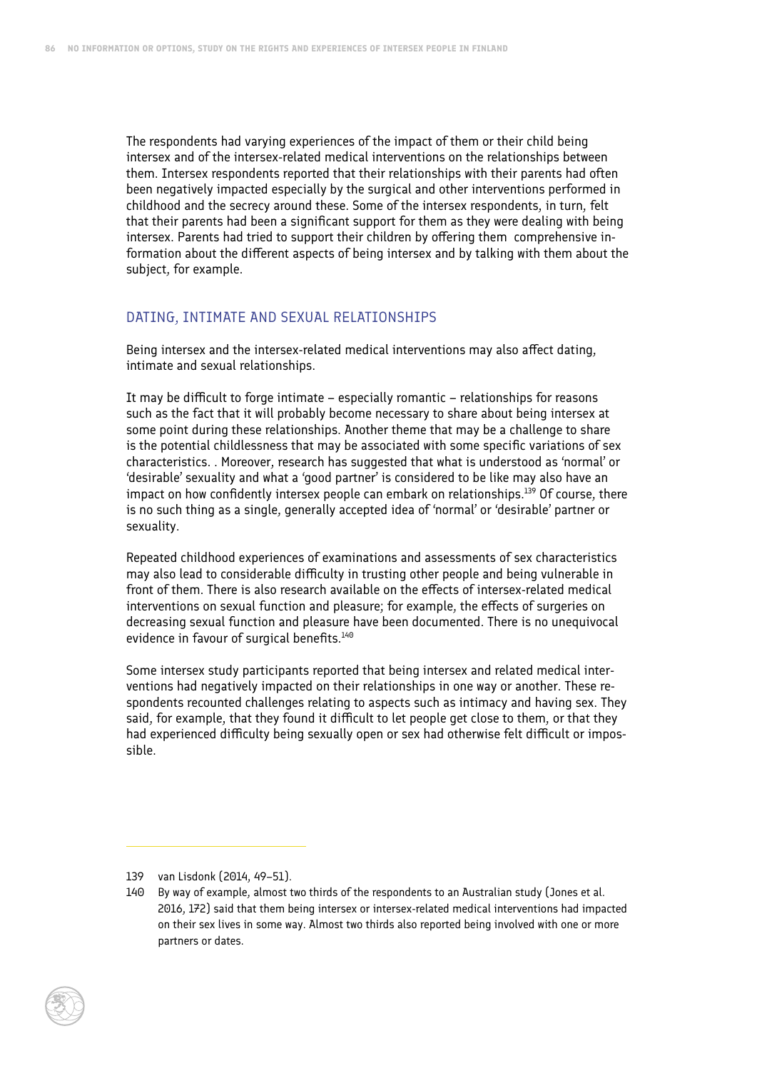The respondents had varying experiences of the impact of them or their child being intersex and of the intersex-related medical interventions on the relationships between them. Intersex respondents reported that their relationships with their parents had often been negatively impacted especially by the surgical and other interventions performed in childhood and the secrecy around these. Some of the intersex respondents, in turn, felt that their parents had been a significant support for them as they were dealing with being intersex. Parents had tried to support their children by offering them comprehensive information about the different aspects of being intersex and by talking with them about the subject, for example.

## DATING, INTIMATE AND SEXUAL RELATIONSHIPS

Being intersex and the intersex-related medical interventions may also affect dating, intimate and sexual relationships.

It may be difficult to forge intimate – especially romantic – relationships for reasons such as the fact that it will probably become necessary to share about being intersex at some point during these relationships. Another theme that may be a challenge to share is the potential childlessness that may be associated with some specific variations of sex characteristics. . Moreover, research has suggested that what is understood as 'normal' or 'desirable' sexuality and what a 'good partner' is considered to be like may also have an impact on how confidently intersex people can embark on relationships.[139] Of course, there is no such thing as a single, generally accepted idea of 'normal' or 'desirable' partner or sexuality.

Repeated childhood experiences of examinations and assessments of sex characteristics may also lead to considerable difficulty in trusting other people and being vulnerable in front of them. There is also research available on the effects of intersex-related medical interventions on sexual function and pleasure; for example, the effects of surgeries on decreasing sexual function and pleasure have been documented. There is no unequivocal evidence in favour of surgical benefits.[140]

Some intersex study participants reported that being intersex and related medical interventions had negatively impacted on their relationships in one way or another. These respondents recounted challenges relating to aspects such as intimacy and having sex. They said, for example, that they found it difficult to let people get close to them, or that they had experienced difficulty being sexually open or sex had otherwise felt difficult or impossible.

---

139 van Lisdonk (2014, 49–51).

140 By way of example, almost two thirds of the respondents to an Australian study (Jones et al. 2016, 172) said that them being intersex or intersex-related medical interventions had impacted on their sex lives in some way. Almost two thirds also reported being involved with one or more partners or dates.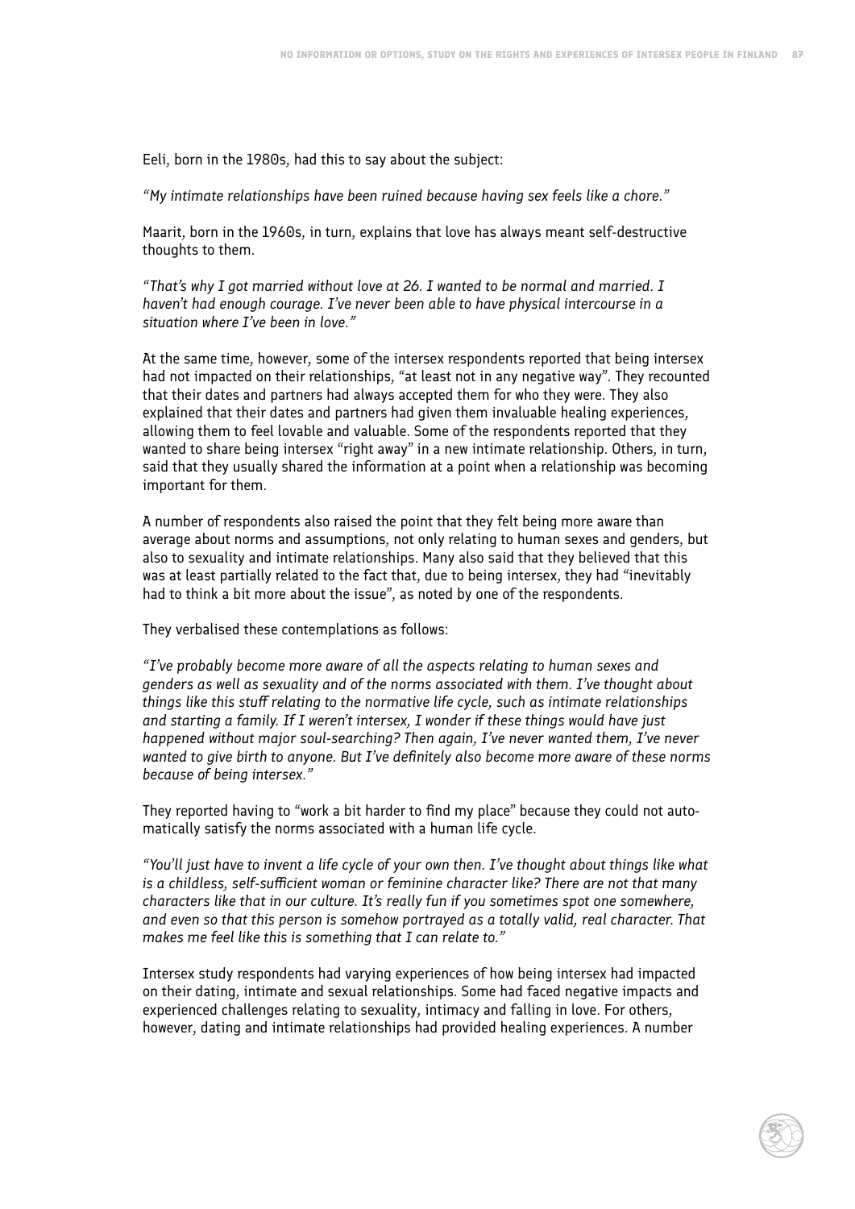Eeli, born in the 1980s, had this to say about the subject:

*"My intimate relationships have been ruined because having sex feels like a chore."*

Maarit, born in the 1960s, in turn, explains that love has always meant self-destructive thoughts to them.

*"That's why I got married without love at 26. I wanted to be normal and married. I haven't had enough courage. I've never been able to have physical intercourse in a situation where I've been in love."*

At the same time, however, some of the intersex respondents reported that being intersex had not impacted on their relationships, "at least not in any negative way". They recounted that their dates and partners had always accepted them for who they were. They also explained that their dates and partners had given them invaluable healing experiences, allowing them to feel lovable and valuable. Some of the respondents reported that they wanted to share being intersex "right away" in a new intimate relationship. Others, in turn, said that they usually shared the information at a point when a relationship was becoming important for them.

A number of respondents also raised the point that they felt being more aware than average about norms and assumptions, not only relating to human sexes and genders, but also to sexuality and intimate relationships. Many also said that they believed that this was at least partially related to the fact that, due to being intersex, they had "inevitably had to think a bit more about the issue", as noted by one of the respondents.

They verbalised these contemplations as follows:

*"I've probably become more aware of all the aspects relating to human sexes and genders as well as sexuality and of the norms associated with them. I've thought about things like this stuff relating to the normative life cycle, such as intimate relationships and starting a family. If I weren't intersex, I wonder if these things would have just happened without major soul-searching? Then again, I've never wanted them, I've never wanted to give birth to anyone. But I've definitely also become more aware of these norms because of being intersex."*

They reported having to "work a bit harder to find my place" because they could not automatically satisfy the norms associated with a human life cycle.

*"You'll just have to invent a life cycle of your own then. I've thought about things like what is a childless, self-sufficient woman or feminine character like? There are not that many characters like that in our culture. It's really fun if you sometimes spot one somewhere, and even so that this person is somehow portrayed as a totally valid, real character. That makes me feel like this is something that I can relate to."*

Intersex study respondents had varying experiences of how being intersex had impacted on their dating, intimate and sexual relationships. Some had faced negative impacts and experienced challenges relating to sexuality, intimacy and falling in love. For others, however, dating and intimate relationships had provided healing experiences. A number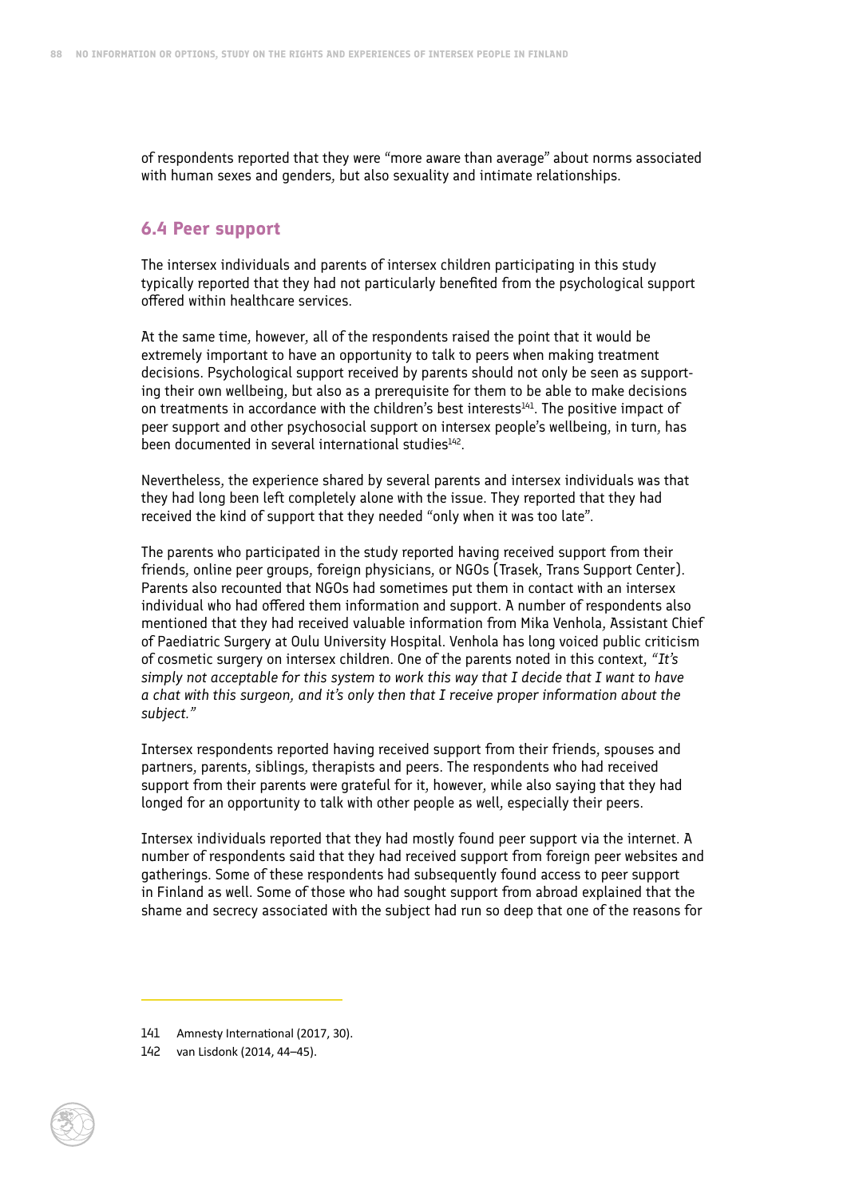of respondents reported that they were "more aware than average" about norms associated with human sexes and genders, but also sexuality and intimate relationships.

## 6.4 Peer support

The intersex individuals and parents of intersex children participating in this study typically reported that they had not particularly benefited from the psychological support offered within healthcare services.

At the same time, however, all of the respondents raised the point that it would be extremely important to have an opportunity to talk to peers when making treatment decisions. Psychological support received by parents should not only be seen as supporting their own wellbeing, but also as a prerequisite for them to be able to make decisions on treatments in accordance with the children's best interests[141]. The positive impact of peer support and other psychosocial support on intersex people's wellbeing, in turn, has been documented in several international studies[142].

Nevertheless, the experience shared by several parents and intersex individuals was that they had long been left completely alone with the issue. They reported that they had received the kind of support that they needed "only when it was too late".

The parents who participated in the study reported having received support from their friends, online peer groups, foreign physicians, or NGOs (Trasek, Trans Support Center). Parents also recounted that NGOs had sometimes put them in contact with an intersex individual who had offered them information and support. A number of respondents also mentioned that they had received valuable information from Mika Venhola, Assistant Chief of Paediatric Surgery at Oulu University Hospital. Venhola has long voiced public criticism of cosmetic surgery on intersex children. One of the parents noted in this context, *"It's simply not acceptable for this system to work this way that I decide that I want to have a chat with this surgeon, and it's only then that I receive proper information about the subject."*

Intersex respondents reported having received support from their friends, spouses and partners, parents, siblings, therapists and peers. The respondents who had received support from their parents were grateful for it, however, while also saying that they had longed for an opportunity to talk with other people as well, especially their peers.

Intersex individuals reported that they had mostly found peer support via the internet. A number of respondents said that they had received support from foreign peer websites and gatherings. Some of these respondents had subsequently found access to peer support in Finland as well. Some of those who had sought support from abroad explained that the shame and secrecy associated with the subject had run so deep that one of the reasons for

---

141 Amnesty International (2017, 30).

142 van Lisdonk (2014, 44–45).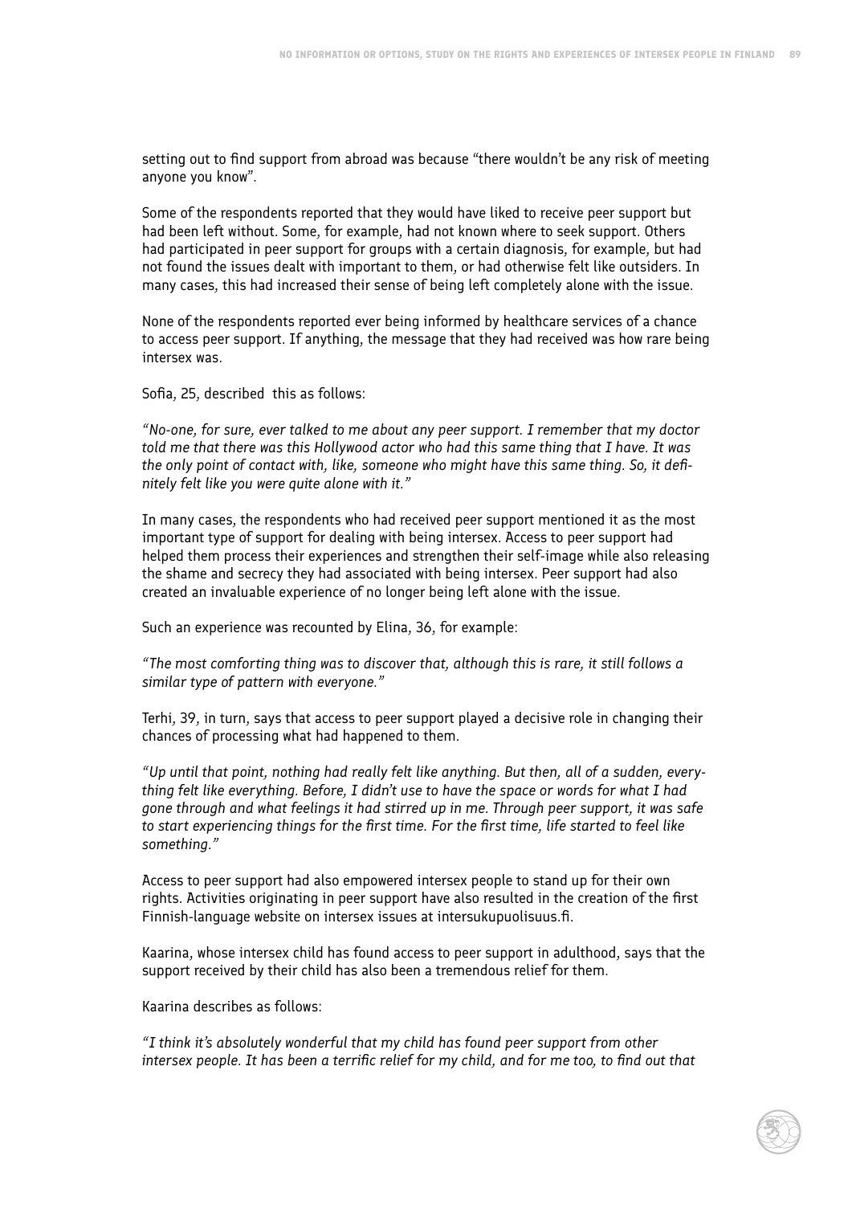setting out to find support from abroad was because "there wouldn't be any risk of meeting anyone you know".

Some of the respondents reported that they would have liked to receive peer support but had been left without. Some, for example, had not known where to seek support. Others had participated in peer support for groups with a certain diagnosis, for example, but had not found the issues dealt with important to them, or had otherwise felt like outsiders. In many cases, this had increased their sense of being left completely alone with the issue.

None of the respondents reported ever being informed by healthcare services of a chance to access peer support. If anything, the message that they had received was how rare being intersex was.

Sofia, 25, described this as follows:

*"No-one, for sure, ever talked to me about any peer support. I remember that my doctor told me that there was this Hollywood actor who had this same thing that I have. It was the only point of contact with, like, someone who might have this same thing. So, it definitely felt like you were quite alone with it."*

In many cases, the respondents who had received peer support mentioned it as the most important type of support for dealing with being intersex. Access to peer support had helped them process their experiences and strengthen their self-image while also releasing the shame and secrecy they had associated with being intersex. Peer support had also created an invaluable experience of no longer being left alone with the issue.

Such an experience was recounted by Elina, 36, for example:

*"The most comforting thing was to discover that, although this is rare, it still follows a similar type of pattern with everyone."*

Terhi, 39, in turn, says that access to peer support played a decisive role in changing their chances of processing what had happened to them.

*"Up until that point, nothing had really felt like anything. But then, all of a sudden, everything felt like everything. Before, I didn't use to have the space or words for what I had gone through and what feelings it had stirred up in me. Through peer support, it was safe to start experiencing things for the first time. For the first time, life started to feel like something."*

Access to peer support had also empowered intersex people to stand up for their own rights. Activities originating in peer support have also resulted in the creation of the first Finnish-language website on intersex issues at intersukupuolisuus.fi.

Kaarina, whose intersex child has found access to peer support in adulthood, says that the support received by their child has also been a tremendous relief for them.

Kaarina describes as follows:

*"I think it's absolutely wonderful that my child has found peer support from other intersex people. It has been a terrific relief for my child, and for me too, to find out that*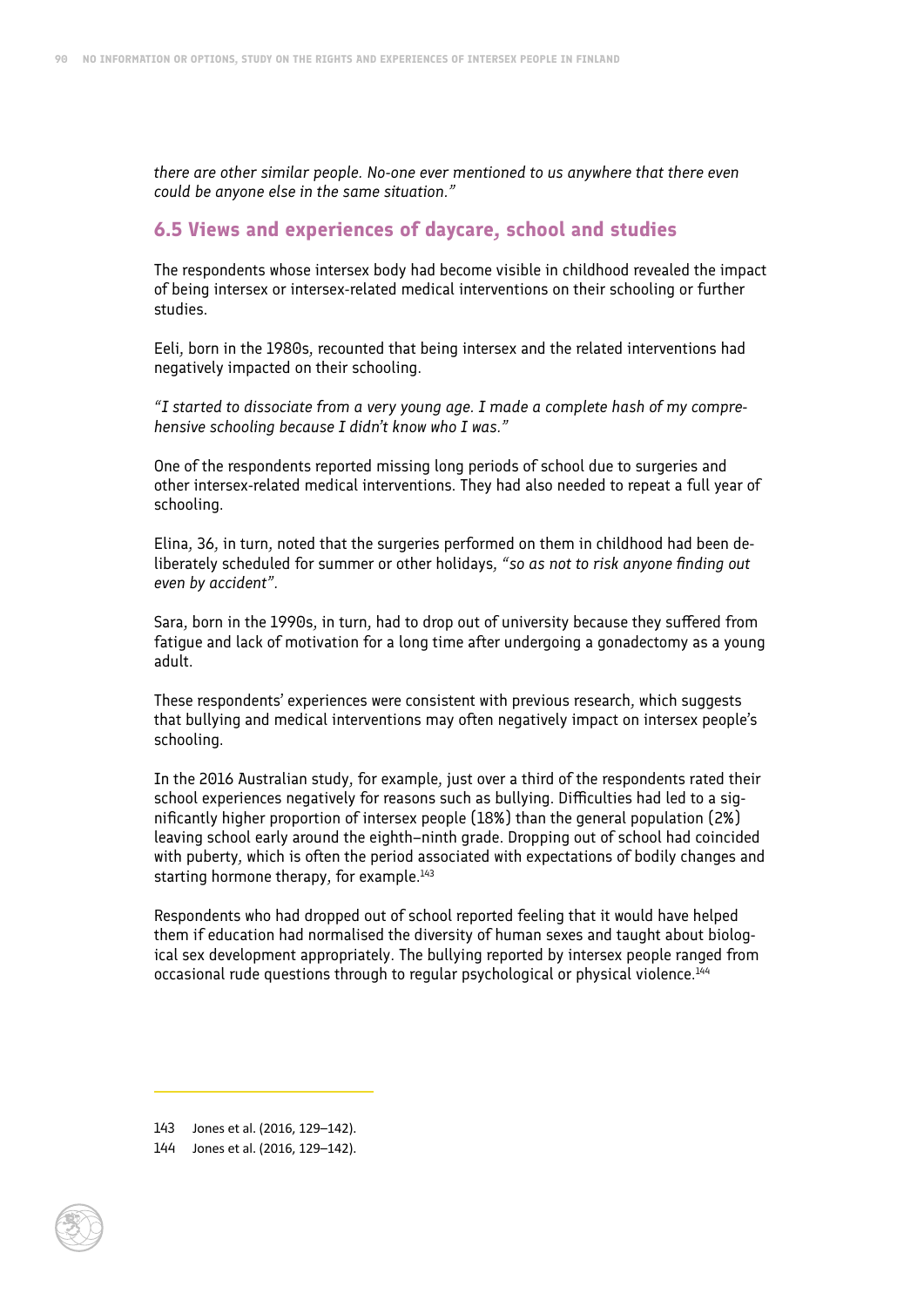*there are other similar people. No-one ever mentioned to us anywhere that there even could be anyone else in the same situation."*

## 6.5 Views and experiences of daycare, school and studies

The respondents whose intersex body had become visible in childhood revealed the impact of being intersex or intersex-related medical interventions on their schooling or further studies.

Eeli, born in the 1980s, recounted that being intersex and the related interventions had negatively impacted on their schooling.

*"I started to dissociate from a very young age. I made a complete hash of my comprehensive schooling because I didn't know who I was."*

One of the respondents reported missing long periods of school due to surgeries and other intersex-related medical interventions. They had also needed to repeat a full year of schooling.

Elina, 36, in turn, noted that the surgeries performed on them in childhood had been deliberately scheduled for summer or other holidays, *"so as not to risk anyone finding out even by accident"*.

Sara, born in the 1990s, in turn, had to drop out of university because they suffered from fatigue and lack of motivation for a long time after undergoing a gonadectomy as a young adult.

These respondents' experiences were consistent with previous research, which suggests that bullying and medical interventions may often negatively impact on intersex people's schooling.

In the 2016 Australian study, for example, just over a third of the respondents rated their school experiences negatively for reasons such as bullying. Difficulties had led to a significantly higher proportion of intersex people (18%) than the general population (2%) leaving school early around the eighth–ninth grade. Dropping out of school had coincided with puberty, which is often the period associated with expectations of bodily changes and starting hormone therapy, for example.[143]

Respondents who had dropped out of school reported feeling that it would have helped them if education had normalised the diversity of human sexes and taught about biological sex development appropriately. The bullying reported by intersex people ranged from occasional rude questions through to regular psychological or physical violence.[144]

---

143 Jones et al. (2016, 129–142).

144 Jones et al. (2016, 129–142).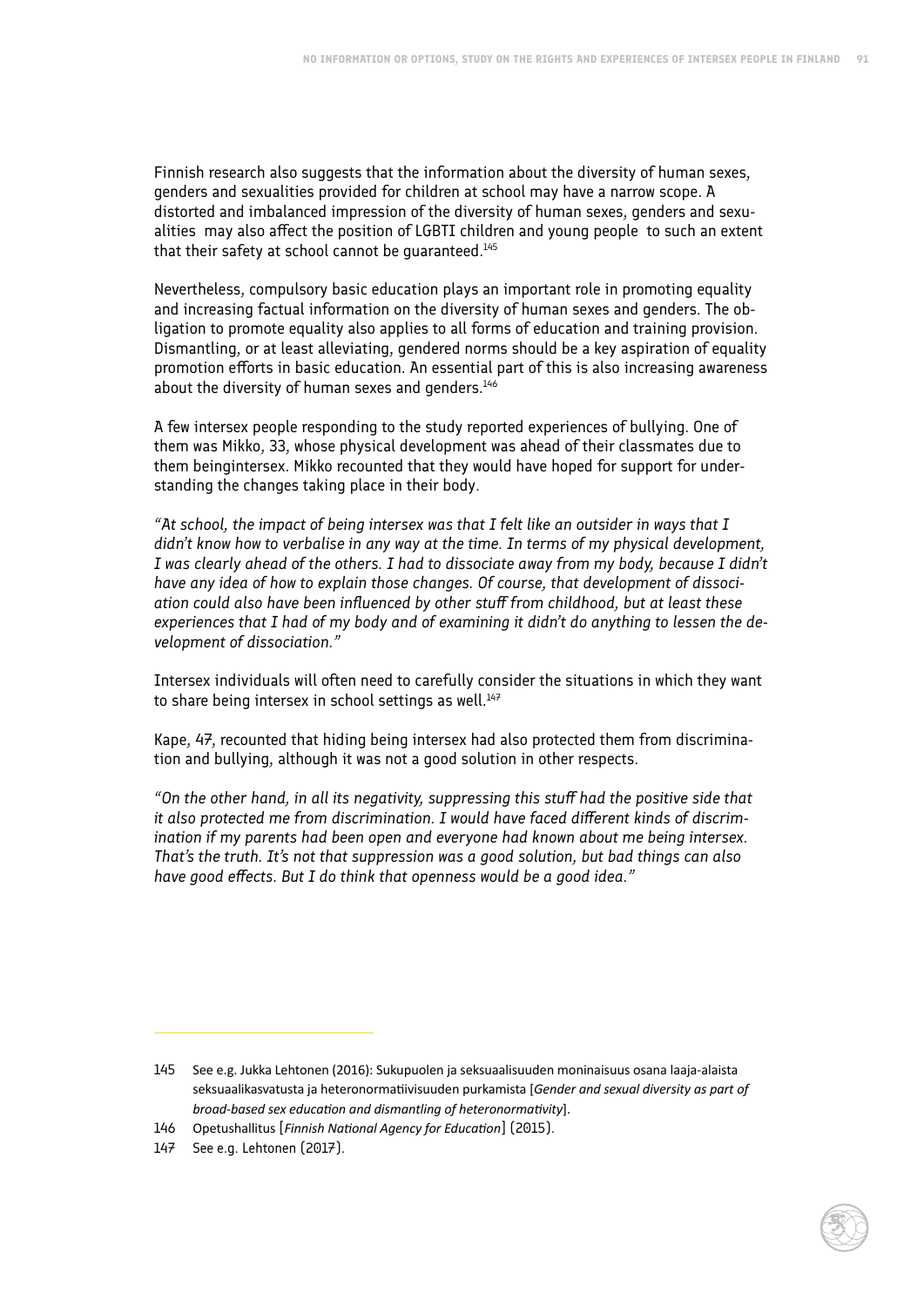Finnish research also suggests that the information about the diversity of human sexes, genders and sexualities provided for children at school may have a narrow scope. A distorted and imbalanced impression of the diversity of human sexes, genders and sexualities may also affect the position of LGBTI children and young people to such an extent that their safety at school cannot be guaranteed.[145]

Nevertheless, compulsory basic education plays an important role in promoting equality and increasing factual information on the diversity of human sexes and genders. The obligation to promote equality also applies to all forms of education and training provision. Dismantling, or at least alleviating, gendered norms should be a key aspiration of equality promotion efforts in basic education. An essential part of this is also increasing awareness about the diversity of human sexes and genders.[146]

A few intersex people responding to the study reported experiences of bullying. One of them was Mikko, 33, whose physical development was ahead of their classmates due to them beingintersex. Mikko recounted that they would have hoped for support for understanding the changes taking place in their body.

*"At school, the impact of being intersex was that I felt like an outsider in ways that I didn't know how to verbalise in any way at the time. In terms of my physical development, I was clearly ahead of the others. I had to dissociate away from my body, because I didn't have any idea of how to explain those changes. Of course, that development of dissociation could also have been influenced by other stuff from childhood, but at least these experiences that I had of my body and of examining it didn't do anything to lessen the development of dissociation."*

Intersex individuals will often need to carefully consider the situations in which they want to share being intersex in school settings as well.[147]

Kape, 47, recounted that hiding being intersex had also protected them from discrimination and bullying, although it was not a good solution in other respects.

*"On the other hand, in all its negativity, suppressing this stuff had the positive side that it also protected me from discrimination. I would have faced different kinds of discrimination if my parents had been open and everyone had known about me being intersex. That's the truth. It's not that suppression was a good solution, but bad things can also have good effects. But I do think that openness would be a good idea."*

---

145 See e.g. Jukka Lehtonen (2016): Sukupuolen ja seksuaalisuuden moninaisuus osana laaja-alaista seksuaalikasvatusta ja heteronormatiivisuuden purkamista [*Gender and sexual diversity as part of broad-based sex education and dismantling of heteronormativity*].

146 Opetushallitus [*Finnish National Agency for Education*] (2015).

147 See e.g. Lehtonen (2017).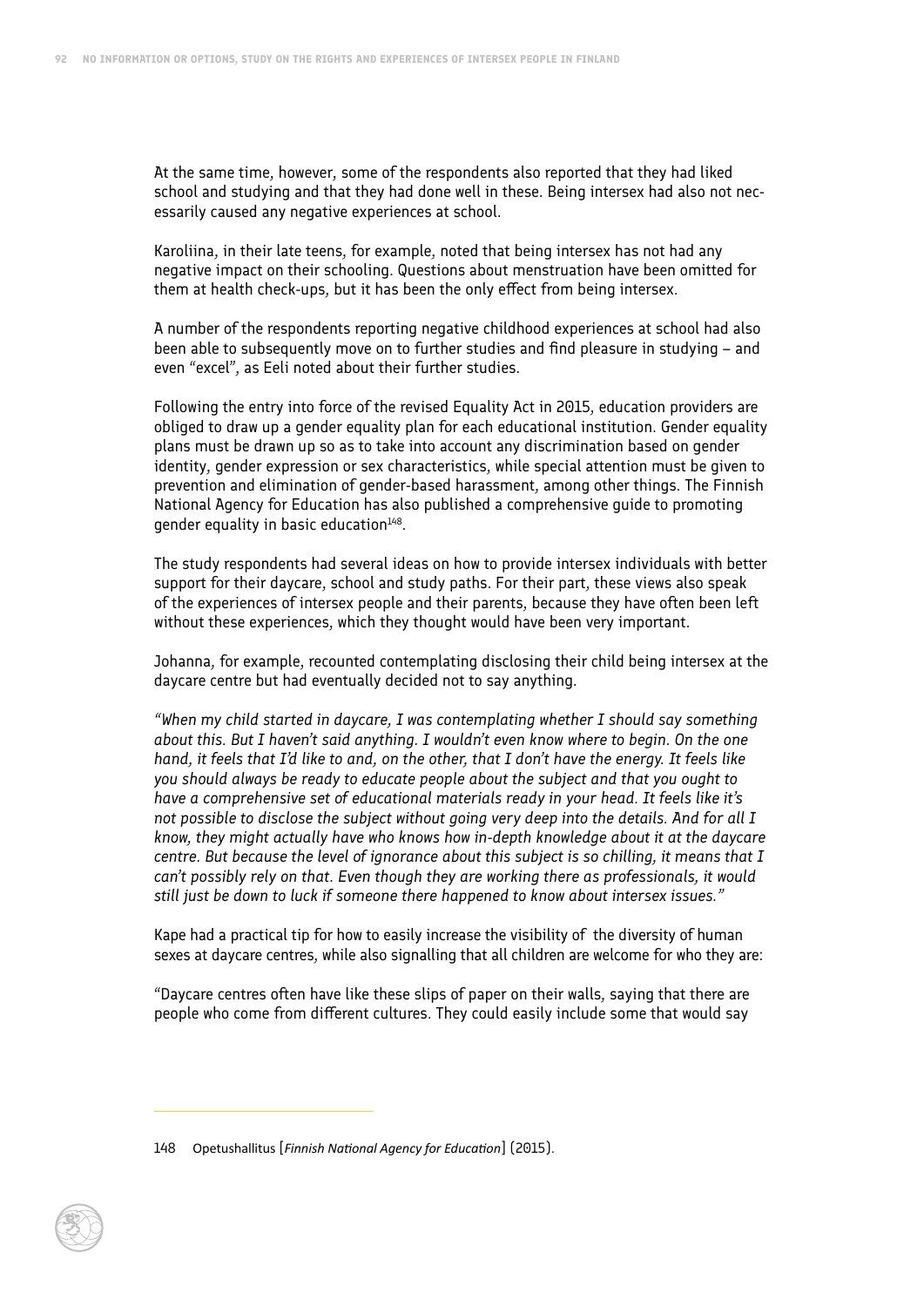At the same time, however, some of the respondents also reported that they had liked school and studying and that they had done well in these. Being intersex had also not necessarily caused any negative experiences at school.

Karoliina, in their late teens, for example, noted that being intersex has not had any negative impact on their schooling. Questions about menstruation have been omitted for them at health check-ups, but it has been the only effect from being intersex.

A number of the respondents reporting negative childhood experiences at school had also been able to subsequently move on to further studies and find pleasure in studying – and even "excel", as Eeli noted about their further studies.

Following the entry into force of the revised Equality Act in 2015, education providers are obliged to draw up a gender equality plan for each educational institution. Gender equality plans must be drawn up so as to take into account any discrimination based on gender identity, gender expression or sex characteristics, while special attention must be given to prevention and elimination of gender-based harassment, among other things. The Finnish National Agency for Education has also published a comprehensive guide to promoting gender equality in basic education[148].

The study respondents had several ideas on how to provide intersex individuals with better support for their daycare, school and study paths. For their part, these views also speak of the experiences of intersex people and their parents, because they have often been left without these experiences, which they thought would have been very important.

Johanna, for example, recounted contemplating disclosing their child being intersex at the daycare centre but had eventually decided not to say anything.

*"When my child started in daycare, I was contemplating whether I should say something about this. But I haven't said anything. I wouldn't even know where to begin. On the one hand, it feels that I'd like to and, on the other, that I don't have the energy. It feels like you should always be ready to educate people about the subject and that you ought to have a comprehensive set of educational materials ready in your head. It feels like it's not possible to disclose the subject without going very deep into the details. And for all I know, they might actually have who knows how in-depth knowledge about it at the daycare centre. But because the level of ignorance about this subject is so chilling, it means that I can't possibly rely on that. Even though they are working there as professionals, it would still just be down to luck if someone there happened to know about intersex issues."*

Kape had a practical tip for how to easily increase the visibility of the diversity of human sexes at daycare centres, while also signalling that all children are welcome for who they are:

"Daycare centres often have like these slips of paper on their walls, saying that there are people who come from different cultures. They could easily include some that would say

148 Opetushallitus [*Finnish National Agency for Education*] (2015).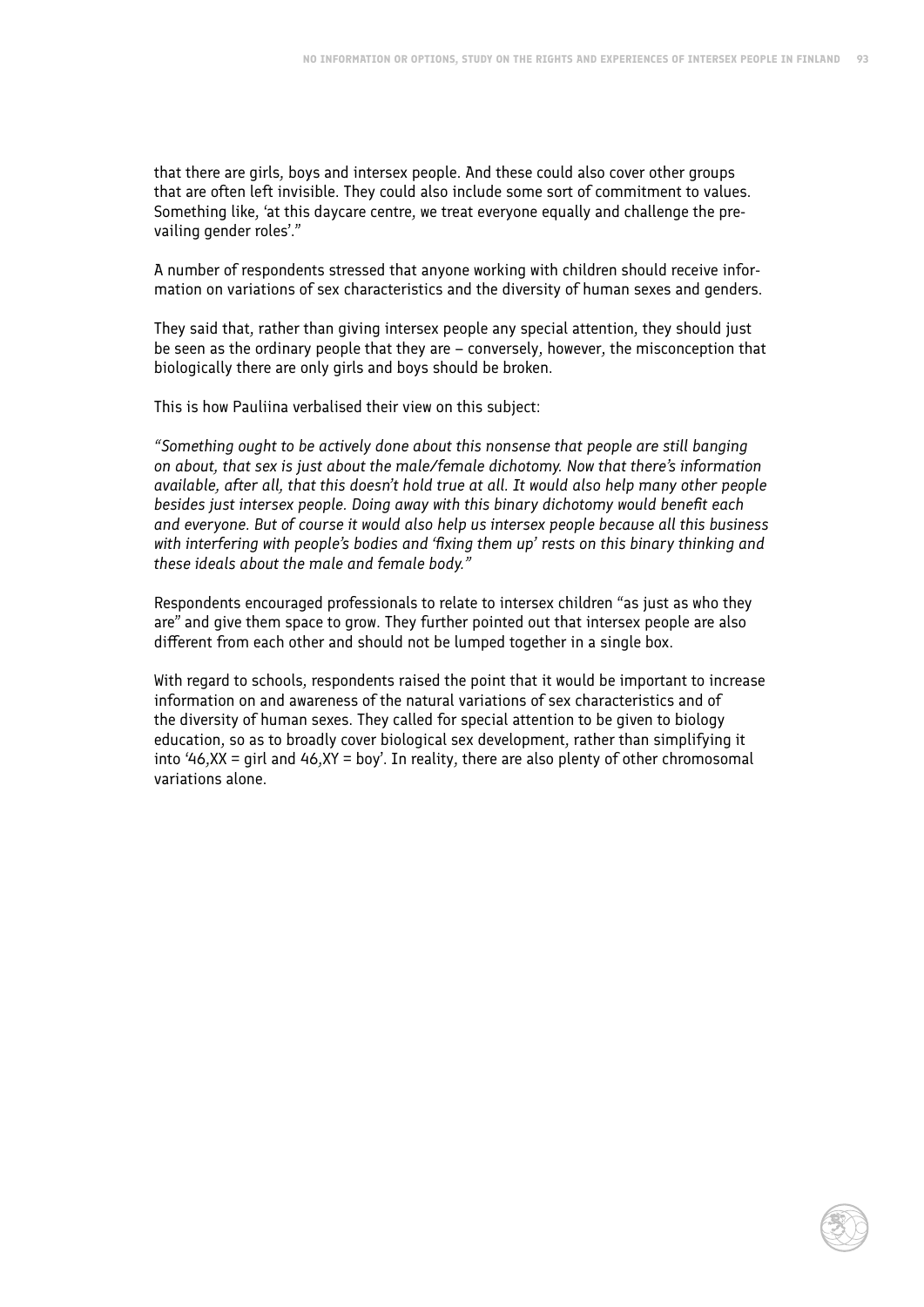that there are girls, boys and intersex people. And these could also cover other groups that are often left invisible. They could also include some sort of commitment to values. Something like, 'at this daycare centre, we treat everyone equally and challenge the prevailing gender roles'."

A number of respondents stressed that anyone working with children should receive information on variations of sex characteristics and the diversity of human sexes and genders.

They said that, rather than giving intersex people any special attention, they should just be seen as the ordinary people that they are – conversely, however, the misconception that biologically there are only girls and boys should be broken.

This is how Pauliina verbalised their view on this subject:

*"Something ought to be actively done about this nonsense that people are still banging on about, that sex is just about the male/female dichotomy. Now that there's information available, after all, that this doesn't hold true at all. It would also help many other people besides just intersex people. Doing away with this binary dichotomy would benefit each and everyone. But of course it would also help us intersex people because all this business with interfering with people's bodies and 'fixing them up' rests on this binary thinking and these ideals about the male and female body."*

Respondents encouraged professionals to relate to intersex children "as just as who they are" and give them space to grow. They further pointed out that intersex people are also different from each other and should not be lumped together in a single box.

With regard to schools, respondents raised the point that it would be important to increase information on and awareness of the natural variations of sex characteristics and of the diversity of human sexes. They called for special attention to be given to biology education, so as to broadly cover biological sex development, rather than simplifying it into '46,XX = girl and 46,XY = boy'. In reality, there are also plenty of other chromosomal variations alone.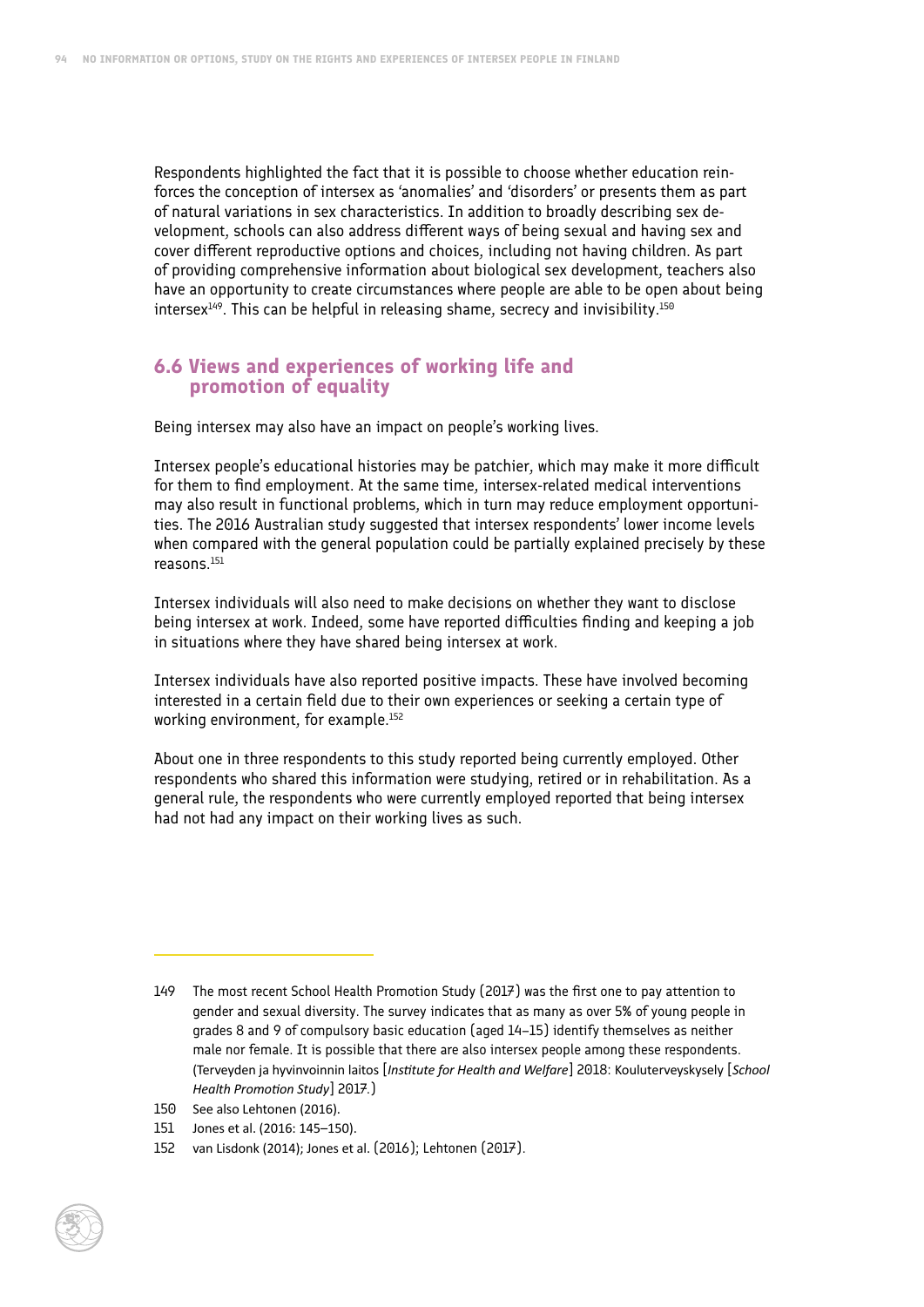Respondents highlighted the fact that it is possible to choose whether education reinforces the conception of intersex as 'anomalies' and 'disorders' or presents them as part of natural variations in sex characteristics. In addition to broadly describing sex development, schools can also address different ways of being sexual and having sex and cover different reproductive options and choices, including not having children. As part of providing comprehensive information about biological sex development, teachers also have an opportunity to create circumstances where people are able to be open about being intersex[149]. This can be helpful in releasing shame, secrecy and invisibility.[150]

## 6.6 Views and experiences of working life and promotion of equality

Being intersex may also have an impact on people's working lives.

Intersex people's educational histories may be patchier, which may make it more difficult for them to find employment. At the same time, intersex-related medical interventions may also result in functional problems, which in turn may reduce employment opportunities. The 2016 Australian study suggested that intersex respondents' lower income levels when compared with the general population could be partially explained precisely by these reasons.[151]

Intersex individuals will also need to make decisions on whether they want to disclose being intersex at work. Indeed, some have reported difficulties finding and keeping a job in situations where they have shared being intersex at work.

Intersex individuals have also reported positive impacts. These have involved becoming interested in a certain field due to their own experiences or seeking a certain type of working environment, for example.[152]

About one in three respondents to this study reported being currently employed. Other respondents who shared this information were studying, retired or in rehabilitation. As a general rule, the respondents who were currently employed reported that being intersex had not had any impact on their working lives as such.

---

149 The most recent School Health Promotion Study (2017) was the first one to pay attention to gender and sexual diversity. The survey indicates that as many as over 5% of young people in grades 8 and 9 of compulsory basic education (aged 14–15) identify themselves as neither male nor female. It is possible that there are also intersex people among these respondents. (Terveyden ja hyvinvoinnin laitos [*Institute for Health and Welfare*] 2018: Kouluterveyskysely [*School Health Promotion Study*] 2017.)

150 See also Lehtonen (2016).

151 Jones et al. (2016: 145–150).

152 van Lisdonk (2014); Jones et al. (2016); Lehtonen (2017).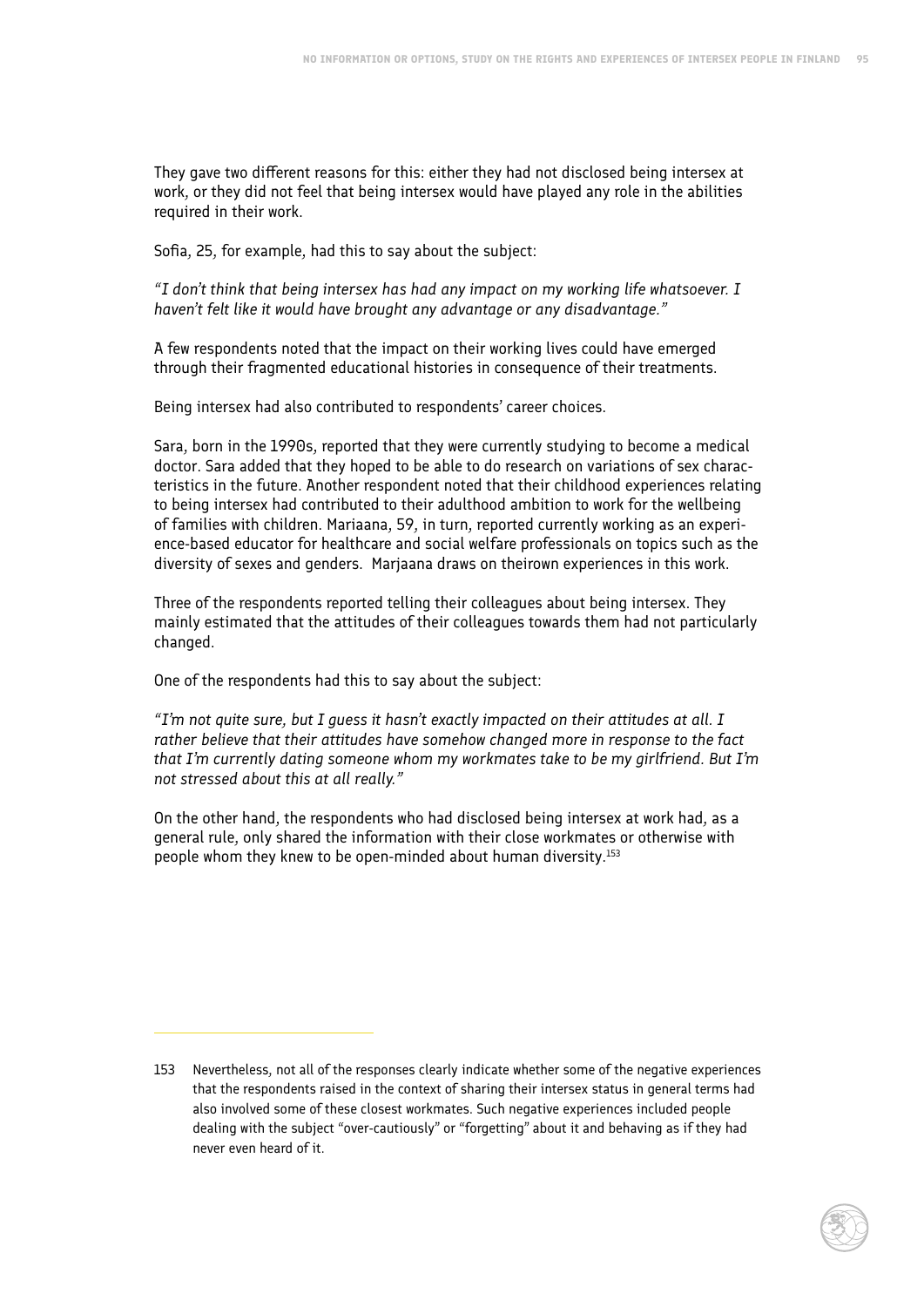They gave two different reasons for this: either they had not disclosed being intersex at work, or they did not feel that being intersex would have played any role in the abilities required in their work.

Sofia, 25, for example, had this to say about the subject:

*"I don't think that being intersex has had any impact on my working life whatsoever. I haven't felt like it would have brought any advantage or any disadvantage."*

A few respondents noted that the impact on their working lives could have emerged through their fragmented educational histories in consequence of their treatments.

Being intersex had also contributed to respondents' career choices.

Sara, born in the 1990s, reported that they were currently studying to become a medical doctor. Sara added that they hoped to be able to do research on variations of sex characteristics in the future. Another respondent noted that their childhood experiences relating to being intersex had contributed to their adulthood ambition to work for the wellbeing of families with children. Mariaana, 59, in turn, reported currently working as an experience-based educator for healthcare and social welfare professionals on topics such as the diversity of sexes and genders. Marjaana draws on theirown experiences in this work.

Three of the respondents reported telling their colleagues about being intersex. They mainly estimated that the attitudes of their colleagues towards them had not particularly changed.

One of the respondents had this to say about the subject:

*"I'm not quite sure, but I guess it hasn't exactly impacted on their attitudes at all. I rather believe that their attitudes have somehow changed more in response to the fact that I'm currently dating someone whom my workmates take to be my girlfriend. But I'm not stressed about this at all really."*

On the other hand, the respondents who had disclosed being intersex at work had, as a general rule, only shared the information with their close workmates or otherwise with people whom they knew to be open-minded about human diversity.[153]

---

153 Nevertheless, not all of the responses clearly indicate whether some of the negative experiences that the respondents raised in the context of sharing their intersex status in general terms had also involved some of these closest workmates. Such negative experiences included people dealing with the subject "over-cautiously" or "forgetting" about it and behaving as if they had never even heard of it.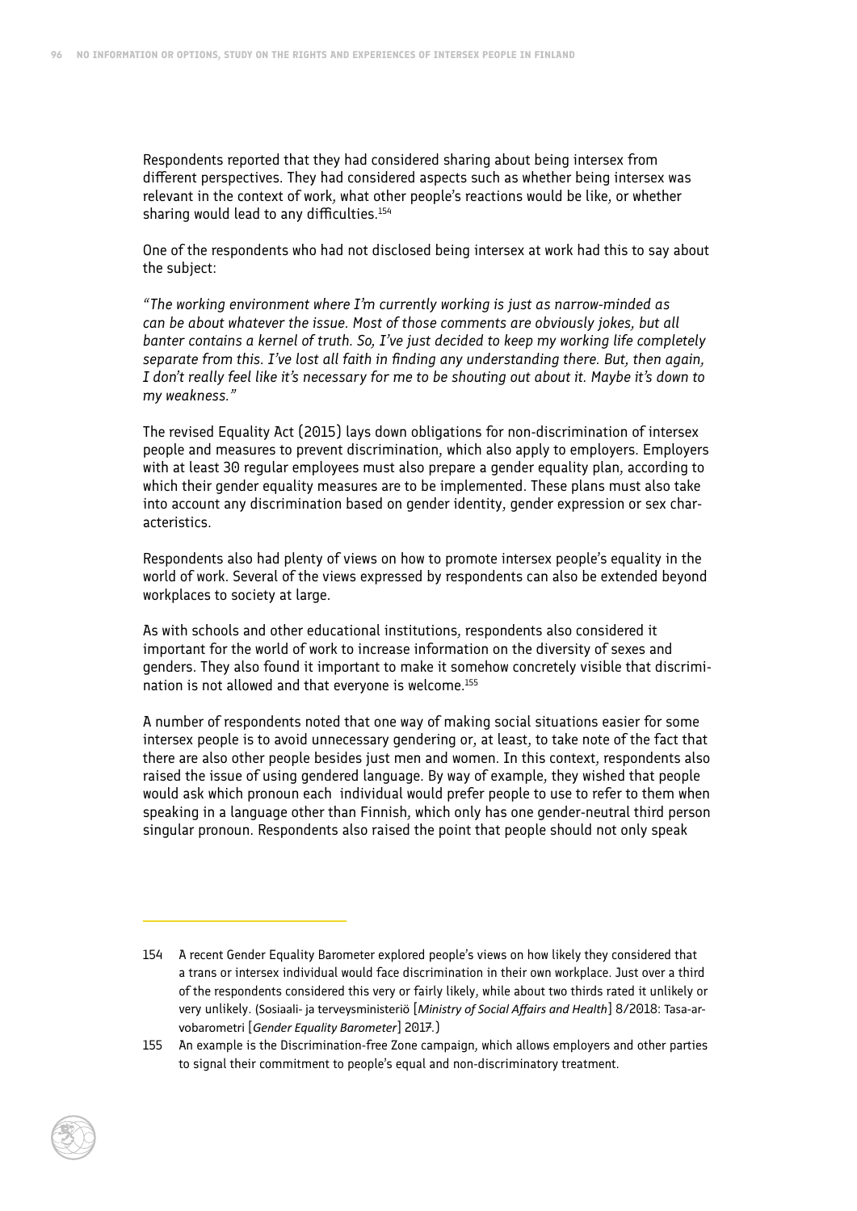Respondents reported that they had considered sharing about being intersex from different perspectives. They had considered aspects such as whether being intersex was relevant in the context of work, what other people's reactions would be like, or whether sharing would lead to any difficulties.[154]

One of the respondents who had not disclosed being intersex at work had this to say about the subject:

*"The working environment where I'm currently working is just as narrow-minded as can be about whatever the issue. Most of those comments are obviously jokes, but all banter contains a kernel of truth. So, I've just decided to keep my working life completely separate from this. I've lost all faith in finding any understanding there. But, then again, I don't really feel like it's necessary for me to be shouting out about it. Maybe it's down to my weakness."*

The revised Equality Act (2015) lays down obligations for non-discrimination of intersex people and measures to prevent discrimination, which also apply to employers. Employers with at least 30 regular employees must also prepare a gender equality plan, according to which their gender equality measures are to be implemented. These plans must also take into account any discrimination based on gender identity, gender expression or sex characteristics.

Respondents also had plenty of views on how to promote intersex people's equality in the world of work. Several of the views expressed by respondents can also be extended beyond workplaces to society at large.

As with schools and other educational institutions, respondents also considered it important for the world of work to increase information on the diversity of sexes and genders. They also found it important to make it somehow concretely visible that discrimination is not allowed and that everyone is welcome.[155]

A number of respondents noted that one way of making social situations easier for some intersex people is to avoid unnecessary gendering or, at least, to take note of the fact that there are also other people besides just men and women. In this context, respondents also raised the issue of using gendered language. By way of example, they wished that people would ask which pronoun each individual would prefer people to use to refer to them when speaking in a language other than Finnish, which only has one gender-neutral third person singular pronoun. Respondents also raised the point that people should not only speak

---

154 A recent Gender Equality Barometer explored people's views on how likely they considered that a trans or intersex individual would face discrimination in their own workplace. Just over a third of the respondents considered this very or fairly likely, while about two thirds rated it unlikely or very unlikely. (Sosiaali- ja terveysministeriö [*Ministry of Social Affairs and Health*] 8/2018: Tasa-arvobarometri [*Gender Equality Barometer*] 2017.)

155 An example is the Discrimination-free Zone campaign, which allows employers and other parties to signal their commitment to people's equal and non-discriminatory treatment.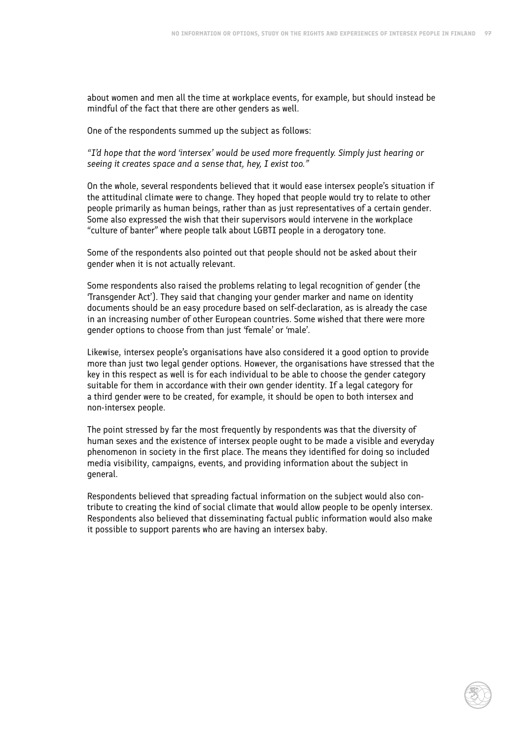about women and men all the time at workplace events, for example, but should instead be mindful of the fact that there are other genders as well.

One of the respondents summed up the subject as follows:

*"I'd hope that the word 'intersex' would be used more frequently. Simply just hearing or seeing it creates space and a sense that, hey, I exist too."*

On the whole, several respondents believed that it would ease intersex people's situation if the attitudinal climate were to change. They hoped that people would try to relate to other people primarily as human beings, rather than as just representatives of a certain gender. Some also expressed the wish that their supervisors would intervene in the workplace "culture of banter" where people talk about LGBTI people in a derogatory tone.

Some of the respondents also pointed out that people should not be asked about their gender when it is not actually relevant.

Some respondents also raised the problems relating to legal recognition of gender (the 'Transgender Act'). They said that changing your gender marker and name on identity documents should be an easy procedure based on self-declaration, as is already the case in an increasing number of other European countries. Some wished that there were more gender options to choose from than just 'female' or 'male'.

Likewise, intersex people's organisations have also considered it a good option to provide more than just two legal gender options. However, the organisations have stressed that the key in this respect as well is for each individual to be able to choose the gender category suitable for them in accordance with their own gender identity. If a legal category for a third gender were to be created, for example, it should be open to both intersex and non-intersex people.

The point stressed by far the most frequently by respondents was that the diversity of human sexes and the existence of intersex people ought to be made a visible and everyday phenomenon in society in the first place. The means they identified for doing so included media visibility, campaigns, events, and providing information about the subject in general.

Respondents believed that spreading factual information on the subject would also contribute to creating the kind of social climate that would allow people to be openly intersex. Respondents also believed that disseminating factual public information would also make it possible to support parents who are having an intersex baby.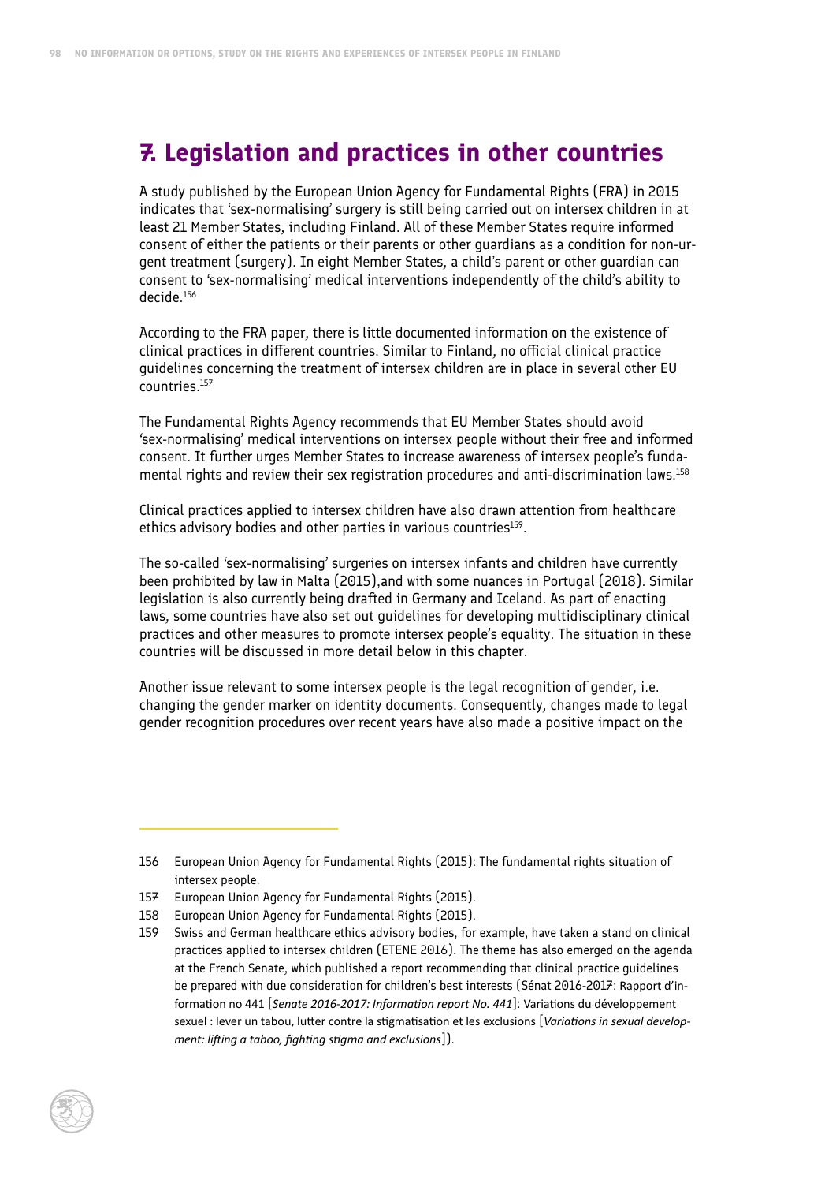# 7. Legislation and practices in other countries

A study published by the European Union Agency for Fundamental Rights (FRA) in 2015 indicates that 'sex-normalising' surgery is still being carried out on intersex children in at least 21 Member States, including Finland. All of these Member States require informed consent of either the patients or their parents or other guardians as a condition for non-urgent treatment (surgery). In eight Member States, a child's parent or other guardian can consent to 'sex-normalising' medical interventions independently of the child's ability to decide.[156]

According to the FRA paper, there is little documented information on the existence of clinical practices in different countries. Similar to Finland, no official clinical practice guidelines concerning the treatment of intersex children are in place in several other EU countries.[157]

The Fundamental Rights Agency recommends that EU Member States should avoid 'sex-normalising' medical interventions on intersex people without their free and informed consent. It further urges Member States to increase awareness of intersex people's fundamental rights and review their sex registration procedures and anti-discrimination laws.[158]

Clinical practices applied to intersex children have also drawn attention from healthcare ethics advisory bodies and other parties in various countries[159].

The so-called 'sex-normalising' surgeries on intersex infants and children have currently been prohibited by law in Malta (2015),and with some nuances in Portugal (2018). Similar legislation is also currently being drafted in Germany and Iceland. As part of enacting laws, some countries have also set out guidelines for developing multidisciplinary clinical practices and other measures to promote intersex people's equality. The situation in these countries will be discussed in more detail below in this chapter.

Another issue relevant to some intersex people is the legal recognition of gender, i.e. changing the gender marker on identity documents. Consequently, changes made to legal gender recognition procedures over recent years have also made a positive impact on the

---

156 European Union Agency for Fundamental Rights (2015): The fundamental rights situation of intersex people.

157 European Union Agency for Fundamental Rights (2015).

158 European Union Agency for Fundamental Rights (2015).

159 Swiss and German healthcare ethics advisory bodies, for example, have taken a stand on clinical practices applied to intersex children (ETENE 2016). The theme has also emerged on the agenda at the French Senate, which published a report recommending that clinical practice guidelines be prepared with due consideration for children's best interests (Sénat 2016-2017: Rapport d'information no 441 [*Senate 2016-2017: Information report No. 441*]: Variations du développement sexuel : lever un tabou, lutter contre la stigmatisation et les exclusions [*Variations in sexual development: lifting a taboo, fighting stigma and exclusions*]).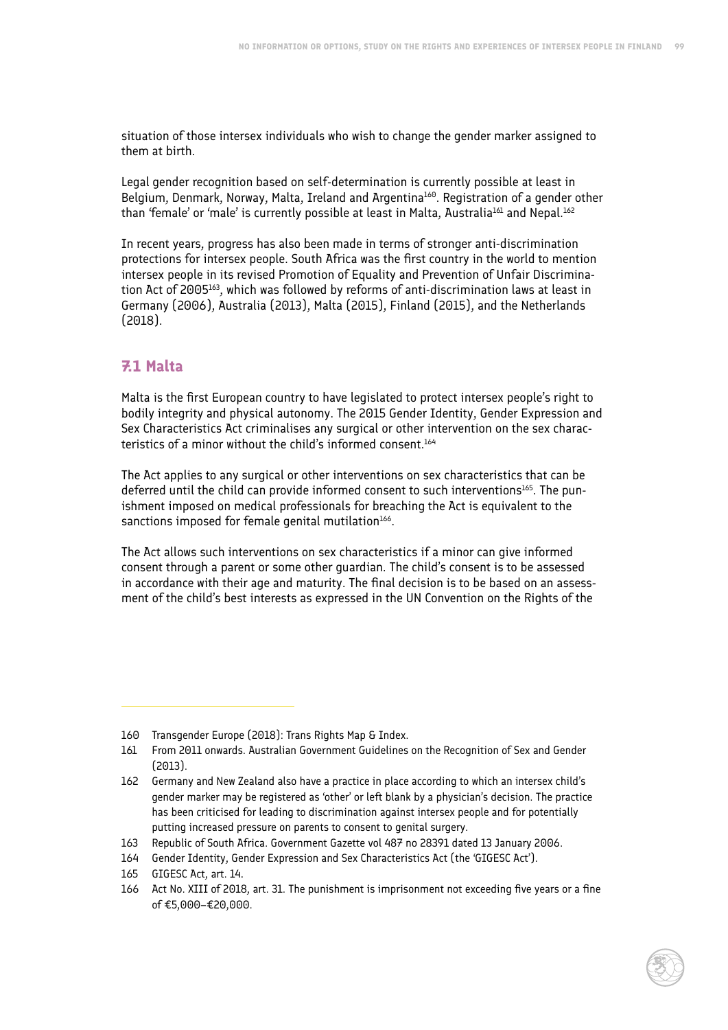situation of those intersex individuals who wish to change the gender marker assigned to them at birth.

Legal gender recognition based on self-determination is currently possible at least in Belgium, Denmark, Norway, Malta, Ireland and Argentina[160]. Registration of a gender other than 'female' or 'male' is currently possible at least in Malta, Australia[161] and Nepal.[162]

In recent years, progress has also been made in terms of stronger anti-discrimination protections for intersex people. South Africa was the first country in the world to mention intersex people in its revised Promotion of Equality and Prevention of Unfair Discrimination Act of 2005[163], which was followed by reforms of anti-discrimination laws at least in Germany (2006), Australia (2013), Malta (2015), Finland (2015), and the Netherlands (2018).

## 7.1 Malta

Malta is the first European country to have legislated to protect intersex people's right to bodily integrity and physical autonomy. The 2015 Gender Identity, Gender Expression and Sex Characteristics Act criminalises any surgical or other intervention on the sex characteristics of a minor without the child's informed consent.[164]

The Act applies to any surgical or other interventions on sex characteristics that can be deferred until the child can provide informed consent to such interventions[165]. The punishment imposed on medical professionals for breaching the Act is equivalent to the sanctions imposed for female genital mutilation[166].

The Act allows such interventions on sex characteristics if a minor can give informed consent through a parent or some other guardian. The child's consent is to be assessed in accordance with their age and maturity. The final decision is to be based on an assessment of the child's best interests as expressed in the UN Convention on the Rights of the

---

160 Transgender Europe (2018): Trans Rights Map & Index.

161 From 2011 onwards. Australian Government Guidelines on the Recognition of Sex and Gender (2013).

162 Germany and New Zealand also have a practice in place according to which an intersex child's gender marker may be registered as 'other' or left blank by a physician's decision. The practice has been criticised for leading to discrimination against intersex people and for potentially putting increased pressure on parents to consent to genital surgery.

163 Republic of South Africa. Government Gazette vol 487 no 28391 dated 13 January 2006.

164 Gender Identity, Gender Expression and Sex Characteristics Act (the 'GIGESC Act').

165 GIGESC Act, art. 14.

166 Act No. XIII of 2018, art. 31. The punishment is imprisonment not exceeding five years or a fine of €5,000–€20,000.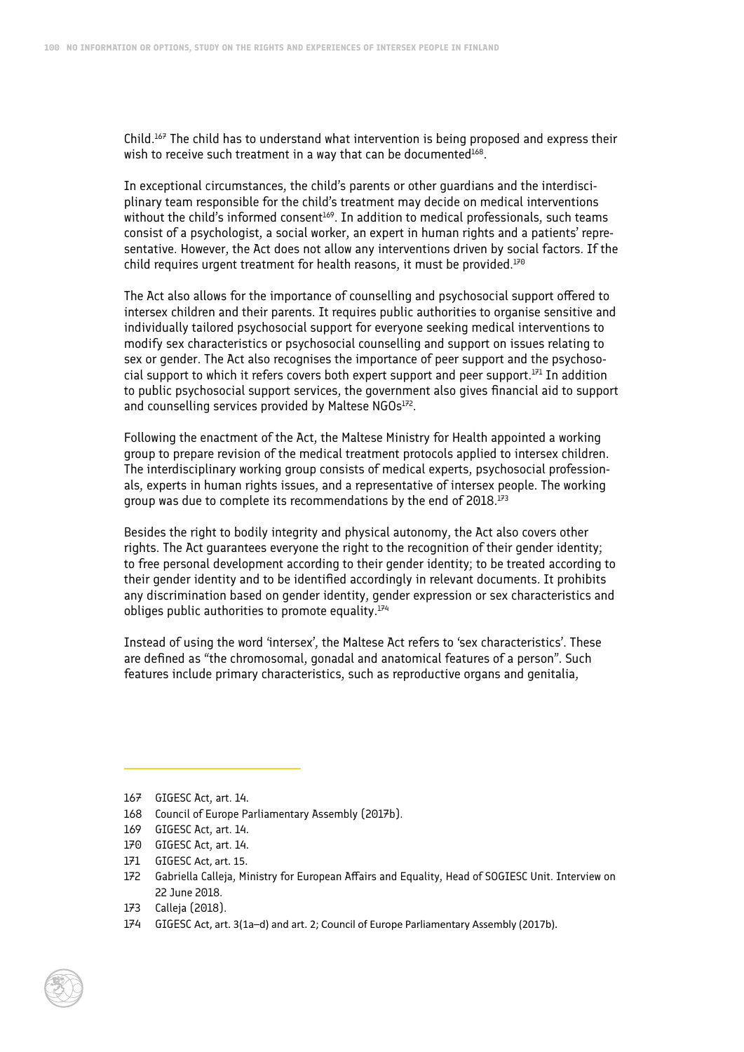Child.[167] The child has to understand what intervention is being proposed and express their wish to receive such treatment in a way that can be documented[168].

In exceptional circumstances, the child's parents or other guardians and the interdisciplinary team responsible for the child's treatment may decide on medical interventions without the child's informed consent[169]. In addition to medical professionals, such teams consist of a psychologist, a social worker, an expert in human rights and a patients' representative. However, the Act does not allow any interventions driven by social factors. If the child requires urgent treatment for health reasons, it must be provided.[170]

The Act also allows for the importance of counselling and psychosocial support offered to intersex children and their parents. It requires public authorities to organise sensitive and individually tailored psychosocial support for everyone seeking medical interventions to modify sex characteristics or psychosocial counselling and support on issues relating to sex or gender. The Act also recognises the importance of peer support and the psychosocial support to which it refers covers both expert support and peer support.[171] In addition to public psychosocial support services, the government also gives financial aid to support and counselling services provided by Maltese NGOs[172].

Following the enactment of the Act, the Maltese Ministry for Health appointed a working group to prepare revision of the medical treatment protocols applied to intersex children. The interdisciplinary working group consists of medical experts, psychosocial professionals, experts in human rights issues, and a representative of intersex people. The working group was due to complete its recommendations by the end of 2018.[173]

Besides the right to bodily integrity and physical autonomy, the Act also covers other rights. The Act guarantees everyone the right to the recognition of their gender identity; to free personal development according to their gender identity; to be treated according to their gender identity and to be identified accordingly in relevant documents. It prohibits any discrimination based on gender identity, gender expression or sex characteristics and obliges public authorities to promote equality.[174]

Instead of using the word 'intersex', the Maltese Act refers to 'sex characteristics'. These are defined as "the chromosomal, gonadal and anatomical features of a person". Such features include primary characteristics, such as reproductive organs and genitalia,

---

167 GIGESC Act, art. 14.

168 Council of Europe Parliamentary Assembly (2017b).

169 GIGESC Act, art. 14.

170 GIGESC Act, art. 14.

171 GIGESC Act, art. 15.

172 Gabriella Calleja, Ministry for European Affairs and Equality, Head of SOGIESC Unit. Interview on 22 June 2018.

173 Calleja (2018).

174 GIGESC Act, art. 3(1a–d) and art. 2; Council of Europe Parliamentary Assembly (2017b).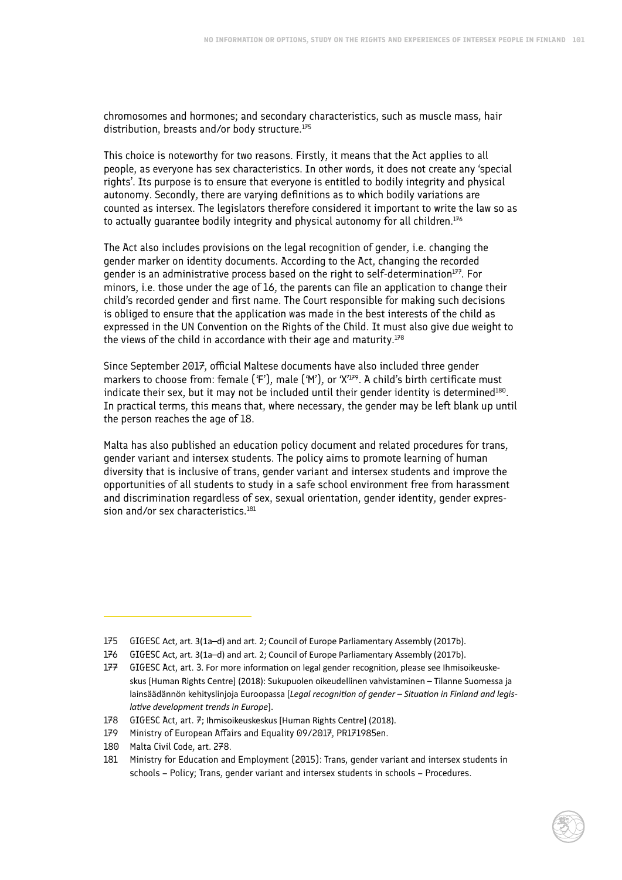chromosomes and hormones; and secondary characteristics, such as muscle mass, hair distribution, breasts and/or body structure.[175]

This choice is noteworthy for two reasons. Firstly, it means that the Act applies to all people, as everyone has sex characteristics. In other words, it does not create any 'special rights'. Its purpose is to ensure that everyone is entitled to bodily integrity and physical autonomy. Secondly, there are varying definitions as to which bodily variations are counted as intersex. The legislators therefore considered it important to write the law so as to actually guarantee bodily integrity and physical autonomy for all children.[176]

The Act also includes provisions on the legal recognition of gender, i.e. changing the gender marker on identity documents. According to the Act, changing the recorded gender is an administrative process based on the right to self-determination[177]. For minors, i.e. those under the age of 16, the parents can file an application to change their child's recorded gender and first name. The Court responsible for making such decisions is obliged to ensure that the application was made in the best interests of the child as expressed in the UN Convention on the Rights of the Child. It must also give due weight to the views of the child in accordance with their age and maturity.[178]

Since September 2017, official Maltese documents have also included three gender markers to choose from: female ('F'), male ('M'), or 'X'[179]. A child's birth certificate must indicate their sex, but it may not be included until their gender identity is determined[180]. In practical terms, this means that, where necessary, the gender may be left blank up until the person reaches the age of 18.

Malta has also published an education policy document and related procedures for trans, gender variant and intersex students. The policy aims to promote learning of human diversity that is inclusive of trans, gender variant and intersex students and improve the opportunities of all students to study in a safe school environment free from harassment and discrimination regardless of sex, sexual orientation, gender identity, gender expression and/or sex characteristics.[181]

---

175 GIGESC Act, art. 3(1a–d) and art. 2; Council of Europe Parliamentary Assembly (2017b).

176 GIGESC Act, art. 3(1a–d) and art. 2; Council of Europe Parliamentary Assembly (2017b).

177 GIGESC Act, art. 3. For more information on legal gender recognition, please see Ihmisoikeuskeskus [Human Rights Centre] (2018): Sukupuolen oikeudellinen vahvistaminen – Tilanne Suomessa ja lainsäädännön kehityslinjoja Euroopassa [*Legal recognition of gender – Situation in Finland and legislative development trends in Europe*].

178 GIGESC Act, art. 7; Ihmisoikeuskeskus [Human Rights Centre] (2018).

179 Ministry of European Affairs and Equality 09/2017, PR171985en.

180 Malta Civil Code, art. 278.

181 Ministry for Education and Employment (2015): Trans, gender variant and intersex students in schools – Policy; Trans, gender variant and intersex students in schools – Procedures.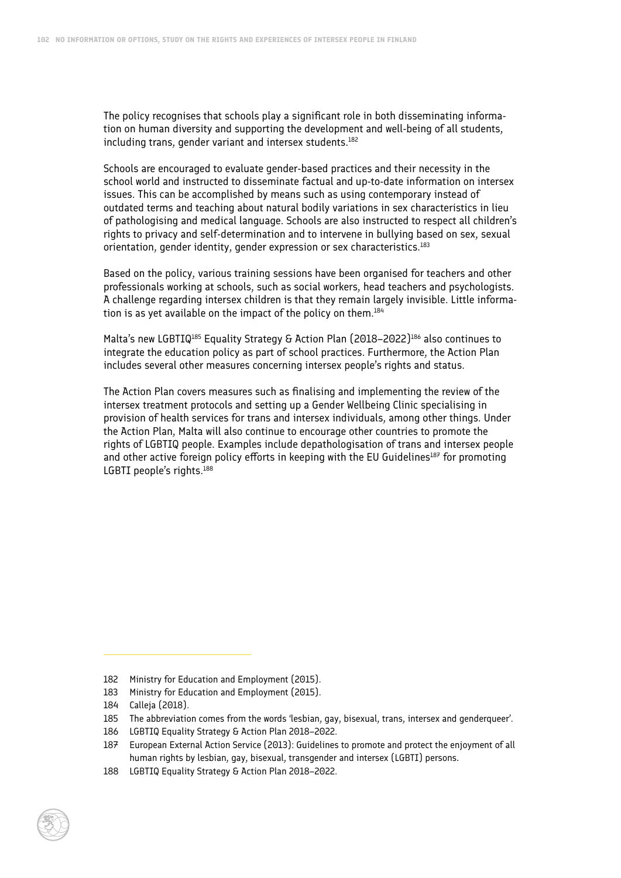The policy recognises that schools play a significant role in both disseminating information on human diversity and supporting the development and well-being of all students, including trans, gender variant and intersex students.[182]

Schools are encouraged to evaluate gender-based practices and their necessity in the school world and instructed to disseminate factual and up-to-date information on intersex issues. This can be accomplished by means such as using contemporary instead of outdated terms and teaching about natural bodily variations in sex characteristics in lieu of pathologising and medical language. Schools are also instructed to respect all children's rights to privacy and self-determination and to intervene in bullying based on sex, sexual orientation, gender identity, gender expression or sex characteristics.[183]

Based on the policy, various training sessions have been organised for teachers and other professionals working at schools, such as social workers, head teachers and psychologists. A challenge regarding intersex children is that they remain largely invisible. Little information is as yet available on the impact of the policy on them.[184]

Malta's new LGBTIQ[185] Equality Strategy & Action Plan (2018–2022)[186] also continues to integrate the education policy as part of school practices. Furthermore, the Action Plan includes several other measures concerning intersex people's rights and status.

The Action Plan covers measures such as finalising and implementing the review of the intersex treatment protocols and setting up a Gender Wellbeing Clinic specialising in provision of health services for trans and intersex individuals, among other things. Under the Action Plan, Malta will also continue to encourage other countries to promote the rights of LGBTIQ people. Examples include depathologisation of trans and intersex people and other active foreign policy efforts in keeping with the EU Guidelines[187] for promoting LGBTI people's rights.[188]

---

182 Ministry for Education and Employment (2015).

183 Ministry for Education and Employment (2015).

184 Calleja (2018).

185 The abbreviation comes from the words 'lesbian, gay, bisexual, trans, intersex and genderqueer'.

186 LGBTIQ Equality Strategy & Action Plan 2018–2022.

187 European External Action Service (2013): Guidelines to promote and protect the enjoyment of all human rights by lesbian, gay, bisexual, transgender and intersex (LGBTI) persons.

188 LGBTIQ Equality Strategy & Action Plan 2018–2022.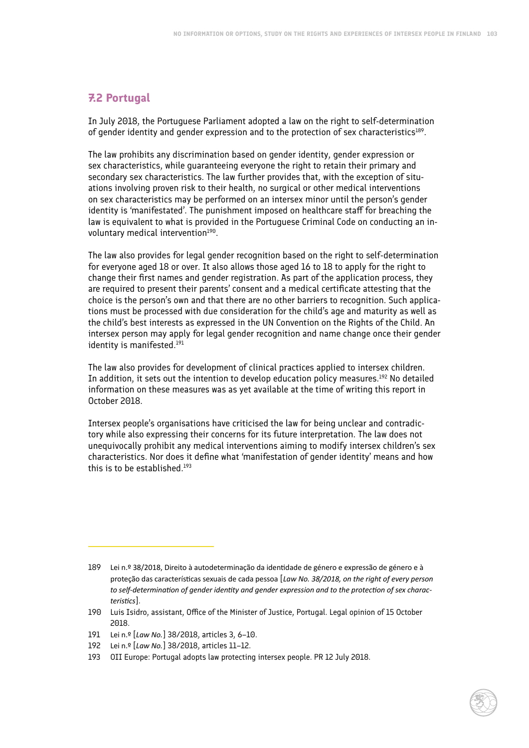## 7.2 Portugal

In July 2018, the Portuguese Parliament adopted a law on the right to self-determination of gender identity and gender expression and to the protection of sex characteristics[189].

The law prohibits any discrimination based on gender identity, gender expression or sex characteristics, while guaranteeing everyone the right to retain their primary and secondary sex characteristics. The law further provides that, with the exception of situations involving proven risk to their health, no surgical or other medical interventions on sex characteristics may be performed on an intersex minor until the person's gender identity is 'manifestated'. The punishment imposed on healthcare staff for breaching the law is equivalent to what is provided in the Portuguese Criminal Code on conducting an involuntary medical intervention[190].

The law also provides for legal gender recognition based on the right to self-determination for everyone aged 18 or over. It also allows those aged 16 to 18 to apply for the right to change their first names and gender registration. As part of the application process, they are required to present their parents' consent and a medical certificate attesting that the choice is the person's own and that there are no other barriers to recognition. Such applications must be processed with due consideration for the child's age and maturity as well as the child's best interests as expressed in the UN Convention on the Rights of the Child. An intersex person may apply for legal gender recognition and name change once their gender identity is manifested.[191]

The law also provides for development of clinical practices applied to intersex children. In addition, it sets out the intention to develop education policy measures.[192] No detailed information on these measures was as yet available at the time of writing this report in October 2018.

Intersex people's organisations have criticised the law for being unclear and contradictory while also expressing their concerns for its future interpretation. The law does not unequivocally prohibit any medical interventions aiming to modify intersex children's sex characteristics. Nor does it define what 'manifestation of gender identity' means and how this is to be established.[193]

---

189 Lei n.º 38/2018, Direito à autodeterminação da identidade de género e expressão de género e à proteção das características sexuais de cada pessoa [*Law No. 38/2018, on the right of every person to self-determination of gender identity and gender expression and to the protection of sex characteristics*].

190 Luis Isidro, assistant, Office of the Minister of Justice, Portugal. Legal opinion of 15 October 2018.

191 Lei n.º [*Law No.*] 38/2018, articles 3, 6–10.

192 Lei n.º [*Law No.*] 38/2018, articles 11–12.

193 OII Europe: Portugal adopts law protecting intersex people. PR 12 July 2018.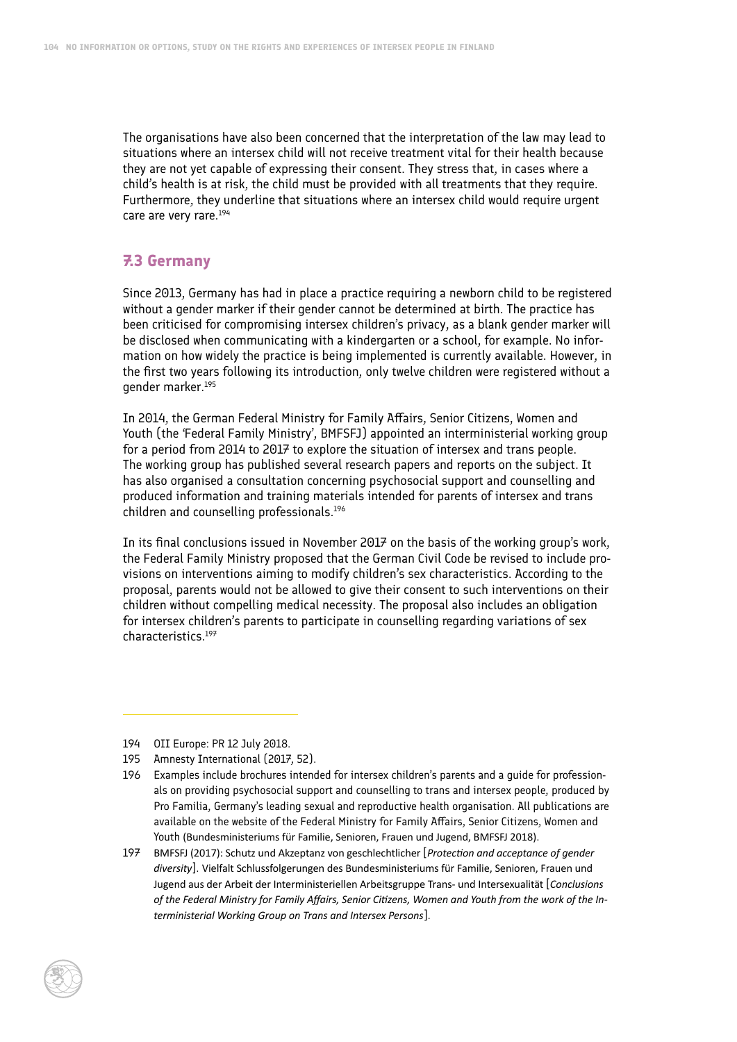The organisations have also been concerned that the interpretation of the law may lead to situations where an intersex child will not receive treatment vital for their health because they are not yet capable of expressing their consent. They stress that, in cases where a child's health is at risk, the child must be provided with all treatments that they require. Furthermore, they underline that situations where an intersex child would require urgent care are very rare.[194]

## 7.3 Germany

Since 2013, Germany has had in place a practice requiring a newborn child to be registered without a gender marker if their gender cannot be determined at birth. The practice has been criticised for compromising intersex children's privacy, as a blank gender marker will be disclosed when communicating with a kindergarten or a school, for example. No information on how widely the practice is being implemented is currently available. However, in the first two years following its introduction, only twelve children were registered without a gender marker.[195]

In 2014, the German Federal Ministry for Family Affairs, Senior Citizens, Women and Youth (the 'Federal Family Ministry', BMFSFJ) appointed an interministerial working group for a period from 2014 to 2017 to explore the situation of intersex and trans people. The working group has published several research papers and reports on the subject. It has also organised a consultation concerning psychosocial support and counselling and produced information and training materials intended for parents of intersex and trans children and counselling professionals.[196]

In its final conclusions issued in November 2017 on the basis of the working group's work, the Federal Family Ministry proposed that the German Civil Code be revised to include provisions on interventions aiming to modify children's sex characteristics. According to the proposal, parents would not be allowed to give their consent to such interventions on their children without compelling medical necessity. The proposal also includes an obligation for intersex children's parents to participate in counselling regarding variations of sex characteristics.[197]

---

194 OII Europe: PR 12 July 2018.

195 Amnesty International (2017, 52).

196 Examples include brochures intended for intersex children's parents and a guide for professionals on providing psychosocial support and counselling to trans and intersex people, produced by Pro Familia, Germany's leading sexual and reproductive health organisation. All publications are available on the website of the Federal Ministry for Family Affairs, Senior Citizens, Women and Youth (Bundesministeriums für Familie, Senioren, Frauen und Jugend, BMFSFJ 2018).

197 BMFSFJ (2017): Schutz und Akzeptanz von geschlechtlicher [*Protection and acceptance of gender diversity*]. Vielfalt Schlussfolgerungen des Bundesministeriums für Familie, Senioren, Frauen und Jugend aus der Arbeit der Interministeriellen Arbeitsgruppe Trans- und Intersexualität [*Conclusions of the Federal Ministry for Family Affairs, Senior Citizens, Women and Youth from the work of the Interministerial Working Group on Trans and Intersex Persons*].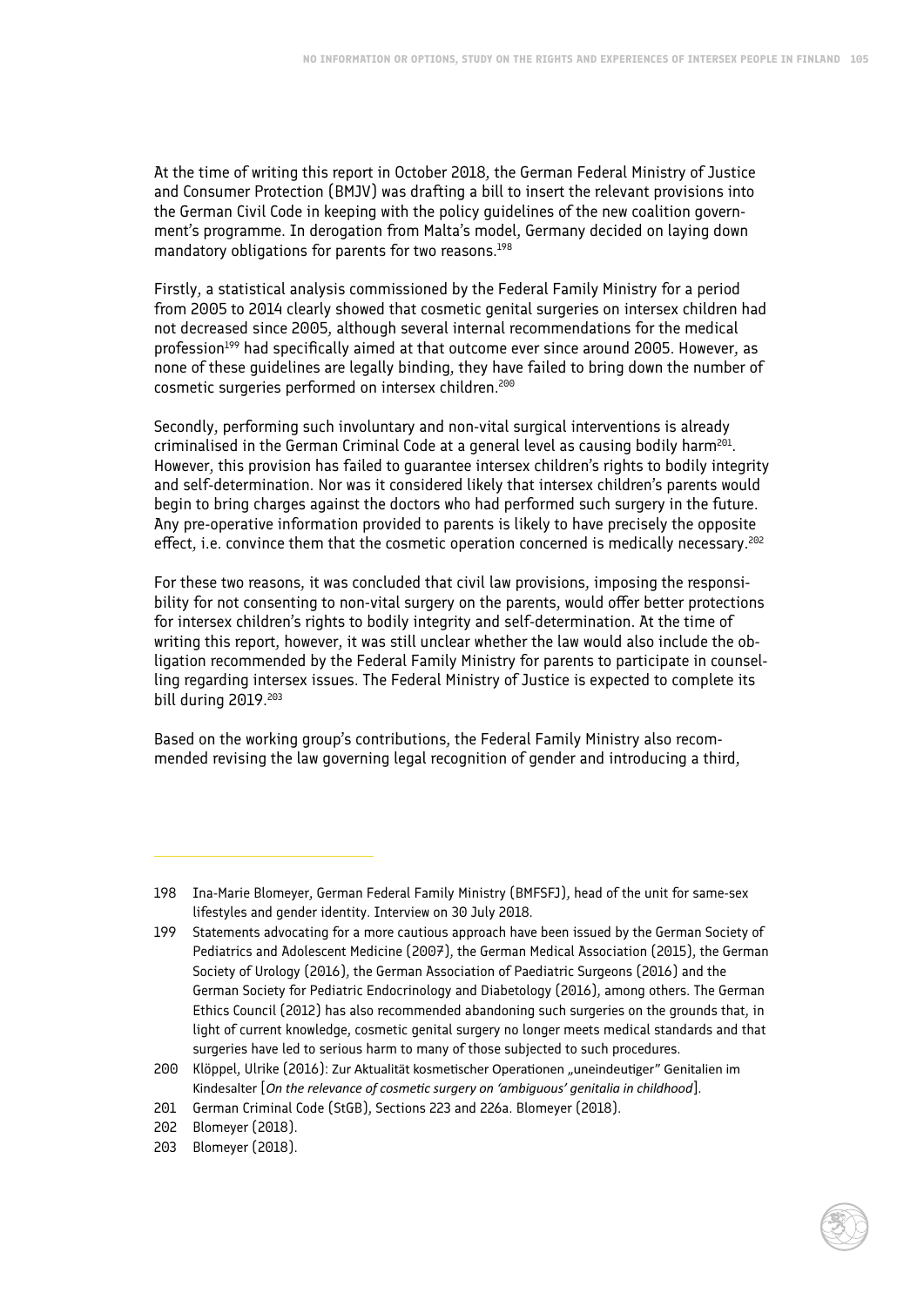At the time of writing this report in October 2018, the German Federal Ministry of Justice and Consumer Protection (BMJV) was drafting a bill to insert the relevant provisions into the German Civil Code in keeping with the policy guidelines of the new coalition government's programme. In derogation from Malta's model, Germany decided on laying down mandatory obligations for parents for two reasons.[198]

Firstly, a statistical analysis commissioned by the Federal Family Ministry for a period from 2005 to 2014 clearly showed that cosmetic genital surgeries on intersex children had not decreased since 2005, although several internal recommendations for the medical profession[199] had specifically aimed at that outcome ever since around 2005. However, as none of these guidelines are legally binding, they have failed to bring down the number of cosmetic surgeries performed on intersex children.[200]

Secondly, performing such involuntary and non-vital surgical interventions is already criminalised in the German Criminal Code at a general level as causing bodily harm[201]. However, this provision has failed to guarantee intersex children's rights to bodily integrity and self-determination. Nor was it considered likely that intersex children's parents would begin to bring charges against the doctors who had performed such surgery in the future. Any pre-operative information provided to parents is likely to have precisely the opposite effect, i.e. convince them that the cosmetic operation concerned is medically necessary.[202]

For these two reasons, it was concluded that civil law provisions, imposing the responsibility for not consenting to non-vital surgery on the parents, would offer better protections for intersex children's rights to bodily integrity and self-determination. At the time of writing this report, however, it was still unclear whether the law would also include the obligation recommended by the Federal Family Ministry for parents to participate in counselling regarding intersex issues. The Federal Ministry of Justice is expected to complete its bill during 2019.[203]

Based on the working group's contributions, the Federal Family Ministry also recommended revising the law governing legal recognition of gender and introducing a third,

---

198 Ina-Marie Blomeyer, German Federal Family Ministry (BMFSFJ), head of the unit for same-sex lifestyles and gender identity. Interview on 30 July 2018.

199 Statements advocating for a more cautious approach have been issued by the German Society of Pediatrics and Adolescent Medicine (2007), the German Medical Association (2015), the German Society of Urology (2016), the German Association of Paediatric Surgeons (2016) and the German Society for Pediatric Endocrinology and Diabetology (2016), among others. The German Ethics Council (2012) has also recommended abandoning such surgeries on the grounds that, in light of current knowledge, cosmetic genital surgery no longer meets medical standards and that surgeries have led to serious harm to many of those subjected to such procedures.

200 Klöppel, Ulrike (2016): Zur Aktualität kosmetischer Operationen „uneindeutiger" Genitalien im Kindesalter [*On the relevance of cosmetic surgery on 'ambiguous' genitalia in childhood*].

201 German Criminal Code (StGB), Sections 223 and 226a. Blomeyer (2018).

202 Blomeyer (2018).

203 Blomeyer (2018).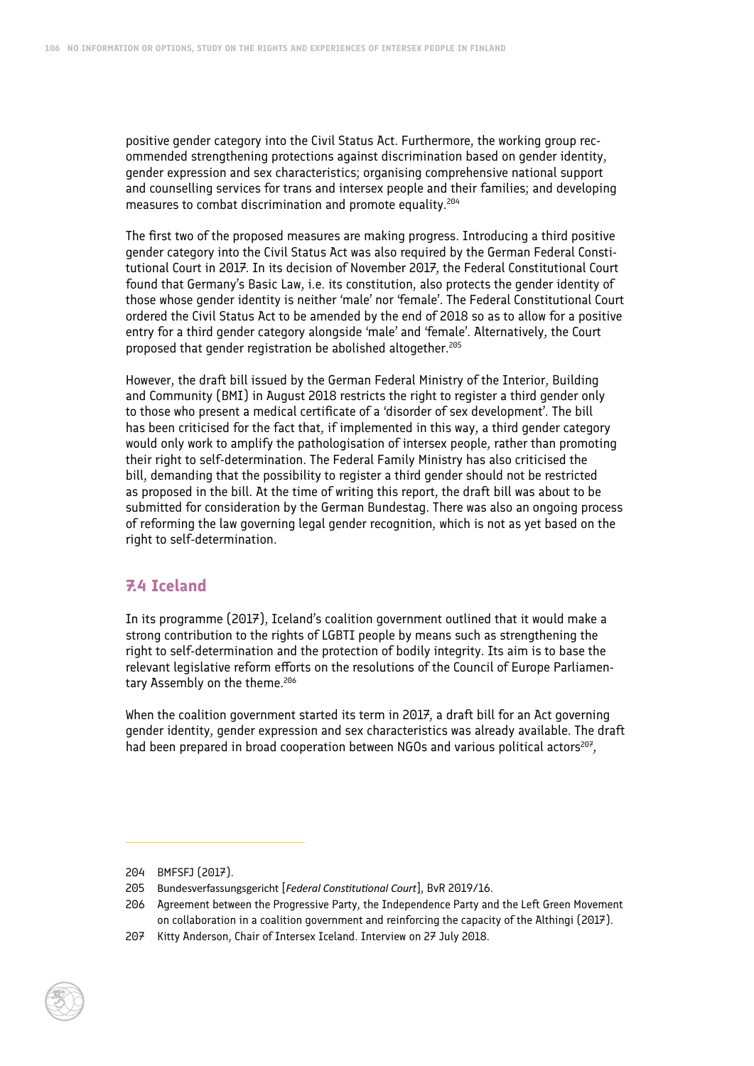positive gender category into the Civil Status Act. Furthermore, the working group recommended strengthening protections against discrimination based on gender identity, gender expression and sex characteristics; organising comprehensive national support and counselling services for trans and intersex people and their families; and developing measures to combat discrimination and promote equality.[204]

The first two of the proposed measures are making progress. Introducing a third positive gender category into the Civil Status Act was also required by the German Federal Constitutional Court in 2017. In its decision of November 2017, the Federal Constitutional Court found that Germany's Basic Law, i.e. its constitution, also protects the gender identity of those whose gender identity is neither 'male' nor 'female'. The Federal Constitutional Court ordered the Civil Status Act to be amended by the end of 2018 so as to allow for a positive entry for a third gender category alongside 'male' and 'female'. Alternatively, the Court proposed that gender registration be abolished altogether.[205]

However, the draft bill issued by the German Federal Ministry of the Interior, Building and Community (BMI) in August 2018 restricts the right to register a third gender only to those who present a medical certificate of a 'disorder of sex development'. The bill has been criticised for the fact that, if implemented in this way, a third gender category would only work to amplify the pathologisation of intersex people, rather than promoting their right to self-determination. The Federal Family Ministry has also criticised the bill, demanding that the possibility to register a third gender should not be restricted as proposed in the bill. At the time of writing this report, the draft bill was about to be submitted for consideration by the German Bundestag. There was also an ongoing process of reforming the law governing legal gender recognition, which is not as yet based on the right to self-determination.

## 7.4 Iceland

In its programme (2017), Iceland's coalition government outlined that it would make a strong contribution to the rights of LGBTI people by means such as strengthening the right to self-determination and the protection of bodily integrity. Its aim is to base the relevant legislative reform efforts on the resolutions of the Council of Europe Parliamentary Assembly on the theme.[206]

When the coalition government started its term in 2017, a draft bill for an Act governing gender identity, gender expression and sex characteristics was already available. The draft had been prepared in broad cooperation between NGOs and various political actors[207],

---

204 BMFSFJ (2017).

205 Bundesverfassungsgericht [*Federal Constitutional Court*], BvR 2019/16.

206 Agreement between the Progressive Party, the Independence Party and the Left Green Movement on collaboration in a coalition government and reinforcing the capacity of the Althingi (2017).

207 Kitty Anderson, Chair of Intersex Iceland. Interview on 27 July 2018.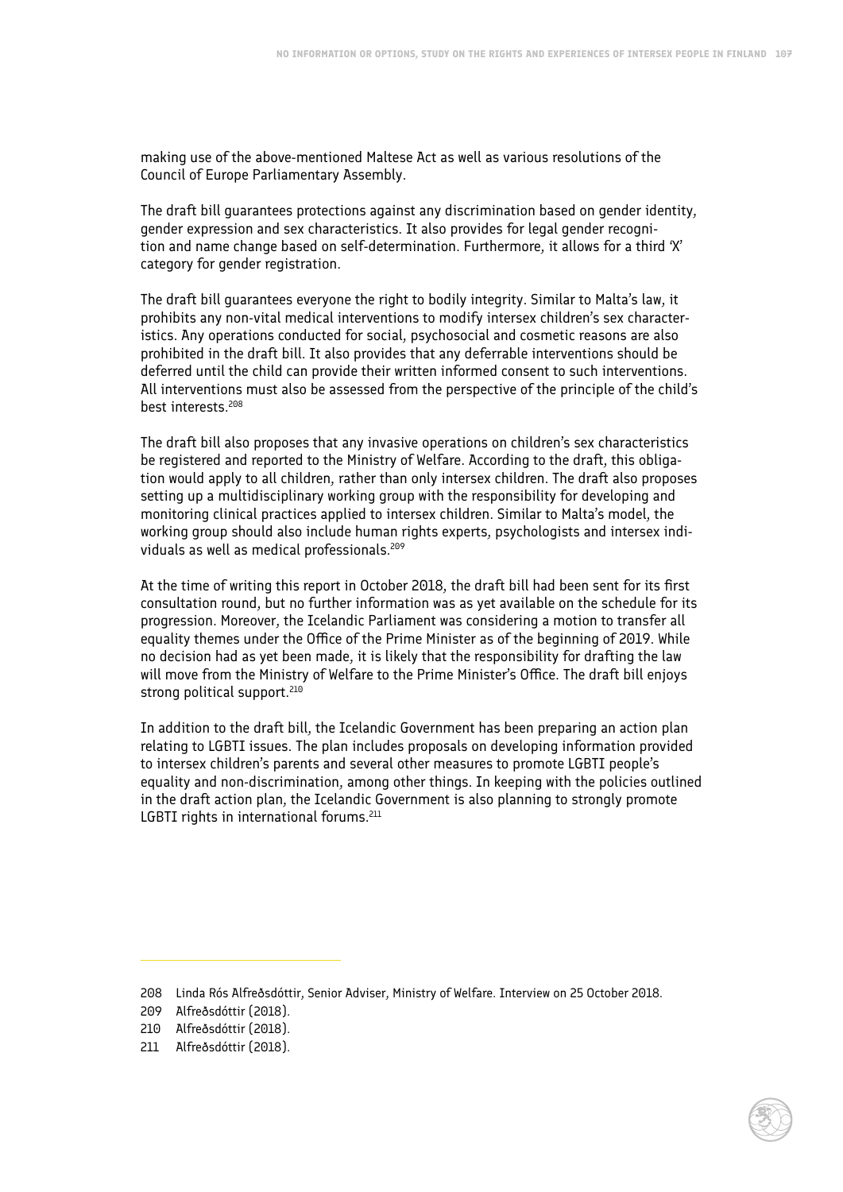making use of the above-mentioned Maltese Act as well as various resolutions of the Council of Europe Parliamentary Assembly.

The draft bill guarantees protections against any discrimination based on gender identity, gender expression and sex characteristics. It also provides for legal gender recognition and name change based on self-determination. Furthermore, it allows for a third 'X' category for gender registration.

The draft bill guarantees everyone the right to bodily integrity. Similar to Malta's law, it prohibits any non-vital medical interventions to modify intersex children's sex characteristics. Any operations conducted for social, psychosocial and cosmetic reasons are also prohibited in the draft bill. It also provides that any deferrable interventions should be deferred until the child can provide their written informed consent to such interventions. All interventions must also be assessed from the perspective of the principle of the child's best interests.[208]

The draft bill also proposes that any invasive operations on children's sex characteristics be registered and reported to the Ministry of Welfare. According to the draft, this obligation would apply to all children, rather than only intersex children. The draft also proposes setting up a multidisciplinary working group with the responsibility for developing and monitoring clinical practices applied to intersex children. Similar to Malta's model, the working group should also include human rights experts, psychologists and intersex individuals as well as medical professionals.[209]

At the time of writing this report in October 2018, the draft bill had been sent for its first consultation round, but no further information was as yet available on the schedule for its progression. Moreover, the Icelandic Parliament was considering a motion to transfer all equality themes under the Office of the Prime Minister as of the beginning of 2019. While no decision had as yet been made, it is likely that the responsibility for drafting the law will move from the Ministry of Welfare to the Prime Minister's Office. The draft bill enjoys strong political support.[210]

In addition to the draft bill, the Icelandic Government has been preparing an action plan relating to LGBTI issues. The plan includes proposals on developing information provided to intersex children's parents and several other measures to promote LGBTI people's equality and non-discrimination, among other things. In keeping with the policies outlined in the draft action plan, the Icelandic Government is also planning to strongly promote LGBTI rights in international forums.[211]

---

208 Linda Rós Alfreðsdóttir, Senior Adviser, Ministry of Welfare. Interview on 25 October 2018.

209 Alfreðsdóttir (2018).

210 Alfreðsdóttir (2018).

211 Alfreðsdóttir (2018).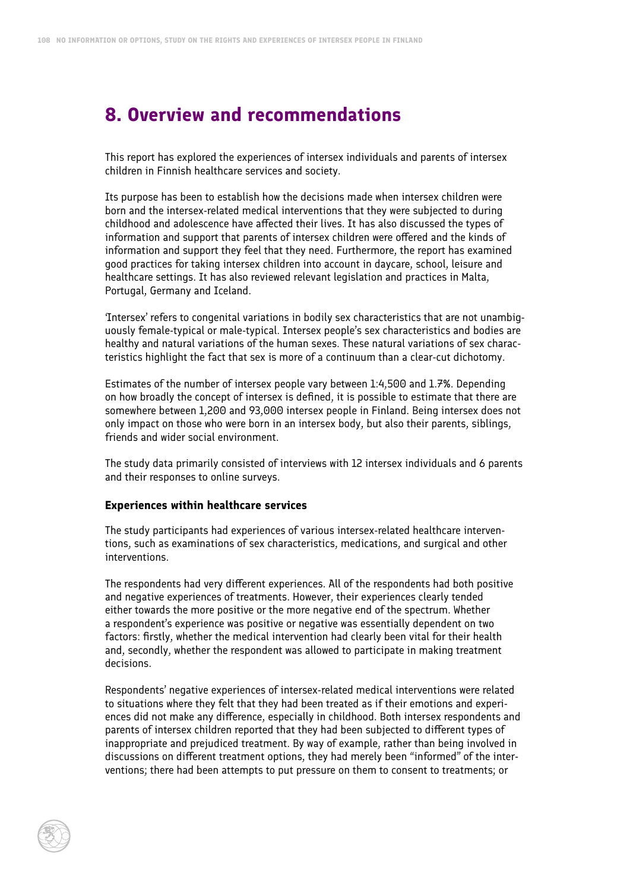# 8. Overview and recommendations

This report has explored the experiences of intersex individuals and parents of intersex children in Finnish healthcare services and society.

Its purpose has been to establish how the decisions made when intersex children were born and the intersex-related medical interventions that they were subjected to during childhood and adolescence have affected their lives. It has also discussed the types of information and support that parents of intersex children were offered and the kinds of information and support they feel that they need. Furthermore, the report has examined good practices for taking intersex children into account in daycare, school, leisure and healthcare settings. It has also reviewed relevant legislation and practices in Malta, Portugal, Germany and Iceland.

'Intersex' refers to congenital variations in bodily sex characteristics that are not unambiguously female-typical or male-typical. Intersex people's sex characteristics and bodies are healthy and natural variations of the human sexes. These natural variations of sex characteristics highlight the fact that sex is more of a continuum than a clear-cut dichotomy.

Estimates of the number of intersex people vary between 1:4,500 and 1.7%. Depending on how broadly the concept of intersex is defined, it is possible to estimate that there are somewhere between 1,200 and 93,000 intersex people in Finland. Being intersex does not only impact on those who were born in an intersex body, but also their parents, siblings, friends and wider social environment.

The study data primarily consisted of interviews with 12 intersex individuals and 6 parents and their responses to online surveys.

### Experiences within healthcare services

The study participants had experiences of various intersex-related healthcare interventions, such as examinations of sex characteristics, medications, and surgical and other interventions.

The respondents had very different experiences. All of the respondents had both positive and negative experiences of treatments. However, their experiences clearly tended either towards the more positive or the more negative end of the spectrum. Whether a respondent's experience was positive or negative was essentially dependent on two factors: firstly, whether the medical intervention had clearly been vital for their health and, secondly, whether the respondent was allowed to participate in making treatment decisions.

Respondents' negative experiences of intersex-related medical interventions were related to situations where they felt that they had been treated as if their emotions and experiences did not make any difference, especially in childhood. Both intersex respondents and parents of intersex children reported that they had been subjected to different types of inappropriate and prejudiced treatment. By way of example, rather than being involved in discussions on different treatment options, they had merely been "informed" of the interventions; there had been attempts to put pressure on them to consent to treatments; or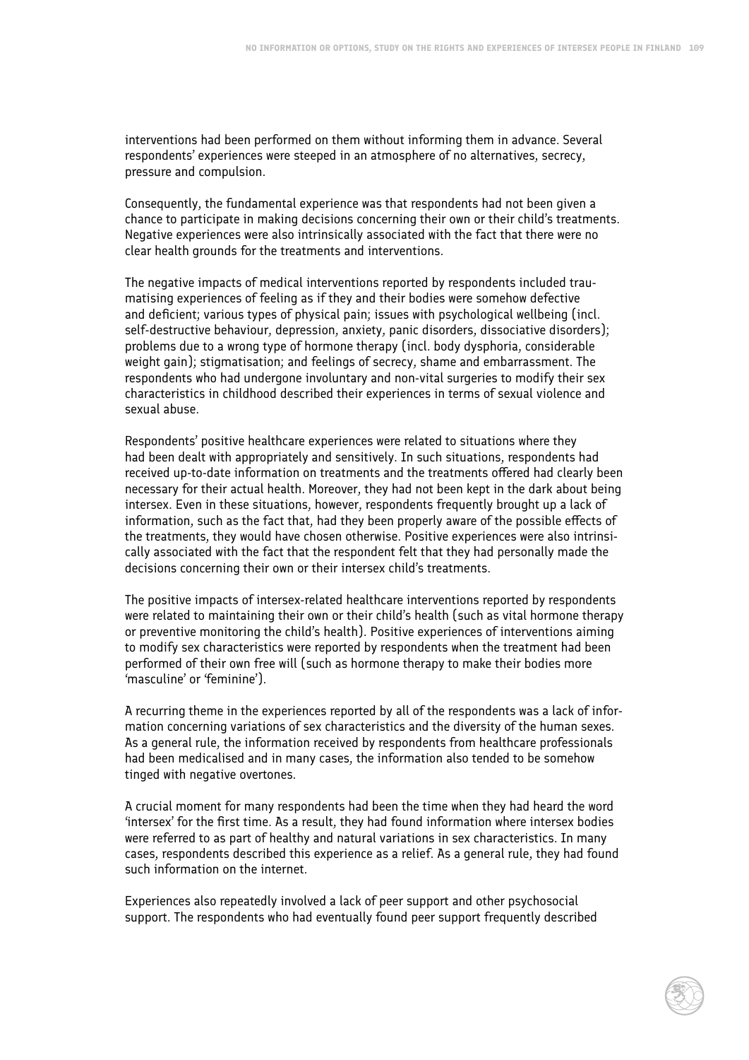interventions had been performed on them without informing them in advance. Several respondents' experiences were steeped in an atmosphere of no alternatives, secrecy, pressure and compulsion.

Consequently, the fundamental experience was that respondents had not been given a chance to participate in making decisions concerning their own or their child's treatments. Negative experiences were also intrinsically associated with the fact that there were no clear health grounds for the treatments and interventions.

The negative impacts of medical interventions reported by respondents included traumatising experiences of feeling as if they and their bodies were somehow defective and deficient; various types of physical pain; issues with psychological wellbeing (incl. self-destructive behaviour, depression, anxiety, panic disorders, dissociative disorders); problems due to a wrong type of hormone therapy (incl. body dysphoria, considerable weight gain); stigmatisation; and feelings of secrecy, shame and embarrassment. The respondents who had undergone involuntary and non-vital surgeries to modify their sex characteristics in childhood described their experiences in terms of sexual violence and sexual abuse.

Respondents' positive healthcare experiences were related to situations where they had been dealt with appropriately and sensitively. In such situations, respondents had received up-to-date information on treatments and the treatments offered had clearly been necessary for their actual health. Moreover, they had not been kept in the dark about being intersex. Even in these situations, however, respondents frequently brought up a lack of information, such as the fact that, had they been properly aware of the possible effects of the treatments, they would have chosen otherwise. Positive experiences were also intrinsically associated with the fact that the respondent felt that they had personally made the decisions concerning their own or their intersex child's treatments.

The positive impacts of intersex-related healthcare interventions reported by respondents were related to maintaining their own or their child's health (such as vital hormone therapy or preventive monitoring the child's health). Positive experiences of interventions aiming to modify sex characteristics were reported by respondents when the treatment had been performed of their own free will (such as hormone therapy to make their bodies more 'masculine' or 'feminine').

A recurring theme in the experiences reported by all of the respondents was a lack of information concerning variations of sex characteristics and the diversity of the human sexes. As a general rule, the information received by respondents from healthcare professionals had been medicalised and in many cases, the information also tended to be somehow tinged with negative overtones.

A crucial moment for many respondents had been the time when they had heard the word 'intersex' for the first time. As a result, they had found information where intersex bodies were referred to as part of healthy and natural variations in sex characteristics. In many cases, respondents described this experience as a relief. As a general rule, they had found such information on the internet.

Experiences also repeatedly involved a lack of peer support and other psychosocial support. The respondents who had eventually found peer support frequently described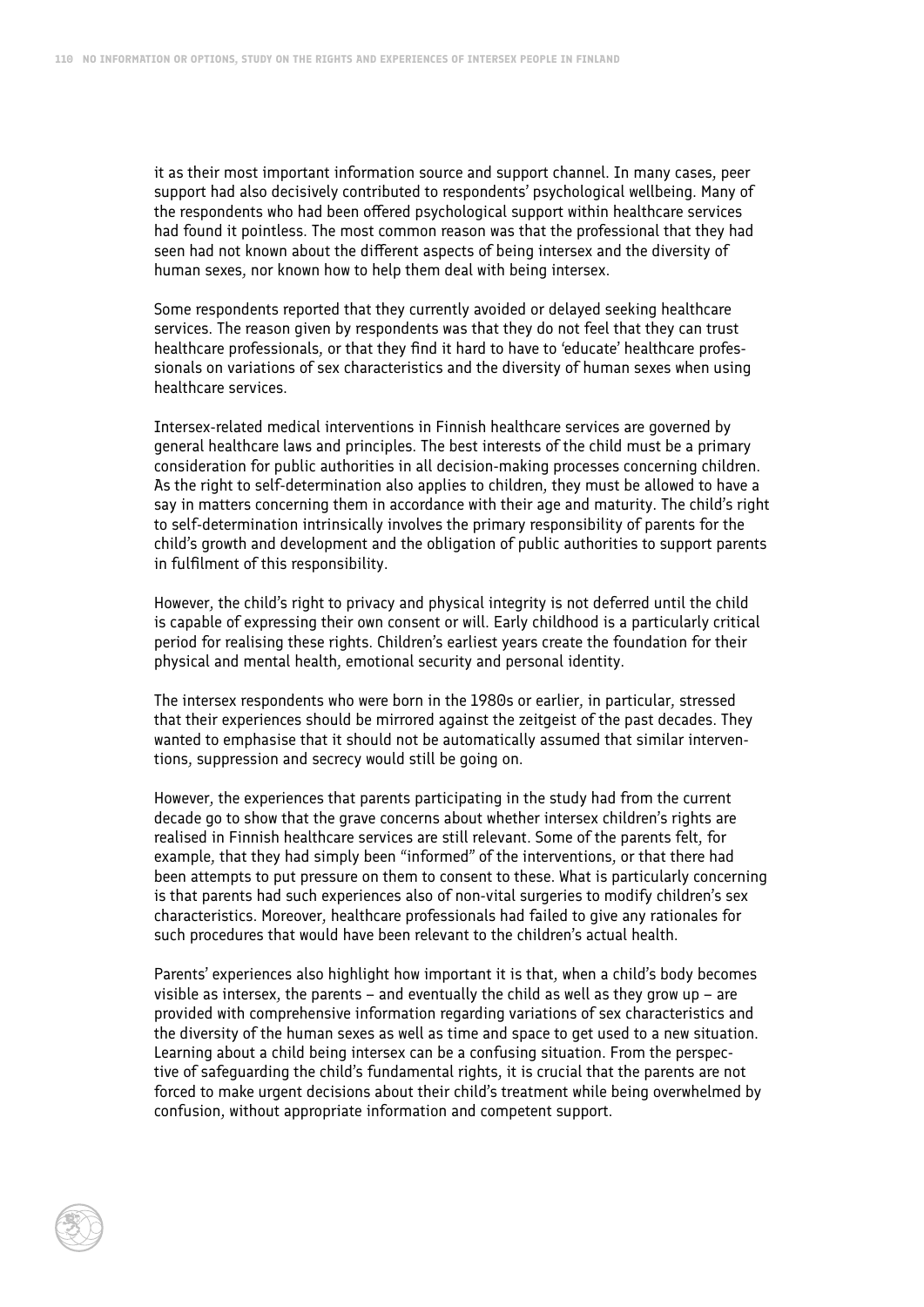it as their most important information source and support channel. In many cases, peer support had also decisively contributed to respondents' psychological wellbeing. Many of the respondents who had been offered psychological support within healthcare services had found it pointless. The most common reason was that the professional that they had seen had not known about the different aspects of being intersex and the diversity of human sexes, nor known how to help them deal with being intersex.

Some respondents reported that they currently avoided or delayed seeking healthcare services. The reason given by respondents was that they do not feel that they can trust healthcare professionals, or that they find it hard to have to 'educate' healthcare professionals on variations of sex characteristics and the diversity of human sexes when using healthcare services.

Intersex-related medical interventions in Finnish healthcare services are governed by general healthcare laws and principles. The best interests of the child must be a primary consideration for public authorities in all decision-making processes concerning children. As the right to self-determination also applies to children, they must be allowed to have a say in matters concerning them in accordance with their age and maturity. The child's right to self-determination intrinsically involves the primary responsibility of parents for the child's growth and development and the obligation of public authorities to support parents in fulfilment of this responsibility.

However, the child's right to privacy and physical integrity is not deferred until the child is capable of expressing their own consent or will. Early childhood is a particularly critical period for realising these rights. Children's earliest years create the foundation for their physical and mental health, emotional security and personal identity.

The intersex respondents who were born in the 1980s or earlier, in particular, stressed that their experiences should be mirrored against the zeitgeist of the past decades. They wanted to emphasise that it should not be automatically assumed that similar interventions, suppression and secrecy would still be going on.

However, the experiences that parents participating in the study had from the current decade go to show that the grave concerns about whether intersex children's rights are realised in Finnish healthcare services are still relevant. Some of the parents felt, for example, that they had simply been "informed" of the interventions, or that there had been attempts to put pressure on them to consent to these. What is particularly concerning is that parents had such experiences also of non-vital surgeries to modify children's sex characteristics. Moreover, healthcare professionals had failed to give any rationales for such procedures that would have been relevant to the children's actual health.

Parents' experiences also highlight how important it is that, when a child's body becomes visible as intersex, the parents – and eventually the child as well as they grow up – are provided with comprehensive information regarding variations of sex characteristics and the diversity of the human sexes as well as time and space to get used to a new situation. Learning about a child being intersex can be a confusing situation. From the perspective of safeguarding the child's fundamental rights, it is crucial that the parents are not forced to make urgent decisions about their child's treatment while being overwhelmed by confusion, without appropriate information and competent support.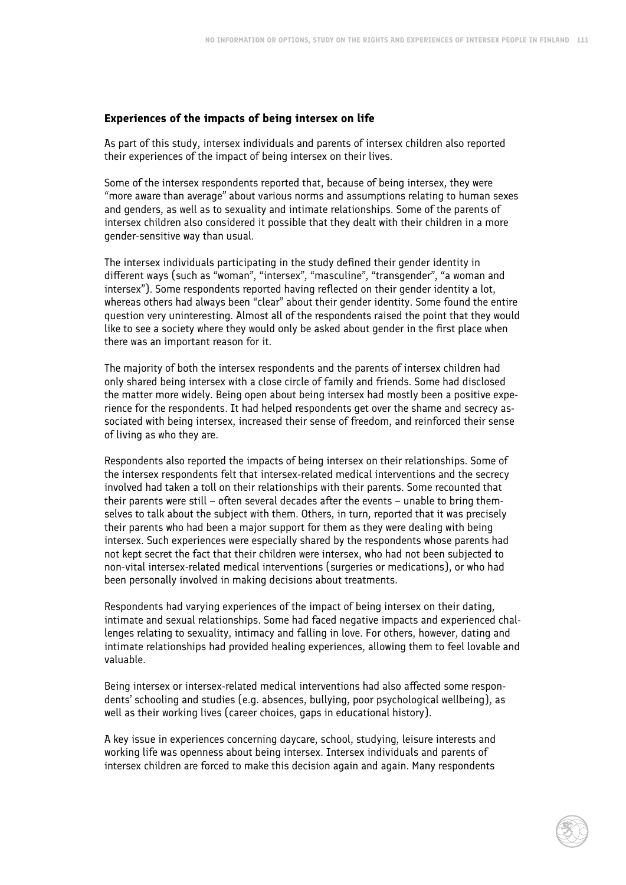### Experiences of the impacts of being intersex on life

As part of this study, intersex individuals and parents of intersex children also reported their experiences of the impact of being intersex on their lives.

Some of the intersex respondents reported that, because of being intersex, they were "more aware than average" about various norms and assumptions relating to human sexes and genders, as well as to sexuality and intimate relationships. Some of the parents of intersex children also considered it possible that they dealt with their children in a more gender-sensitive way than usual.

The intersex individuals participating in the study defined their gender identity in different ways (such as "woman", "intersex", "masculine", "transgender", "a woman and intersex"). Some respondents reported having reflected on their gender identity a lot, whereas others had always been "clear" about their gender identity. Some found the entire question very uninteresting. Almost all of the respondents raised the point that they would like to see a society where they would only be asked about gender in the first place when there was an important reason for it.

The majority of both the intersex respondents and the parents of intersex children had only shared being intersex with a close circle of family and friends. Some had disclosed the matter more widely. Being open about being intersex had mostly been a positive experience for the respondents. It had helped respondents get over the shame and secrecy associated with being intersex, increased their sense of freedom, and reinforced their sense of living as who they are.

Respondents also reported the impacts of being intersex on their relationships. Some of the intersex respondents felt that intersex-related medical interventions and the secrecy involved had taken a toll on their relationships with their parents. Some recounted that their parents were still – often several decades after the events – unable to bring themselves to talk about the subject with them. Others, in turn, reported that it was precisely their parents who had been a major support for them as they were dealing with being intersex. Such experiences were especially shared by the respondents whose parents had not kept secret the fact that their children were intersex, who had not been subjected to non-vital intersex-related medical interventions (surgeries or medications), or who had been personally involved in making decisions about treatments.

Respondents had varying experiences of the impact of being intersex on their dating, intimate and sexual relationships. Some had faced negative impacts and experienced challenges relating to sexuality, intimacy and falling in love. For others, however, dating and intimate relationships had provided healing experiences, allowing them to feel lovable and valuable.

Being intersex or intersex-related medical interventions had also affected some respondents' schooling and studies (e.g. absences, bullying, poor psychological wellbeing), as well as their working lives (career choices, gaps in educational history).

A key issue in experiences concerning daycare, school, studying, leisure interests and working life was openness about being intersex. Intersex individuals and parents of intersex children are forced to make this decision again and again. Many respondents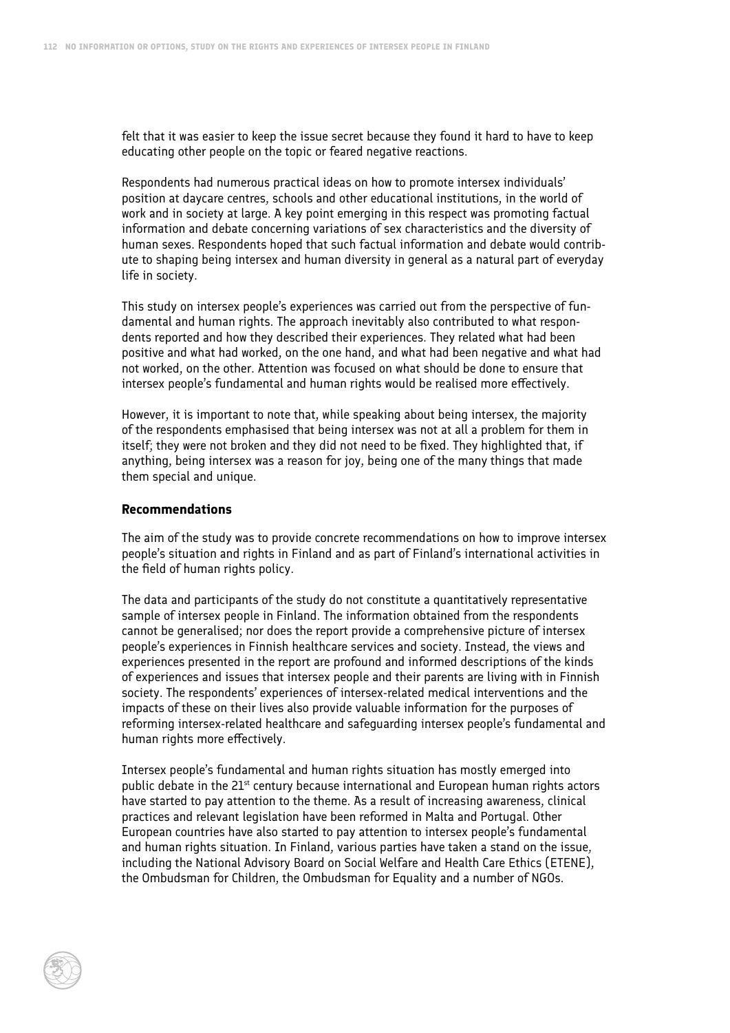felt that it was easier to keep the issue secret because they found it hard to have to keep educating other people on the topic or feared negative reactions.

Respondents had numerous practical ideas on how to promote intersex individuals' position at daycare centres, schools and other educational institutions, in the world of work and in society at large. A key point emerging in this respect was promoting factual information and debate concerning variations of sex characteristics and the diversity of human sexes. Respondents hoped that such factual information and debate would contribute to shaping being intersex and human diversity in general as a natural part of everyday life in society.

This study on intersex people's experiences was carried out from the perspective of fundamental and human rights. The approach inevitably also contributed to what respondents reported and how they described their experiences. They related what had been positive and what had worked, on the one hand, and what had been negative and what had not worked, on the other. Attention was focused on what should be done to ensure that intersex people's fundamental and human rights would be realised more effectively.

However, it is important to note that, while speaking about being intersex, the majority of the respondents emphasised that being intersex was not at all a problem for them in itself; they were not broken and they did not need to be fixed. They highlighted that, if anything, being intersex was a reason for joy, being one of the many things that made them special and unique.

### Recommendations

The aim of the study was to provide concrete recommendations on how to improve intersex people's situation and rights in Finland and as part of Finland's international activities in the field of human rights policy.

The data and participants of the study do not constitute a quantitatively representative sample of intersex people in Finland. The information obtained from the respondents cannot be generalised; nor does the report provide a comprehensive picture of intersex people's experiences in Finnish healthcare services and society. Instead, the views and experiences presented in the report are profound and informed descriptions of the kinds of experiences and issues that intersex people and their parents are living with in Finnish society. The respondents' experiences of intersex-related medical interventions and the impacts of these on their lives also provide valuable information for the purposes of reforming intersex-related healthcare and safeguarding intersex people's fundamental and human rights more effectively.

Intersex people's fundamental and human rights situation has mostly emerged into public debate in the 21st century because international and European human rights actors have started to pay attention to the theme. As a result of increasing awareness, clinical practices and relevant legislation have been reformed in Malta and Portugal. Other European countries have also started to pay attention to intersex people's fundamental and human rights situation. In Finland, various parties have taken a stand on the issue, including the National Advisory Board on Social Welfare and Health Care Ethics (ETENE), the Ombudsman for Children, the Ombudsman for Equality and a number of NGOs.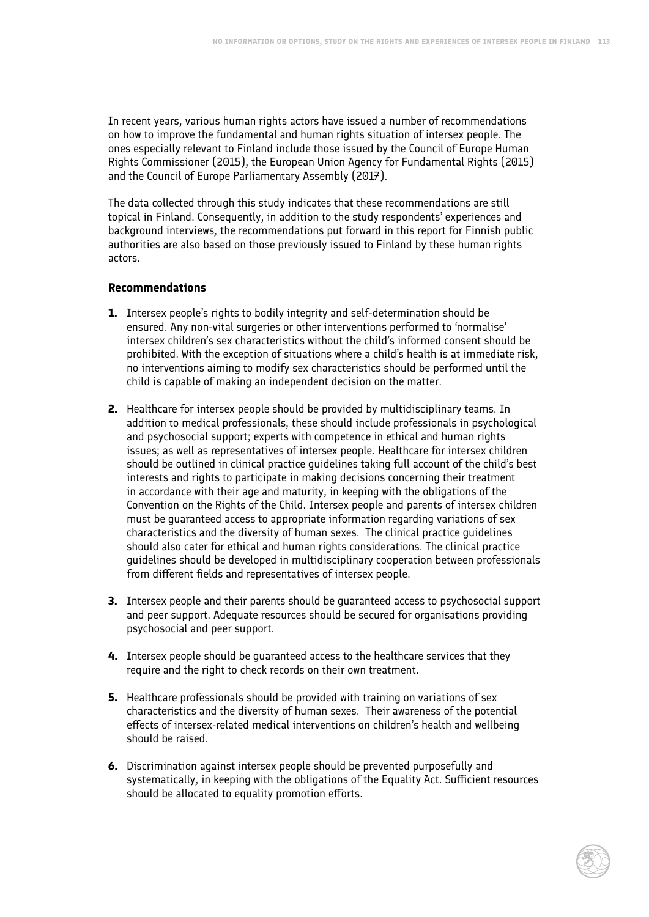In recent years, various human rights actors have issued a number of recommendations on how to improve the fundamental and human rights situation of intersex people. The ones especially relevant to Finland include those issued by the Council of Europe Human Rights Commissioner (2015), the European Union Agency for Fundamental Rights (2015) and the Council of Europe Parliamentary Assembly (2017).

The data collected through this study indicates that these recommendations are still topical in Finland. Consequently, in addition to the study respondents' experiences and background interviews, the recommendations put forward in this report for Finnish public authorities are also based on those previously issued to Finland by these human rights actors.

**Recommendations**

1. Intersex people's rights to bodily integrity and self-determination should be ensured. Any non-vital surgeries or other interventions performed to 'normalise' intersex children's sex characteristics without the child's informed consent should be prohibited. With the exception of situations where a child's health is at immediate risk, no interventions aiming to modify sex characteristics should be performed until the child is capable of making an independent decision on the matter.

2. Healthcare for intersex people should be provided by multidisciplinary teams. In addition to medical professionals, these should include professionals in psychological and psychosocial support; experts with competence in ethical and human rights issues; as well as representatives of intersex people. Healthcare for intersex children should be outlined in clinical practice guidelines taking full account of the child's best interests and rights to participate in making decisions concerning their treatment in accordance with their age and maturity, in keeping with the obligations of the Convention on the Rights of the Child. Intersex people and parents of intersex children must be guaranteed access to appropriate information regarding variations of sex characteristics and the diversity of human sexes. The clinical practice guidelines should also cater for ethical and human rights considerations. The clinical practice guidelines should be developed in multidisciplinary cooperation between professionals from different fields and representatives of intersex people.

3. Intersex people and their parents should be guaranteed access to psychosocial support and peer support. Adequate resources should be secured for organisations providing psychosocial and peer support.

4. Intersex people should be guaranteed access to the healthcare services that they require and the right to check records on their own treatment.

5. Healthcare professionals should be provided with training on variations of sex characteristics and the diversity of human sexes. Their awareness of the potential effects of intersex-related medical interventions on children's health and wellbeing should be raised.

6. Discrimination against intersex people should be prevented purposefully and systematically, in keeping with the obligations of the Equality Act. Sufficient resources should be allocated to equality promotion efforts.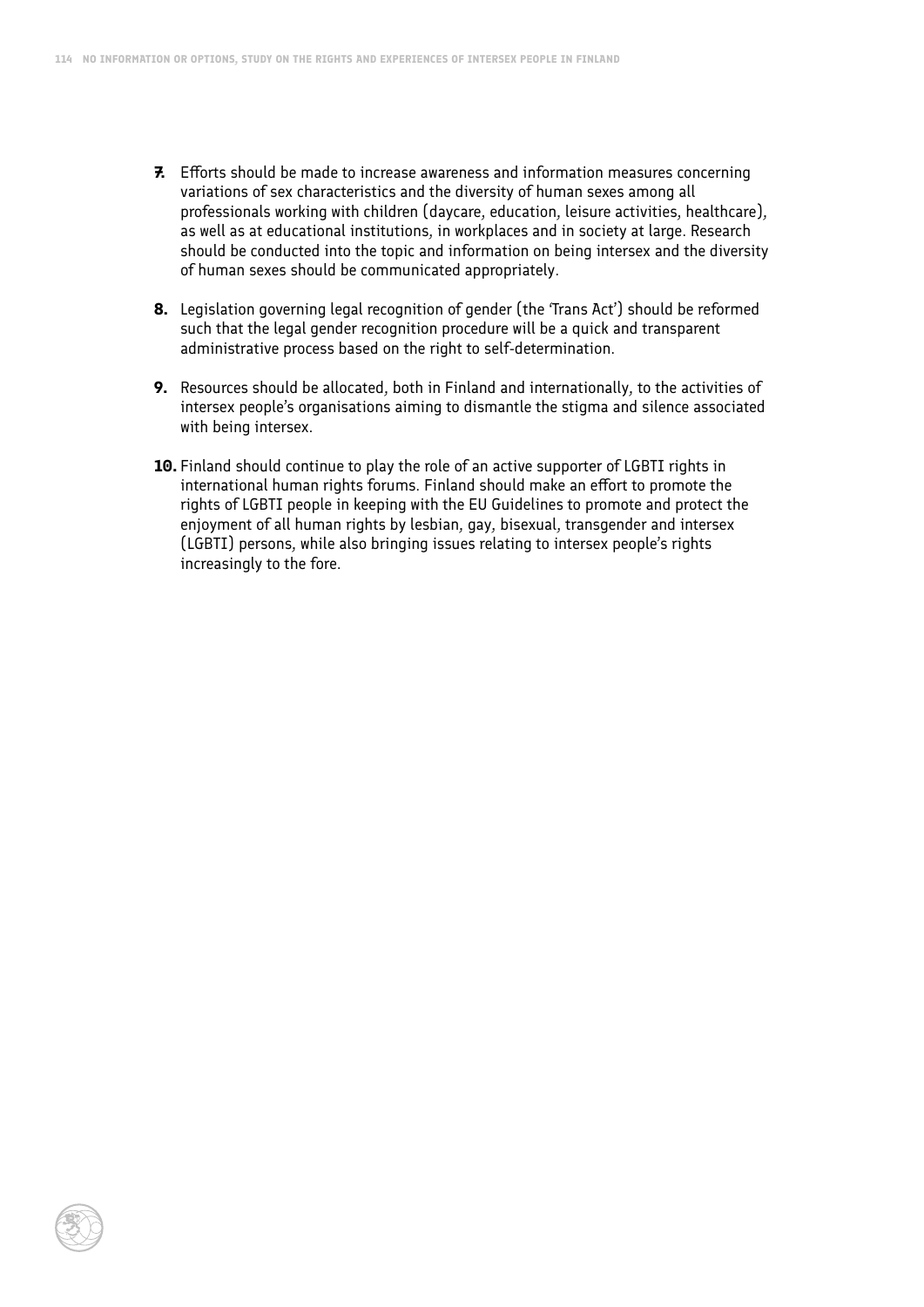7. Efforts should be made to increase awareness and information measures concerning variations of sex characteristics and the diversity of human sexes among all professionals working with children (daycare, education, leisure activities, healthcare), as well as at educational institutions, in workplaces and in society at large. Research should be conducted into the topic and information on being intersex and the diversity of human sexes should be communicated appropriately.

8. Legislation governing legal recognition of gender (the 'Trans Act') should be reformed such that the legal gender recognition procedure will be a quick and transparent administrative process based on the right to self-determination.

9. Resources should be allocated, both in Finland and internationally, to the activities of intersex people's organisations aiming to dismantle the stigma and silence associated with being intersex.

10. Finland should continue to play the role of an active supporter of LGBTI rights in international human rights forums. Finland should make an effort to promote the rights of LGBTI people in keeping with the EU Guidelines to promote and protect the enjoyment of all human rights by lesbian, gay, bisexual, transgender and intersex (LGBTI) persons, while also bringing issues relating to intersex people's rights increasingly to the fore.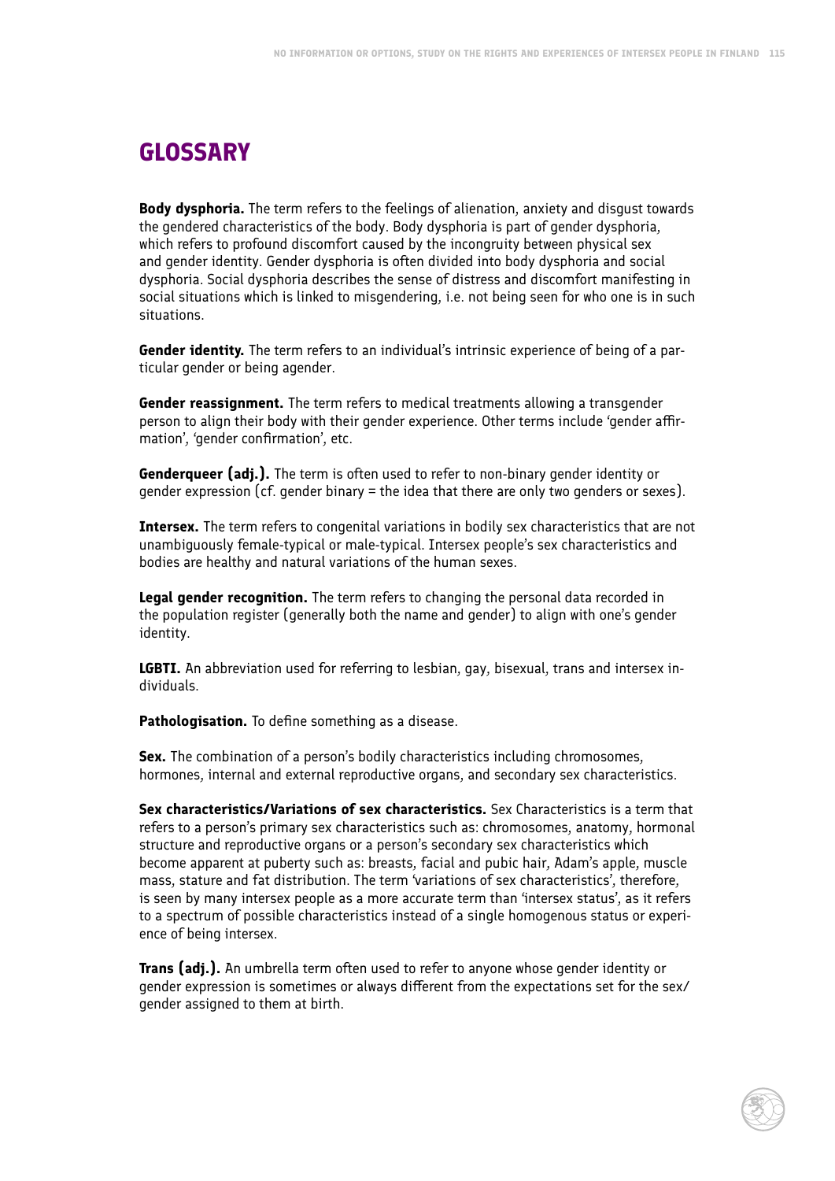# GLOSSARY

**Body dysphoria.** The term refers to the feelings of alienation, anxiety and disgust towards the gendered characteristics of the body. Body dysphoria is part of gender dysphoria, which refers to profound discomfort caused by the incongruity between physical sex and gender identity. Gender dysphoria is often divided into body dysphoria and social dysphoria. Social dysphoria describes the sense of distress and discomfort manifesting in social situations which is linked to misgendering, i.e. not being seen for who one is in such situations.

**Gender identity.** The term refers to an individual's intrinsic experience of being of a particular gender or being agender.

**Gender reassignment.** The term refers to medical treatments allowing a transgender person to align their body with their gender experience. Other terms include 'gender affirmation', 'gender confirmation', etc.

**Genderqueer (adj.).** The term is often used to refer to non-binary gender identity or gender expression (cf. gender binary = the idea that there are only two genders or sexes).

**Intersex.** The term refers to congenital variations in bodily sex characteristics that are not unambiguously female-typical or male-typical. Intersex people's sex characteristics and bodies are healthy and natural variations of the human sexes.

**Legal gender recognition.** The term refers to changing the personal data recorded in the population register (generally both the name and gender) to align with one's gender identity.

**LGBTI.** An abbreviation used for referring to lesbian, gay, bisexual, trans and intersex individuals.

**Pathologisation.** To define something as a disease.

**Sex.** The combination of a person's bodily characteristics including chromosomes, hormones, internal and external reproductive organs, and secondary sex characteristics.

**Sex characteristics/Variations of sex characteristics.** Sex Characteristics is a term that refers to a person's primary sex characteristics such as: chromosomes, anatomy, hormonal structure and reproductive organs or a person's secondary sex characteristics which become apparent at puberty such as: breasts, facial and pubic hair, Adam's apple, muscle mass, stature and fat distribution. The term 'variations of sex characteristics', therefore, is seen by many intersex people as a more accurate term than 'intersex status', as it refers to a spectrum of possible characteristics instead of a single homogenous status or experience of being intersex.

**Trans (adj.).** An umbrella term often used to refer to anyone whose gender identity or gender expression is sometimes or always different from the expectations set for the sex/gender assigned to them at birth.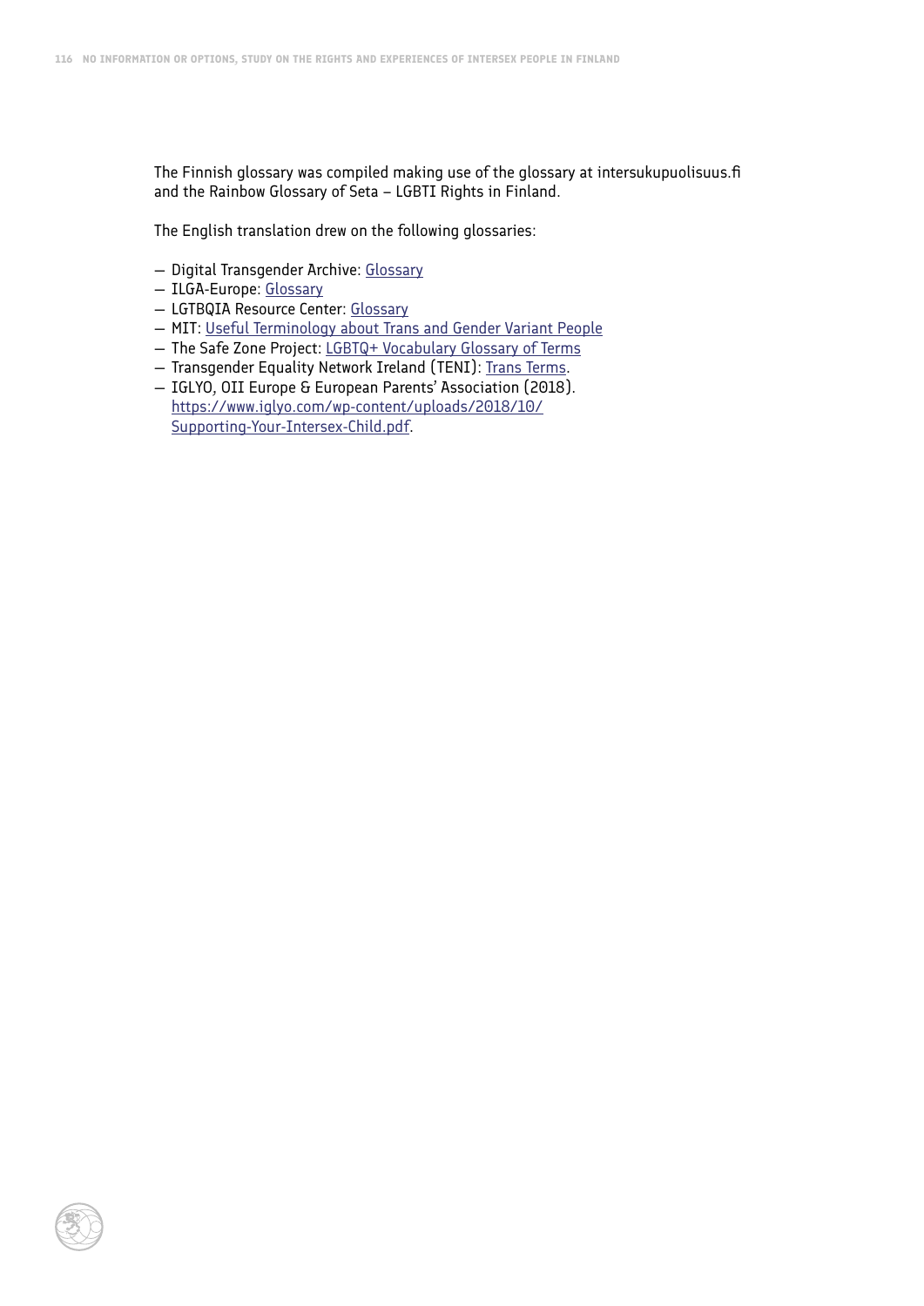The Finnish glossary was compiled making use of the glossary at intersukupuolisuus.fi and the Rainbow Glossary of Seta – LGBTI Rights in Finland.

The English translation drew on the following glossaries:

- Digital Transgender Archive: Glossary
- ILGA-Europe: Glossary
- LGTBQIA Resource Center: Glossary
- MIT: Useful Terminology about Trans and Gender Variant People
- The Safe Zone Project: LGBTQ+ Vocabulary Glossary of Terms
- Transgender Equality Network Ireland (TENI): Trans Terms.
- IGLYO, OII Europe & European Parents' Association (2018). https://www.iglyo.com/wp-content/uploads/2018/10/Supporting-Your-Intersex-Child.pdf.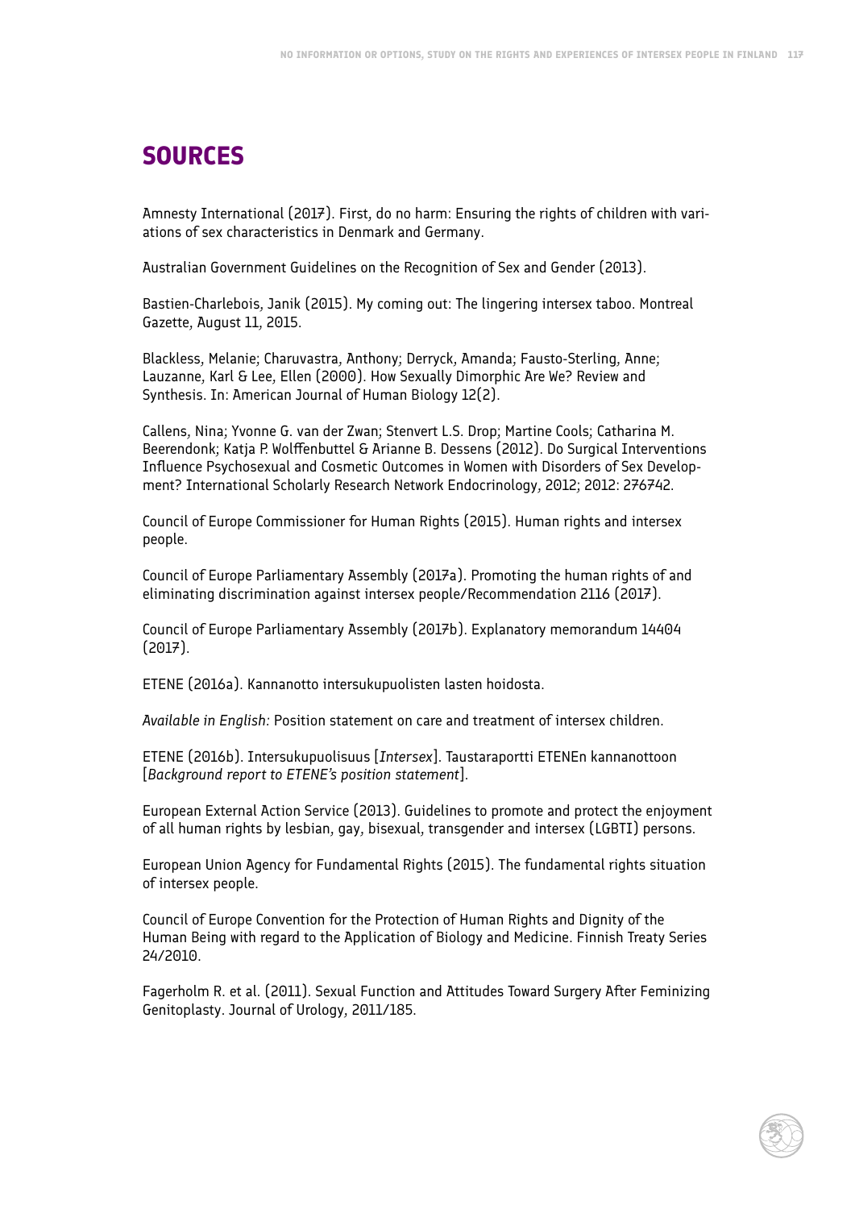# SOURCES

Amnesty International (2017). First, do no harm: Ensuring the rights of children with variations of sex characteristics in Denmark and Germany.

Australian Government Guidelines on the Recognition of Sex and Gender (2013).

Bastien-Charlebois, Janik (2015). My coming out: The lingering intersex taboo. Montreal Gazette, August 11, 2015.

Blackless, Melanie; Charuvastra, Anthony; Derryck, Amanda; Fausto-Sterling, Anne; Lauzanne, Karl & Lee, Ellen (2000). How Sexually Dimorphic Are We? Review and Synthesis. In: American Journal of Human Biology 12(2).

Callens, Nina; Yvonne G. van der Zwan; Stenvert L.S. Drop; Martine Cools; Catharina M. Beerendonk; Katja P. Wolffenbuttel & Arianne B. Dessens (2012). Do Surgical Interventions Influence Psychosexual and Cosmetic Outcomes in Women with Disorders of Sex Development? International Scholarly Research Network Endocrinology, 2012; 2012: 276742.

Council of Europe Commissioner for Human Rights (2015). Human rights and intersex people.

Council of Europe Parliamentary Assembly (2017a). Promoting the human rights of and eliminating discrimination against intersex people/Recommendation 2116 (2017).

Council of Europe Parliamentary Assembly (2017b). Explanatory memorandum 14404 (2017).

ETENE (2016a). Kannanotto intersukupuolisten lasten hoidosta.

*Available in English:* Position statement on care and treatment of intersex children.

ETENE (2016b). Intersukupuolisuus [*Intersex*]. Taustaraportti ETENEn kannanottoon [*Background report to ETENE's position statement*].

European External Action Service (2013). Guidelines to promote and protect the enjoyment of all human rights by lesbian, gay, bisexual, transgender and intersex (LGBTI) persons.

European Union Agency for Fundamental Rights (2015). The fundamental rights situation of intersex people.

Council of Europe Convention for the Protection of Human Rights and Dignity of the Human Being with regard to the Application of Biology and Medicine. Finnish Treaty Series 24/2010.

Fagerholm R. et al. (2011). Sexual Function and Attitudes Toward Surgery After Feminizing Genitoplasty. Journal of Urology, 2011/185.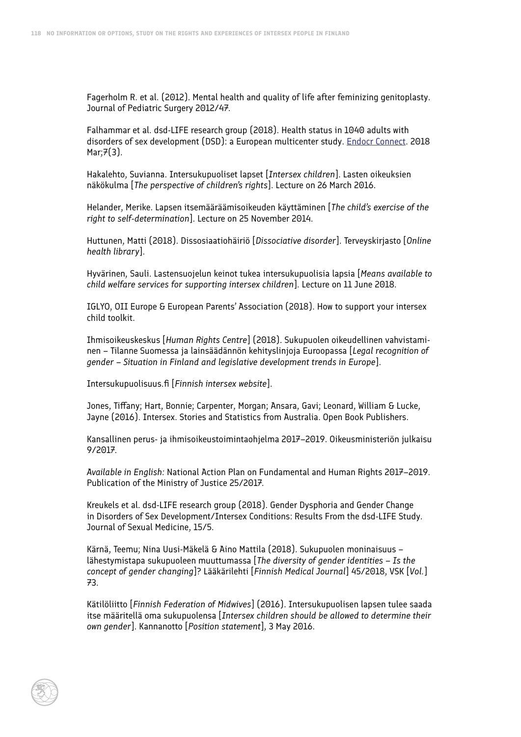Fagerholm R. et al. (2012). Mental health and quality of life after feminizing genitoplasty. Journal of Pediatric Surgery 2012/47.

Falhammar et al. dsd-LIFE research group (2018). Health status in 1040 adults with disorders of sex development (DSD): a European multicenter study. Endocr Connect. 2018 Mar;7(3).

Hakalehto, Suvianna. Intersukupuoliset lapset [*Intersex children*]. Lasten oikeuksien näkökulma [*The perspective of children's rights*]. Lecture on 26 March 2016.

Helander, Merike. Lapsen itsemääräämisoikeuden käyttäminen [*The child's exercise of the right to self-determination*]. Lecture on 25 November 2014.

Huttunen, Matti (2018). Dissosiaatiohäiriö [*Dissociative disorder*]. Terveyskirjasto [*Online health library*].

Hyvärinen, Sauli. Lastensuojelun keinot tukea intersukupuolisia lapsia [*Means available to child welfare services for supporting intersex children*]. Lecture on 11 June 2018.

IGLYO, OII Europe & European Parents' Association (2018). How to support your intersex child toolkit.

Ihmisoikeuskeskus [*Human Rights Centre*] (2018). Sukupuolen oikeudellinen vahvistaminen – Tilanne Suomessa ja lainsäädännön kehityslinjoja Euroopassa [*Legal recognition of gender – Situation in Finland and legislative development trends in Europe*].

Intersukupuolisuus.fi [*Finnish intersex website*].

Jones, Tiffany; Hart, Bonnie; Carpenter, Morgan; Ansara, Gavi; Leonard, William & Lucke, Jayne (2016). Intersex. Stories and Statistics from Australia. Open Book Publishers.

Kansallinen perus- ja ihmisoikeustoimintaohjelma 2017–2019. Oikeusministeriön julkaisu 9/2017.

*Available in English:* National Action Plan on Fundamental and Human Rights 2017–2019. Publication of the Ministry of Justice 25/2017.

Kreukels et al. dsd-LIFE research group (2018). Gender Dysphoria and Gender Change in Disorders of Sex Development/Intersex Conditions: Results From the dsd-LIFE Study. Journal of Sexual Medicine, 15/5.

Kärnä, Teemu; Nina Uusi-Mäkelä & Aino Mattila (2018). Sukupuolen moninaisuus – lähestymistapa sukupuoleen muuttumassa [*The diversity of gender identities – Is the concept of gender changing*]? Lääkärilehti [*Finnish Medical Journal*] 45/2018, VSK [*Vol.*] 73.

Kätilöliitto [*Finnish Federation of Midwives*] (2016). Intersukupuolisen lapsen tulee saada itse määritellä oma sukupuolensa [*Intersex children should be allowed to determine their own gender*]. Kannanotto [*Position statement*], 3 May 2016.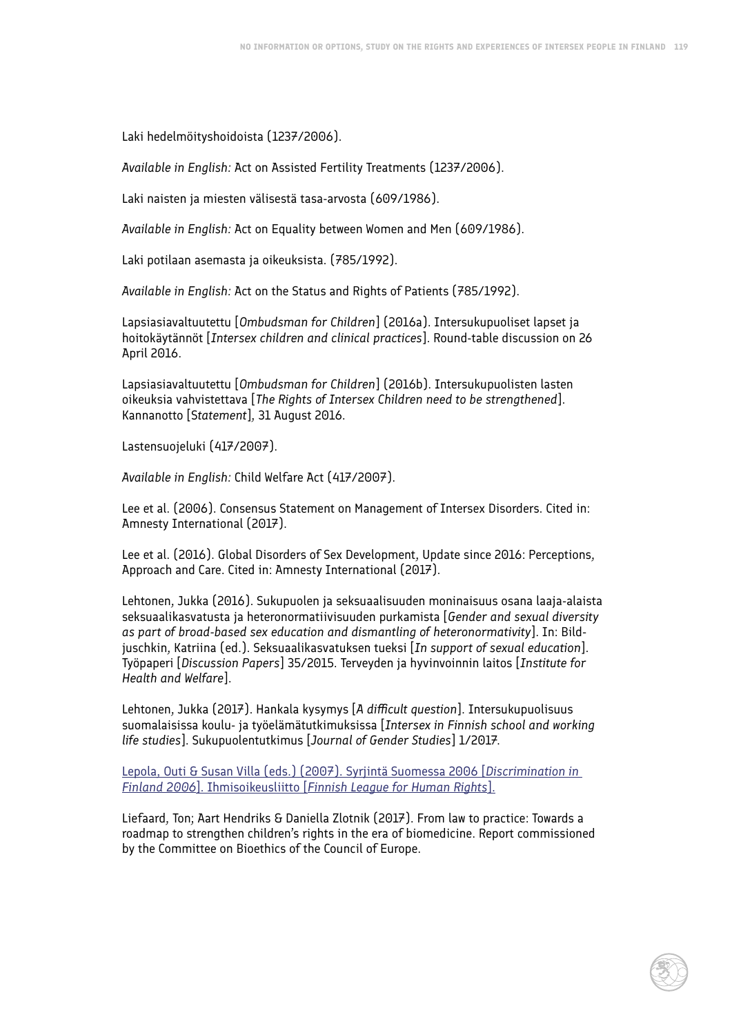Laki hedelmöityshoidoista (1237/2006).

*Available in English:* Act on Assisted Fertility Treatments (1237/2006).

Laki naisten ja miesten välisestä tasa-arvosta (609/1986).

*Available in English:* Act on Equality between Women and Men (609/1986).

Laki potilaan asemasta ja oikeuksista. (785/1992).

*Available in English:* Act on the Status and Rights of Patients (785/1992).

Lapsiasiavaltuutettu [*Ombudsman for Children*] (2016a). Intersukupuoliset lapset ja hoitokäytännöt [*Intersex children and clinical practices*]. Round-table discussion on 26 April 2016.

Lapsiasiavaltuutettu [*Ombudsman for Children*] (2016b). Intersukupuolisten lasten oikeuksia vahvistettava [*The Rights of Intersex Children need to be strengthened*]. Kannanotto [*Statement*], 31 August 2016.

Lastensuojeluki (417/2007).

*Available in English:* Child Welfare Act (417/2007).

Lee et al. (2006). Consensus Statement on Management of Intersex Disorders. Cited in: Amnesty International (2017).

Lee et al. (2016). Global Disorders of Sex Development, Update since 2016: Perceptions, Approach and Care. Cited in: Amnesty International (2017).

Lehtonen, Jukka (2016). Sukupuolen ja seksuaalisuuden moninaisuus osana laaja-alaista seksuaalikasvatusta ja heteronormatiivisuuden purkamista [*Gender and sexual diversity as part of broad-based sex education and dismantling of heteronormativity*]. In: Bildjuschkin, Katriina (ed.). Seksuaalikasvatuksen tueksi [*In support of sexual education*]. Työpaperi [*Discussion Papers*] 35/2015. Terveyden ja hyvinvoinnin laitos [*Institute for Health and Welfare*].

Lehtonen, Jukka (2017). Hankala kysymys [*A difficult question*]. Intersukupuolisuus suomalaisissa koulu- ja työelämätutkimuksissa [*Intersex in Finnish school and working life studies*]. Sukupuolentutkimus [*Journal of Gender Studies*] 1/2017.

Lepola, Outi & Susan Villa (eds.) (2007). Syrjintä Suomessa 2006 [*Discrimination in Finland 2006*]. Ihmisoikeusliitto [*Finnish League for Human Rights*].

Liefaard, Ton; Aart Hendriks & Daniella Zlotnik (2017). From law to practice: Towards a roadmap to strengthen children's rights in the era of biomedicine. Report commissioned by the Committee on Bioethics of the Council of Europe.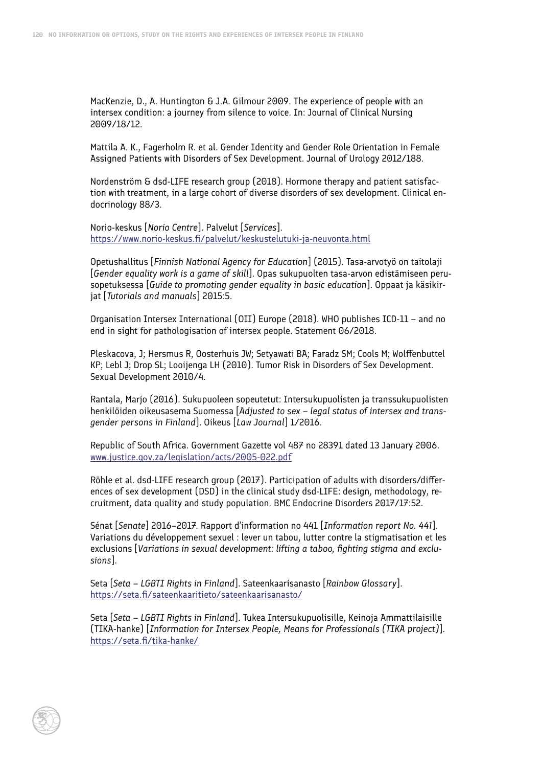MacKenzie, D., A. Huntington & J.A. Gilmour 2009. The experience of people with an intersex condition: a journey from silence to voice. In: Journal of Clinical Nursing 2009/18/12.

Mattila A. K., Fagerholm R. et al. Gender Identity and Gender Role Orientation in Female Assigned Patients with Disorders of Sex Development. Journal of Urology 2012/188.

Nordenström & dsd-LIFE research group (2018). Hormone therapy and patient satisfaction with treatment, in a large cohort of diverse disorders of sex development. Clinical endocrinology 88/3.

Norio-keskus [*Norio Centre*]. Palvelut [*Services*]. https://www.norio-keskus.fi/palvelut/keskustelutuki-ja-neuvonta.html

Opetushallitus [*Finnish National Agency for Education*] (2015). Tasa-arvotyö on taitolaji [*Gender equality work is a game of skill*]. Opas sukupuolten tasa-arvon edistämiseen perusopetuksessa [*Guide to promoting gender equality in basic education*]. Oppaat ja käsikirjat [*Tutorials and manuals*] 2015:5.

Organisation Intersex International (OII) Europe (2018). WHO publishes ICD-11 – and no end in sight for pathologisation of intersex people. Statement 06/2018.

Pleskacova, J; Hersmus R, Oosterhuis JW; Setyawati BA; Faradz SM; Cools M; Wolffenbuttel KP; Lebl J; Drop SL; Looijenga LH (2010). Tumor Risk in Disorders of Sex Development. Sexual Development 2010/4.

Rantala, Marjo (2016). Sukupuoleen sopeutetut: Intersukupuolisten ja transsukupuolisten henkilöiden oikeusasema Suomessa [*Adjusted to sex – legal status of intersex and transgender persons in Finland*]. Oikeus [*Law Journal*] 1/2016.

Republic of South Africa. Government Gazette vol 487 no 28391 dated 13 January 2006. www.justice.gov.za/legislation/acts/2005-022.pdf

Röhle et al. dsd-LIFE research group (2017). Participation of adults with disorders/differences of sex development (DSD) in the clinical study dsd-LIFE: design, methodology, recruitment, data quality and study population. BMC Endocrine Disorders 2017/17:52.

Sénat [*Senate*] 2016–2017. Rapport d'information no 441 [*Information report No. 441*]. Variations du développement sexuel : lever un tabou, lutter contre la stigmatisation et les exclusions [*Variations in sexual development: lifting a taboo, fighting stigma and exclusions*].

Seta [*Seta – LGBTI Rights in Finland*]. Sateenkaarisanasto [*Rainbow Glossary*]. https://seta.fi/sateenkaaritieto/sateenkaarisanasto/

Seta [*Seta – LGBTI Rights in Finland*]. Tukea Intersukupuolisille, Keinoja Ammattilaisille (TIKA-hanke) [*Information for Intersex People, Means for Professionals (TIKA project)*]. https://seta.fi/tika-hanke/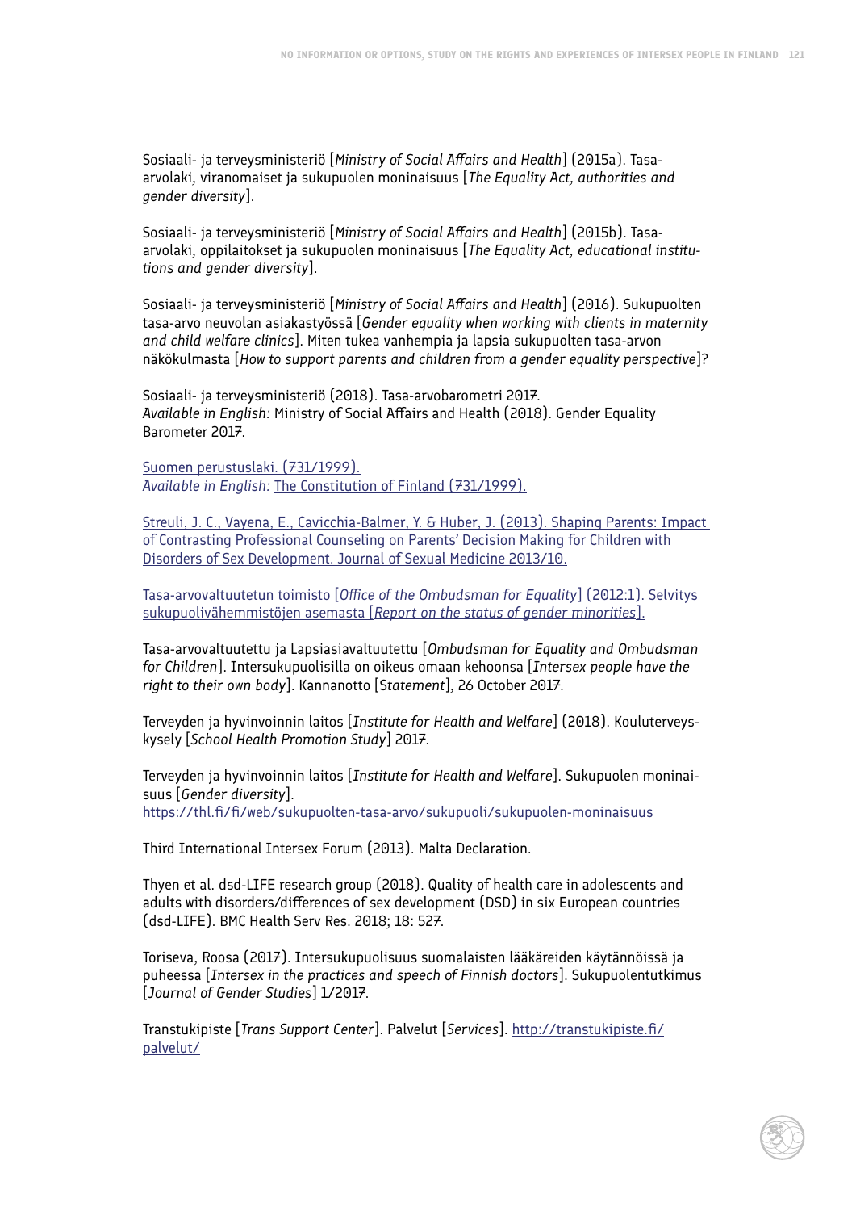Sosiaali- ja terveysministeriö [*Ministry of Social Affairs and Health*] (2015a). Tasa-arvolaki, viranomaiset ja sukupuolen moninaisuus [*The Equality Act, authorities and gender diversity*].

Sosiaali- ja terveysministeriö [*Ministry of Social Affairs and Health*] (2015b). Tasa-arvolaki, oppilaitokset ja sukupuolen moninaisuus [*The Equality Act, educational institutions and gender diversity*].

Sosiaali- ja terveysministeriö [*Ministry of Social Affairs and Health*] (2016). Sukupuolten tasa-arvo neuvolan asiakastyössä [*Gender equality when working with clients in maternity and child welfare clinics*]. Miten tukea vanhempia ja lapsia sukupuolten tasa-arvon näkökulmasta [*How to support parents and children from a gender equality perspective*]?

Sosiaali- ja terveysministeriö (2018). Tasa-arvobarometri 2017.
*Available in English:* Ministry of Social Affairs and Health (2018). Gender Equality Barometer 2017.

Suomen perustuslaki. (731/1999).
*Available in English:* The Constitution of Finland (731/1999).

Streuli, J. C., Vayena, E., Cavicchia-Balmer, Y. & Huber, J. (2013). Shaping Parents: Impact of Contrasting Professional Counseling on Parents' Decision Making for Children with Disorders of Sex Development. Journal of Sexual Medicine 2013/10.

Tasa-arvovaltuutetun toimisto [*Office of the Ombudsman for Equality*] (2012:1). Selvitys sukupuolivähemmistöjen asemasta [*Report on the status of gender minorities*].

Tasa-arvovaltuutettu ja Lapsiasiavaltuutettu [*Ombudsman for Equality and Ombudsman for Children*]. Intersukupuolisilla on oikeus omaan kehoonsa [*Intersex people have the right to their own body*]. Kannanotto [*Statement*], 26 October 2017.

Terveyden ja hyvinvoinnin laitos [*Institute for Health and Welfare*] (2018). Kouluterveyskysely [*School Health Promotion Study*] 2017.

Terveyden ja hyvinvoinnin laitos [*Institute for Health and Welfare*]. Sukupuolen moninaisuus [*Gender diversity*].
https://thl.fi/fi/web/sukupuolten-tasa-arvo/sukupuoli/sukupuolen-moninaisuus

Third International Intersex Forum (2013). Malta Declaration.

Thyen et al. dsd-LIFE research group (2018). Quality of health care in adolescents and adults with disorders/differences of sex development (DSD) in six European countries (dsd-LIFE). BMC Health Serv Res. 2018; 18: 527.

Toriseva, Roosa (2017). Intersukupuolisuus suomalaisten lääkäreiden käytännöissä ja puheessa [*Intersex in the practices and speech of Finnish doctors*]. Sukupuolentutkimus [*Journal of Gender Studies*] 1/2017.

Transtukipiste [*Trans Support Center*]. Palvelut [*Services*]. http://transtukipiste.fi/palvelut/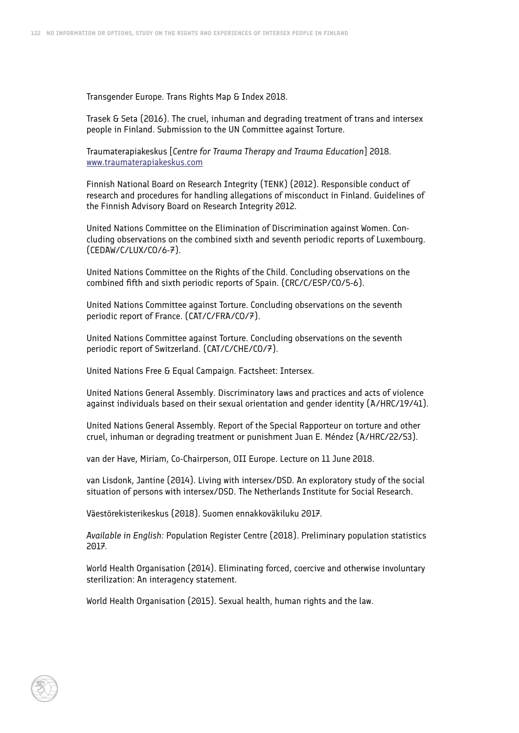Transgender Europe. Trans Rights Map & Index 2018.

Trasek & Seta (2016). The cruel, inhuman and degrading treatment of trans and intersex people in Finland. Submission to the UN Committee against Torture.

Traumaterapiakeskus [*Centre for Trauma Therapy and Trauma Education*] 2018. www.traumaterapiakeskus.com

Finnish National Board on Research Integrity (TENK) (2012). Responsible conduct of research and procedures for handling allegations of misconduct in Finland. Guidelines of the Finnish Advisory Board on Research Integrity 2012.

United Nations Committee on the Elimination of Discrimination against Women. Concluding observations on the combined sixth and seventh periodic reports of Luxembourg. (CEDAW/C/LUX/CO/6-7).

United Nations Committee on the Rights of the Child. Concluding observations on the combined fifth and sixth periodic reports of Spain. (CRC/C/ESP/CO/5-6).

United Nations Committee against Torture. Concluding observations on the seventh periodic report of France. (CAT/C/FRA/CO/7).

United Nations Committee against Torture. Concluding observations on the seventh periodic report of Switzerland. (CAT/C/CHE/CO/7).

United Nations Free & Equal Campaign. Factsheet: Intersex.

United Nations General Assembly. Discriminatory laws and practices and acts of violence against individuals based on their sexual orientation and gender identity (A/HRC/19/41).

United Nations General Assembly. Report of the Special Rapporteur on torture and other cruel, inhuman or degrading treatment or punishment Juan E. Méndez (A/HRC/22/53).

van der Have, Miriam, Co-Chairperson, OII Europe. Lecture on 11 June 2018.

van Lisdonk, Jantine (2014). Living with intersex/DSD. An exploratory study of the social situation of persons with intersex/DSD. The Netherlands Institute for Social Research.

Väestörekisterikeskus (2018). Suomen ennakkoväkiluku 2017.

*Available in English:* Population Register Centre (2018). Preliminary population statistics 2017.

World Health Organisation (2014). Eliminating forced, coercive and otherwise involuntary sterilization: An interagency statement.

World Health Organisation (2015). Sexual health, human rights and the law.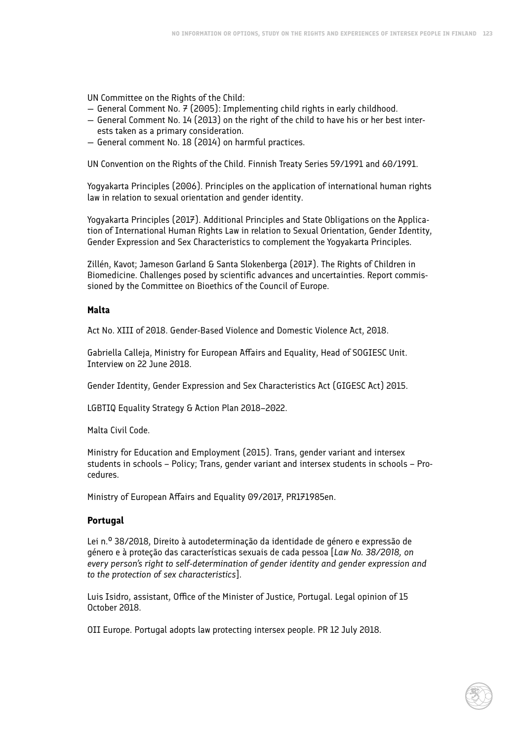UN Committee on the Rights of the Child:

- General Comment No. 7 (2005): Implementing child rights in early childhood.
- General Comment No. 14 (2013) on the right of the child to have his or her best interests taken as a primary consideration.
- General comment No. 18 (2014) on harmful practices.

UN Convention on the Rights of the Child. Finnish Treaty Series 59/1991 and 60/1991.

Yogyakarta Principles (2006). Principles on the application of international human rights law in relation to sexual orientation and gender identity.

Yogyakarta Principles (2017). Additional Principles and State Obligations on the Application of International Human Rights Law in relation to Sexual Orientation, Gender Identity, Gender Expression and Sex Characteristics to complement the Yogyakarta Principles.

Zillén, Kavot; Jameson Garland & Santa Slokenberga (2017). The Rights of Children in Biomedicine. Challenges posed by scientific advances and uncertainties. Report commissioned by the Committee on Bioethics of the Council of Europe.

### Malta

Act No. XIII of 2018. Gender-Based Violence and Domestic Violence Act, 2018.

Gabriella Calleja, Ministry for European Affairs and Equality, Head of SOGIESC Unit. Interview on 22 June 2018.

Gender Identity, Gender Expression and Sex Characteristics Act (GIGESC Act) 2015.

LGBTIQ Equality Strategy & Action Plan 2018–2022.

Malta Civil Code.

Ministry for Education and Employment (2015). Trans, gender variant and intersex students in schools – Policy; Trans, gender variant and intersex students in schools – Procedures.

Ministry of European Affairs and Equality 09/2017, PR171985en.

### Portugal

Lei n.º 38/2018, Direito à autodeterminação da identidade de género e expressão de género e à proteção das características sexuais de cada pessoa [*Law No. 38/2018, on every person's right to self-determination of gender identity and gender expression and to the protection of sex characteristics*].

Luis Isidro, assistant, Office of the Minister of Justice, Portugal. Legal opinion of 15 October 2018.

OII Europe. Portugal adopts law protecting intersex people. PR 12 July 2018.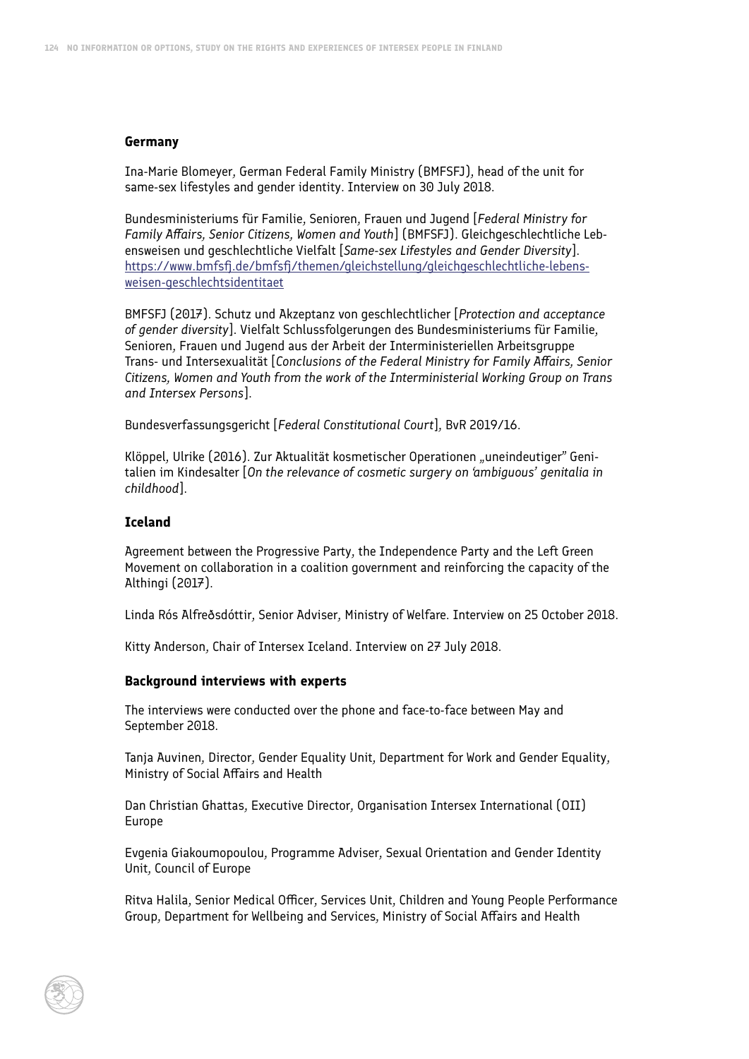### Germany

Ina-Marie Blomeyer, German Federal Family Ministry (BMFSFJ), head of the unit for same-sex lifestyles and gender identity. Interview on 30 July 2018.

Bundesministeriums für Familie, Senioren, Frauen und Jugend [*Federal Ministry for Family Affairs, Senior Citizens, Women and Youth*] (BMFSFJ). Gleichgeschlechtliche Lebensweisen und geschlechtliche Vielfalt [*Same-sex Lifestyles and Gender Diversity*]. https://www.bmfsfj.de/bmfsfj/themen/gleichstellung/gleichgeschlechtliche-lebensweisen-geschlechtsidentitaet

BMFSFJ (2017). Schutz und Akzeptanz von geschlechtlicher [*Protection and acceptance of gender diversity*]. Vielfalt Schlussfolgerungen des Bundesministeriums für Familie, Senioren, Frauen und Jugend aus der Arbeit der Interministeriellen Arbeitsgruppe Trans- und Intersexualität [*Conclusions of the Federal Ministry for Family Affairs, Senior Citizens, Women and Youth from the work of the Interministerial Working Group on Trans and Intersex Persons*].

Bundesverfassungsgericht [*Federal Constitutional Court*], BvR 2019/16.

Klöppel, Ulrike (2016). Zur Aktualität kosmetischer Operationen „uneindeutiger" Genitalien im Kindesalter [*On the relevance of cosmetic surgery on 'ambiguous' genitalia in childhood*].

### Iceland

Agreement between the Progressive Party, the Independence Party and the Left Green Movement on collaboration in a coalition government and reinforcing the capacity of the Althingi (2017).

Linda Rós Alfreðsdóttir, Senior Adviser, Ministry of Welfare. Interview on 25 October 2018.

Kitty Anderson, Chair of Intersex Iceland. Interview on 27 July 2018.

### Background interviews with experts

The interviews were conducted over the phone and face-to-face between May and September 2018.

Tanja Auvinen, Director, Gender Equality Unit, Department for Work and Gender Equality, Ministry of Social Affairs and Health

Dan Christian Ghattas, Executive Director, Organisation Intersex International (OII) Europe

Evgenia Giakoumopoulou, Programme Adviser, Sexual Orientation and Gender Identity Unit, Council of Europe

Ritva Halila, Senior Medical Officer, Services Unit, Children and Young People Performance Group, Department for Wellbeing and Services, Ministry of Social Affairs and Health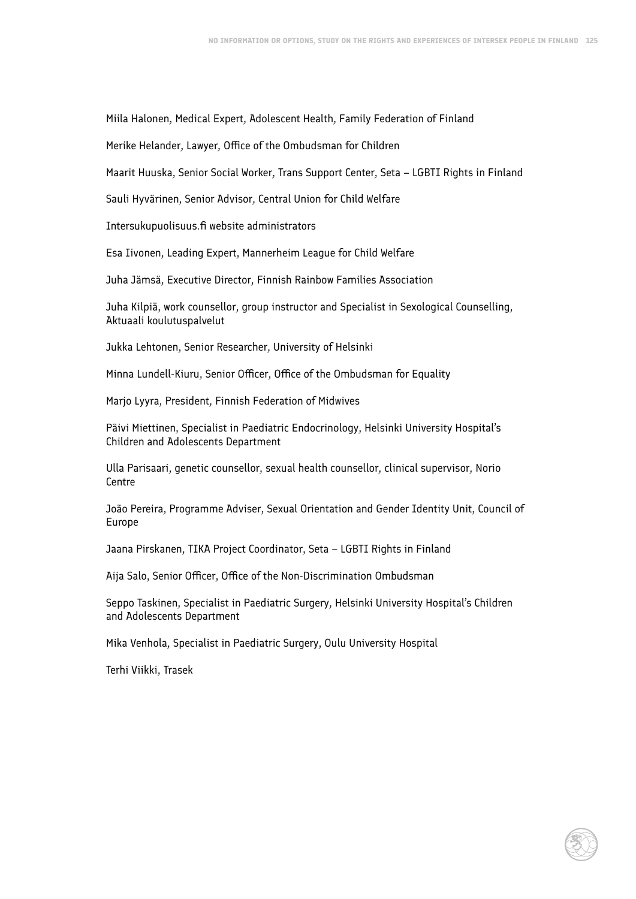Miila Halonen, Medical Expert, Adolescent Health, Family Federation of Finland

Merike Helander, Lawyer, Office of the Ombudsman for Children

Maarit Huuska, Senior Social Worker, Trans Support Center, Seta – LGBTI Rights in Finland

Sauli Hyvärinen, Senior Advisor, Central Union for Child Welfare

Intersukupuolisuus.fi website administrators

Esa Iivonen, Leading Expert, Mannerheim League for Child Welfare

Juha Jämsä, Executive Director, Finnish Rainbow Families Association

Juha Kilpiä, work counsellor, group instructor and Specialist in Sexological Counselling, Aktuaali koulutuspalvelut

Jukka Lehtonen, Senior Researcher, University of Helsinki

Minna Lundell-Kiuru, Senior Officer, Office of the Ombudsman for Equality

Marjo Lyyra, President, Finnish Federation of Midwives

Päivi Miettinen, Specialist in Paediatric Endocrinology, Helsinki University Hospital's Children and Adolescents Department

Ulla Parisaari, genetic counsellor, sexual health counsellor, clinical supervisor, Norio Centre

João Pereira, Programme Adviser, Sexual Orientation and Gender Identity Unit, Council of Europe

Jaana Pirskanen, TIKA Project Coordinator, Seta – LGBTI Rights in Finland

Aija Salo, Senior Officer, Office of the Non-Discrimination Ombudsman

Seppo Taskinen, Specialist in Paediatric Surgery, Helsinki University Hospital's Children and Adolescents Department

Mika Venhola, Specialist in Paediatric Surgery, Oulu University Hospital

Terhi Viikki, Trasek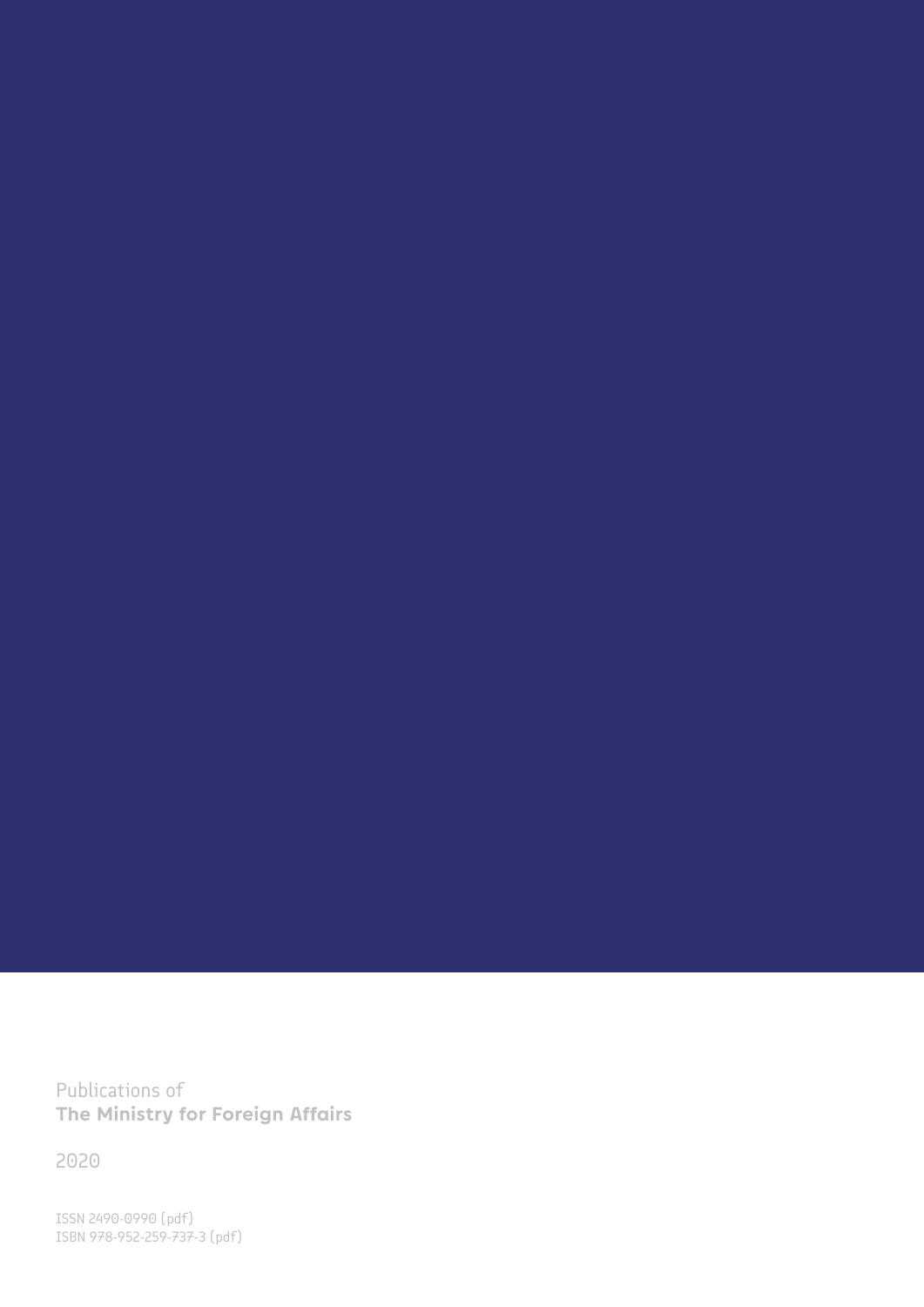Publications of
**The Ministry for Foreign Affairs**

2020

ISSN 2490-0990 (pdf)
ISBN 978-952-259-737-3 (pdf)